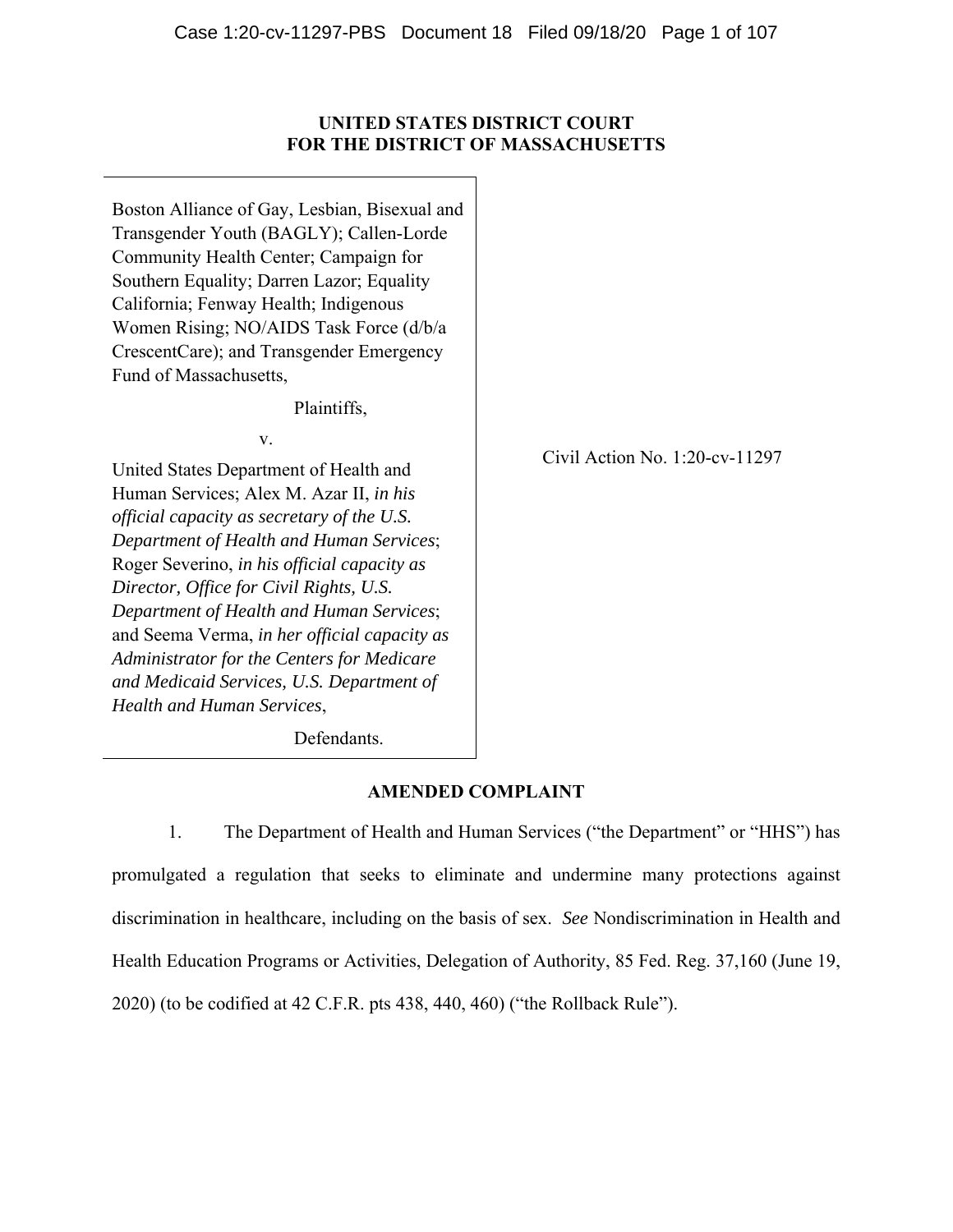**UNITED STATES DISTRICT COURT**
**FOR THE DISTRICT OF MASSACHUSETTS**

Boston Alliance of Gay, Lesbian, Bisexual and Transgender Youth (BAGLY); Callen-Lorde Community Health Center; Campaign for Southern Equality; Darren Lazor; Equality California; Fenway Health; Indigenous Women Rising; NO/AIDS Task Force (d/b/a CrescentCare); and Transgender Emergency Fund of Massachusetts,

Plaintiffs,

v.

United States Department of Health and Human Services; Alex M. Azar II, *in his official capacity as secretary of the U.S. Department of Health and Human Services*; Roger Severino, *in his official capacity as Director, Office for Civil Rights, U.S. Department of Health and Human Services*; and Seema Verma, *in her official capacity as Administrator for the Centers for Medicare and Medicaid Services, U.S. Department of Health and Human Services*,

Defendants.

Civil Action No. 1:20-cv-11297

## AMENDED COMPLAINT

1. The Department of Health and Human Services ("the Department" or "HHS") has promulgated a regulation that seeks to eliminate and undermine many protections against discrimination in healthcare, including on the basis of sex. *See* Nondiscrimination in Health and Health Education Programs or Activities, Delegation of Authority, 85 Fed. Reg. 37,160 (June 19, 2020) (to be codified at 42 C.F.R. pts 438, 440, 460) ("the Rollback Rule").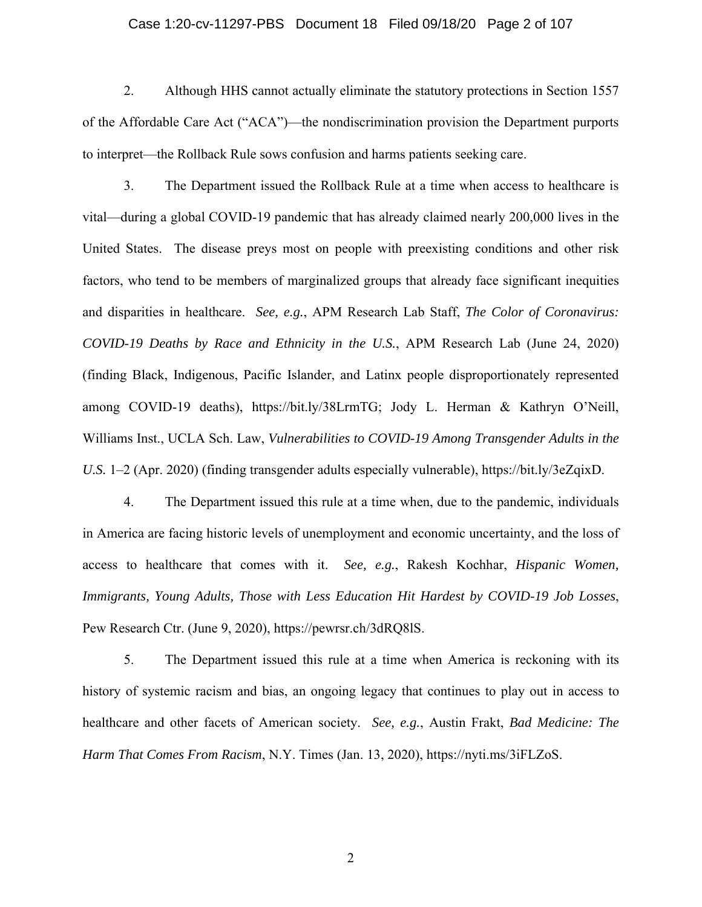2. Although HHS cannot actually eliminate the statutory protections in Section 1557 of the Affordable Care Act ("ACA")—the nondiscrimination provision the Department purports to interpret—the Rollback Rule sows confusion and harms patients seeking care.

3. The Department issued the Rollback Rule at a time when access to healthcare is vital—during a global COVID-19 pandemic that has already claimed nearly 200,000 lives in the United States. The disease preys most on people with preexisting conditions and other risk factors, who tend to be members of marginalized groups that already face significant inequities and disparities in healthcare. *See, e.g.*, APM Research Lab Staff, *The Color of Coronavirus: COVID-19 Deaths by Race and Ethnicity in the U.S.*, APM Research Lab (June 24, 2020) (finding Black, Indigenous, Pacific Islander, and Latinx people disproportionately represented among COVID-19 deaths), https://bit.ly/38LrmTG; Jody L. Herman & Kathryn O'Neill, Williams Inst., UCLA Sch. Law, *Vulnerabilities to COVID-19 Among Transgender Adults in the U.S.* 1–2 (Apr. 2020) (finding transgender adults especially vulnerable), https://bit.ly/3eZqixD.

4. The Department issued this rule at a time when, due to the pandemic, individuals in America are facing historic levels of unemployment and economic uncertainty, and the loss of access to healthcare that comes with it. *See, e.g.*, Rakesh Kochhar, *Hispanic Women, Immigrants, Young Adults, Those with Less Education Hit Hardest by COVID-19 Job Losses*, Pew Research Ctr. (June 9, 2020), https://pewrsr.ch/3dRQ8lS.

5. The Department issued this rule at a time when America is reckoning with its history of systemic racism and bias, an ongoing legacy that continues to play out in access to healthcare and other facets of American society. *See, e.g.*, Austin Frakt, *Bad Medicine: The Harm That Comes From Racism*, N.Y. Times (Jan. 13, 2020), https://nyti.ms/3iFLZoS.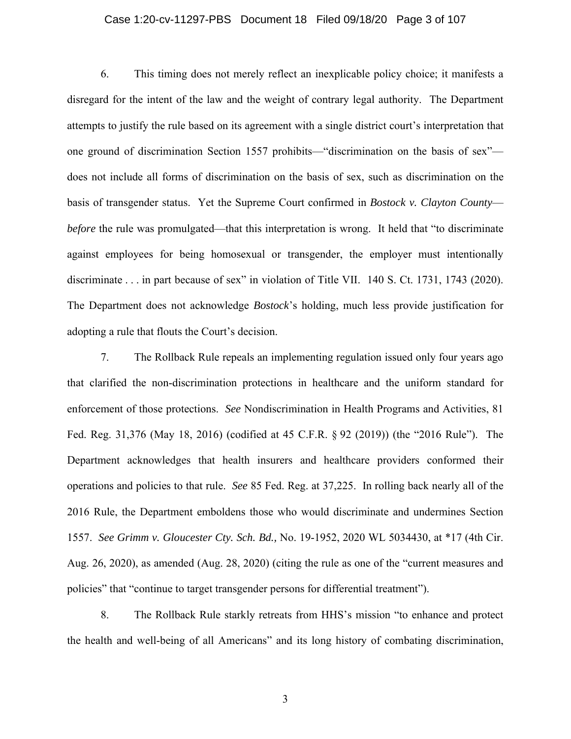6. This timing does not merely reflect an inexplicable policy choice; it manifests a disregard for the intent of the law and the weight of contrary legal authority. The Department attempts to justify the rule based on its agreement with a single district court's interpretation that one ground of discrimination Section 1557 prohibits—"discrimination on the basis of sex"—does not include all forms of discrimination on the basis of sex, such as discrimination on the basis of transgender status. Yet the Supreme Court confirmed in *Bostock v. Clayton County*—*before* the rule was promulgated—that this interpretation is wrong. It held that "to discriminate against employees for being homosexual or transgender, the employer must intentionally discriminate . . . in part because of sex" in violation of Title VII. 140 S. Ct. 1731, 1743 (2020). The Department does not acknowledge *Bostock*'s holding, much less provide justification for adopting a rule that flouts the Court's decision.

7. The Rollback Rule repeals an implementing regulation issued only four years ago that clarified the non-discrimination protections in healthcare and the uniform standard for enforcement of those protections. *See* Nondiscrimination in Health Programs and Activities, 81 Fed. Reg. 31,376 (May 18, 2016) (codified at 45 C.F.R. § 92 (2019)) (the "2016 Rule"). The Department acknowledges that health insurers and healthcare providers conformed their operations and policies to that rule. *See* 85 Fed. Reg. at 37,225. In rolling back nearly all of the 2016 Rule, the Department emboldens those who would discriminate and undermines Section 1557. *See Grimm v. Gloucester Cty. Sch. Bd.,* No. 19-1952, 2020 WL 5034430, at *17 (4th Cir. Aug. 26, 2020), as amended (Aug. 28, 2020) (citing the rule as one of the "current measures and policies" that "continue to target transgender persons for differential treatment").

8. The Rollback Rule starkly retreats from HHS's mission "to enhance and protect the health and well-being of all Americans" and its long history of combating discrimination,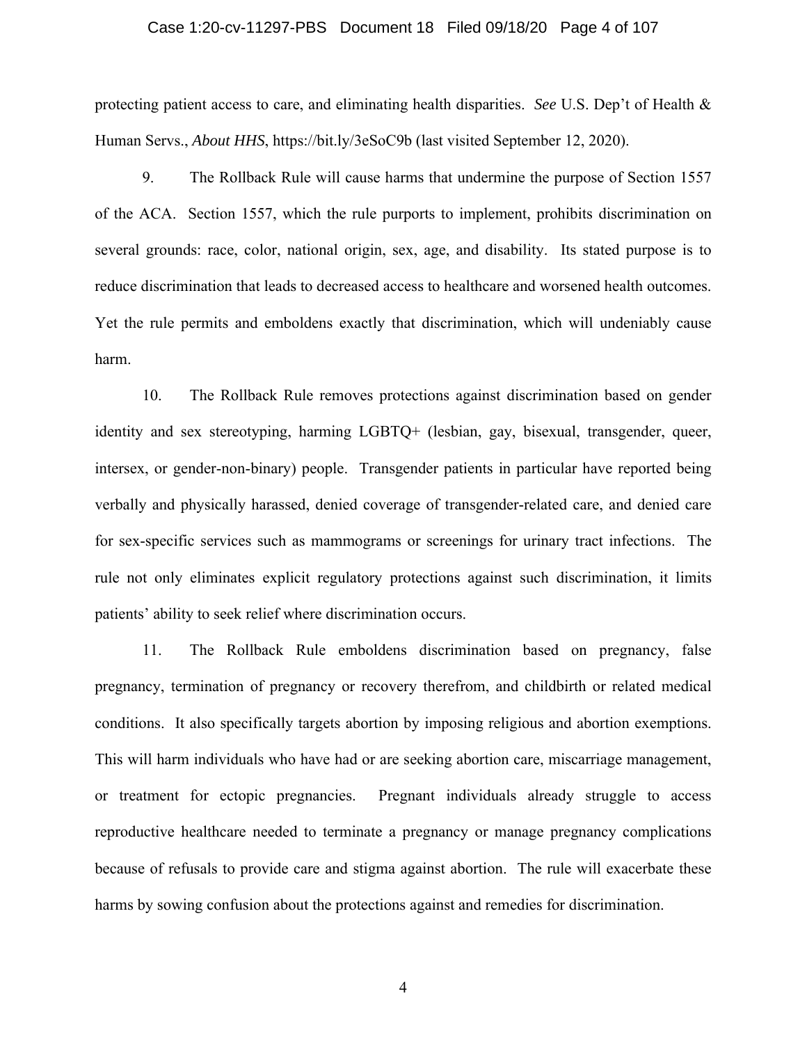protecting patient access to care, and eliminating health disparities. *See* U.S. Dep't of Health & Human Servs., *About HHS*, https://bit.ly/3eSoC9b (last visited September 12, 2020).

9. The Rollback Rule will cause harms that undermine the purpose of Section 1557 of the ACA. Section 1557, which the rule purports to implement, prohibits discrimination on several grounds: race, color, national origin, sex, age, and disability. Its stated purpose is to reduce discrimination that leads to decreased access to healthcare and worsened health outcomes. Yet the rule permits and emboldens exactly that discrimination, which will undeniably cause harm.

10. The Rollback Rule removes protections against discrimination based on gender identity and sex stereotyping, harming LGBTQ+ (lesbian, gay, bisexual, transgender, queer, intersex, or gender-non-binary) people. Transgender patients in particular have reported being verbally and physically harassed, denied coverage of transgender-related care, and denied care for sex-specific services such as mammograms or screenings for urinary tract infections. The rule not only eliminates explicit regulatory protections against such discrimination, it limits patients' ability to seek relief where discrimination occurs.

11. The Rollback Rule emboldens discrimination based on pregnancy, false pregnancy, termination of pregnancy or recovery therefrom, and childbirth or related medical conditions. It also specifically targets abortion by imposing religious and abortion exemptions. This will harm individuals who have had or are seeking abortion care, miscarriage management, or treatment for ectopic pregnancies. Pregnant individuals already struggle to access reproductive healthcare needed to terminate a pregnancy or manage pregnancy complications because of refusals to provide care and stigma against abortion. The rule will exacerbate these harms by sowing confusion about the protections against and remedies for discrimination.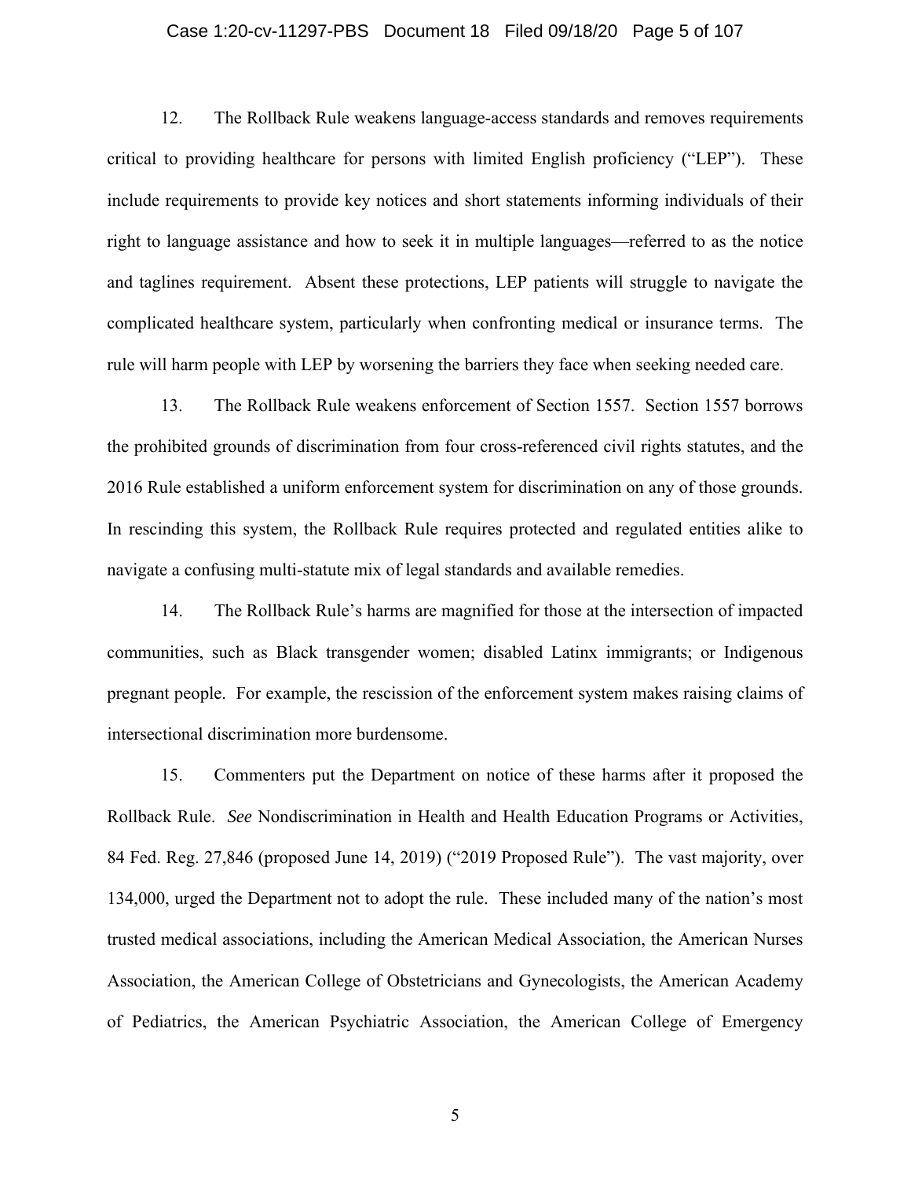12. The Rollback Rule weakens language-access standards and removes requirements critical to providing healthcare for persons with limited English proficiency ("LEP"). These include requirements to provide key notices and short statements informing individuals of their right to language assistance and how to seek it in multiple languages—referred to as the notice and taglines requirement. Absent these protections, LEP patients will struggle to navigate the complicated healthcare system, particularly when confronting medical or insurance terms. The rule will harm people with LEP by worsening the barriers they face when seeking needed care.

13. The Rollback Rule weakens enforcement of Section 1557. Section 1557 borrows the prohibited grounds of discrimination from four cross-referenced civil rights statutes, and the 2016 Rule established a uniform enforcement system for discrimination on any of those grounds. In rescinding this system, the Rollback Rule requires protected and regulated entities alike to navigate a confusing multi-statute mix of legal standards and available remedies.

14. The Rollback Rule's harms are magnified for those at the intersection of impacted communities, such as Black transgender women; disabled Latinx immigrants; or Indigenous pregnant people. For example, the rescission of the enforcement system makes raising claims of intersectional discrimination more burdensome.

15. Commenters put the Department on notice of these harms after it proposed the Rollback Rule. *See* Nondiscrimination in Health and Health Education Programs or Activities, 84 Fed. Reg. 27,846 (proposed June 14, 2019) ("2019 Proposed Rule"). The vast majority, over 134,000, urged the Department not to adopt the rule. These included many of the nation's most trusted medical associations, including the American Medical Association, the American Nurses Association, the American College of Obstetricians and Gynecologists, the American Academy of Pediatrics, the American Psychiatric Association, the American College of Emergency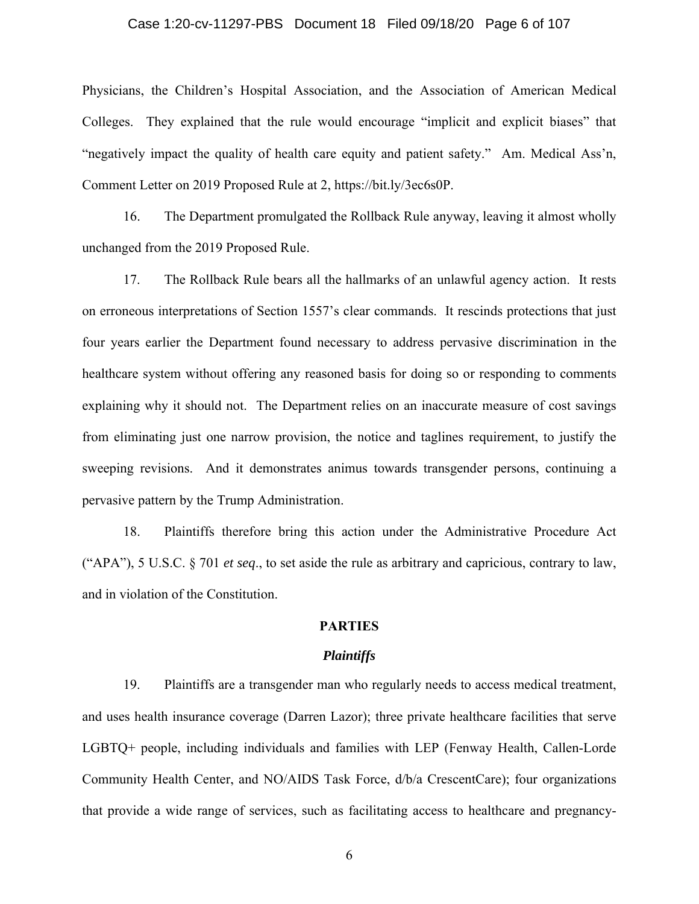Physicians, the Children's Hospital Association, and the Association of American Medical Colleges. They explained that the rule would encourage "implicit and explicit biases" that "negatively impact the quality of health care equity and patient safety." Am. Medical Ass'n, Comment Letter on 2019 Proposed Rule at 2, https://bit.ly/3ec6s0P.

16. The Department promulgated the Rollback Rule anyway, leaving it almost wholly unchanged from the 2019 Proposed Rule.

17. The Rollback Rule bears all the hallmarks of an unlawful agency action. It rests on erroneous interpretations of Section 1557's clear commands. It rescinds protections that just four years earlier the Department found necessary to address pervasive discrimination in the healthcare system without offering any reasoned basis for doing so or responding to comments explaining why it should not. The Department relies on an inaccurate measure of cost savings from eliminating just one narrow provision, the notice and taglines requirement, to justify the sweeping revisions. And it demonstrates animus towards transgender persons, continuing a pervasive pattern by the Trump Administration.

18. Plaintiffs therefore bring this action under the Administrative Procedure Act ("APA"), 5 U.S.C. § 701 *et seq*., to set aside the rule as arbitrary and capricious, contrary to law, and in violation of the Constitution.

## PARTIES

### *Plaintiffs*

19. Plaintiffs are a transgender man who regularly needs to access medical treatment, and uses health insurance coverage (Darren Lazor); three private healthcare facilities that serve LGBTQ+ people, including individuals and families with LEP (Fenway Health, Callen-Lorde Community Health Center, and NO/AIDS Task Force, d/b/a CrescentCare); four organizations that provide a wide range of services, such as facilitating access to healthcare and pregnancy-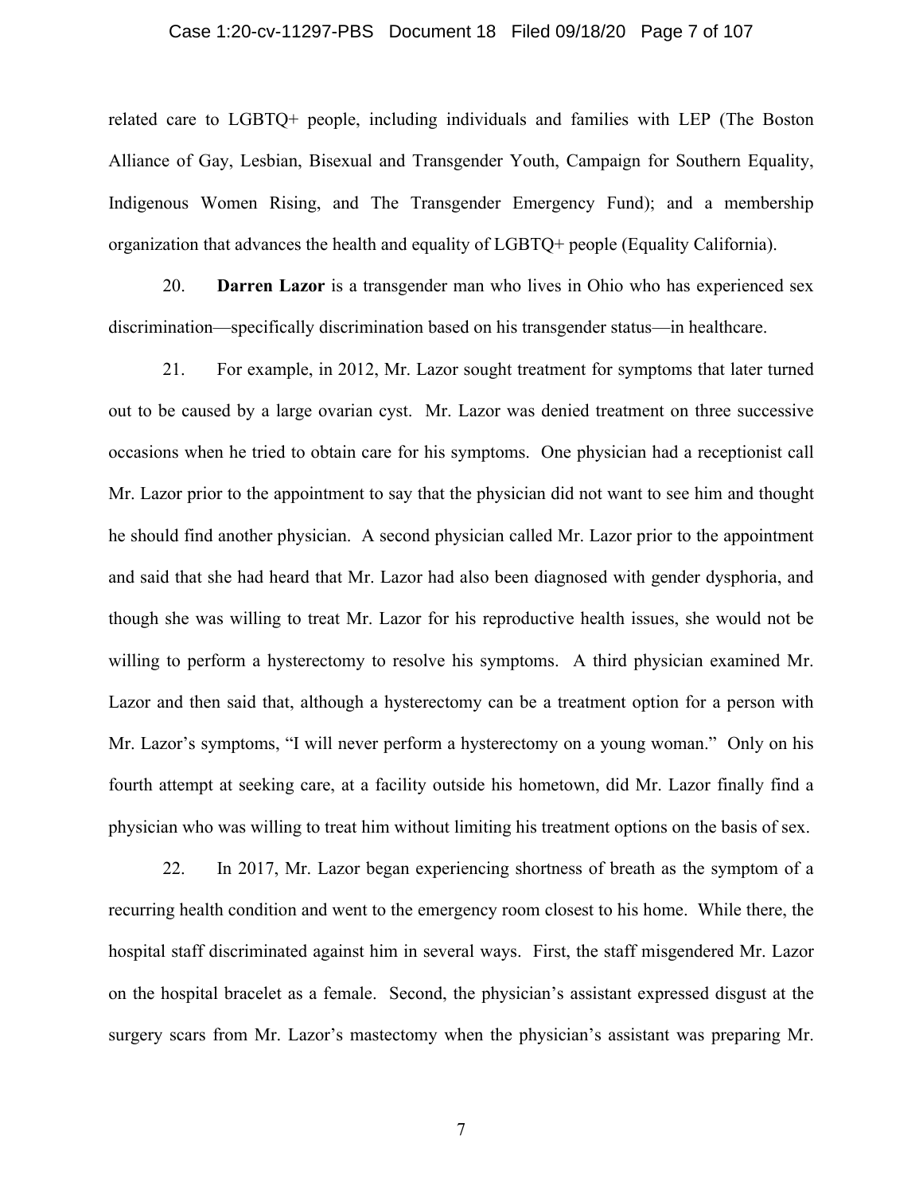related care to LGBTQ+ people, including individuals and families with LEP (The Boston Alliance of Gay, Lesbian, Bisexual and Transgender Youth, Campaign for Southern Equality, Indigenous Women Rising, and The Transgender Emergency Fund); and a membership organization that advances the health and equality of LGBTQ+ people (Equality California).

20. **Darren Lazor** is a transgender man who lives in Ohio who has experienced sex discrimination—specifically discrimination based on his transgender status—in healthcare.

21. For example, in 2012, Mr. Lazor sought treatment for symptoms that later turned out to be caused by a large ovarian cyst. Mr. Lazor was denied treatment on three successive occasions when he tried to obtain care for his symptoms. One physician had a receptionist call Mr. Lazor prior to the appointment to say that the physician did not want to see him and thought he should find another physician. A second physician called Mr. Lazor prior to the appointment and said that she had heard that Mr. Lazor had also been diagnosed with gender dysphoria, and though she was willing to treat Mr. Lazor for his reproductive health issues, she would not be willing to perform a hysterectomy to resolve his symptoms. A third physician examined Mr. Lazor and then said that, although a hysterectomy can be a treatment option for a person with Mr. Lazor's symptoms, "I will never perform a hysterectomy on a young woman." Only on his fourth attempt at seeking care, at a facility outside his hometown, did Mr. Lazor finally find a physician who was willing to treat him without limiting his treatment options on the basis of sex.

22. In 2017, Mr. Lazor began experiencing shortness of breath as the symptom of a recurring health condition and went to the emergency room closest to his home. While there, the hospital staff discriminated against him in several ways. First, the staff misgendered Mr. Lazor on the hospital bracelet as a female. Second, the physician's assistant expressed disgust at the surgery scars from Mr. Lazor's mastectomy when the physician's assistant was preparing Mr.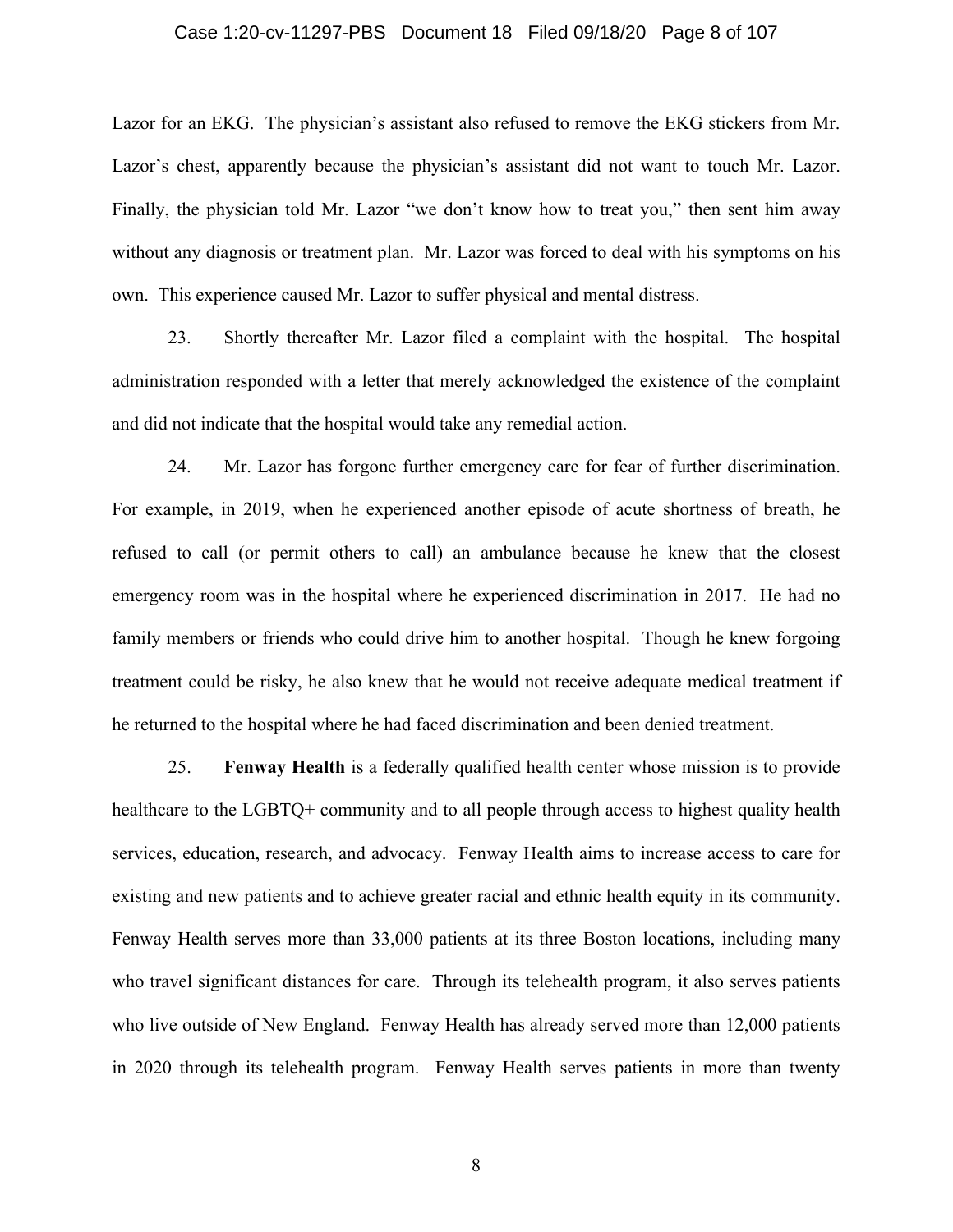Lazor for an EKG. The physician's assistant also refused to remove the EKG stickers from Mr. Lazor's chest, apparently because the physician's assistant did not want to touch Mr. Lazor. Finally, the physician told Mr. Lazor "we don't know how to treat you," then sent him away without any diagnosis or treatment plan. Mr. Lazor was forced to deal with his symptoms on his own. This experience caused Mr. Lazor to suffer physical and mental distress.

23. Shortly thereafter Mr. Lazor filed a complaint with the hospital. The hospital administration responded with a letter that merely acknowledged the existence of the complaint and did not indicate that the hospital would take any remedial action.

24. Mr. Lazor has forgone further emergency care for fear of further discrimination. For example, in 2019, when he experienced another episode of acute shortness of breath, he refused to call (or permit others to call) an ambulance because he knew that the closest emergency room was in the hospital where he experienced discrimination in 2017. He had no family members or friends who could drive him to another hospital. Though he knew forgoing treatment could be risky, he also knew that he would not receive adequate medical treatment if he returned to the hospital where he had faced discrimination and been denied treatment.

25. **Fenway Health** is a federally qualified health center whose mission is to provide healthcare to the LGBTQ+ community and to all people through access to highest quality health services, education, research, and advocacy. Fenway Health aims to increase access to care for existing and new patients and to achieve greater racial and ethnic health equity in its community. Fenway Health serves more than 33,000 patients at its three Boston locations, including many who travel significant distances for care. Through its telehealth program, it also serves patients who live outside of New England. Fenway Health has already served more than 12,000 patients in 2020 through its telehealth program. Fenway Health serves patients in more than twenty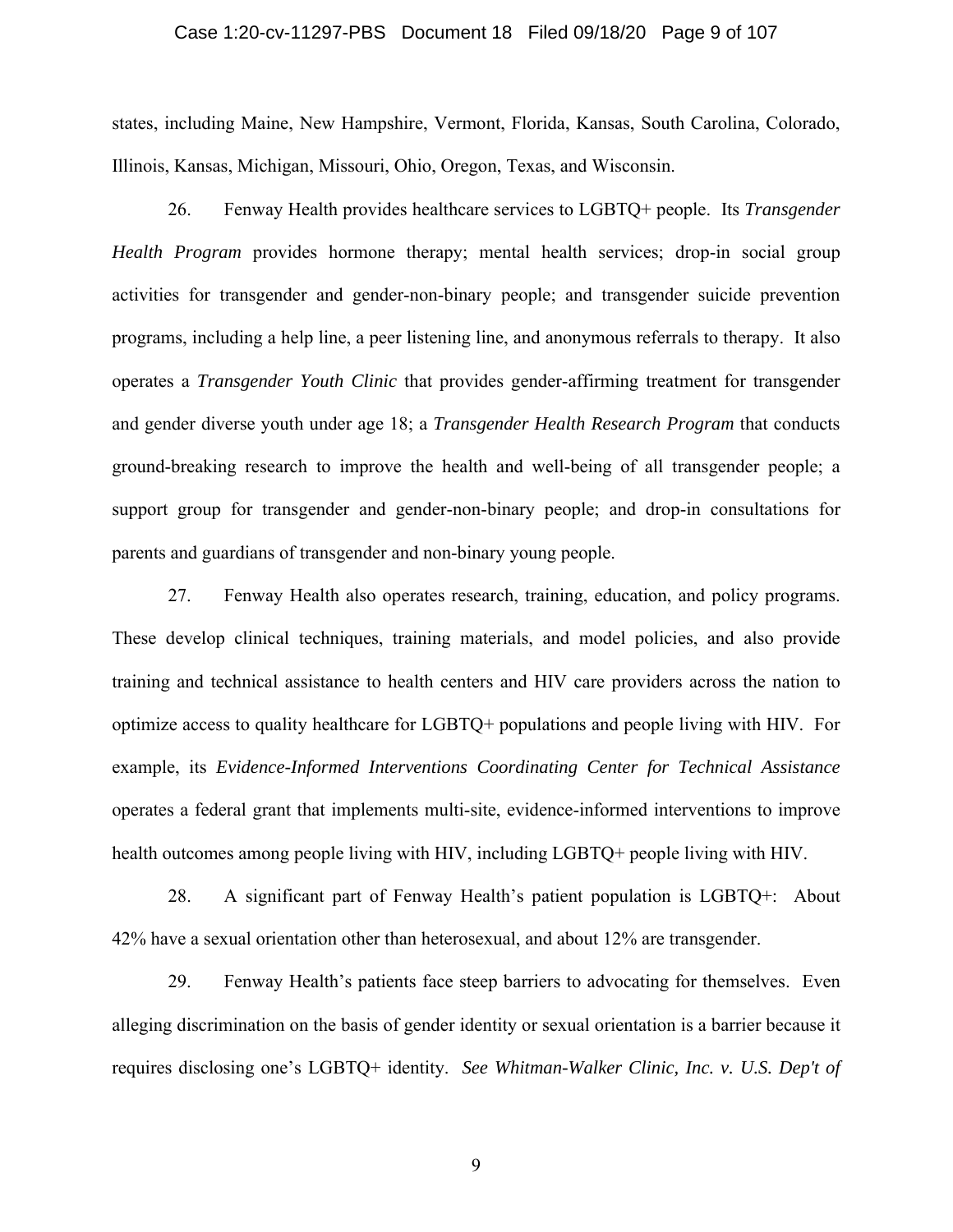states, including Maine, New Hampshire, Vermont, Florida, Kansas, South Carolina, Colorado, Illinois, Kansas, Michigan, Missouri, Ohio, Oregon, Texas, and Wisconsin.

26. Fenway Health provides healthcare services to LGBTQ+ people. Its *Transgender Health Program* provides hormone therapy; mental health services; drop-in social group activities for transgender and gender-non-binary people; and transgender suicide prevention programs, including a help line, a peer listening line, and anonymous referrals to therapy. It also operates a *Transgender Youth Clinic* that provides gender-affirming treatment for transgender and gender diverse youth under age 18; a *Transgender Health Research Program* that conducts ground-breaking research to improve the health and well-being of all transgender people; a support group for transgender and gender-non-binary people; and drop-in consultations for parents and guardians of transgender and non-binary young people.

27. Fenway Health also operates research, training, education, and policy programs. These develop clinical techniques, training materials, and model policies, and also provide training and technical assistance to health centers and HIV care providers across the nation to optimize access to quality healthcare for LGBTQ+ populations and people living with HIV. For example, its *Evidence-Informed Interventions Coordinating Center for Technical Assistance* operates a federal grant that implements multi-site, evidence-informed interventions to improve health outcomes among people living with HIV, including LGBTQ+ people living with HIV.

28. A significant part of Fenway Health's patient population is LGBTQ+: About 42% have a sexual orientation other than heterosexual, and about 12% are transgender.

29. Fenway Health's patients face steep barriers to advocating for themselves. Even alleging discrimination on the basis of gender identity or sexual orientation is a barrier because it requires disclosing one's LGBTQ+ identity. *See Whitman-Walker Clinic, Inc. v. U.S. Dep't of*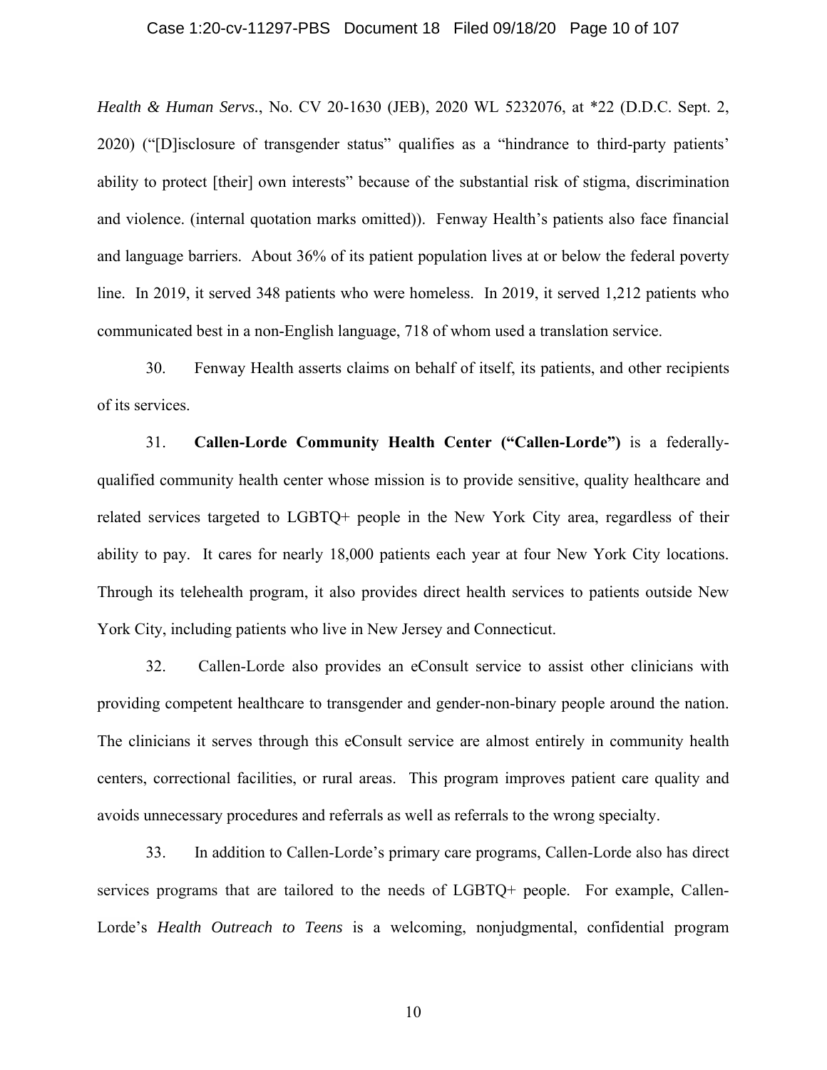*Health & Human Servs.*, No. CV 20-1630 (JEB), 2020 WL 5232076, at *22 (D.D.C. Sept. 2, 2020) ("[D]isclosure of transgender status" qualifies as a "hindrance to third-party patients' ability to protect [their] own interests" because of the substantial risk of stigma, discrimination and violence. (internal quotation marks omitted)). Fenway Health's patients also face financial and language barriers. About 36% of its patient population lives at or below the federal poverty line. In 2019, it served 348 patients who were homeless. In 2019, it served 1,212 patients who communicated best in a non-English language, 718 of whom used a translation service.

30. Fenway Health asserts claims on behalf of itself, its patients, and other recipients of its services.

31. **Callen-Lorde Community Health Center ("Callen-Lorde")** is a federally-qualified community health center whose mission is to provide sensitive, quality healthcare and related services targeted to LGBTQ+ people in the New York City area, regardless of their ability to pay. It cares for nearly 18,000 patients each year at four New York City locations. Through its telehealth program, it also provides direct health services to patients outside New York City, including patients who live in New Jersey and Connecticut.

32. Callen-Lorde also provides an eConsult service to assist other clinicians with providing competent healthcare to transgender and gender-non-binary people around the nation. The clinicians it serves through this eConsult service are almost entirely in community health centers, correctional facilities, or rural areas. This program improves patient care quality and avoids unnecessary procedures and referrals as well as referrals to the wrong specialty.

33. In addition to Callen-Lorde's primary care programs, Callen-Lorde also has direct services programs that are tailored to the needs of LGBTQ+ people. For example, Callen-Lorde's *Health Outreach to Teens* is a welcoming, nonjudgmental, confidential program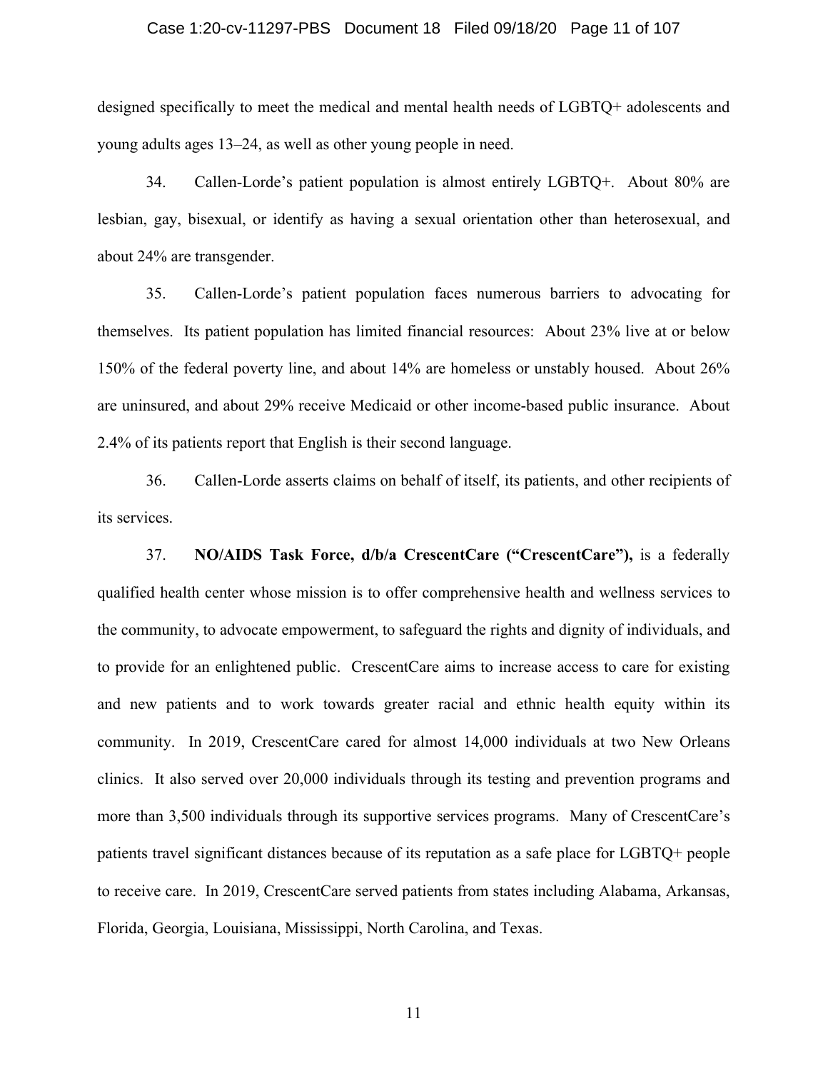designed specifically to meet the medical and mental health needs of LGBTQ+ adolescents and young adults ages 13–24, as well as other young people in need.

34. Callen-Lorde's patient population is almost entirely LGBTQ+. About 80% are lesbian, gay, bisexual, or identify as having a sexual orientation other than heterosexual, and about 24% are transgender.

35. Callen-Lorde's patient population faces numerous barriers to advocating for themselves. Its patient population has limited financial resources: About 23% live at or below 150% of the federal poverty line, and about 14% are homeless or unstably housed. About 26% are uninsured, and about 29% receive Medicaid or other income-based public insurance. About 2.4% of its patients report that English is their second language.

36. Callen-Lorde asserts claims on behalf of itself, its patients, and other recipients of its services.

37. **NO/AIDS Task Force, d/b/a CrescentCare ("CrescentCare"),** is a federally qualified health center whose mission is to offer comprehensive health and wellness services to the community, to advocate empowerment, to safeguard the rights and dignity of individuals, and to provide for an enlightened public. CrescentCare aims to increase access to care for existing and new patients and to work towards greater racial and ethnic health equity within its community. In 2019, CrescentCare cared for almost 14,000 individuals at two New Orleans clinics. It also served over 20,000 individuals through its testing and prevention programs and more than 3,500 individuals through its supportive services programs. Many of CrescentCare's patients travel significant distances because of its reputation as a safe place for LGBTQ+ people to receive care. In 2019, CrescentCare served patients from states including Alabama, Arkansas, Florida, Georgia, Louisiana, Mississippi, North Carolina, and Texas.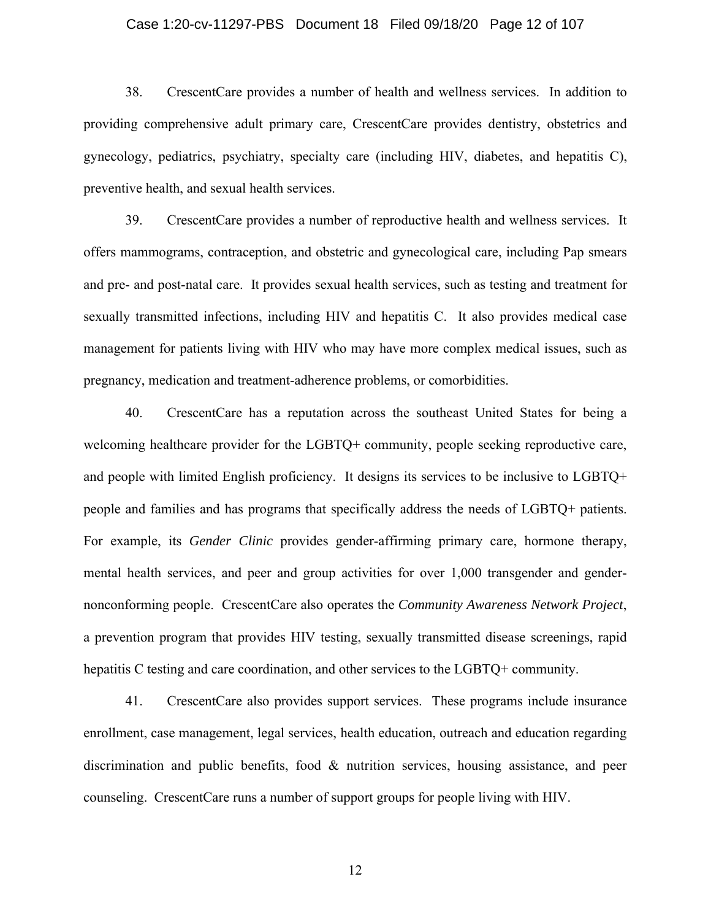38. CrescentCare provides a number of health and wellness services. In addition to providing comprehensive adult primary care, CrescentCare provides dentistry, obstetrics and gynecology, pediatrics, psychiatry, specialty care (including HIV, diabetes, and hepatitis C), preventive health, and sexual health services.

39. CrescentCare provides a number of reproductive health and wellness services. It offers mammograms, contraception, and obstetric and gynecological care, including Pap smears and pre- and post-natal care. It provides sexual health services, such as testing and treatment for sexually transmitted infections, including HIV and hepatitis C. It also provides medical case management for patients living with HIV who may have more complex medical issues, such as pregnancy, medication and treatment-adherence problems, or comorbidities.

40. CrescentCare has a reputation across the southeast United States for being a welcoming healthcare provider for the LGBTQ+ community, people seeking reproductive care, and people with limited English proficiency. It designs its services to be inclusive to LGBTQ+ people and families and has programs that specifically address the needs of LGBTQ+ patients. For example, its *Gender Clinic* provides gender-affirming primary care, hormone therapy, mental health services, and peer and group activities for over 1,000 transgender and gender-nonconforming people. CrescentCare also operates the *Community Awareness Network Project*, a prevention program that provides HIV testing, sexually transmitted disease screenings, rapid hepatitis C testing and care coordination, and other services to the LGBTQ+ community.

41. CrescentCare also provides support services. These programs include insurance enrollment, case management, legal services, health education, outreach and education regarding discrimination and public benefits, food & nutrition services, housing assistance, and peer counseling. CrescentCare runs a number of support groups for people living with HIV.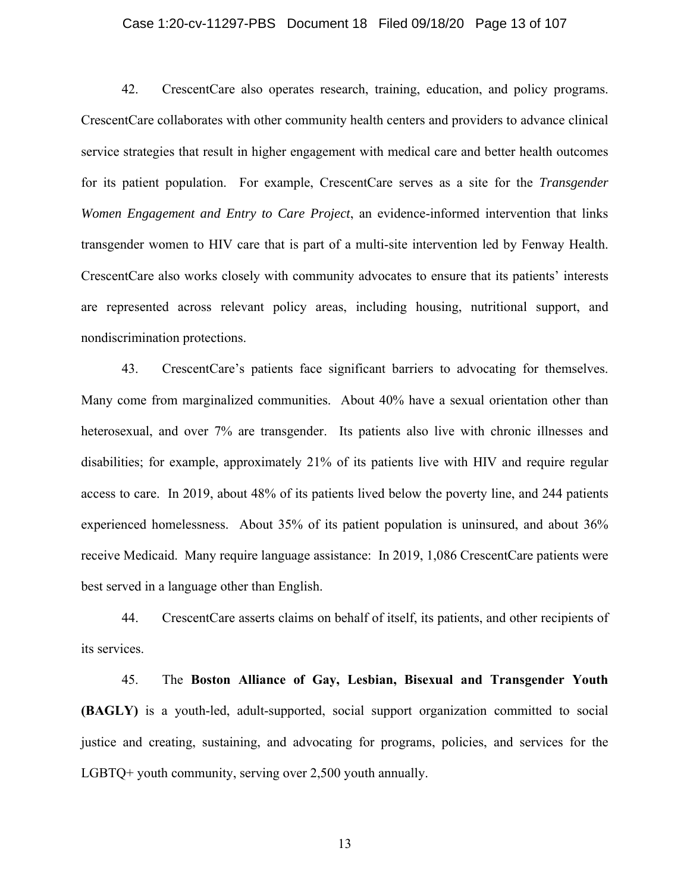42. CrescentCare also operates research, training, education, and policy programs. CrescentCare collaborates with other community health centers and providers to advance clinical service strategies that result in higher engagement with medical care and better health outcomes for its patient population. For example, CrescentCare serves as a site for the *Transgender Women Engagement and Entry to Care Project*, an evidence-informed intervention that links transgender women to HIV care that is part of a multi-site intervention led by Fenway Health. CrescentCare also works closely with community advocates to ensure that its patients' interests are represented across relevant policy areas, including housing, nutritional support, and nondiscrimination protections.

43. CrescentCare's patients face significant barriers to advocating for themselves. Many come from marginalized communities. About 40% have a sexual orientation other than heterosexual, and over 7% are transgender. Its patients also live with chronic illnesses and disabilities; for example, approximately 21% of its patients live with HIV and require regular access to care. In 2019, about 48% of its patients lived below the poverty line, and 244 patients experienced homelessness. About 35% of its patient population is uninsured, and about 36% receive Medicaid. Many require language assistance: In 2019, 1,086 CrescentCare patients were best served in a language other than English.

44. CrescentCare asserts claims on behalf of itself, its patients, and other recipients of its services.

45. The **Boston Alliance of Gay, Lesbian, Bisexual and Transgender Youth (BAGLY)** is a youth-led, adult-supported, social support organization committed to social justice and creating, sustaining, and advocating for programs, policies, and services for the LGBTQ+ youth community, serving over 2,500 youth annually.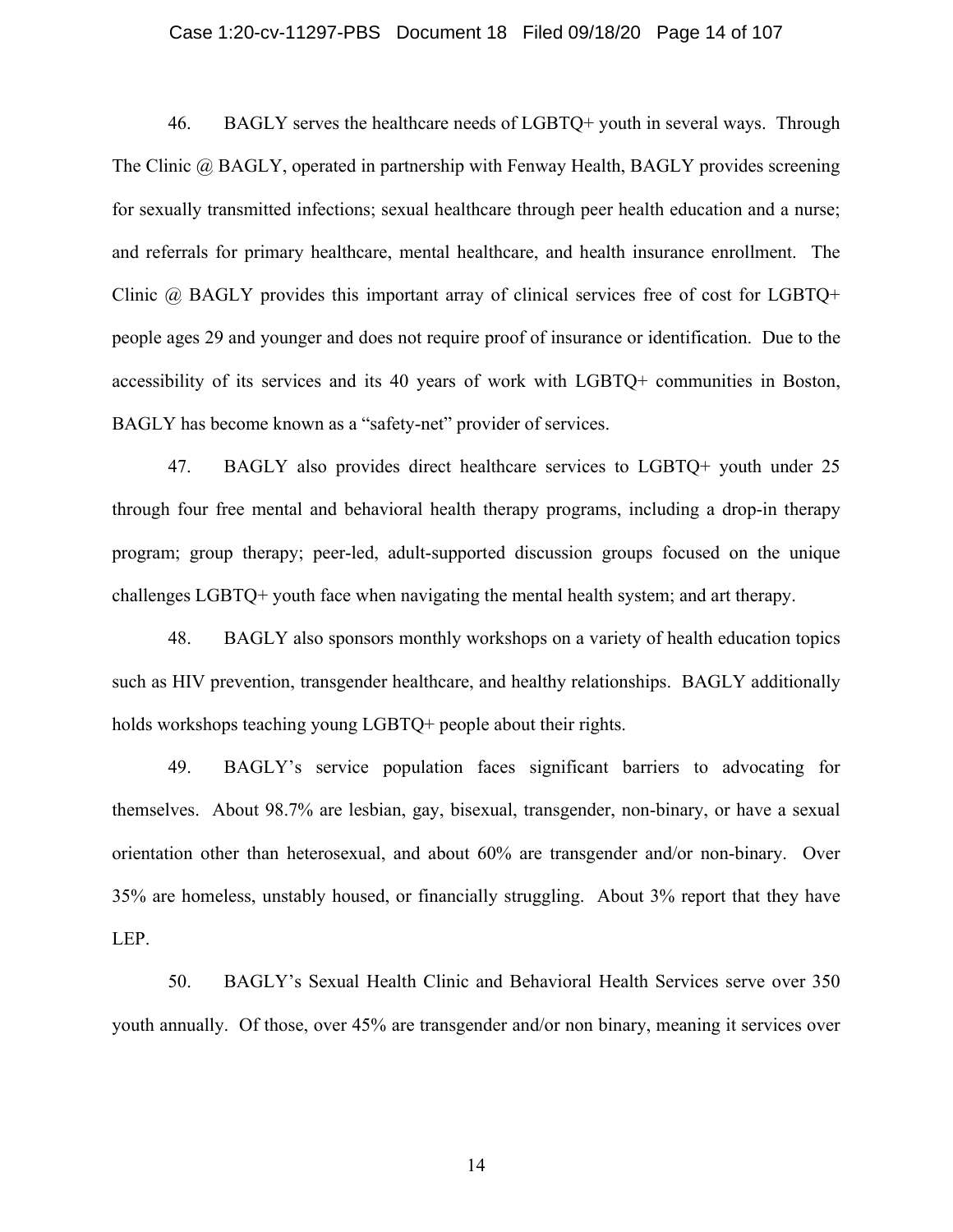46. BAGLY serves the healthcare needs of LGBTQ+ youth in several ways. Through The Clinic @ BAGLY, operated in partnership with Fenway Health, BAGLY provides screening for sexually transmitted infections; sexual healthcare through peer health education and a nurse; and referrals for primary healthcare, mental healthcare, and health insurance enrollment. The Clinic @ BAGLY provides this important array of clinical services free of cost for LGBTQ+ people ages 29 and younger and does not require proof of insurance or identification. Due to the accessibility of its services and its 40 years of work with LGBTQ+ communities in Boston, BAGLY has become known as a "safety-net" provider of services.

47. BAGLY also provides direct healthcare services to LGBTQ+ youth under 25 through four free mental and behavioral health therapy programs, including a drop-in therapy program; group therapy; peer-led, adult-supported discussion groups focused on the unique challenges LGBTQ+ youth face when navigating the mental health system; and art therapy.

48. BAGLY also sponsors monthly workshops on a variety of health education topics such as HIV prevention, transgender healthcare, and healthy relationships. BAGLY additionally holds workshops teaching young LGBTQ+ people about their rights.

49. BAGLY's service population faces significant barriers to advocating for themselves. About 98.7% are lesbian, gay, bisexual, transgender, non-binary, or have a sexual orientation other than heterosexual, and about 60% are transgender and/or non-binary. Over 35% are homeless, unstably housed, or financially struggling. About 3% report that they have LEP.

50. BAGLY's Sexual Health Clinic and Behavioral Health Services serve over 350 youth annually. Of those, over 45% are transgender and/or non binary, meaning it services over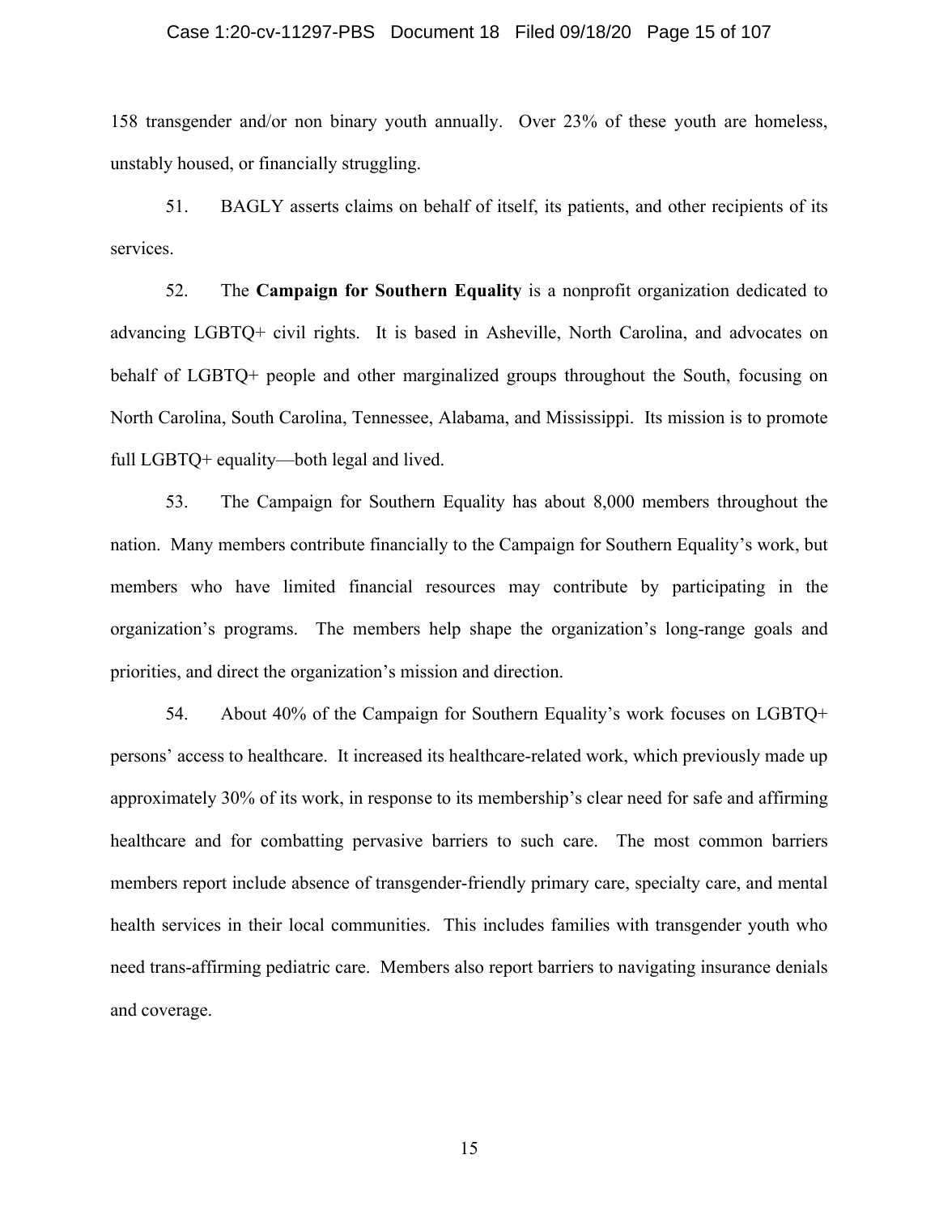158 transgender and/or non binary youth annually. Over 23% of these youth are homeless, unstably housed, or financially struggling.

51. BAGLY asserts claims on behalf of itself, its patients, and other recipients of its services.

52. The **Campaign for Southern Equality** is a nonprofit organization dedicated to advancing LGBTQ+ civil rights. It is based in Asheville, North Carolina, and advocates on behalf of LGBTQ+ people and other marginalized groups throughout the South, focusing on North Carolina, South Carolina, Tennessee, Alabama, and Mississippi. Its mission is to promote full LGBTQ+ equality—both legal and lived.

53. The Campaign for Southern Equality has about 8,000 members throughout the nation. Many members contribute financially to the Campaign for Southern Equality's work, but members who have limited financial resources may contribute by participating in the organization's programs. The members help shape the organization's long-range goals and priorities, and direct the organization's mission and direction.

54. About 40% of the Campaign for Southern Equality's work focuses on LGBTQ+ persons' access to healthcare. It increased its healthcare-related work, which previously made up approximately 30% of its work, in response to its membership's clear need for safe and affirming healthcare and for combatting pervasive barriers to such care. The most common barriers members report include absence of transgender-friendly primary care, specialty care, and mental health services in their local communities. This includes families with transgender youth who need trans-affirming pediatric care. Members also report barriers to navigating insurance denials and coverage.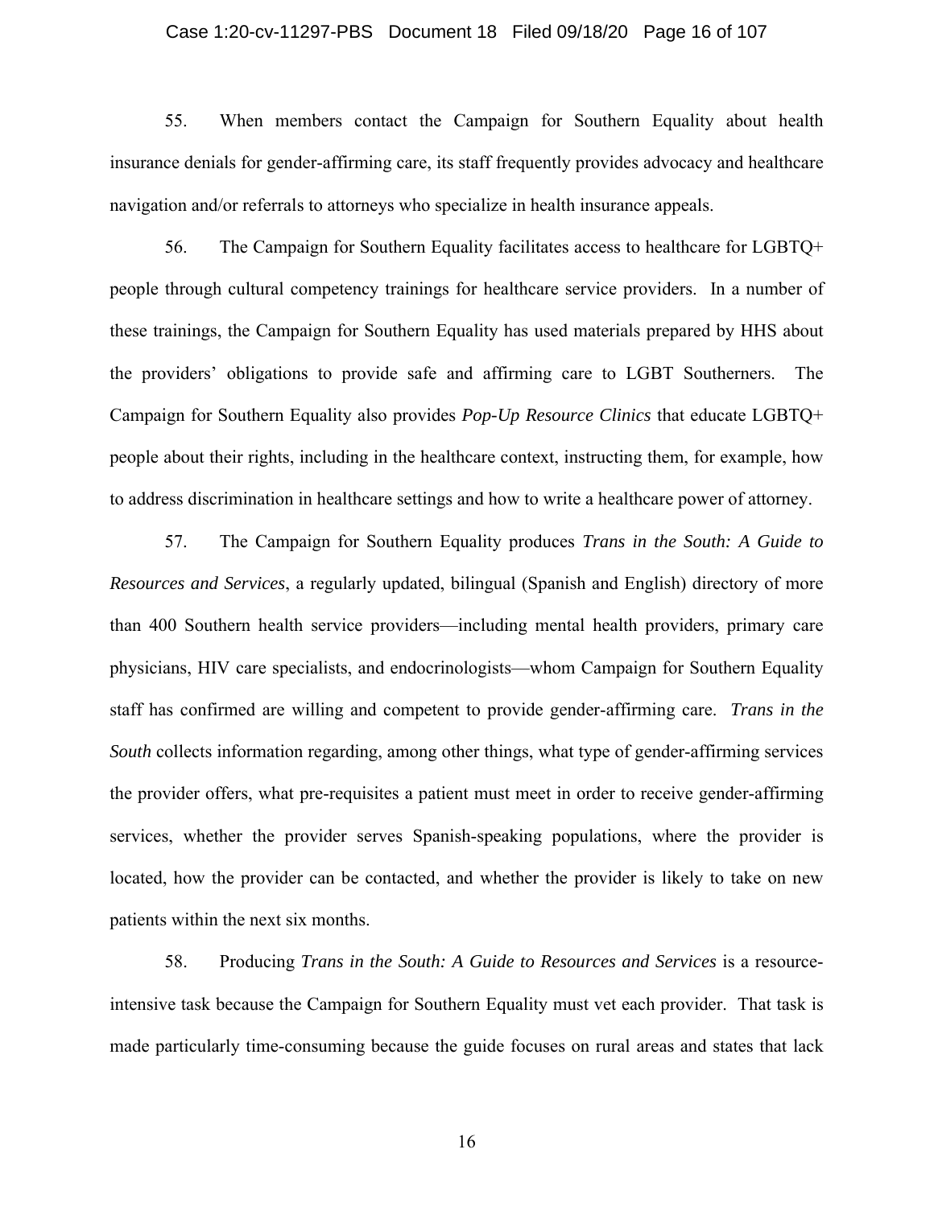55. When members contact the Campaign for Southern Equality about health insurance denials for gender-affirming care, its staff frequently provides advocacy and healthcare navigation and/or referrals to attorneys who specialize in health insurance appeals.

56. The Campaign for Southern Equality facilitates access to healthcare for LGBTQ+ people through cultural competency trainings for healthcare service providers. In a number of these trainings, the Campaign for Southern Equality has used materials prepared by HHS about the providers' obligations to provide safe and affirming care to LGBT Southerners. The Campaign for Southern Equality also provides *Pop-Up Resource Clinics* that educate LGBTQ+ people about their rights, including in the healthcare context, instructing them, for example, how to address discrimination in healthcare settings and how to write a healthcare power of attorney.

57. The Campaign for Southern Equality produces *Trans in the South: A Guide to Resources and Services*, a regularly updated, bilingual (Spanish and English) directory of more than 400 Southern health service providers—including mental health providers, primary care physicians, HIV care specialists, and endocrinologists—whom Campaign for Southern Equality staff has confirmed are willing and competent to provide gender-affirming care. *Trans in the South* collects information regarding, among other things, what type of gender-affirming services the provider offers, what pre-requisites a patient must meet in order to receive gender-affirming services, whether the provider serves Spanish-speaking populations, where the provider is located, how the provider can be contacted, and whether the provider is likely to take on new patients within the next six months.

58. Producing *Trans in the South: A Guide to Resources and Services* is a resource-intensive task because the Campaign for Southern Equality must vet each provider. That task is made particularly time-consuming because the guide focuses on rural areas and states that lack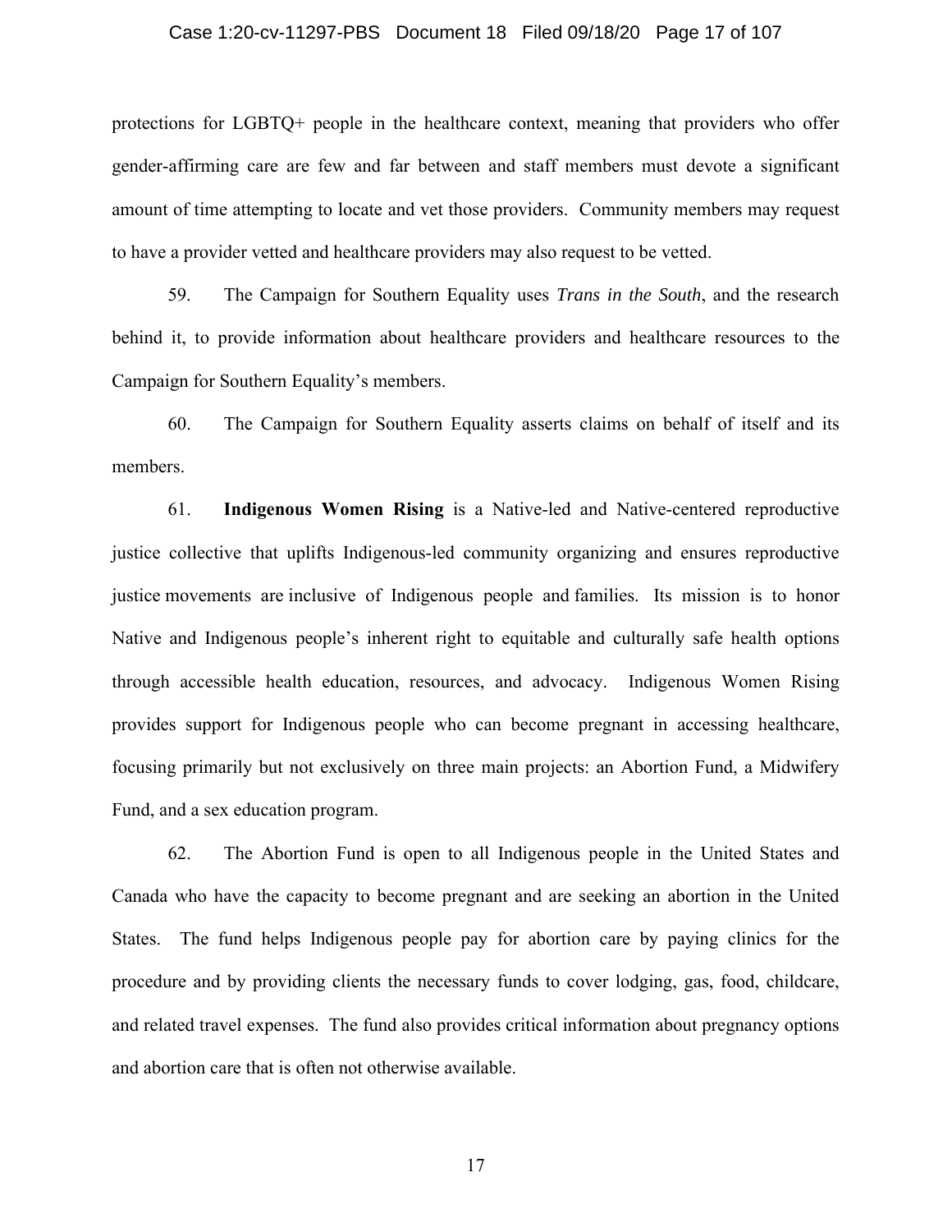protections for LGBTQ+ people in the healthcare context, meaning that providers who offer gender-affirming care are few and far between and staff members must devote a significant amount of time attempting to locate and vet those providers. Community members may request to have a provider vetted and healthcare providers may also request to be vetted.

59. The Campaign for Southern Equality uses *Trans in the South*, and the research behind it, to provide information about healthcare providers and healthcare resources to the Campaign for Southern Equality's members.

60. The Campaign for Southern Equality asserts claims on behalf of itself and its members.

61. **Indigenous Women Rising** is a Native-led and Native-centered reproductive justice collective that uplifts Indigenous-led community organizing and ensures reproductive justice movements are inclusive of Indigenous people and families. Its mission is to honor Native and Indigenous people's inherent right to equitable and culturally safe health options through accessible health education, resources, and advocacy. Indigenous Women Rising provides support for Indigenous people who can become pregnant in accessing healthcare, focusing primarily but not exclusively on three main projects: an Abortion Fund, a Midwifery Fund, and a sex education program.

62. The Abortion Fund is open to all Indigenous people in the United States and Canada who have the capacity to become pregnant and are seeking an abortion in the United States. The fund helps Indigenous people pay for abortion care by paying clinics for the procedure and by providing clients the necessary funds to cover lodging, gas, food, childcare, and related travel expenses. The fund also provides critical information about pregnancy options and abortion care that is often not otherwise available.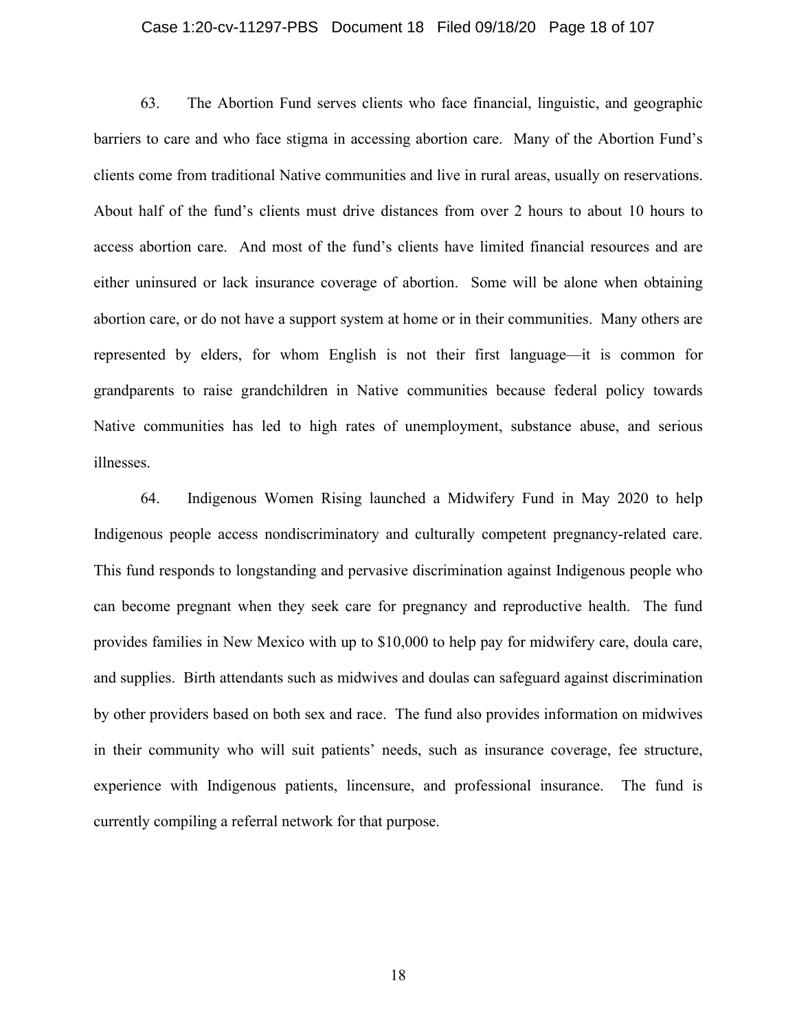63. The Abortion Fund serves clients who face financial, linguistic, and geographic barriers to care and who face stigma in accessing abortion care. Many of the Abortion Fund's clients come from traditional Native communities and live in rural areas, usually on reservations. About half of the fund's clients must drive distances from over 2 hours to about 10 hours to access abortion care. And most of the fund's clients have limited financial resources and are either uninsured or lack insurance coverage of abortion. Some will be alone when obtaining abortion care, or do not have a support system at home or in their communities. Many others are represented by elders, for whom English is not their first language—it is common for grandparents to raise grandchildren in Native communities because federal policy towards Native communities has led to high rates of unemployment, substance abuse, and serious illnesses.

64. Indigenous Women Rising launched a Midwifery Fund in May 2020 to help Indigenous people access nondiscriminatory and culturally competent pregnancy-related care. This fund responds to longstanding and pervasive discrimination against Indigenous people who can become pregnant when they seek care for pregnancy and reproductive health. The fund provides families in New Mexico with up to $10,000 to help pay for midwifery care, doula care, and supplies. Birth attendants such as midwives and doulas can safeguard against discrimination by other providers based on both sex and race. The fund also provides information on midwives in their community who will suit patients' needs, such as insurance coverage, fee structure, experience with Indigenous patients, lincensure, and professional insurance. The fund is currently compiling a referral network for that purpose.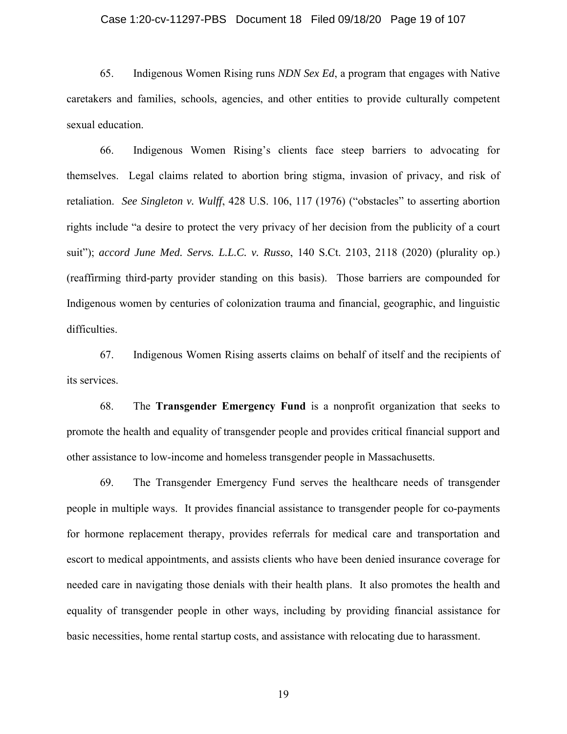65. Indigenous Women Rising runs *NDN Sex Ed*, a program that engages with Native caretakers and families, schools, agencies, and other entities to provide culturally competent sexual education.

66. Indigenous Women Rising's clients face steep barriers to advocating for themselves. Legal claims related to abortion bring stigma, invasion of privacy, and risk of retaliation. *See Singleton v. Wulff*, 428 U.S. 106, 117 (1976) ("obstacles" to asserting abortion rights include "a desire to protect the very privacy of her decision from the publicity of a court suit"); *accord June Med. Servs. L.L.C. v. Russo*, 140 S.Ct. 2103, 2118 (2020) (plurality op.) (reaffirming third-party provider standing on this basis). Those barriers are compounded for Indigenous women by centuries of colonization trauma and financial, geographic, and linguistic difficulties.

67. Indigenous Women Rising asserts claims on behalf of itself and the recipients of its services.

68. The **Transgender Emergency Fund** is a nonprofit organization that seeks to promote the health and equality of transgender people and provides critical financial support and other assistance to low-income and homeless transgender people in Massachusetts.

69. The Transgender Emergency Fund serves the healthcare needs of transgender people in multiple ways. It provides financial assistance to transgender people for co-payments for hormone replacement therapy, provides referrals for medical care and transportation and escort to medical appointments, and assists clients who have been denied insurance coverage for needed care in navigating those denials with their health plans. It also promotes the health and equality of transgender people in other ways, including by providing financial assistance for basic necessities, home rental startup costs, and assistance with relocating due to harassment.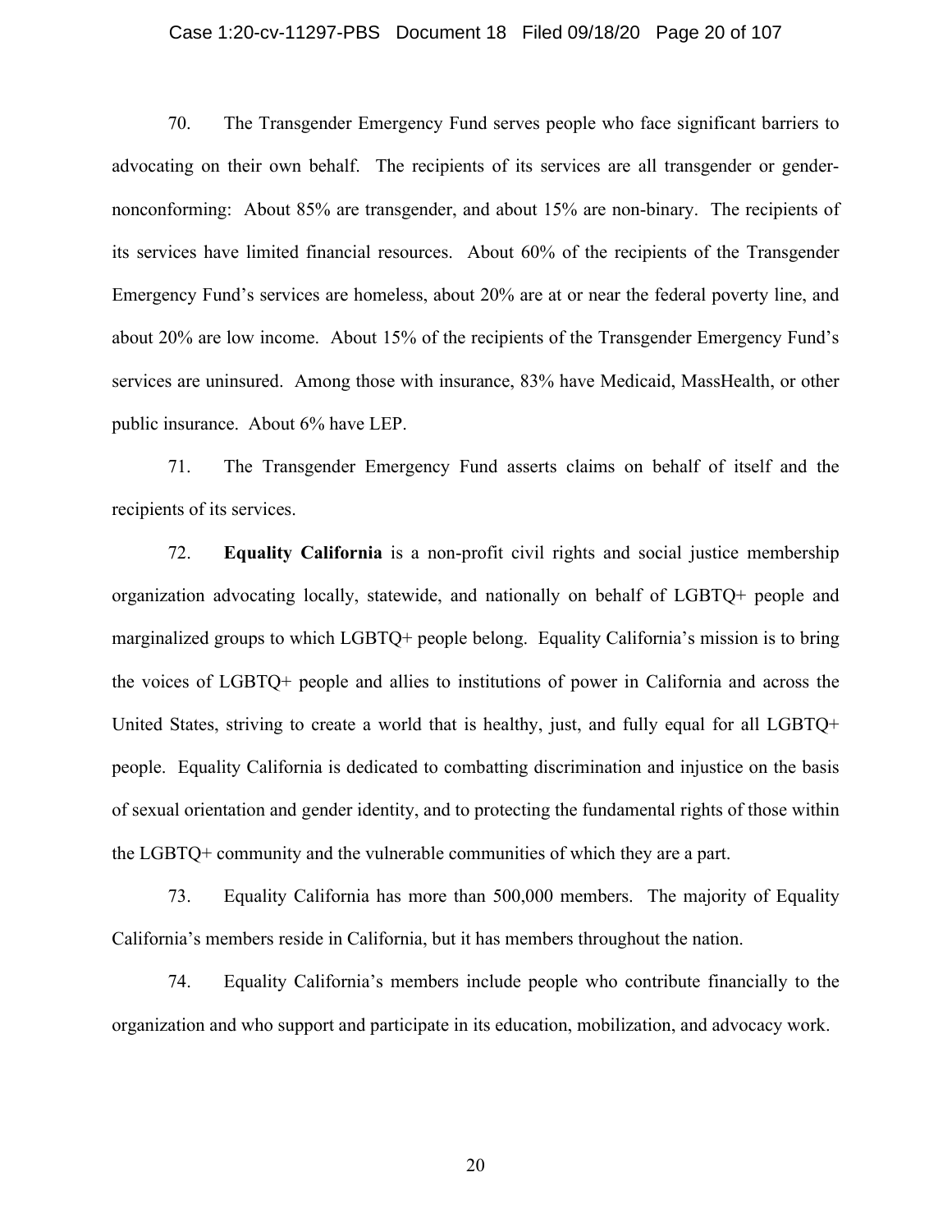70. The Transgender Emergency Fund serves people who face significant barriers to advocating on their own behalf. The recipients of its services are all transgender or gender-nonconforming: About 85% are transgender, and about 15% are non-binary. The recipients of its services have limited financial resources. About 60% of the recipients of the Transgender Emergency Fund's services are homeless, about 20% are at or near the federal poverty line, and about 20% are low income. About 15% of the recipients of the Transgender Emergency Fund's services are uninsured. Among those with insurance, 83% have Medicaid, MassHealth, or other public insurance. About 6% have LEP.

71. The Transgender Emergency Fund asserts claims on behalf of itself and the recipients of its services.

72. **Equality California** is a non-profit civil rights and social justice membership organization advocating locally, statewide, and nationally on behalf of LGBTQ+ people and marginalized groups to which LGBTQ+ people belong. Equality California's mission is to bring the voices of LGBTQ+ people and allies to institutions of power in California and across the United States, striving to create a world that is healthy, just, and fully equal for all LGBTQ+ people. Equality California is dedicated to combatting discrimination and injustice on the basis of sexual orientation and gender identity, and to protecting the fundamental rights of those within the LGBTQ+ community and the vulnerable communities of which they are a part.

73. Equality California has more than 500,000 members. The majority of Equality California's members reside in California, but it has members throughout the nation.

74. Equality California's members include people who contribute financially to the organization and who support and participate in its education, mobilization, and advocacy work.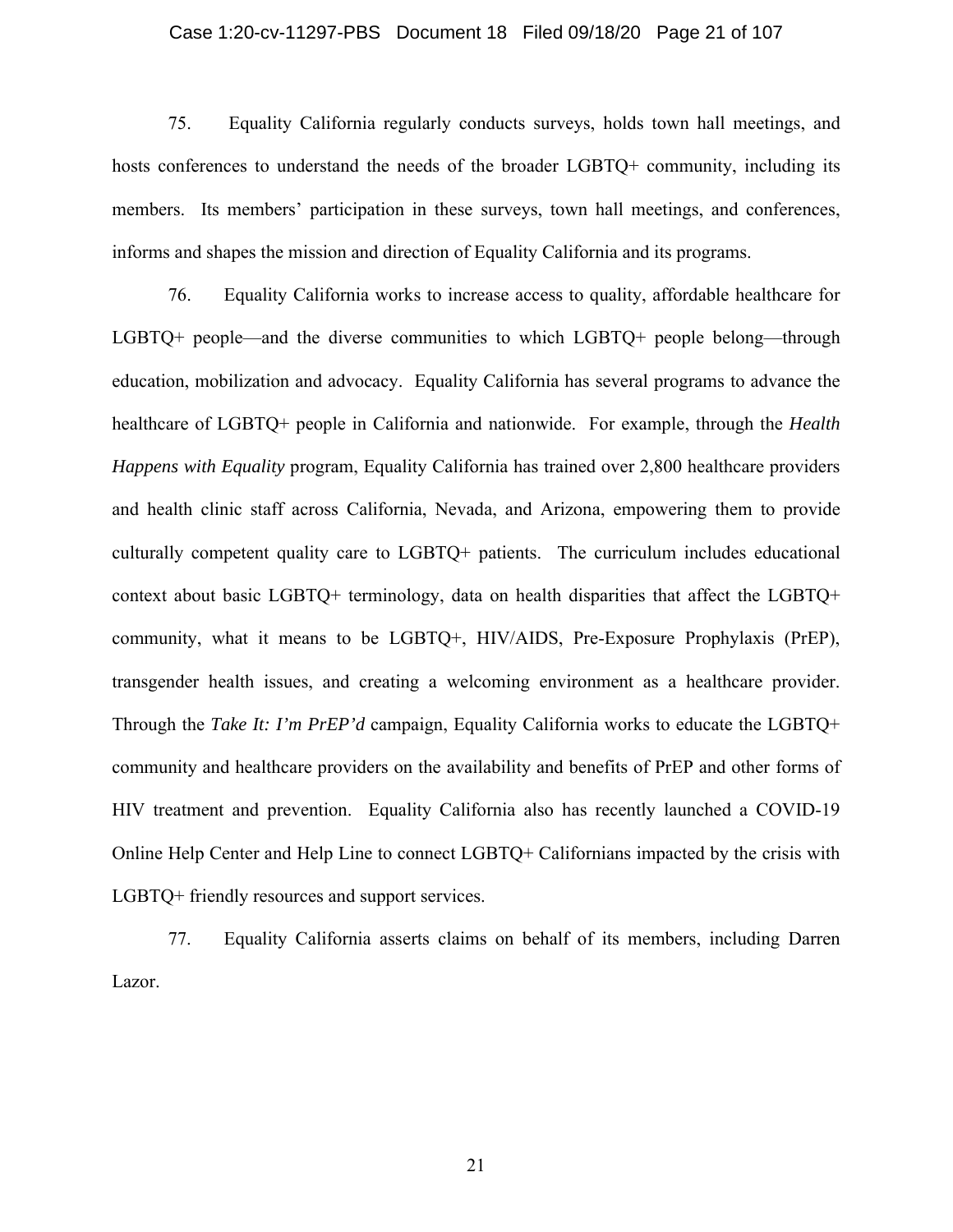75. Equality California regularly conducts surveys, holds town hall meetings, and hosts conferences to understand the needs of the broader LGBTQ+ community, including its members. Its members' participation in these surveys, town hall meetings, and conferences, informs and shapes the mission and direction of Equality California and its programs.

76. Equality California works to increase access to quality, affordable healthcare for LGBTQ+ people—and the diverse communities to which LGBTQ+ people belong—through education, mobilization and advocacy. Equality California has several programs to advance the healthcare of LGBTQ+ people in California and nationwide. For example, through the *Health Happens with Equality* program, Equality California has trained over 2,800 healthcare providers and health clinic staff across California, Nevada, and Arizona, empowering them to provide culturally competent quality care to LGBTQ+ patients. The curriculum includes educational context about basic LGBTQ+ terminology, data on health disparities that affect the LGBTQ+ community, what it means to be LGBTQ+, HIV/AIDS, Pre-Exposure Prophylaxis (PrEP), transgender health issues, and creating a welcoming environment as a healthcare provider. Through the *Take It: I'm PrEP'd* campaign, Equality California works to educate the LGBTQ+ community and healthcare providers on the availability and benefits of PrEP and other forms of HIV treatment and prevention. Equality California also has recently launched a COVID-19 Online Help Center and Help Line to connect LGBTQ+ Californians impacted by the crisis with LGBTQ+ friendly resources and support services.

77. Equality California asserts claims on behalf of its members, including Darren Lazor.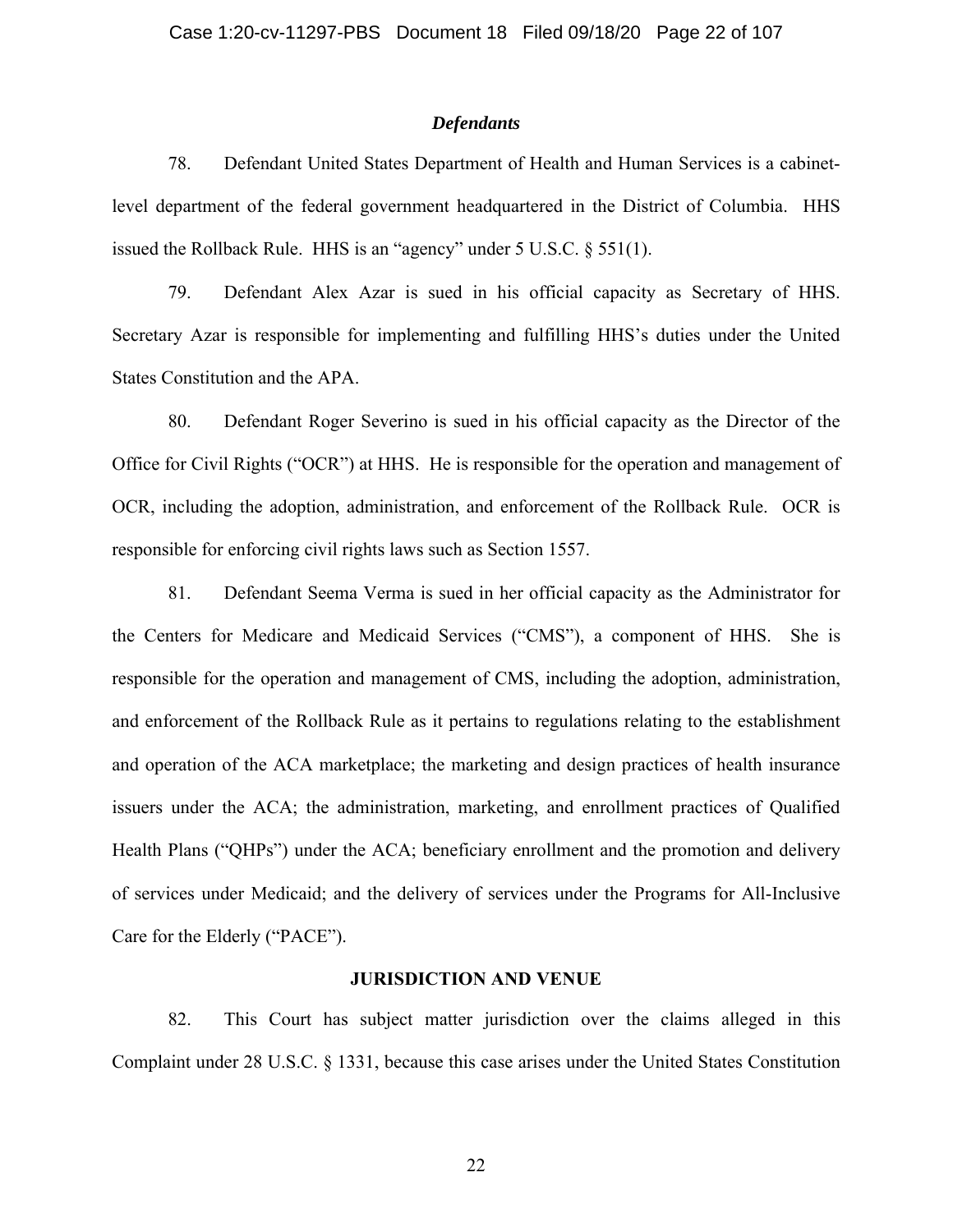### *Defendants*

78. Defendant United States Department of Health and Human Services is a cabinet-level department of the federal government headquartered in the District of Columbia. HHS issued the Rollback Rule. HHS is an "agency" under 5 U.S.C. § 551(1).

79. Defendant Alex Azar is sued in his official capacity as Secretary of HHS. Secretary Azar is responsible for implementing and fulfilling HHS's duties under the United States Constitution and the APA.

80. Defendant Roger Severino is sued in his official capacity as the Director of the Office for Civil Rights ("OCR") at HHS. He is responsible for the operation and management of OCR, including the adoption, administration, and enforcement of the Rollback Rule. OCR is responsible for enforcing civil rights laws such as Section 1557.

81. Defendant Seema Verma is sued in her official capacity as the Administrator for the Centers for Medicare and Medicaid Services ("CMS"), a component of HHS. She is responsible for the operation and management of CMS, including the adoption, administration, and enforcement of the Rollback Rule as it pertains to regulations relating to the establishment and operation of the ACA marketplace; the marketing and design practices of health insurance issuers under the ACA; the administration, marketing, and enrollment practices of Qualified Health Plans ("QHPs") under the ACA; beneficiary enrollment and the promotion and delivery of services under Medicaid; and the delivery of services under the Programs for All-Inclusive Care for the Elderly ("PACE").

## JURISDICTION AND VENUE

82. This Court has subject matter jurisdiction over the claims alleged in this Complaint under 28 U.S.C. § 1331, because this case arises under the United States Constitution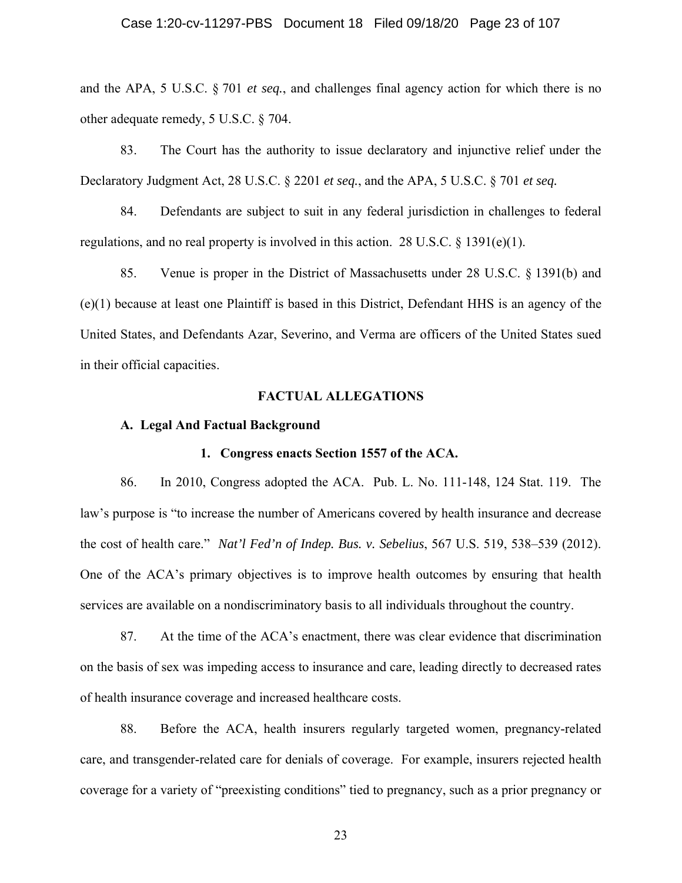and the APA, 5 U.S.C. § 701 *et seq.*, and challenges final agency action for which there is no other adequate remedy, 5 U.S.C. § 704.

83. The Court has the authority to issue declaratory and injunctive relief under the Declaratory Judgment Act, 28 U.S.C. § 2201 *et seq.*, and the APA, 5 U.S.C. § 701 *et seq.*

84. Defendants are subject to suit in any federal jurisdiction in challenges to federal regulations, and no real property is involved in this action. 28 U.S.C. § 1391(e)(1).

85. Venue is proper in the District of Massachusetts under 28 U.S.C. § 1391(b) and (e)(1) because at least one Plaintiff is based in this District, Defendant HHS is an agency of the United States, and Defendants Azar, Severino, and Verma are officers of the United States sued in their official capacities.

## FACTUAL ALLEGATIONS

### A. Legal And Factual Background

#### 1. Congress enacts Section 1557 of the ACA.

86. In 2010, Congress adopted the ACA. Pub. L. No. 111-148, 124 Stat. 119. The law's purpose is "to increase the number of Americans covered by health insurance and decrease the cost of health care." *Nat'l Fed'n of Indep. Bus. v. Sebelius*, 567 U.S. 519, 538–539 (2012). One of the ACA's primary objectives is to improve health outcomes by ensuring that health services are available on a nondiscriminatory basis to all individuals throughout the country.

87. At the time of the ACA's enactment, there was clear evidence that discrimination on the basis of sex was impeding access to insurance and care, leading directly to decreased rates of health insurance coverage and increased healthcare costs.

88. Before the ACA, health insurers regularly targeted women, pregnancy-related care, and transgender-related care for denials of coverage. For example, insurers rejected health coverage for a variety of "preexisting conditions" tied to pregnancy, such as a prior pregnancy or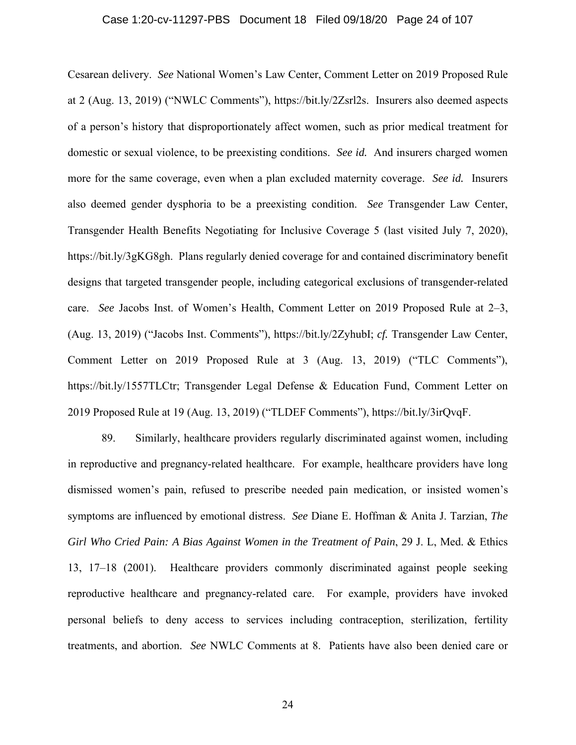Cesarean delivery. *See* National Women's Law Center, Comment Letter on 2019 Proposed Rule at 2 (Aug. 13, 2019) ("NWLC Comments"), https://bit.ly/2Zsrl2s. Insurers also deemed aspects of a person's history that disproportionately affect women, such as prior medical treatment for domestic or sexual violence, to be preexisting conditions. *See id.* And insurers charged women more for the same coverage, even when a plan excluded maternity coverage. *See id.* Insurers also deemed gender dysphoria to be a preexisting condition. *See* Transgender Law Center, Transgender Health Benefits Negotiating for Inclusive Coverage 5 (last visited July 7, 2020), https://bit.ly/3gKG8gh. Plans regularly denied coverage for and contained discriminatory benefit designs that targeted transgender people, including categorical exclusions of transgender-related care. *See* Jacobs Inst. of Women's Health, Comment Letter on 2019 Proposed Rule at 2–3, (Aug. 13, 2019) ("Jacobs Inst. Comments"), https://bit.ly/2ZyhubI; *cf.* Transgender Law Center, Comment Letter on 2019 Proposed Rule at 3 (Aug. 13, 2019) ("TLC Comments"), https://bit.ly/1557TLCtr; Transgender Legal Defense & Education Fund, Comment Letter on 2019 Proposed Rule at 19 (Aug. 13, 2019) ("TLDEF Comments"), https://bit.ly/3irQvqF.

89. Similarly, healthcare providers regularly discriminated against women, including in reproductive and pregnancy-related healthcare. For example, healthcare providers have long dismissed women's pain, refused to prescribe needed pain medication, or insisted women's symptoms are influenced by emotional distress. *See* Diane E. Hoffman & Anita J. Tarzian, *The Girl Who Cried Pain: A Bias Against Women in the Treatment of Pain*, 29 J. L, Med. & Ethics 13, 17–18 (2001). Healthcare providers commonly discriminated against people seeking reproductive healthcare and pregnancy-related care. For example, providers have invoked personal beliefs to deny access to services including contraception, sterilization, fertility treatments, and abortion. *See* NWLC Comments at 8. Patients have also been denied care or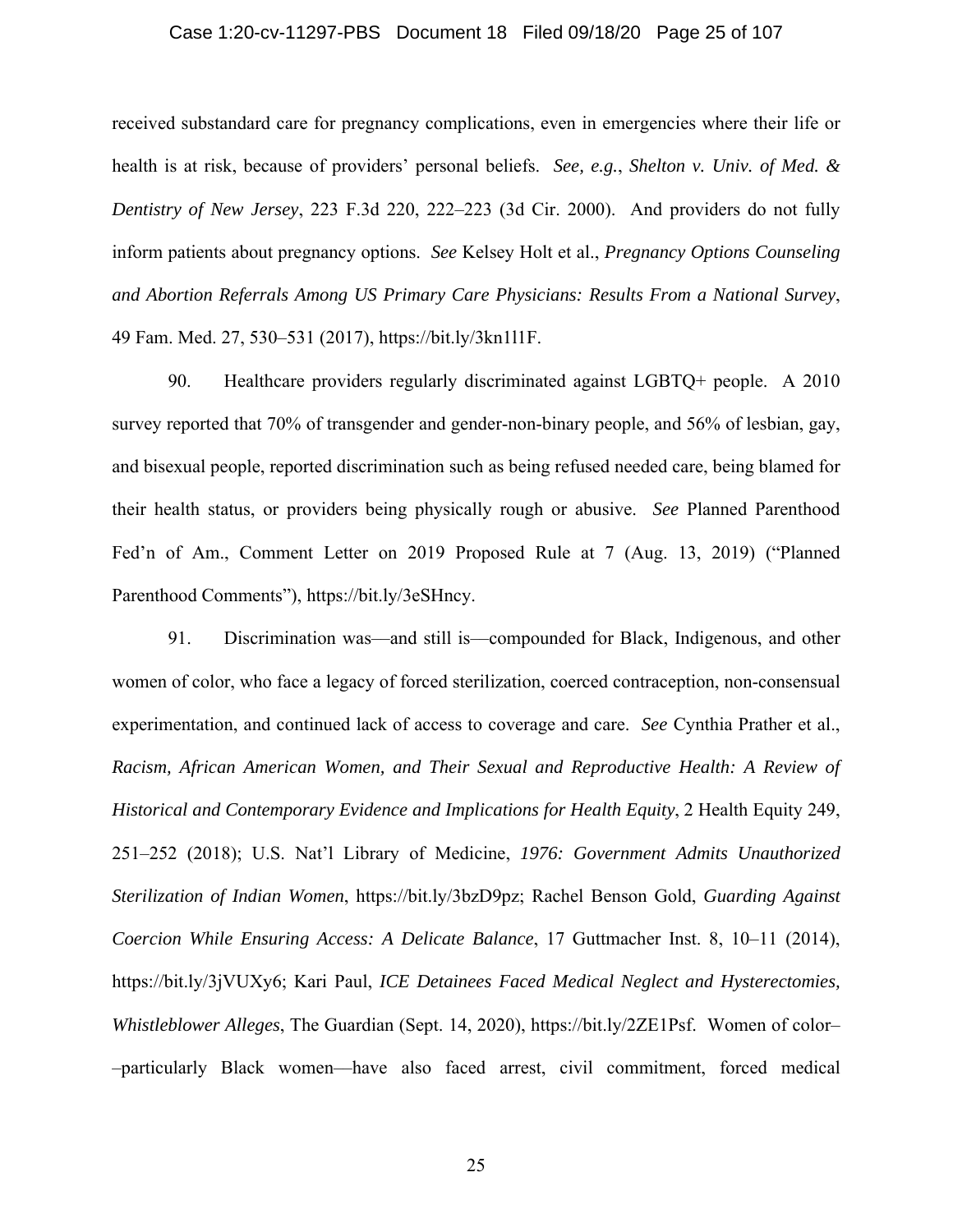received substandard care for pregnancy complications, even in emergencies where their life or health is at risk, because of providers' personal beliefs. *See, e.g.*, *Shelton v. Univ. of Med. & Dentistry of New Jersey*, 223 F.3d 220, 222–223 (3d Cir. 2000). And providers do not fully inform patients about pregnancy options. *See* Kelsey Holt et al., *Pregnancy Options Counseling and Abortion Referrals Among US Primary Care Physicians: Results From a National Survey*, 49 Fam. Med. 27, 530–531 (2017), https://bit.ly/3kn1l1F.

90. Healthcare providers regularly discriminated against LGBTQ+ people. A 2010 survey reported that 70% of transgender and gender-non-binary people, and 56% of lesbian, gay, and bisexual people, reported discrimination such as being refused needed care, being blamed for their health status, or providers being physically rough or abusive. *See* Planned Parenthood Fed'n of Am., Comment Letter on 2019 Proposed Rule at 7 (Aug. 13, 2019) ("Planned Parenthood Comments"), https://bit.ly/3eSHncy.

91. Discrimination was—and still is—compounded for Black, Indigenous, and other women of color, who face a legacy of forced sterilization, coerced contraception, non-consensual experimentation, and continued lack of access to coverage and care. *See* Cynthia Prather et al., *Racism, African American Women, and Their Sexual and Reproductive Health: A Review of Historical and Contemporary Evidence and Implications for Health Equity*, 2 Health Equity 249, 251–252 (2018); U.S. Nat'l Library of Medicine, *1976: Government Admits Unauthorized Sterilization of Indian Women*, https://bit.ly/3bzD9pz; Rachel Benson Gold, *Guarding Against Coercion While Ensuring Access: A Delicate Balance*, 17 Guttmacher Inst. 8, 10–11 (2014), https://bit.ly/3jVUXy6; Kari Paul, *ICE Detainees Faced Medical Neglect and Hysterectomies, Whistleblower Alleges*, The Guardian (Sept. 14, 2020), https://bit.ly/2ZE1Psf. Women of color––particularly Black women—have also faced arrest, civil commitment, forced medical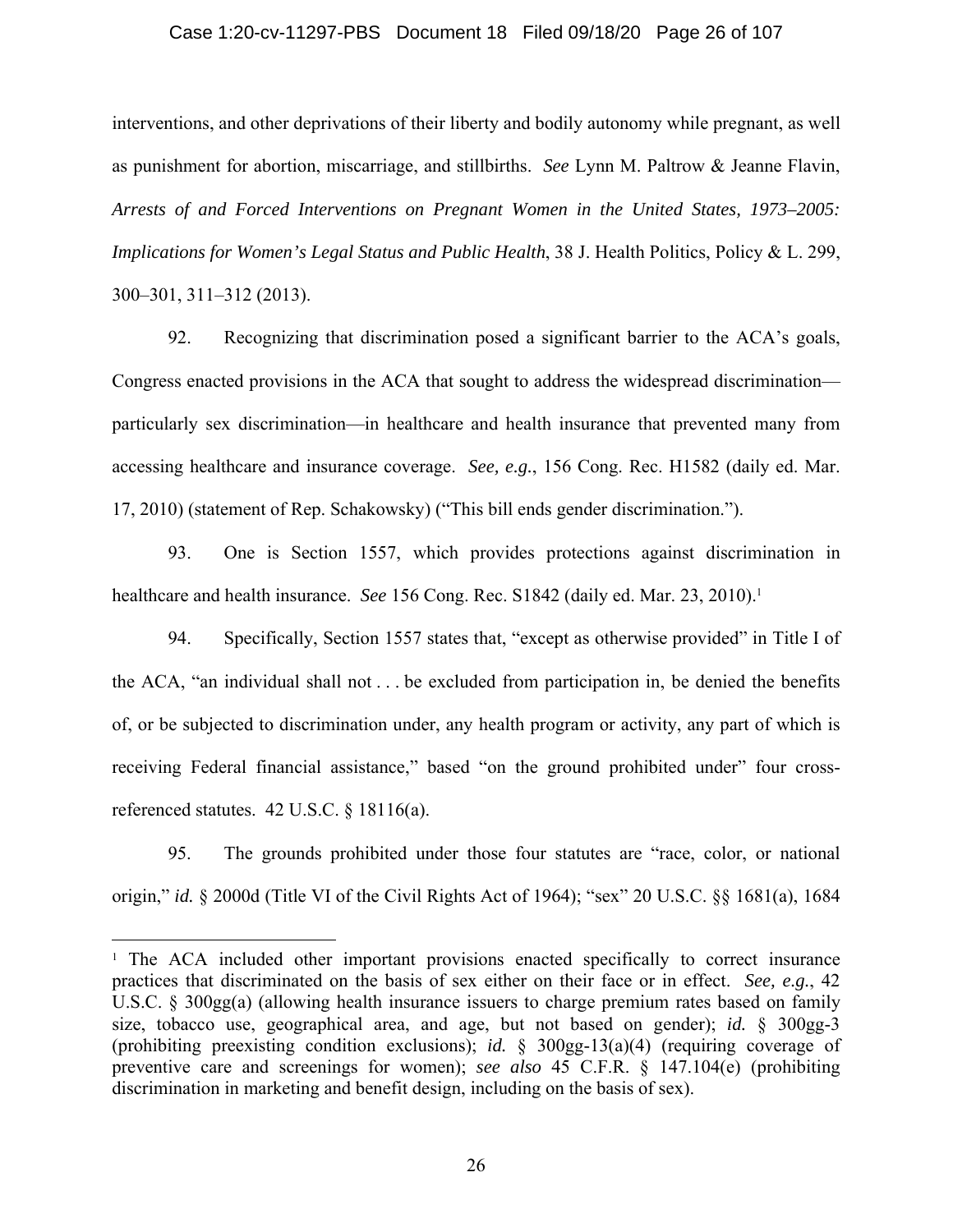interventions, and other deprivations of their liberty and bodily autonomy while pregnant, as well as punishment for abortion, miscarriage, and stillbirths. *See* Lynn M. Paltrow & Jeanne Flavin, *Arrests of and Forced Interventions on Pregnant Women in the United States, 1973–2005: Implications for Women's Legal Status and Public Health*, 38 J. Health Politics, Policy & L. 299, 300–301, 311–312 (2013).

92. Recognizing that discrimination posed a significant barrier to the ACA's goals, Congress enacted provisions in the ACA that sought to address the widespread discrimination—particularly sex discrimination—in healthcare and health insurance that prevented many from accessing healthcare and insurance coverage. *See, e.g.*, 156 Cong. Rec. H1582 (daily ed. Mar. 17, 2010) (statement of Rep. Schakowsky) ("This bill ends gender discrimination.").

93. One is Section 1557, which provides protections against discrimination in healthcare and health insurance. *See* 156 Cong. Rec. S1842 (daily ed. Mar. 23, 2010).[1]

94. Specifically, Section 1557 states that, "except as otherwise provided" in Title I of the ACA, "an individual shall not . . . be excluded from participation in, be denied the benefits of, or be subjected to discrimination under, any health program or activity, any part of which is receiving Federal financial assistance," based "on the ground prohibited under" four cross-referenced statutes. 42 U.S.C. § 18116(a).

95. The grounds prohibited under those four statutes are "race, color, or national origin," *id.* § 2000d (Title VI of the Civil Rights Act of 1964); "sex" 20 U.S.C. §§ 1681(a), 1684

---

[1] The ACA included other important provisions enacted specifically to correct insurance practices that discriminated on the basis of sex either on their face or in effect. *See, e.g.*, 42 U.S.C. § 300gg(a) (allowing health insurance issuers to charge premium rates based on family size, tobacco use, geographical area, and age, but not based on gender); *id.* § 300gg-3 (prohibiting preexisting condition exclusions); *id.* § 300gg-13(a)(4) (requiring coverage of preventive care and screenings for women); *see also* 45 C.F.R. § 147.104(e) (prohibiting discrimination in marketing and benefit design, including on the basis of sex).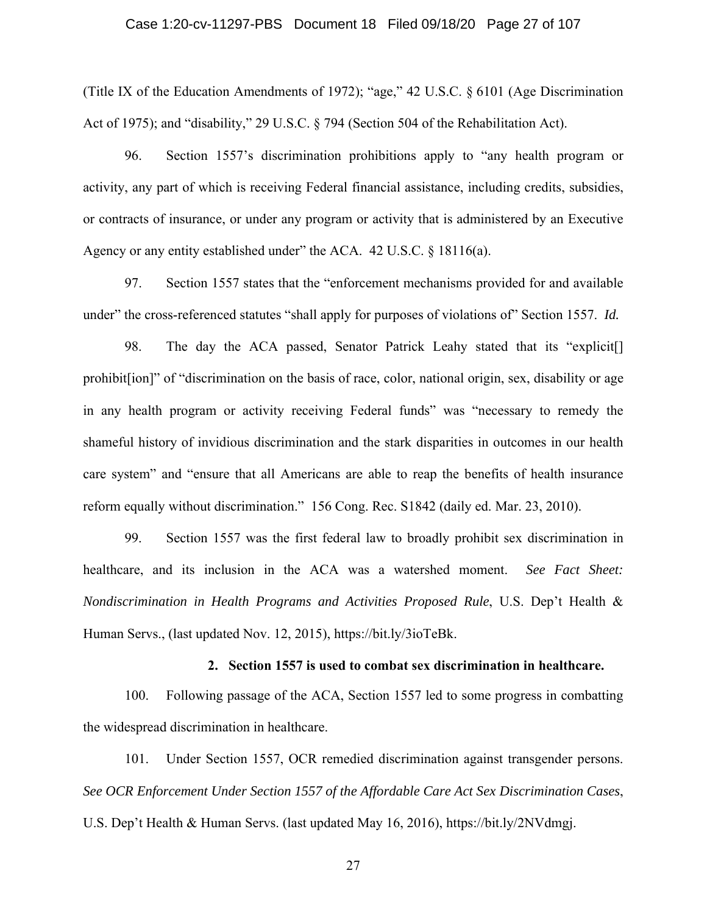(Title IX of the Education Amendments of 1972); "age," 42 U.S.C. § 6101 (Age Discrimination Act of 1975); and "disability," 29 U.S.C. § 794 (Section 504 of the Rehabilitation Act).

96. Section 1557's discrimination prohibitions apply to "any health program or activity, any part of which is receiving Federal financial assistance, including credits, subsidies, or contracts of insurance, or under any program or activity that is administered by an Executive Agency or any entity established under" the ACA. 42 U.S.C. § 18116(a).

97. Section 1557 states that the "enforcement mechanisms provided for and available under" the cross-referenced statutes "shall apply for purposes of violations of" Section 1557. *Id.*

98. The day the ACA passed, Senator Patrick Leahy stated that its "explicit[] prohibit[ion]" of "discrimination on the basis of race, color, national origin, sex, disability or age in any health program or activity receiving Federal funds" was "necessary to remedy the shameful history of invidious discrimination and the stark disparities in outcomes in our health care system" and "ensure that all Americans are able to reap the benefits of health insurance reform equally without discrimination." 156 Cong. Rec. S1842 (daily ed. Mar. 23, 2010).

99. Section 1557 was the first federal law to broadly prohibit sex discrimination in healthcare, and its inclusion in the ACA was a watershed moment. *See Fact Sheet: Nondiscrimination in Health Programs and Activities Proposed Rule*, U.S. Dep't Health & Human Servs., (last updated Nov. 12, 2015), https://bit.ly/3ioTeBk.

**2. Section 1557 is used to combat sex discrimination in healthcare.**

100. Following passage of the ACA, Section 1557 led to some progress in combatting the widespread discrimination in healthcare.

101. Under Section 1557, OCR remedied discrimination against transgender persons. *See OCR Enforcement Under Section 1557 of the Affordable Care Act Sex Discrimination Cases*, U.S. Dep't Health & Human Servs. (last updated May 16, 2016), https://bit.ly/2NVdmgj.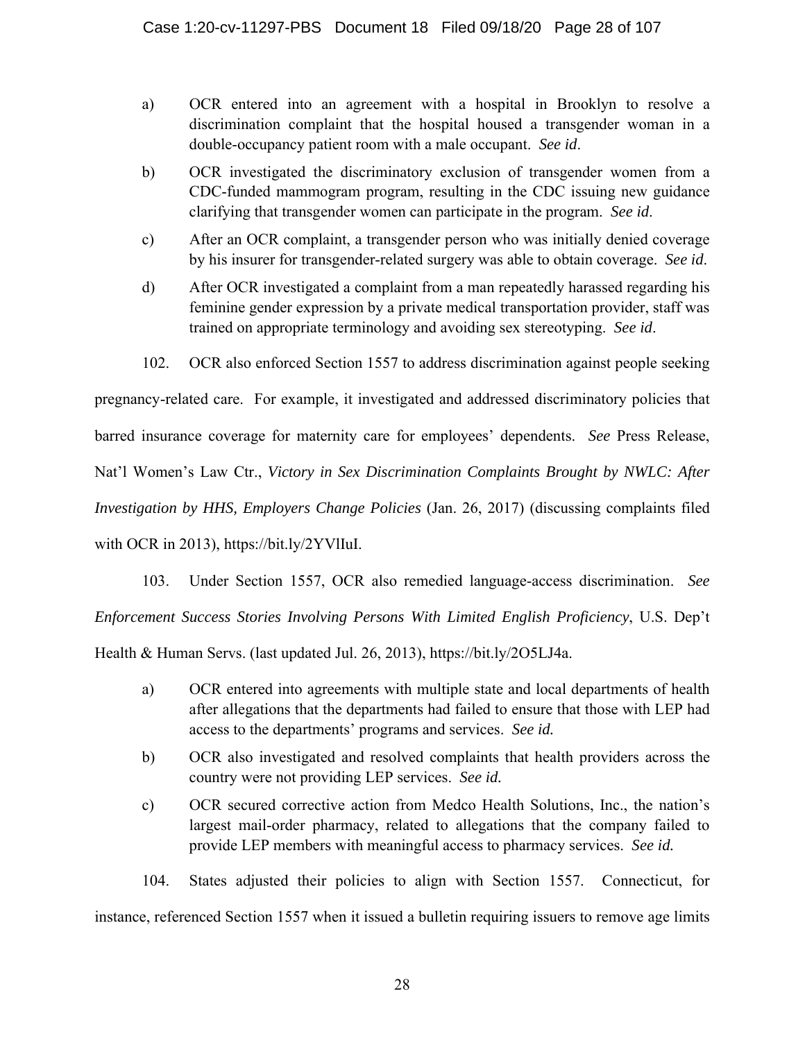a) OCR entered into an agreement with a hospital in Brooklyn to resolve a discrimination complaint that the hospital housed a transgender woman in a double-occupancy patient room with a male occupant. *See id*.

b) OCR investigated the discriminatory exclusion of transgender women from a CDC-funded mammogram program, resulting in the CDC issuing new guidance clarifying that transgender women can participate in the program. *See id*.

c) After an OCR complaint, a transgender person who was initially denied coverage by his insurer for transgender-related surgery was able to obtain coverage. *See id*.

d) After OCR investigated a complaint from a man repeatedly harassed regarding his feminine gender expression by a private medical transportation provider, staff was trained on appropriate terminology and avoiding sex stereotyping. *See id*.

102. OCR also enforced Section 1557 to address discrimination against people seeking pregnancy-related care. For example, it investigated and addressed discriminatory policies that barred insurance coverage for maternity care for employees' dependents. *See* Press Release, Nat'l Women's Law Ctr., *Victory in Sex Discrimination Complaints Brought by NWLC: After Investigation by HHS, Employers Change Policies* (Jan. 26, 2017) (discussing complaints filed with OCR in 2013), https://bit.ly/2YVlIuI.

103. Under Section 1557, OCR also remedied language-access discrimination. *See Enforcement Success Stories Involving Persons With Limited English Proficiency*, U.S. Dep't Health & Human Servs. (last updated Jul. 26, 2013), https://bit.ly/2O5LJ4a.

a) OCR entered into agreements with multiple state and local departments of health after allegations that the departments had failed to ensure that those with LEP had access to the departments' programs and services. *See id.*

b) OCR also investigated and resolved complaints that health providers across the country were not providing LEP services. *See id.*

c) OCR secured corrective action from Medco Health Solutions, Inc., the nation's largest mail-order pharmacy, related to allegations that the company failed to provide LEP members with meaningful access to pharmacy services. *See id.*

104. States adjusted their policies to align with Section 1557. Connecticut, for instance, referenced Section 1557 when it issued a bulletin requiring issuers to remove age limits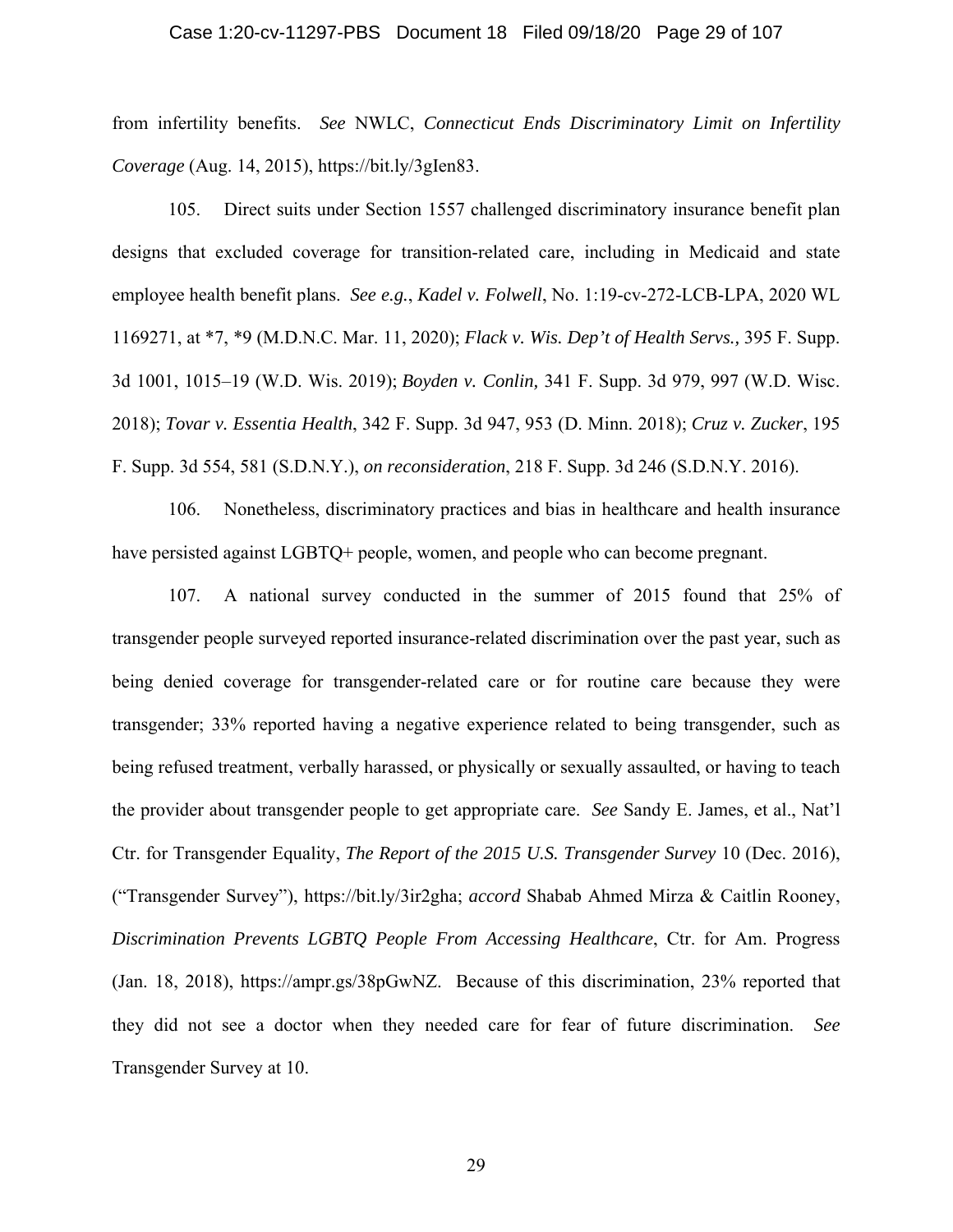from infertility benefits. *See* NWLC, *Connecticut Ends Discriminatory Limit on Infertility Coverage* (Aug. 14, 2015), https://bit.ly/3gIen83.

105. Direct suits under Section 1557 challenged discriminatory insurance benefit plan designs that excluded coverage for transition-related care, including in Medicaid and state employee health benefit plans. *See e.g.*, *Kadel v. Folwell*, No. 1:19-cv-272-LCB-LPA, 2020 WL 1169271, at *7, *9 (M.D.N.C. Mar. 11, 2020); *Flack v. Wis. Dep't of Health Servs.*, 395 F. Supp. 3d 1001, 1015–19 (W.D. Wis. 2019); *Boyden v. Conlin,* 341 F. Supp. 3d 979, 997 (W.D. Wisc. 2018); *Tovar v. Essentia Health*, 342 F. Supp. 3d 947, 953 (D. Minn. 2018); *Cruz v. Zucker*, 195 F. Supp. 3d 554, 581 (S.D.N.Y.), *on reconsideration*, 218 F. Supp. 3d 246 (S.D.N.Y. 2016).

106. Nonetheless, discriminatory practices and bias in healthcare and health insurance have persisted against LGBTQ+ people, women, and people who can become pregnant.

107. A national survey conducted in the summer of 2015 found that 25% of transgender people surveyed reported insurance-related discrimination over the past year, such as being denied coverage for transgender-related care or for routine care because they were transgender; 33% reported having a negative experience related to being transgender, such as being refused treatment, verbally harassed, or physically or sexually assaulted, or having to teach the provider about transgender people to get appropriate care. *See* Sandy E. James, et al., Nat'l Ctr. for Transgender Equality, *The Report of the 2015 U.S. Transgender Survey* 10 (Dec. 2016), ("Transgender Survey"), https://bit.ly/3ir2gha; *accord* Shabab Ahmed Mirza & Caitlin Rooney, *Discrimination Prevents LGBTQ People From Accessing Healthcare*, Ctr. for Am. Progress (Jan. 18, 2018), https://ampr.gs/38pGwNZ. Because of this discrimination, 23% reported that they did not see a doctor when they needed care for fear of future discrimination. *See* Transgender Survey at 10.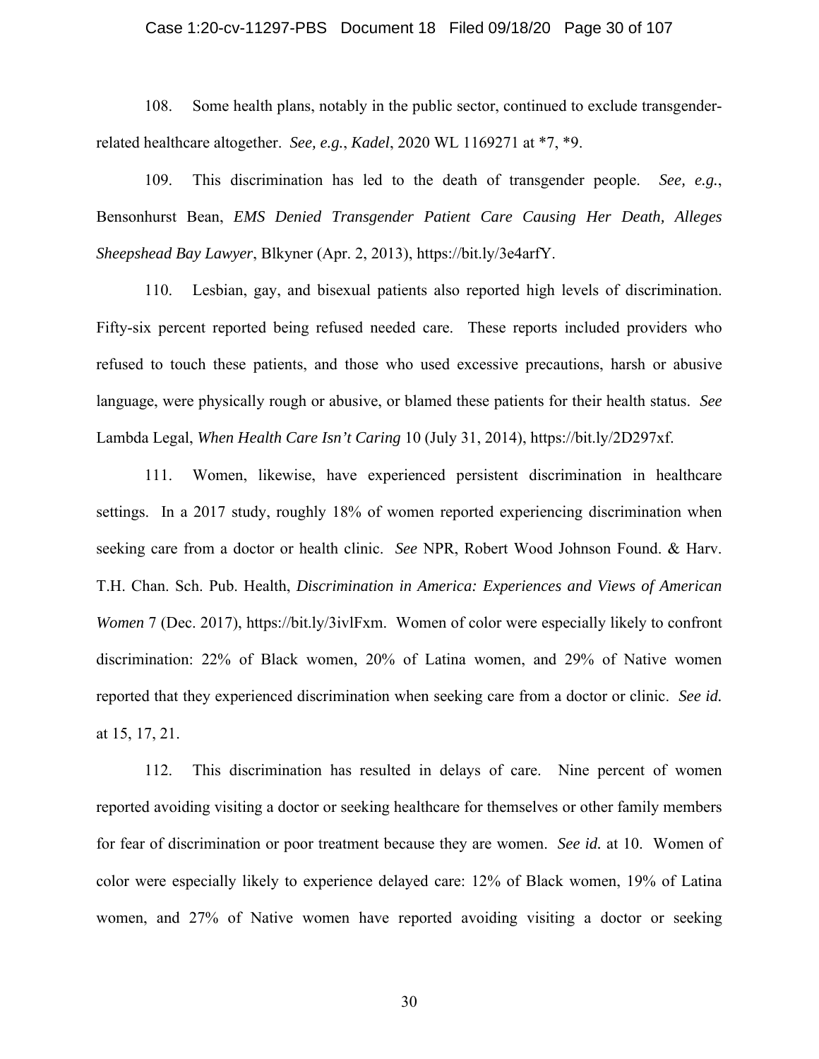108. Some health plans, notably in the public sector, continued to exclude transgender-related healthcare altogether. *See, e.g.*, *Kadel*, 2020 WL 1169271 at *7, *9.

109. This discrimination has led to the death of transgender people. *See, e.g.*, Bensonhurst Bean, *EMS Denied Transgender Patient Care Causing Her Death, Alleges Sheepshead Bay Lawyer*, Blkyner (Apr. 2, 2013), https://bit.ly/3e4arfY.

110. Lesbian, gay, and bisexual patients also reported high levels of discrimination. Fifty-six percent reported being refused needed care. These reports included providers who refused to touch these patients, and those who used excessive precautions, harsh or abusive language, were physically rough or abusive, or blamed these patients for their health status. *See* Lambda Legal, *When Health Care Isn't Caring* 10 (July 31, 2014), https://bit.ly/2D297xf.

111. Women, likewise, have experienced persistent discrimination in healthcare settings. In a 2017 study, roughly 18% of women reported experiencing discrimination when seeking care from a doctor or health clinic. *See* NPR, Robert Wood Johnson Found. & Harv. T.H. Chan. Sch. Pub. Health, *Discrimination in America: Experiences and Views of American Women* 7 (Dec. 2017), https://bit.ly/3ivlFxm. Women of color were especially likely to confront discrimination: 22% of Black women, 20% of Latina women, and 29% of Native women reported that they experienced discrimination when seeking care from a doctor or clinic. *See id.* at 15, 17, 21.

112. This discrimination has resulted in delays of care. Nine percent of women reported avoiding visiting a doctor or seeking healthcare for themselves or other family members for fear of discrimination or poor treatment because they are women. *See id.* at 10. Women of color were especially likely to experience delayed care: 12% of Black women, 19% of Latina women, and 27% of Native women have reported avoiding visiting a doctor or seeking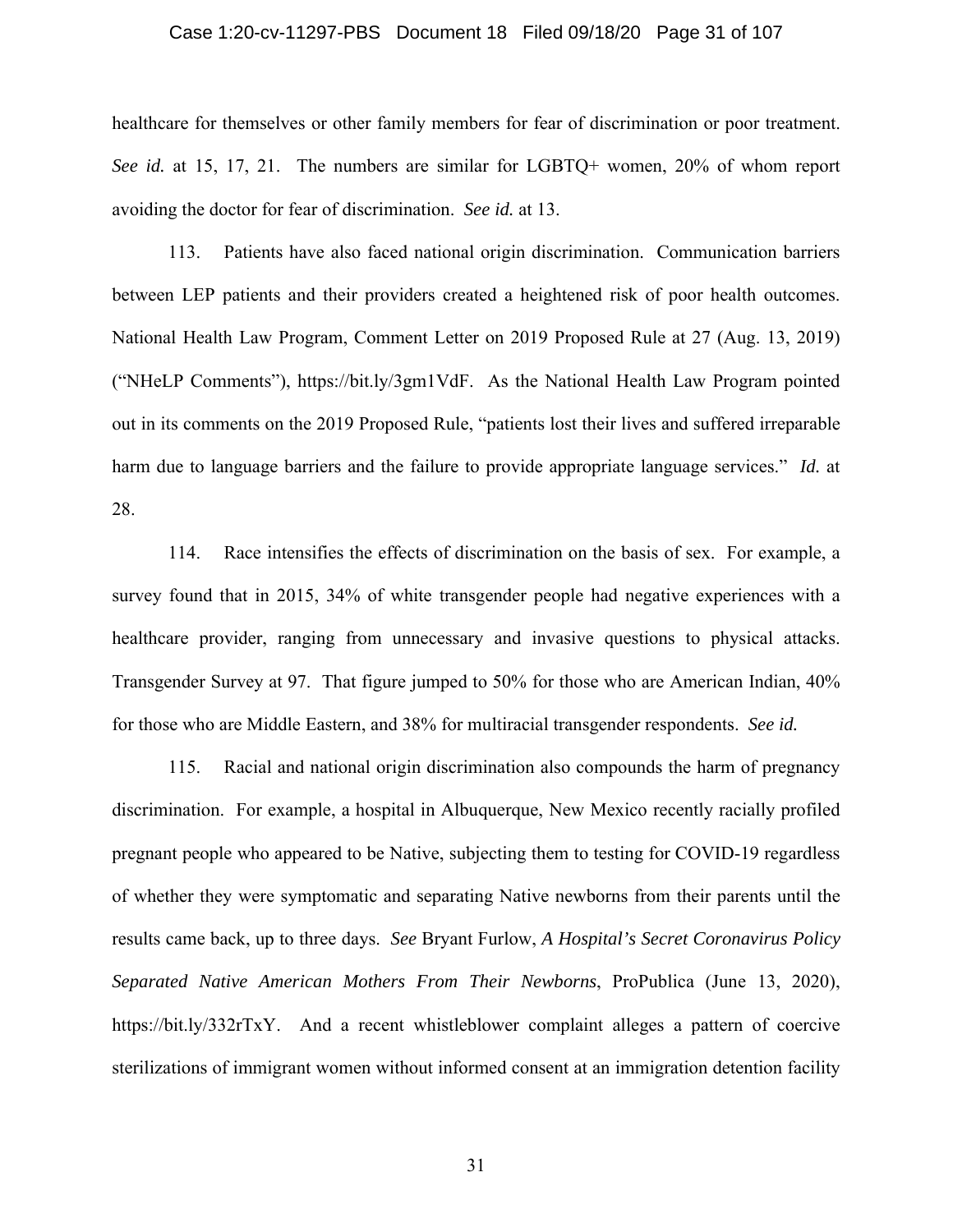healthcare for themselves or other family members for fear of discrimination or poor treatment. *See id.* at 15, 17, 21. The numbers are similar for LGBTQ+ women, 20% of whom report avoiding the doctor for fear of discrimination. *See id.* at 13.

113. Patients have also faced national origin discrimination. Communication barriers between LEP patients and their providers created a heightened risk of poor health outcomes. National Health Law Program, Comment Letter on 2019 Proposed Rule at 27 (Aug. 13, 2019) ("NHeLP Comments"), https://bit.ly/3gm1VdF. As the National Health Law Program pointed out in its comments on the 2019 Proposed Rule, "patients lost their lives and suffered irreparable harm due to language barriers and the failure to provide appropriate language services." *Id.* at 28.

114. Race intensifies the effects of discrimination on the basis of sex. For example, a survey found that in 2015, 34% of white transgender people had negative experiences with a healthcare provider, ranging from unnecessary and invasive questions to physical attacks. Transgender Survey at 97. That figure jumped to 50% for those who are American Indian, 40% for those who are Middle Eastern, and 38% for multiracial transgender respondents. *See id.*

115. Racial and national origin discrimination also compounds the harm of pregnancy discrimination. For example, a hospital in Albuquerque, New Mexico recently racially profiled pregnant people who appeared to be Native, subjecting them to testing for COVID-19 regardless of whether they were symptomatic and separating Native newborns from their parents until the results came back, up to three days. *See* Bryant Furlow, *A Hospital's Secret Coronavirus Policy Separated Native American Mothers From Their Newborns*, ProPublica (June 13, 2020), https://bit.ly/332rTxY. And a recent whistleblower complaint alleges a pattern of coercive sterilizations of immigrant women without informed consent at an immigration detention facility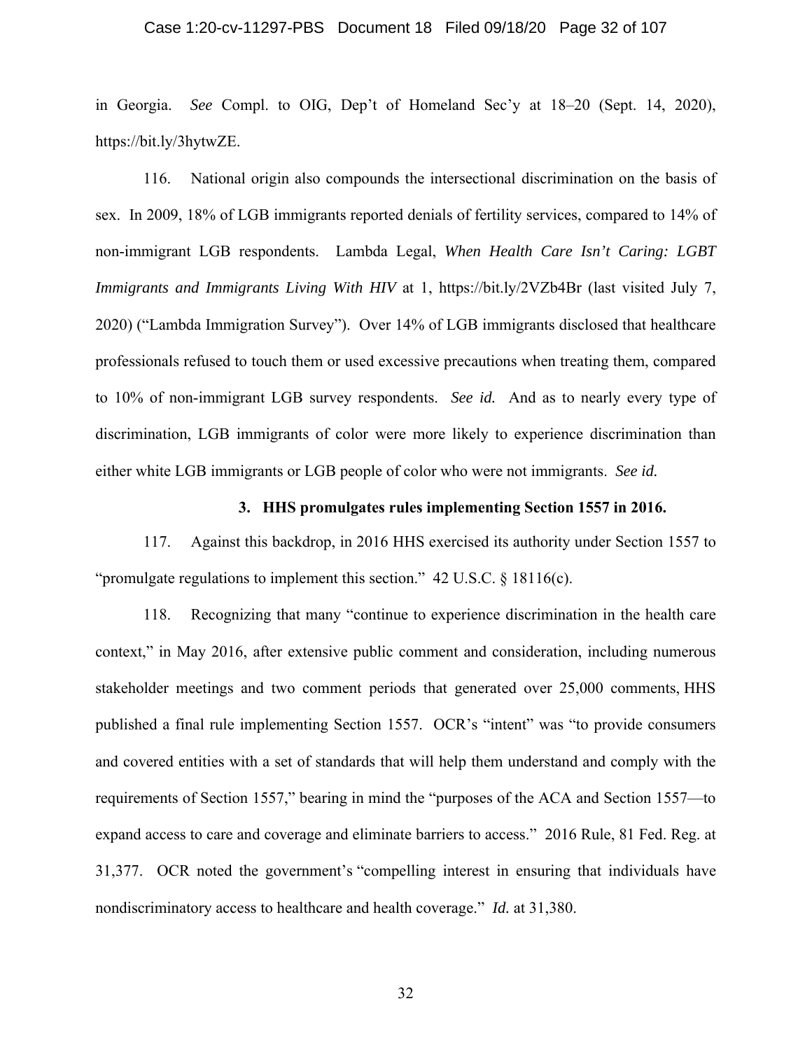in Georgia. *See* Compl. to OIG, Dep't of Homeland Sec'y at 18–20 (Sept. 14, 2020), https://bit.ly/3hytwZE.

116. National origin also compounds the intersectional discrimination on the basis of sex. In 2009, 18% of LGB immigrants reported denials of fertility services, compared to 14% of non-immigrant LGB respondents. Lambda Legal, *When Health Care Isn't Caring: LGBT Immigrants and Immigrants Living With HIV* at 1, https://bit.ly/2VZb4Br (last visited July 7, 2020) ("Lambda Immigration Survey"). Over 14% of LGB immigrants disclosed that healthcare professionals refused to touch them or used excessive precautions when treating them, compared to 10% of non-immigrant LGB survey respondents. *See id.* And as to nearly every type of discrimination, LGB immigrants of color were more likely to experience discrimination than either white LGB immigrants or LGB people of color who were not immigrants. *See id.*

### 3. HHS promulgates rules implementing Section 1557 in 2016.

117. Against this backdrop, in 2016 HHS exercised its authority under Section 1557 to "promulgate regulations to implement this section." 42 U.S.C. § 18116(c).

118. Recognizing that many "continue to experience discrimination in the health care context," in May 2016, after extensive public comment and consideration, including numerous stakeholder meetings and two comment periods that generated over 25,000 comments, HHS published a final rule implementing Section 1557. OCR's "intent" was "to provide consumers and covered entities with a set of standards that will help them understand and comply with the requirements of Section 1557," bearing in mind the "purposes of the ACA and Section 1557—to expand access to care and coverage and eliminate barriers to access." 2016 Rule, 81 Fed. Reg. at 31,377. OCR noted the government's "compelling interest in ensuring that individuals have nondiscriminatory access to healthcare and health coverage." *Id.* at 31,380.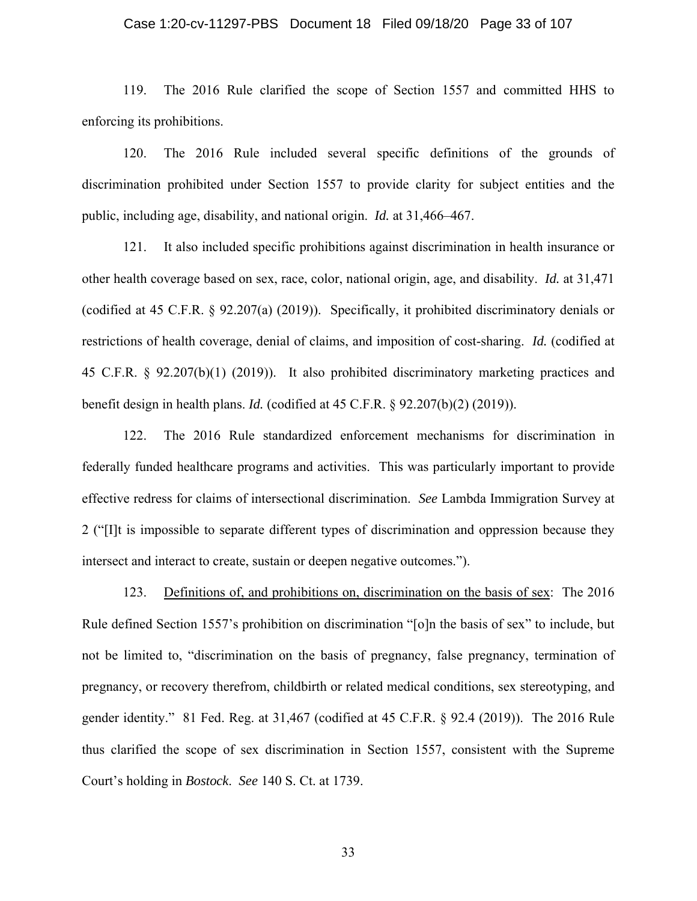119. The 2016 Rule clarified the scope of Section 1557 and committed HHS to enforcing its prohibitions.

120. The 2016 Rule included several specific definitions of the grounds of discrimination prohibited under Section 1557 to provide clarity for subject entities and the public, including age, disability, and national origin. *Id.* at 31,466–467.

121. It also included specific prohibitions against discrimination in health insurance or other health coverage based on sex, race, color, national origin, age, and disability. *Id.* at 31,471 (codified at 45 C.F.R. § 92.207(a) (2019)). Specifically, it prohibited discriminatory denials or restrictions of health coverage, denial of claims, and imposition of cost-sharing. *Id.* (codified at 45 C.F.R. § 92.207(b)(1) (2019)). It also prohibited discriminatory marketing practices and benefit design in health plans. *Id.* (codified at 45 C.F.R. § 92.207(b)(2) (2019)).

122. The 2016 Rule standardized enforcement mechanisms for discrimination in federally funded healthcare programs and activities. This was particularly important to provide effective redress for claims of intersectional discrimination. *See* Lambda Immigration Survey at 2 ("[I]t is impossible to separate different types of discrimination and oppression because they intersect and interact to create, sustain or deepen negative outcomes.").

123. <u>Definitions of, and prohibitions on, discrimination on the basis of sex</u>: The 2016 Rule defined Section 1557's prohibition on discrimination "[o]n the basis of sex" to include, but not be limited to, "discrimination on the basis of pregnancy, false pregnancy, termination of pregnancy, or recovery therefrom, childbirth or related medical conditions, sex stereotyping, and gender identity." 81 Fed. Reg. at 31,467 (codified at 45 C.F.R. § 92.4 (2019)). The 2016 Rule thus clarified the scope of sex discrimination in Section 1557, consistent with the Supreme Court's holding in *Bostock*. *See* 140 S. Ct. at 1739.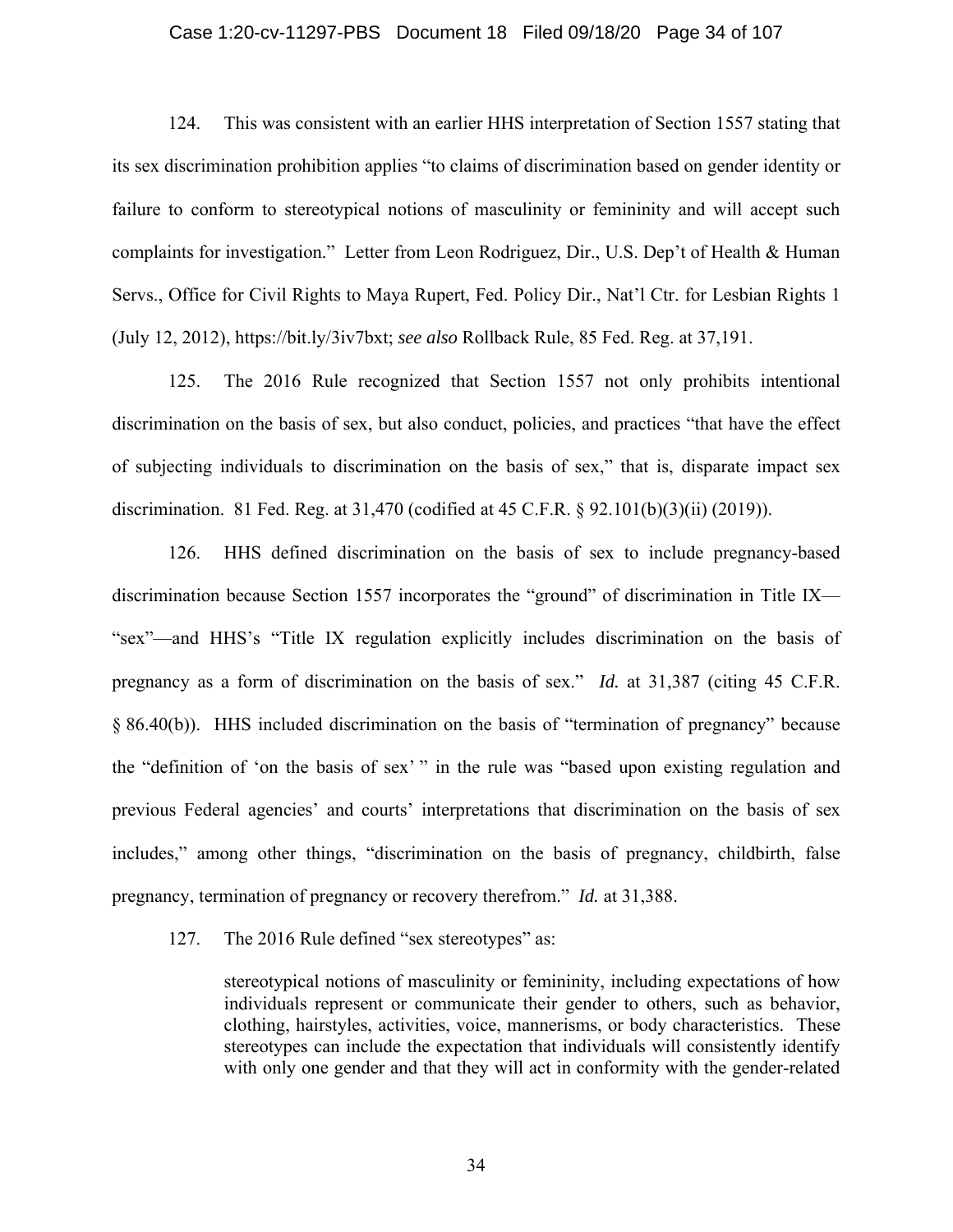124. This was consistent with an earlier HHS interpretation of Section 1557 stating that its sex discrimination prohibition applies "to claims of discrimination based on gender identity or failure to conform to stereotypical notions of masculinity or femininity and will accept such complaints for investigation." Letter from Leon Rodriguez, Dir., U.S. Dep't of Health & Human Servs., Office for Civil Rights to Maya Rupert, Fed. Policy Dir., Nat'l Ctr. for Lesbian Rights 1 (July 12, 2012), https://bit.ly/3iv7bxt; *see also* Rollback Rule, 85 Fed. Reg. at 37,191.

125. The 2016 Rule recognized that Section 1557 not only prohibits intentional discrimination on the basis of sex, but also conduct, policies, and practices "that have the effect of subjecting individuals to discrimination on the basis of sex," that is, disparate impact sex discrimination. 81 Fed. Reg. at 31,470 (codified at 45 C.F.R. § 92.101(b)(3)(ii) (2019)).

126. HHS defined discrimination on the basis of sex to include pregnancy-based discrimination because Section 1557 incorporates the "ground" of discrimination in Title IX—"sex"—and HHS's "Title IX regulation explicitly includes discrimination on the basis of pregnancy as a form of discrimination on the basis of sex." *Id.* at 31,387 (citing 45 C.F.R. § 86.40(b)). HHS included discrimination on the basis of "termination of pregnancy" because the "definition of 'on the basis of sex' " in the rule was "based upon existing regulation and previous Federal agencies' and courts' interpretations that discrimination on the basis of sex includes," among other things, "discrimination on the basis of pregnancy, childbirth, false pregnancy, termination of pregnancy or recovery therefrom." *Id.* at 31,388.

127. The 2016 Rule defined "sex stereotypes" as:

> stereotypical notions of masculinity or femininity, including expectations of how individuals represent or communicate their gender to others, such as behavior, clothing, hairstyles, activities, voice, mannerisms, or body characteristics. These stereotypes can include the expectation that individuals will consistently identify with only one gender and that they will act in conformity with the gender-related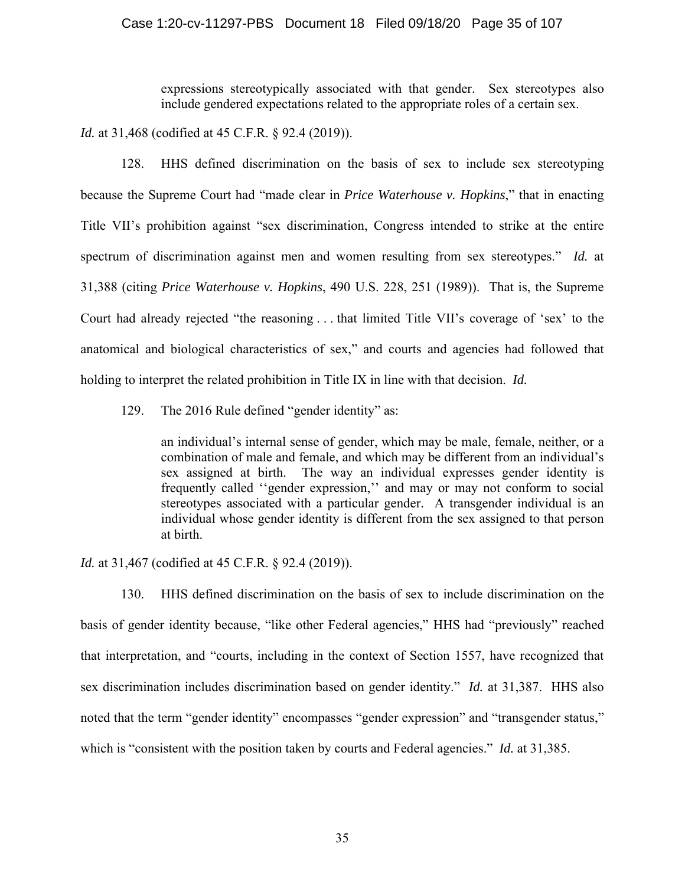> expressions stereotypically associated with that gender. Sex stereotypes also include gendered expectations related to the appropriate roles of a certain sex.

*Id.* at 31,468 (codified at 45 C.F.R. § 92.4 (2019)).

128. HHS defined discrimination on the basis of sex to include sex stereotyping because the Supreme Court had "made clear in *Price Waterhouse v. Hopkins*," that in enacting Title VII's prohibition against "sex discrimination, Congress intended to strike at the entire spectrum of discrimination against men and women resulting from sex stereotypes." *Id.* at 31,388 (citing *Price Waterhouse v. Hopkins*, 490 U.S. 228, 251 (1989)). That is, the Supreme Court had already rejected "the reasoning . . . that limited Title VII's coverage of 'sex' to the anatomical and biological characteristics of sex," and courts and agencies had followed that holding to interpret the related prohibition in Title IX in line with that decision. *Id.*

129. The 2016 Rule defined "gender identity" as:

> an individual's internal sense of gender, which may be male, female, neither, or a combination of male and female, and which may be different from an individual's sex assigned at birth. The way an individual expresses gender identity is frequently called ''gender expression,'' and may or may not conform to social stereotypes associated with a particular gender. A transgender individual is an individual whose gender identity is different from the sex assigned to that person at birth.

*Id.* at 31,467 (codified at 45 C.F.R. § 92.4 (2019)).

130. HHS defined discrimination on the basis of sex to include discrimination on the basis of gender identity because, "like other Federal agencies," HHS had "previously" reached that interpretation, and "courts, including in the context of Section 1557, have recognized that sex discrimination includes discrimination based on gender identity." *Id.* at 31,387. HHS also noted that the term "gender identity" encompasses "gender expression" and "transgender status," which is "consistent with the position taken by courts and Federal agencies." *Id.* at 31,385.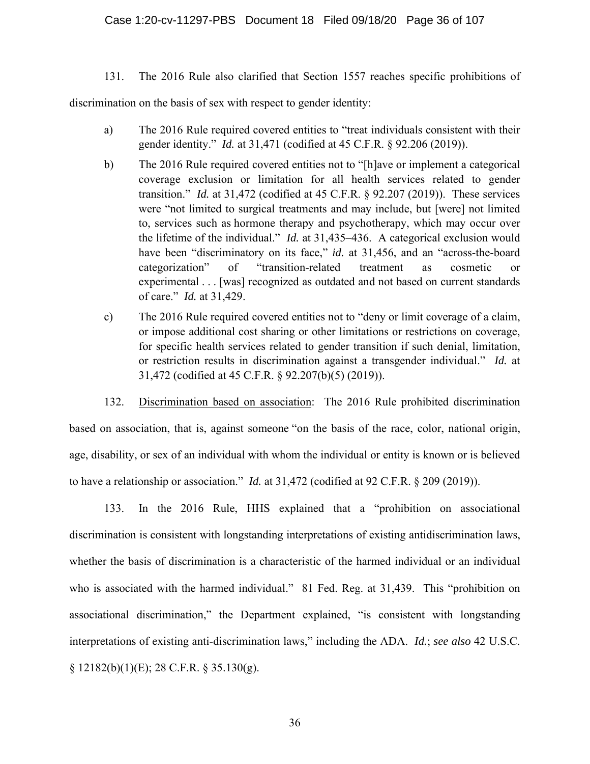131. The 2016 Rule also clarified that Section 1557 reaches specific prohibitions of discrimination on the basis of sex with respect to gender identity:

a) The 2016 Rule required covered entities to "treat individuals consistent with their gender identity." *Id.* at 31,471 (codified at 45 C.F.R. § 92.206 (2019)).

b) The 2016 Rule required covered entities not to "[h]ave or implement a categorical coverage exclusion or limitation for all health services related to gender transition." *Id.* at 31,472 (codified at 45 C.F.R. § 92.207 (2019)). These services were "not limited to surgical treatments and may include, but [were] not limited to, services such as hormone therapy and psychotherapy, which may occur over the lifetime of the individual." *Id.* at 31,435–436. A categorical exclusion would have been "discriminatory on its face," *id.* at 31,456, and an "across-the-board categorization" of "transition-related treatment as cosmetic or experimental . . . [was] recognized as outdated and not based on current standards of care." *Id.* at 31,429.

c) The 2016 Rule required covered entities not to "deny or limit coverage of a claim, or impose additional cost sharing or other limitations or restrictions on coverage, for specific health services related to gender transition if such denial, limitation, or restriction results in discrimination against a transgender individual." *Id.* at 31,472 (codified at 45 C.F.R. § 92.207(b)(5) (2019)).

132. <u>Discrimination based on association</u>: The 2016 Rule prohibited discrimination based on association, that is, against someone "on the basis of the race, color, national origin, age, disability, or sex of an individual with whom the individual or entity is known or is believed to have a relationship or association." *Id.* at 31,472 (codified at 92 C.F.R. § 209 (2019)).

133. In the 2016 Rule, HHS explained that a "prohibition on associational discrimination is consistent with longstanding interpretations of existing antidiscrimination laws, whether the basis of discrimination is a characteristic of the harmed individual or an individual who is associated with the harmed individual." 81 Fed. Reg. at 31,439. This "prohibition on associational discrimination," the Department explained, "is consistent with longstanding interpretations of existing anti-discrimination laws," including the ADA. *Id.*; *see also* 42 U.S.C. § 12182(b)(1)(E); 28 C.F.R. § 35.130(g).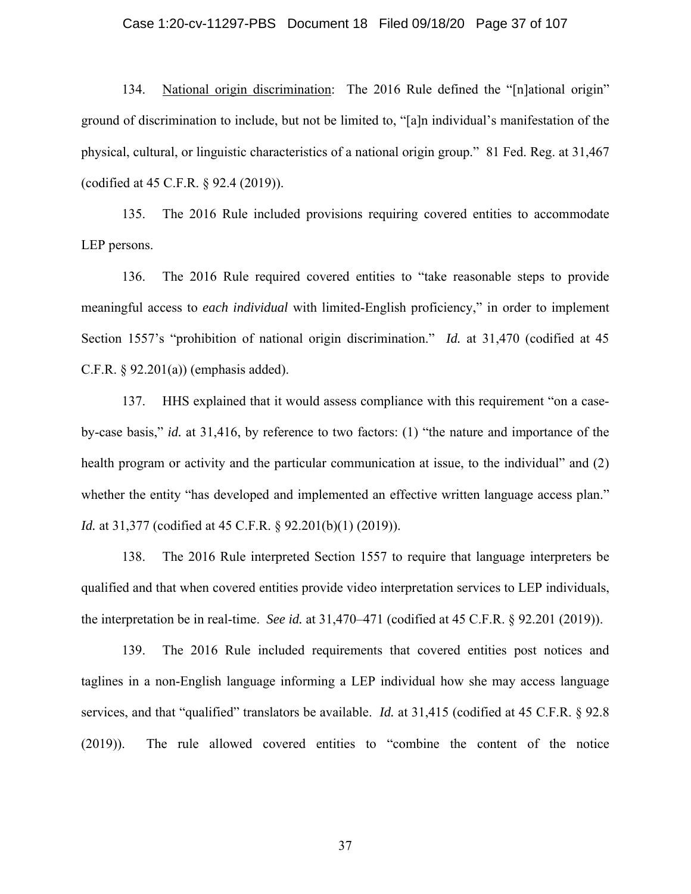134. National origin discrimination: The 2016 Rule defined the "[n]ational origin" ground of discrimination to include, but not be limited to, "[a]n individual's manifestation of the physical, cultural, or linguistic characteristics of a national origin group." 81 Fed. Reg. at 31,467 (codified at 45 C.F.R. § 92.4 (2019)).

135. The 2016 Rule included provisions requiring covered entities to accommodate LEP persons.

136. The 2016 Rule required covered entities to "take reasonable steps to provide meaningful access to *each individual* with limited-English proficiency," in order to implement Section 1557's "prohibition of national origin discrimination." *Id.* at 31,470 (codified at 45 C.F.R. § 92.201(a)) (emphasis added).

137. HHS explained that it would assess compliance with this requirement "on a case-by-case basis," *id.* at 31,416, by reference to two factors: (1) "the nature and importance of the health program or activity and the particular communication at issue, to the individual" and (2) whether the entity "has developed and implemented an effective written language access plan." *Id.* at 31,377 (codified at 45 C.F.R. § 92.201(b)(1) (2019)).

138. The 2016 Rule interpreted Section 1557 to require that language interpreters be qualified and that when covered entities provide video interpretation services to LEP individuals, the interpretation be in real-time. *See id.* at 31,470–471 (codified at 45 C.F.R. § 92.201 (2019)).

139. The 2016 Rule included requirements that covered entities post notices and taglines in a non-English language informing a LEP individual how she may access language services, and that "qualified" translators be available. *Id.* at 31,415 (codified at 45 C.F.R. § 92.8 (2019)). The rule allowed covered entities to "combine the content of the notice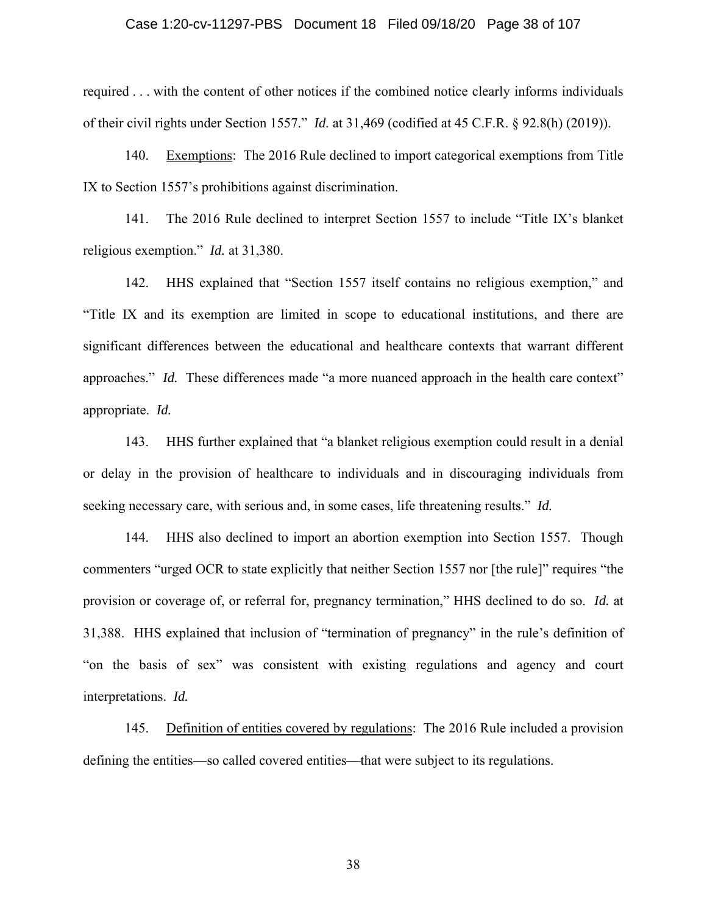required . . . with the content of other notices if the combined notice clearly informs individuals of their civil rights under Section 1557." *Id.* at 31,469 (codified at 45 C.F.R. § 92.8(h) (2019)).

140. Exemptions: The 2016 Rule declined to import categorical exemptions from Title IX to Section 1557's prohibitions against discrimination.

141. The 2016 Rule declined to interpret Section 1557 to include "Title IX's blanket religious exemption." *Id.* at 31,380.

142. HHS explained that "Section 1557 itself contains no religious exemption," and "Title IX and its exemption are limited in scope to educational institutions, and there are significant differences between the educational and healthcare contexts that warrant different approaches." *Id.* These differences made "a more nuanced approach in the health care context" appropriate. *Id.*

143. HHS further explained that "a blanket religious exemption could result in a denial or delay in the provision of healthcare to individuals and in discouraging individuals from seeking necessary care, with serious and, in some cases, life threatening results." *Id.*

144. HHS also declined to import an abortion exemption into Section 1557. Though commenters "urged OCR to state explicitly that neither Section 1557 nor [the rule]" requires "the provision or coverage of, or referral for, pregnancy termination," HHS declined to do so. *Id.* at 31,388. HHS explained that inclusion of "termination of pregnancy" in the rule's definition of "on the basis of sex" was consistent with existing regulations and agency and court interpretations. *Id.*

145. Definition of entities covered by regulations: The 2016 Rule included a provision defining the entities—so called covered entities—that were subject to its regulations.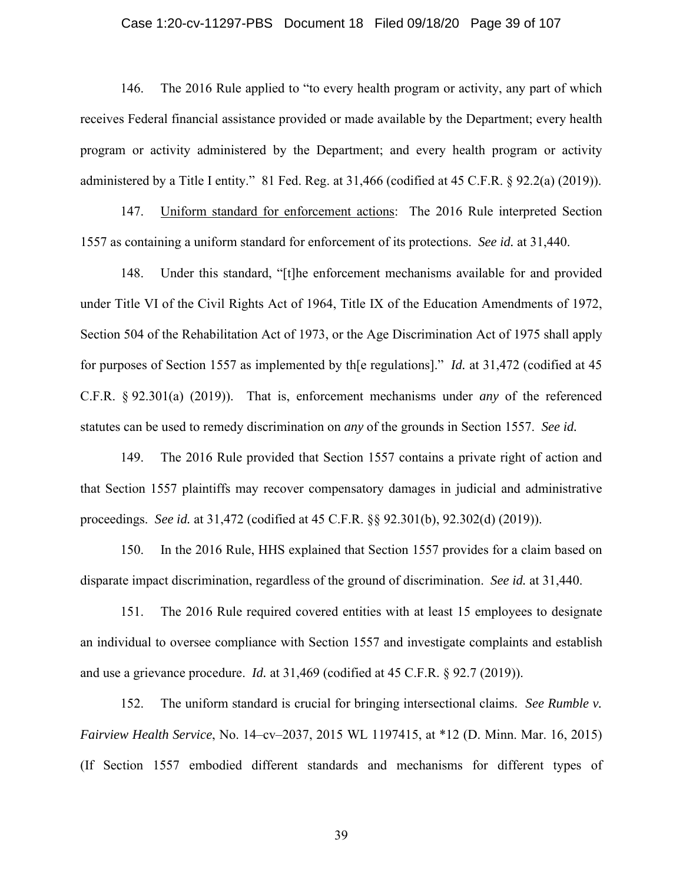146. The 2016 Rule applied to "to every health program or activity, any part of which receives Federal financial assistance provided or made available by the Department; every health program or activity administered by the Department; and every health program or activity administered by a Title I entity." 81 Fed. Reg. at 31,466 (codified at 45 C.F.R. § 92.2(a) (2019)).

147. Uniform standard for enforcement actions: The 2016 Rule interpreted Section 1557 as containing a uniform standard for enforcement of its protections. *See id.* at 31,440.

148. Under this standard, "[t]he enforcement mechanisms available for and provided under Title VI of the Civil Rights Act of 1964, Title IX of the Education Amendments of 1972, Section 504 of the Rehabilitation Act of 1973, or the Age Discrimination Act of 1975 shall apply for purposes of Section 1557 as implemented by th[e regulations]." *Id.* at 31,472 (codified at 45 C.F.R. § 92.301(a) (2019)). That is, enforcement mechanisms under *any* of the referenced statutes can be used to remedy discrimination on *any* of the grounds in Section 1557. *See id.*

149. The 2016 Rule provided that Section 1557 contains a private right of action and that Section 1557 plaintiffs may recover compensatory damages in judicial and administrative proceedings. *See id.* at 31,472 (codified at 45 C.F.R. §§ 92.301(b), 92.302(d) (2019)).

150. In the 2016 Rule, HHS explained that Section 1557 provides for a claim based on disparate impact discrimination, regardless of the ground of discrimination. *See id.* at 31,440.

151. The 2016 Rule required covered entities with at least 15 employees to designate an individual to oversee compliance with Section 1557 and investigate complaints and establish and use a grievance procedure. *Id.* at 31,469 (codified at 45 C.F.R. § 92.7 (2019)).

152. The uniform standard is crucial for bringing intersectional claims. *See Rumble v. Fairview Health Service*, No. 14–cv–2037, 2015 WL 1197415, at *12 (D. Minn. Mar. 16, 2015) (If Section 1557 embodied different standards and mechanisms for different types of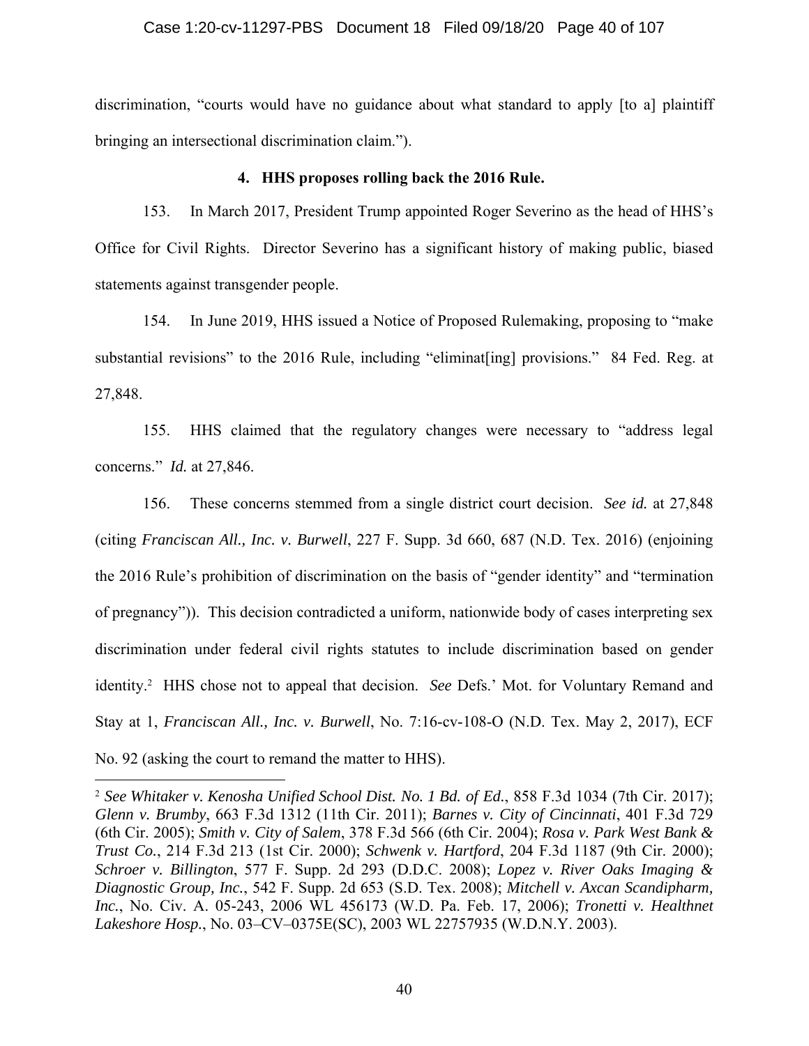discrimination, "courts would have no guidance about what standard to apply [to a] plaintiff bringing an intersectional discrimination claim.").

#### 4. HHS proposes rolling back the 2016 Rule.

153. In March 2017, President Trump appointed Roger Severino as the head of HHS's Office for Civil Rights. Director Severino has a significant history of making public, biased statements against transgender people.

154. In June 2019, HHS issued a Notice of Proposed Rulemaking, proposing to "make substantial revisions" to the 2016 Rule, including "eliminat[ing] provisions." 84 Fed. Reg. at 27,848.

155. HHS claimed that the regulatory changes were necessary to "address legal concerns." *Id.* at 27,846.

156. These concerns stemmed from a single district court decision. *See id.* at 27,848 (citing *Franciscan All., Inc. v. Burwell*, 227 F. Supp. 3d 660, 687 (N.D. Tex. 2016) (enjoining the 2016 Rule's prohibition of discrimination on the basis of "gender identity" and "termination of pregnancy")). This decision contradicted a uniform, nationwide body of cases interpreting sex discrimination under federal civil rights statutes to include discrimination based on gender identity.[2] HHS chose not to appeal that decision. *See* Defs.' Mot. for Voluntary Remand and Stay at 1, *Franciscan All., Inc. v. Burwell*, No. 7:16-cv-108-O (N.D. Tex. May 2, 2017), ECF No. 92 (asking the court to remand the matter to HHS).

---

[2] *See Whitaker v. Kenosha Unified School Dist. No. 1 Bd. of Ed.*, 858 F.3d 1034 (7th Cir. 2017); *Glenn v. Brumby*, 663 F.3d 1312 (11th Cir. 2011); *Barnes v. City of Cincinnati*, 401 F.3d 729 (6th Cir. 2005); *Smith v. City of Salem*, 378 F.3d 566 (6th Cir. 2004); *Rosa v. Park West Bank & Trust Co.*, 214 F.3d 213 (1st Cir. 2000); *Schwenk v. Hartford*, 204 F.3d 1187 (9th Cir. 2000); *Schroer v. Billington*, 577 F. Supp. 2d 293 (D.D.C. 2008); *Lopez v. River Oaks Imaging & Diagnostic Group, Inc.*, 542 F. Supp. 2d 653 (S.D. Tex. 2008); *Mitchell v. Axcan Scandipharm, Inc.*, No. Civ. A. 05-243, 2006 WL 456173 (W.D. Pa. Feb. 17, 2006); *Tronetti v. Healthnet Lakeshore Hosp.*, No. 03–CV–0375E(SC), 2003 WL 22757935 (W.D.N.Y. 2003).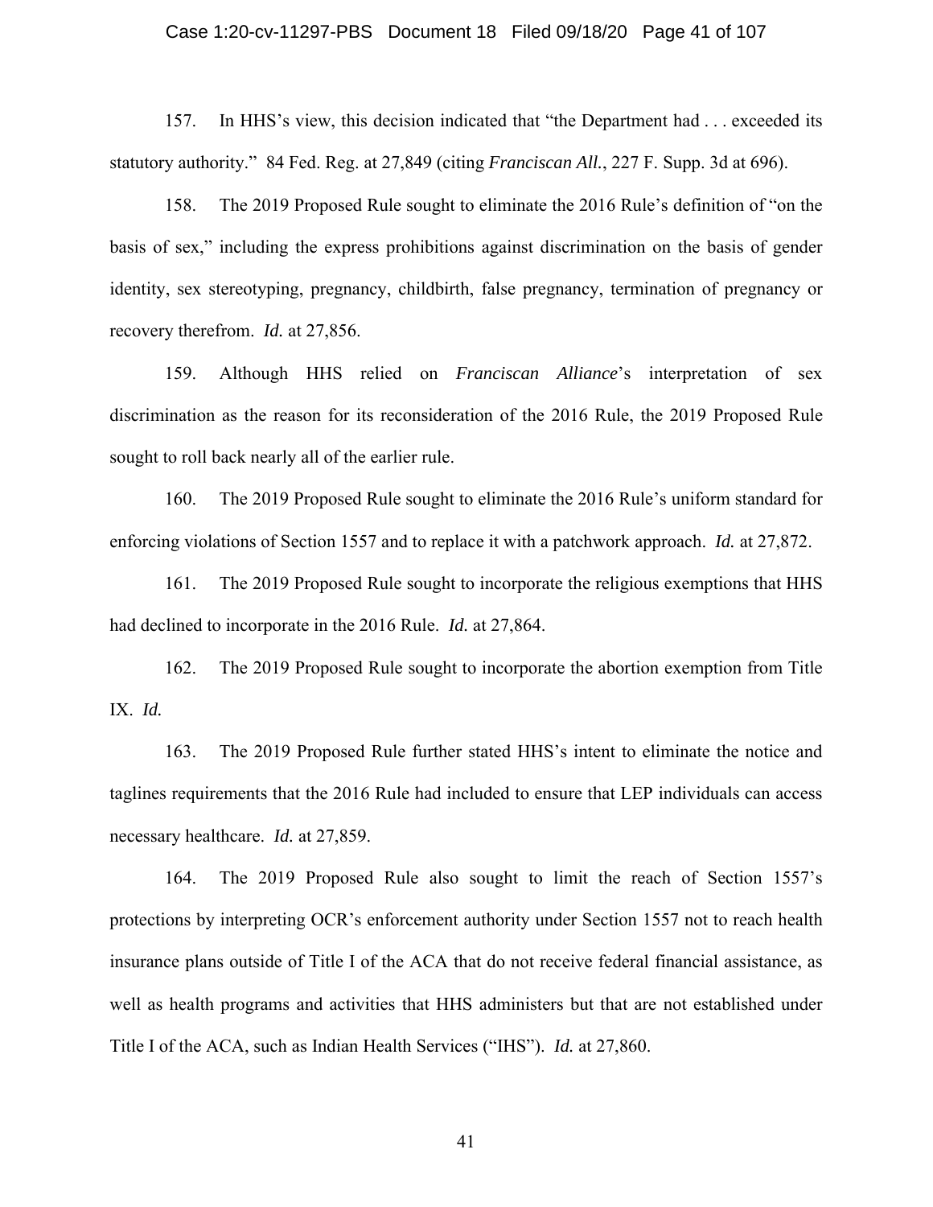157. In HHS's view, this decision indicated that "the Department had . . . exceeded its statutory authority." 84 Fed. Reg. at 27,849 (citing *Franciscan All.*, 227 F. Supp. 3d at 696).

158. The 2019 Proposed Rule sought to eliminate the 2016 Rule's definition of "on the basis of sex," including the express prohibitions against discrimination on the basis of gender identity, sex stereotyping, pregnancy, childbirth, false pregnancy, termination of pregnancy or recovery therefrom. *Id.* at 27,856.

159. Although HHS relied on *Franciscan Alliance*'s interpretation of sex discrimination as the reason for its reconsideration of the 2016 Rule, the 2019 Proposed Rule sought to roll back nearly all of the earlier rule.

160. The 2019 Proposed Rule sought to eliminate the 2016 Rule's uniform standard for enforcing violations of Section 1557 and to replace it with a patchwork approach. *Id.* at 27,872.

161. The 2019 Proposed Rule sought to incorporate the religious exemptions that HHS had declined to incorporate in the 2016 Rule. *Id.* at 27,864.

162. The 2019 Proposed Rule sought to incorporate the abortion exemption from Title IX. *Id.*

163. The 2019 Proposed Rule further stated HHS's intent to eliminate the notice and taglines requirements that the 2016 Rule had included to ensure that LEP individuals can access necessary healthcare. *Id.* at 27,859.

164. The 2019 Proposed Rule also sought to limit the reach of Section 1557's protections by interpreting OCR's enforcement authority under Section 1557 not to reach health insurance plans outside of Title I of the ACA that do not receive federal financial assistance, as well as health programs and activities that HHS administers but that are not established under Title I of the ACA, such as Indian Health Services ("IHS"). *Id.* at 27,860.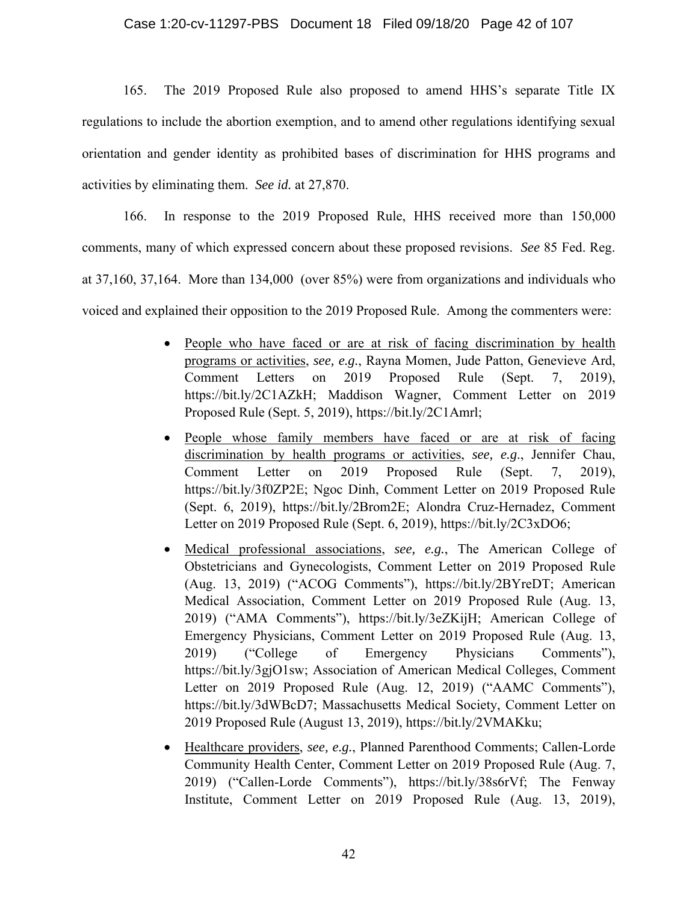165. The 2019 Proposed Rule also proposed to amend HHS's separate Title IX regulations to include the abortion exemption, and to amend other regulations identifying sexual orientation and gender identity as prohibited bases of discrimination for HHS programs and activities by eliminating them. *See id.* at 27,870.

166. In response to the 2019 Proposed Rule, HHS received more than 150,000 comments, many of which expressed concern about these proposed revisions. *See* 85 Fed. Reg. at 37,160, 37,164. More than 134,000 (over 85%) were from organizations and individuals who voiced and explained their opposition to the 2019 Proposed Rule. Among the commenters were:

- <u>People who have faced or are at risk of facing discrimination by health programs or activities</u>, *see, e.g.*, Rayna Momen, Jude Patton, Genevieve Ard, Comment Letters on 2019 Proposed Rule (Sept. 7, 2019), https://bit.ly/2C1AZkH; Maddison Wagner, Comment Letter on 2019 Proposed Rule (Sept. 5, 2019), https://bit.ly/2C1Amrl;
- <u>People whose family members have faced or are at risk of facing discrimination by health programs or activities</u>, *see, e.g.*, Jennifer Chau, Comment Letter on 2019 Proposed Rule (Sept. 7, 2019), https://bit.ly/3f0ZP2E; Ngoc Dinh, Comment Letter on 2019 Proposed Rule (Sept. 6, 2019), https://bit.ly/2Brom2E; Alondra Cruz-Hernadez, Comment Letter on 2019 Proposed Rule (Sept. 6, 2019), https://bit.ly/2C3xDO6;
- <u>Medical professional associations</u>, *see, e.g.*, The American College of Obstetricians and Gynecologists, Comment Letter on 2019 Proposed Rule (Aug. 13, 2019) ("ACOG Comments"), https://bit.ly/2BYreDT; American Medical Association, Comment Letter on 2019 Proposed Rule (Aug. 13, 2019) ("AMA Comments"), https://bit.ly/3eZKijH; American College of Emergency Physicians, Comment Letter on 2019 Proposed Rule (Aug. 13, 2019) ("College of Emergency Physicians Comments"), https://bit.ly/3gjO1sw; Association of American Medical Colleges, Comment Letter on 2019 Proposed Rule (Aug. 12, 2019) ("AAMC Comments"), https://bit.ly/3dWBcD7; Massachusetts Medical Society, Comment Letter on 2019 Proposed Rule (August 13, 2019), https://bit.ly/2VMAKku;
- <u>Healthcare providers</u>, *see, e.g.*, Planned Parenthood Comments; Callen-Lorde Community Health Center, Comment Letter on 2019 Proposed Rule (Aug. 7, 2019) ("Callen-Lorde Comments"), https://bit.ly/38s6rVf; The Fenway Institute, Comment Letter on 2019 Proposed Rule (Aug. 13, 2019),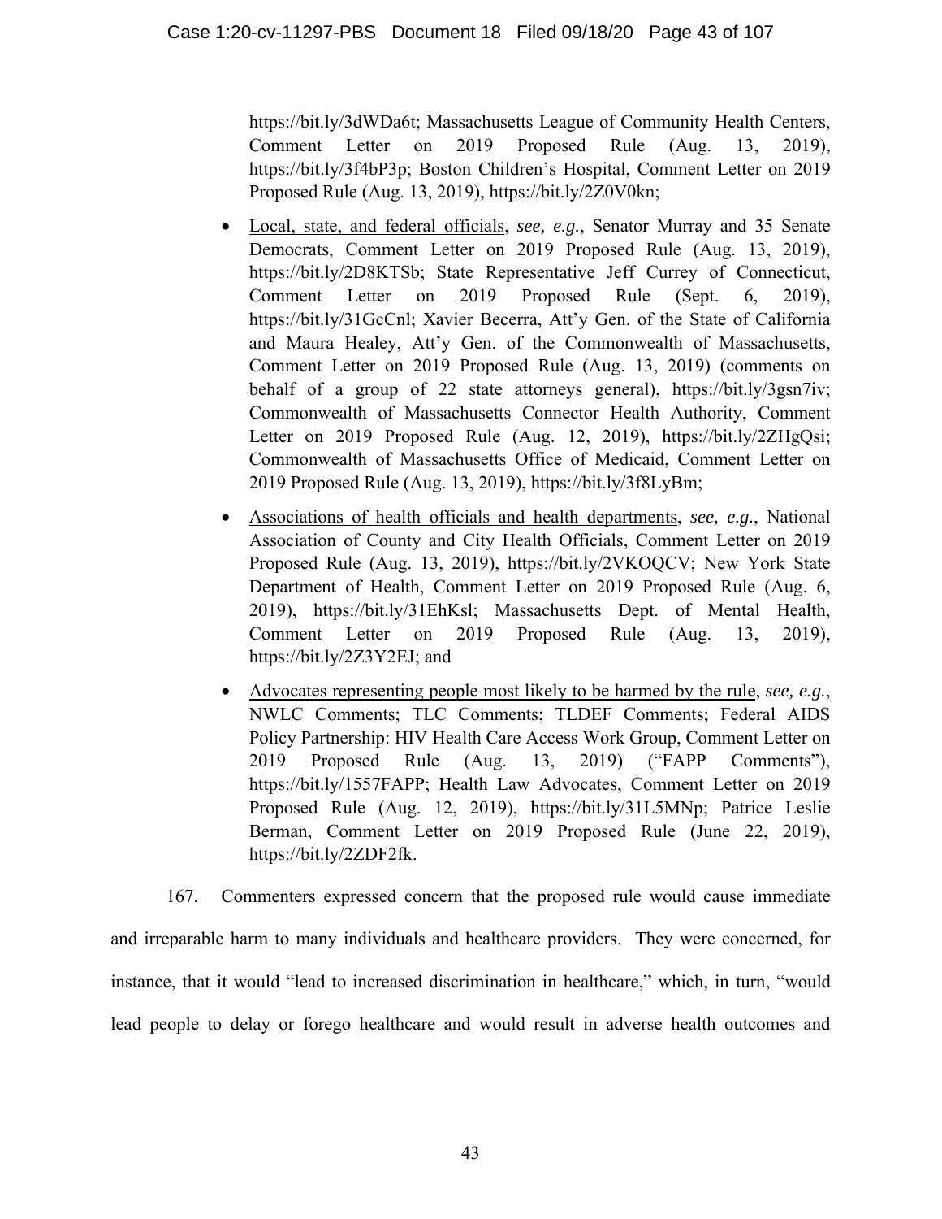https://bit.ly/3dWDa6t; Massachusetts League of Community Health Centers, Comment Letter on 2019 Proposed Rule (Aug. 13, 2019), https://bit.ly/3f4bP3p; Boston Children's Hospital, Comment Letter on 2019 Proposed Rule (Aug. 13, 2019), https://bit.ly/2Z0V0kn;

- <u>Local, state, and federal officials</u>, *see, e.g.*, Senator Murray and 35 Senate Democrats, Comment Letter on 2019 Proposed Rule (Aug. 13, 2019), https://bit.ly/2D8KTSb; State Representative Jeff Currey of Connecticut, Comment Letter on 2019 Proposed Rule (Sept. 6, 2019), https://bit.ly/31GcCnl; Xavier Becerra, Att'y Gen. of the State of California and Maura Healey, Att'y Gen. of the Commonwealth of Massachusetts, Comment Letter on 2019 Proposed Rule (Aug. 13, 2019) (comments on behalf of a group of 22 state attorneys general), https://bit.ly/3gsn7iv; Commonwealth of Massachusetts Connector Health Authority, Comment Letter on 2019 Proposed Rule (Aug. 12, 2019), https://bit.ly/2ZHgQsi; Commonwealth of Massachusetts Office of Medicaid, Comment Letter on 2019 Proposed Rule (Aug. 13, 2019), https://bit.ly/3f8LyBm;
- <u>Associations of health officials and health departments</u>, *see, e.g.*, National Association of County and City Health Officials, Comment Letter on 2019 Proposed Rule (Aug. 13, 2019), https://bit.ly/2VKOQCV; New York State Department of Health, Comment Letter on 2019 Proposed Rule (Aug. 6, 2019), https://bit.ly/31EhKsl; Massachusetts Dept. of Mental Health, Comment Letter on 2019 Proposed Rule (Aug. 13, 2019), https://bit.ly/2Z3Y2EJ; and
- <u>Advocates representing people most likely to be harmed by the rule</u>, *see, e.g.*, NWLC Comments; TLC Comments; TLDEF Comments; Federal AIDS Policy Partnership: HIV Health Care Access Work Group, Comment Letter on 2019 Proposed Rule (Aug. 13, 2019) ("FAPP Comments"), https://bit.ly/1557FAPP; Health Law Advocates, Comment Letter on 2019 Proposed Rule (Aug. 12, 2019), https://bit.ly/31L5MNp; Patrice Leslie Berman, Comment Letter on 2019 Proposed Rule (June 22, 2019), https://bit.ly/2ZDF2fk.

167. Commenters expressed concern that the proposed rule would cause immediate and irreparable harm to many individuals and healthcare providers. They were concerned, for instance, that it would "lead to increased discrimination in healthcare," which, in turn, "would lead people to delay or forego healthcare and would result in adverse health outcomes and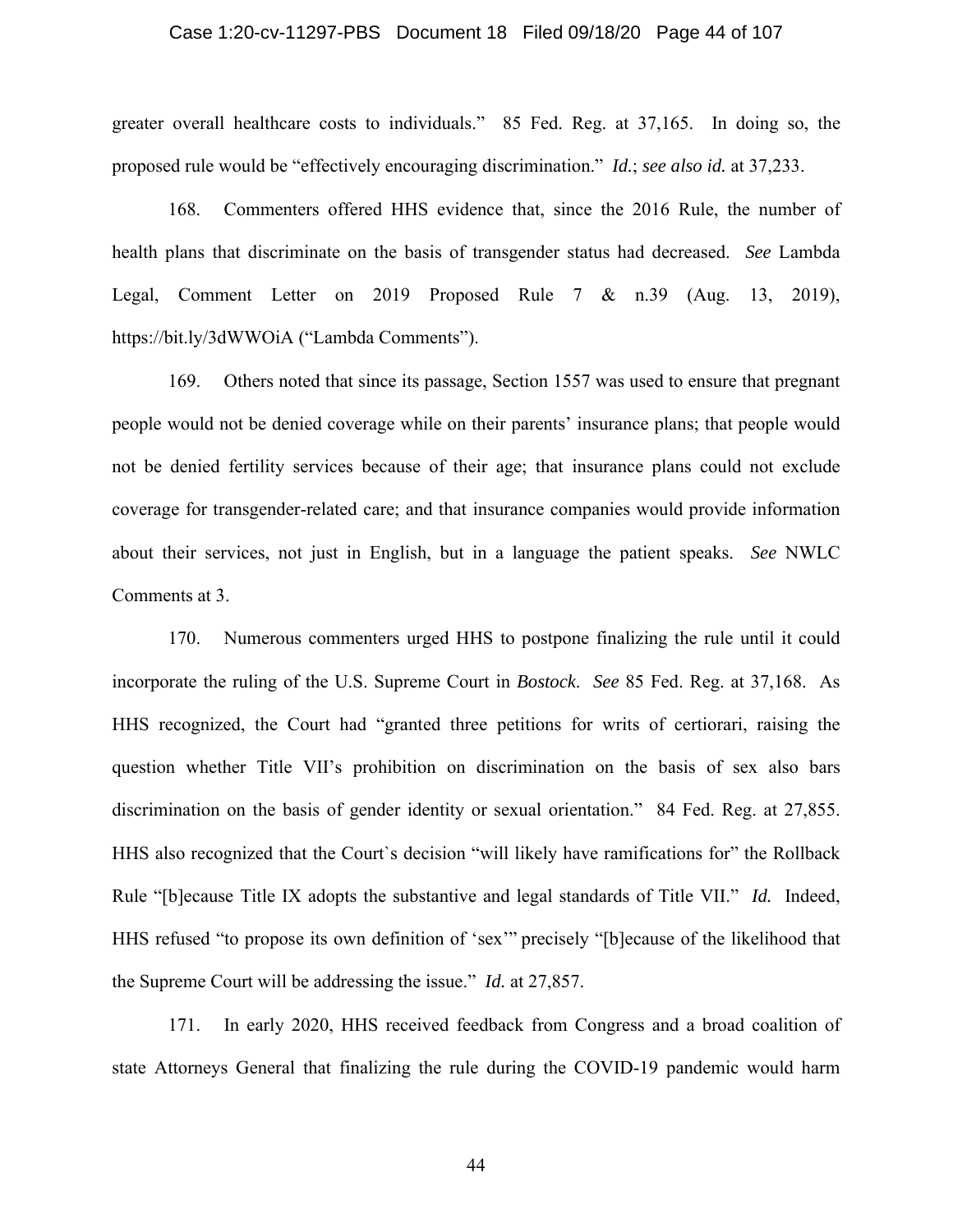greater overall healthcare costs to individuals." 85 Fed. Reg. at 37,165. In doing so, the proposed rule would be "effectively encouraging discrimination." *Id.*; *see also id.* at 37,233.

168. Commenters offered HHS evidence that, since the 2016 Rule, the number of health plans that discriminate on the basis of transgender status had decreased. *See* Lambda Legal, Comment Letter on 2019 Proposed Rule 7 & n.39 (Aug. 13, 2019), https://bit.ly/3dWWOiA ("Lambda Comments").

169. Others noted that since its passage, Section 1557 was used to ensure that pregnant people would not be denied coverage while on their parents' insurance plans; that people would not be denied fertility services because of their age; that insurance plans could not exclude coverage for transgender-related care; and that insurance companies would provide information about their services, not just in English, but in a language the patient speaks. *See* NWLC Comments at 3.

170. Numerous commenters urged HHS to postpone finalizing the rule until it could incorporate the ruling of the U.S. Supreme Court in *Bostock*. *See* 85 Fed. Reg. at 37,168. As HHS recognized, the Court had "granted three petitions for writs of certiorari, raising the question whether Title VII's prohibition on discrimination on the basis of sex also bars discrimination on the basis of gender identity or sexual orientation." 84 Fed. Reg. at 27,855. HHS also recognized that the Court`s decision "will likely have ramifications for" the Rollback Rule "[b]ecause Title IX adopts the substantive and legal standards of Title VII." *Id.* Indeed, HHS refused "to propose its own definition of 'sex'" precisely "[b]ecause of the likelihood that the Supreme Court will be addressing the issue." *Id.* at 27,857.

171. In early 2020, HHS received feedback from Congress and a broad coalition of state Attorneys General that finalizing the rule during the COVID-19 pandemic would harm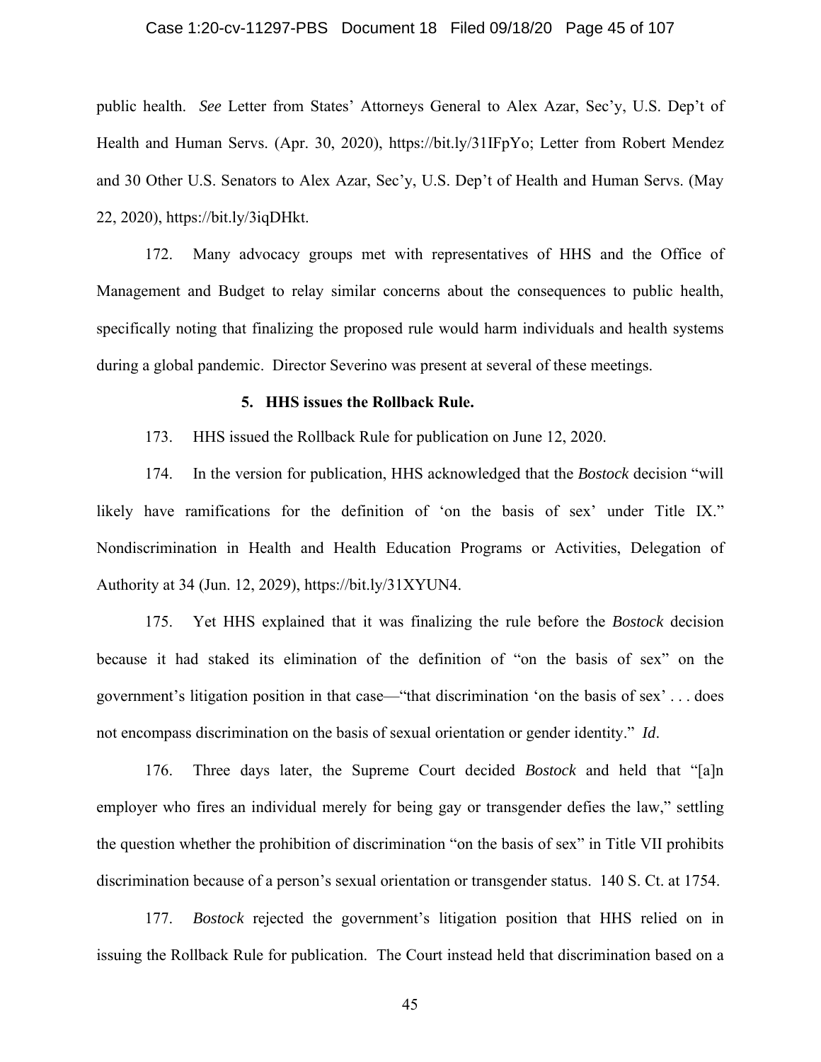public health. *See* Letter from States' Attorneys General to Alex Azar, Sec'y, U.S. Dep't of Health and Human Servs. (Apr. 30, 2020), https://bit.ly/31IFpYo; Letter from Robert Mendez and 30 Other U.S. Senators to Alex Azar, Sec'y, U.S. Dep't of Health and Human Servs. (May 22, 2020), https://bit.ly/3iqDHkt.

172. Many advocacy groups met with representatives of HHS and the Office of Management and Budget to relay similar concerns about the consequences to public health, specifically noting that finalizing the proposed rule would harm individuals and health systems during a global pandemic. Director Severino was present at several of these meetings.

#### 5. HHS issues the Rollback Rule.

173. HHS issued the Rollback Rule for publication on June 12, 2020.

174. In the version for publication, HHS acknowledged that the *Bostock* decision "will likely have ramifications for the definition of 'on the basis of sex' under Title IX." Nondiscrimination in Health and Health Education Programs or Activities, Delegation of Authority at 34 (Jun. 12, 2029), https://bit.ly/31XYUN4.

175. Yet HHS explained that it was finalizing the rule before the *Bostock* decision because it had staked its elimination of the definition of "on the basis of sex" on the government's litigation position in that case—"that discrimination 'on the basis of sex' . . . does not encompass discrimination on the basis of sexual orientation or gender identity." *Id*.

176. Three days later, the Supreme Court decided *Bostock* and held that "[a]n employer who fires an individual merely for being gay or transgender defies the law," settling the question whether the prohibition of discrimination "on the basis of sex" in Title VII prohibits discrimination because of a person's sexual orientation or transgender status. 140 S. Ct. at 1754.

177. *Bostock* rejected the government's litigation position that HHS relied on in issuing the Rollback Rule for publication. The Court instead held that discrimination based on a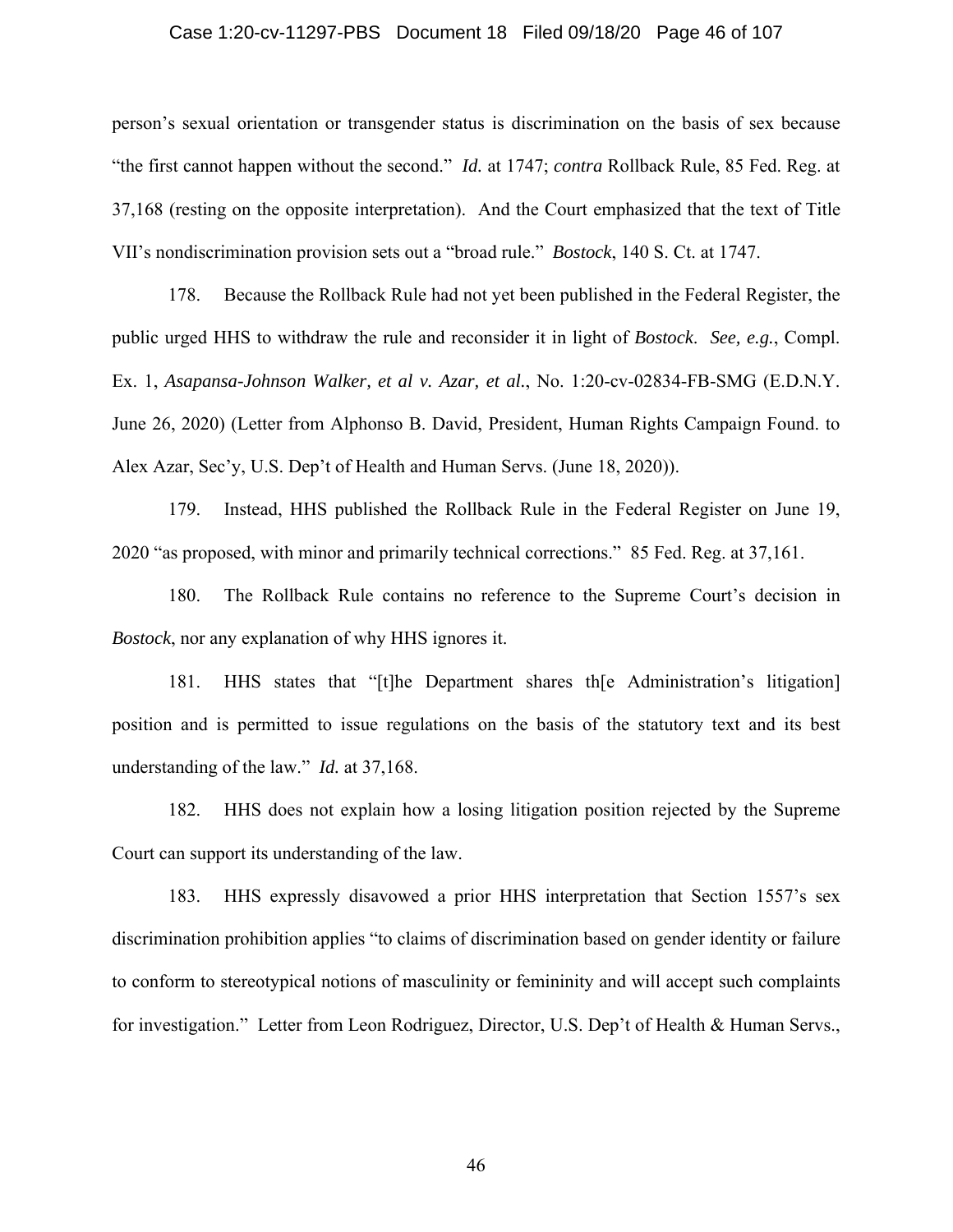person's sexual orientation or transgender status is discrimination on the basis of sex because "the first cannot happen without the second." *Id.* at 1747; *contra* Rollback Rule, 85 Fed. Reg. at 37,168 (resting on the opposite interpretation). And the Court emphasized that the text of Title VII's nondiscrimination provision sets out a "broad rule." *Bostock*, 140 S. Ct. at 1747.

178. Because the Rollback Rule had not yet been published in the Federal Register, the public urged HHS to withdraw the rule and reconsider it in light of *Bostock*. *See, e.g.*, Compl. Ex. 1, *Asapansa-Johnson Walker, et al v. Azar, et al.*, No. 1:20-cv-02834-FB-SMG (E.D.N.Y. June 26, 2020) (Letter from Alphonso B. David, President, Human Rights Campaign Found. to Alex Azar, Sec'y, U.S. Dep't of Health and Human Servs. (June 18, 2020)).

179. Instead, HHS published the Rollback Rule in the Federal Register on June 19, 2020 "as proposed, with minor and primarily technical corrections." 85 Fed. Reg. at 37,161.

180. The Rollback Rule contains no reference to the Supreme Court's decision in *Bostock*, nor any explanation of why HHS ignores it.

181. HHS states that "[t]he Department shares th[e Administration's litigation] position and is permitted to issue regulations on the basis of the statutory text and its best understanding of the law." *Id.* at 37,168.

182. HHS does not explain how a losing litigation position rejected by the Supreme Court can support its understanding of the law.

183. HHS expressly disavowed a prior HHS interpretation that Section 1557's sex discrimination prohibition applies "to claims of discrimination based on gender identity or failure to conform to stereotypical notions of masculinity or femininity and will accept such complaints for investigation." Letter from Leon Rodriguez, Director, U.S. Dep't of Health & Human Servs.,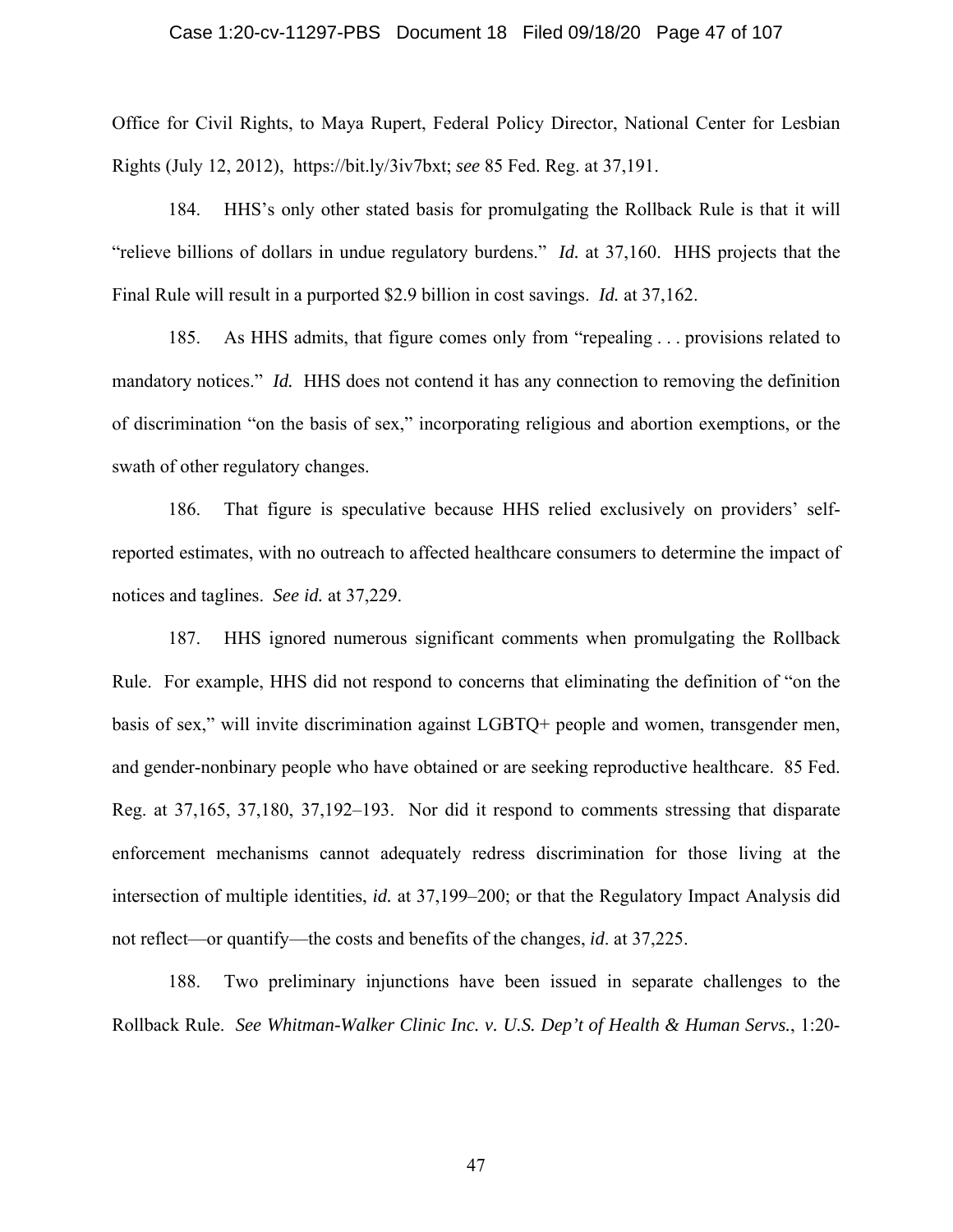Office for Civil Rights, to Maya Rupert, Federal Policy Director, National Center for Lesbian Rights (July 12, 2012), https://bit.ly/3iv7bxt; *see* 85 Fed. Reg. at 37,191.

184. HHS's only other stated basis for promulgating the Rollback Rule is that it will "relieve billions of dollars in undue regulatory burdens." *Id.* at 37,160. HHS projects that the Final Rule will result in a purported $2.9 billion in cost savings. *Id.* at 37,162.

185. As HHS admits, that figure comes only from "repealing . . . provisions related to mandatory notices." *Id.* HHS does not contend it has any connection to removing the definition of discrimination "on the basis of sex," incorporating religious and abortion exemptions, or the swath of other regulatory changes.

186. That figure is speculative because HHS relied exclusively on providers' self-reported estimates, with no outreach to affected healthcare consumers to determine the impact of notices and taglines. *See id.* at 37,229.

187. HHS ignored numerous significant comments when promulgating the Rollback Rule. For example, HHS did not respond to concerns that eliminating the definition of "on the basis of sex," will invite discrimination against LGBTQ+ people and women, transgender men, and gender-nonbinary people who have obtained or are seeking reproductive healthcare. 85 Fed. Reg. at 37,165, 37,180, 37,192–193. Nor did it respond to comments stressing that disparate enforcement mechanisms cannot adequately redress discrimination for those living at the intersection of multiple identities, *id.* at 37,199–200; or that the Regulatory Impact Analysis did not reflect—or quantify—the costs and benefits of the changes, *id*. at 37,225.

188. Two preliminary injunctions have been issued in separate challenges to the Rollback Rule. *See Whitman-Walker Clinic Inc. v. U.S. Dep't of Health & Human Servs.*, 1:20-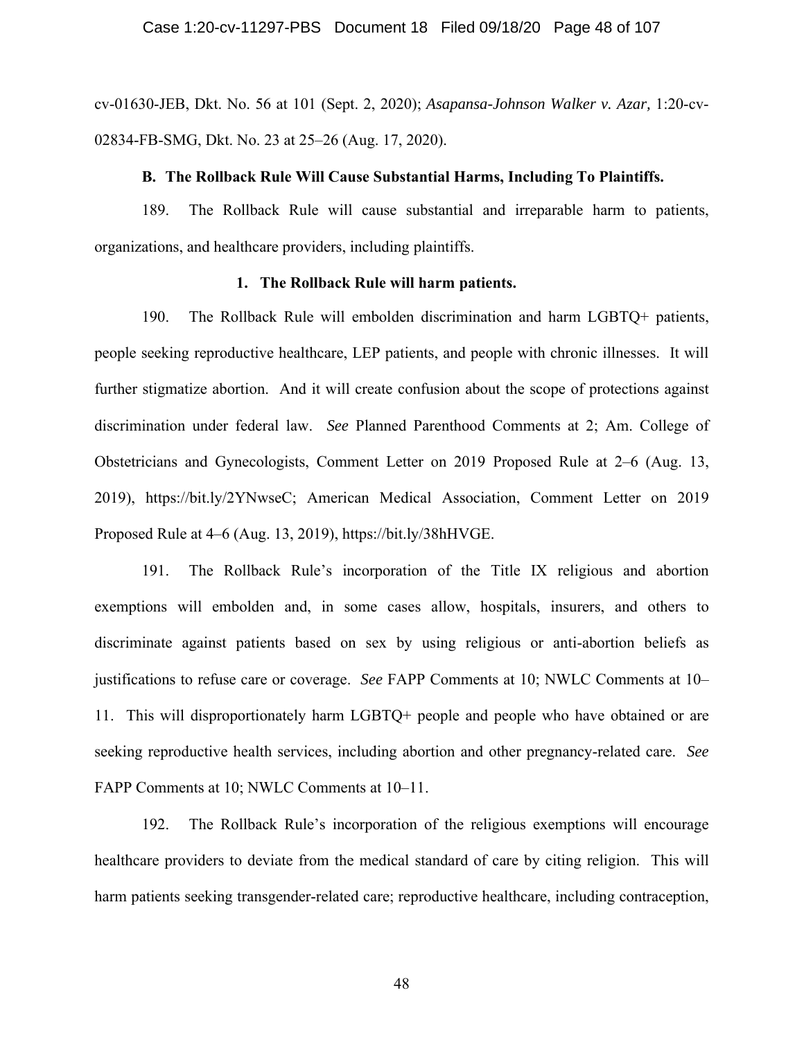cv-01630-JEB, Dkt. No. 56 at 101 (Sept. 2, 2020); *Asapansa-Johnson Walker v. Azar,* 1:20-cv-02834-FB-SMG, Dkt. No. 23 at 25–26 (Aug. 17, 2020).

### B. The Rollback Rule Will Cause Substantial Harms, Including To Plaintiffs.

189. The Rollback Rule will cause substantial and irreparable harm to patients, organizations, and healthcare providers, including plaintiffs.

#### 1. The Rollback Rule will harm patients.

190. The Rollback Rule will embolden discrimination and harm LGBTQ+ patients, people seeking reproductive healthcare, LEP patients, and people with chronic illnesses. It will further stigmatize abortion. And it will create confusion about the scope of protections against discrimination under federal law. *See* Planned Parenthood Comments at 2; Am. College of Obstetricians and Gynecologists, Comment Letter on 2019 Proposed Rule at 2–6 (Aug. 13, 2019), https://bit.ly/2YNwseC; American Medical Association, Comment Letter on 2019 Proposed Rule at 4–6 (Aug. 13, 2019), https://bit.ly/38hHVGE.

191. The Rollback Rule's incorporation of the Title IX religious and abortion exemptions will embolden and, in some cases allow, hospitals, insurers, and others to discriminate against patients based on sex by using religious or anti-abortion beliefs as justifications to refuse care or coverage. *See* FAPP Comments at 10; NWLC Comments at 10–11. This will disproportionately harm LGBTQ+ people and people who have obtained or are seeking reproductive health services, including abortion and other pregnancy-related care. *See* FAPP Comments at 10; NWLC Comments at 10–11.

192. The Rollback Rule's incorporation of the religious exemptions will encourage healthcare providers to deviate from the medical standard of care by citing religion. This will harm patients seeking transgender-related care; reproductive healthcare, including contraception,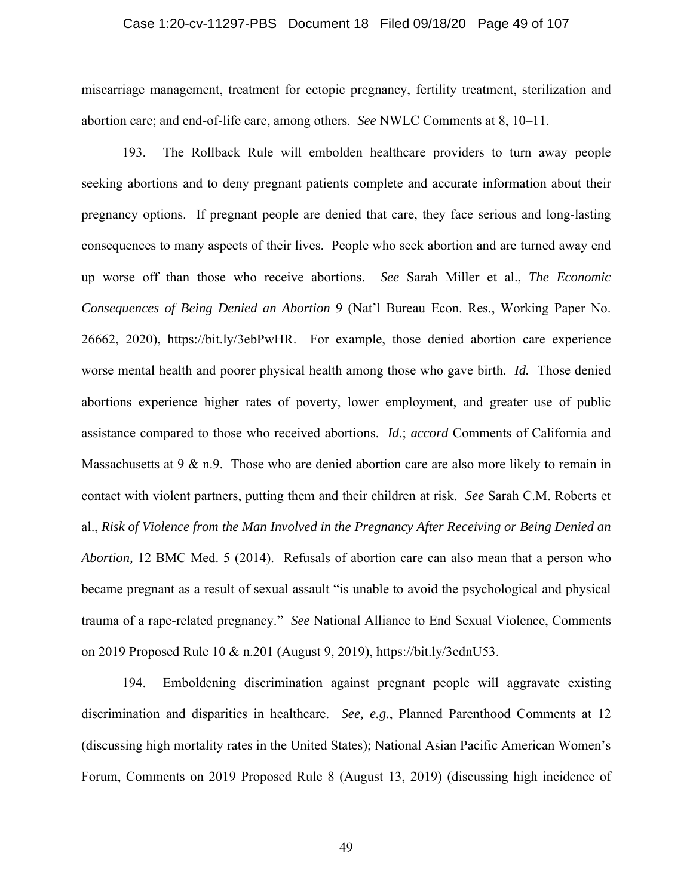miscarriage management, treatment for ectopic pregnancy, fertility treatment, sterilization and abortion care; and end-of-life care, among others. *See* NWLC Comments at 8, 10–11.

193. The Rollback Rule will embolden healthcare providers to turn away people seeking abortions and to deny pregnant patients complete and accurate information about their pregnancy options. If pregnant people are denied that care, they face serious and long-lasting consequences to many aspects of their lives. People who seek abortion and are turned away end up worse off than those who receive abortions. *See* Sarah Miller et al., *The Economic Consequences of Being Denied an Abortion* 9 (Nat'l Bureau Econ. Res., Working Paper No. 26662, 2020), https://bit.ly/3ebPwHR. For example, those denied abortion care experience worse mental health and poorer physical health among those who gave birth. *Id.* Those denied abortions experience higher rates of poverty, lower employment, and greater use of public assistance compared to those who received abortions. *Id*.; *accord* Comments of California and Massachusetts at 9 & n.9. Those who are denied abortion care are also more likely to remain in contact with violent partners, putting them and their children at risk. *See* Sarah C.M. Roberts et al., *Risk of Violence from the Man Involved in the Pregnancy After Receiving or Being Denied an Abortion,* 12 BMC Med. 5 (2014). Refusals of abortion care can also mean that a person who became pregnant as a result of sexual assault "is unable to avoid the psychological and physical trauma of a rape-related pregnancy." *See* National Alliance to End Sexual Violence, Comments on 2019 Proposed Rule 10 & n.201 (August 9, 2019), https://bit.ly/3ednU53.

194. Emboldening discrimination against pregnant people will aggravate existing discrimination and disparities in healthcare. *See, e.g.*, Planned Parenthood Comments at 12 (discussing high mortality rates in the United States); National Asian Pacific American Women's Forum, Comments on 2019 Proposed Rule 8 (August 13, 2019) (discussing high incidence of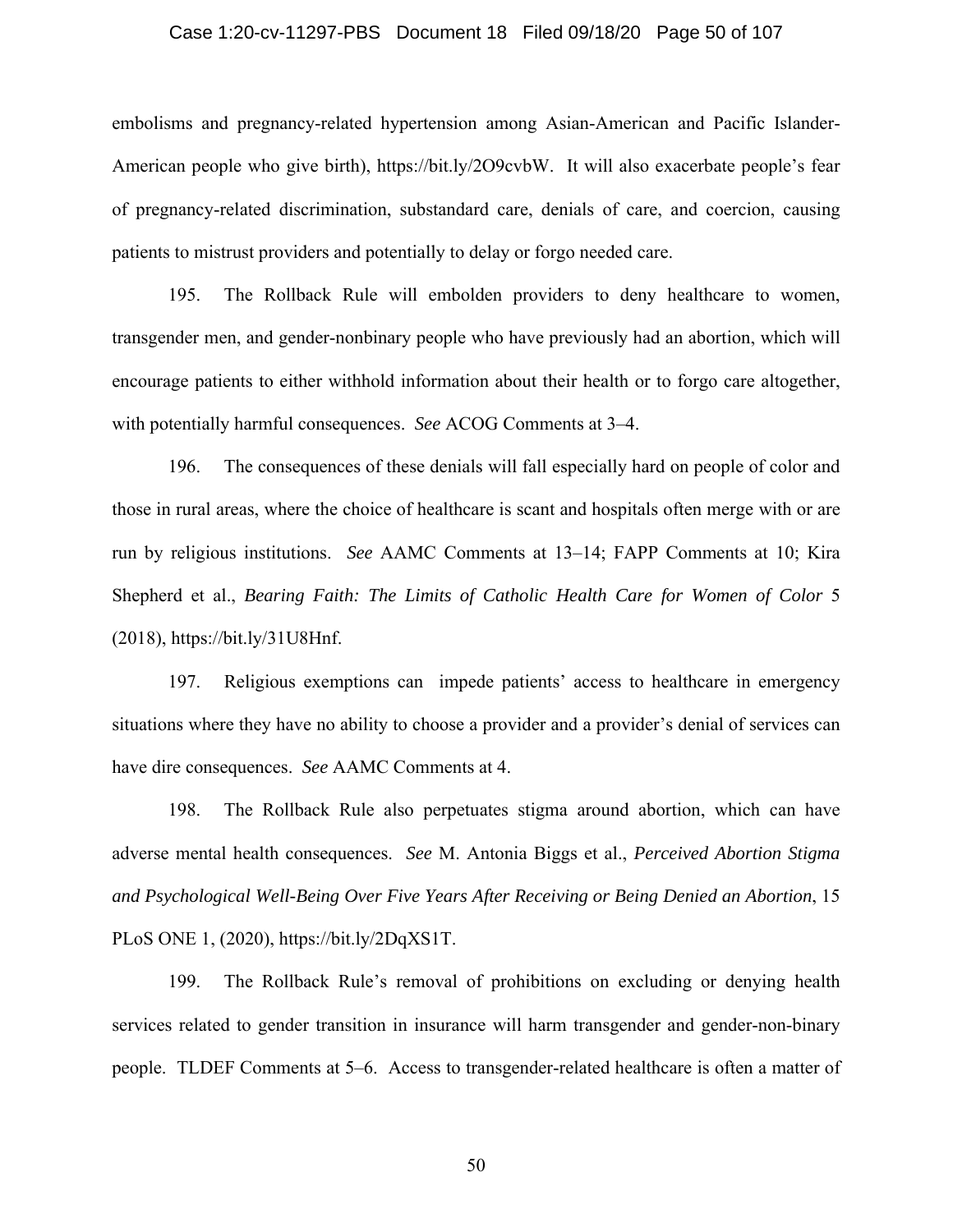embolisms and pregnancy-related hypertension among Asian-American and Pacific Islander-American people who give birth), https://bit.ly/2O9cvbW. It will also exacerbate people's fear of pregnancy-related discrimination, substandard care, denials of care, and coercion, causing patients to mistrust providers and potentially to delay or forgo needed care.

195. The Rollback Rule will embolden providers to deny healthcare to women, transgender men, and gender-nonbinary people who have previously had an abortion, which will encourage patients to either withhold information about their health or to forgo care altogether, with potentially harmful consequences. *See* ACOG Comments at 3–4.

196. The consequences of these denials will fall especially hard on people of color and those in rural areas, where the choice of healthcare is scant and hospitals often merge with or are run by religious institutions. *See* AAMC Comments at 13–14; FAPP Comments at 10; Kira Shepherd et al., *Bearing Faith: The Limits of Catholic Health Care for Women of Color* 5 (2018), https://bit.ly/31U8Hnf.

197. Religious exemptions can impede patients' access to healthcare in emergency situations where they have no ability to choose a provider and a provider's denial of services can have dire consequences. *See* AAMC Comments at 4.

198. The Rollback Rule also perpetuates stigma around abortion, which can have adverse mental health consequences. *See* M. Antonia Biggs et al., *Perceived Abortion Stigma and Psychological Well-Being Over Five Years After Receiving or Being Denied an Abortion*, 15 PLoS ONE 1, (2020), https://bit.ly/2DqXS1T.

199. The Rollback Rule's removal of prohibitions on excluding or denying health services related to gender transition in insurance will harm transgender and gender-non-binary people. TLDEF Comments at 5–6. Access to transgender-related healthcare is often a matter of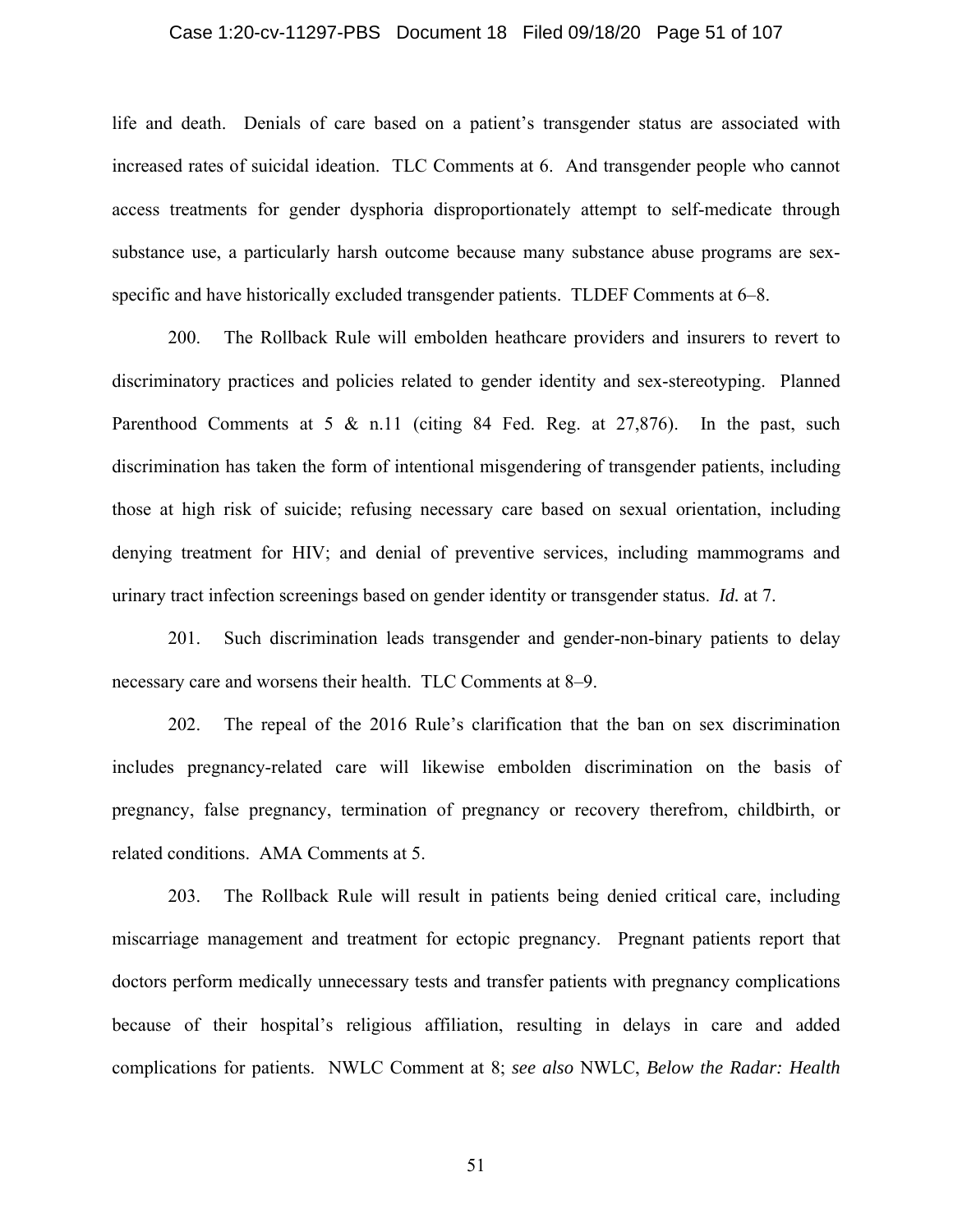life and death. Denials of care based on a patient's transgender status are associated with increased rates of suicidal ideation. TLC Comments at 6. And transgender people who cannot access treatments for gender dysphoria disproportionately attempt to self-medicate through substance use, a particularly harsh outcome because many substance abuse programs are sex-specific and have historically excluded transgender patients. TLDEF Comments at 6–8.

200. The Rollback Rule will embolden heathcare providers and insurers to revert to discriminatory practices and policies related to gender identity and sex-stereotyping. Planned Parenthood Comments at 5 & n.11 (citing 84 Fed. Reg. at 27,876). In the past, such discrimination has taken the form of intentional misgendering of transgender patients, including those at high risk of suicide; refusing necessary care based on sexual orientation, including denying treatment for HIV; and denial of preventive services, including mammograms and urinary tract infection screenings based on gender identity or transgender status. *Id.* at 7.

201. Such discrimination leads transgender and gender-non-binary patients to delay necessary care and worsens their health. TLC Comments at 8–9.

202. The repeal of the 2016 Rule's clarification that the ban on sex discrimination includes pregnancy-related care will likewise embolden discrimination on the basis of pregnancy, false pregnancy, termination of pregnancy or recovery therefrom, childbirth, or related conditions. AMA Comments at 5.

203. The Rollback Rule will result in patients being denied critical care, including miscarriage management and treatment for ectopic pregnancy. Pregnant patients report that doctors perform medically unnecessary tests and transfer patients with pregnancy complications because of their hospital's religious affiliation, resulting in delays in care and added complications for patients. NWLC Comment at 8; *see also* NWLC, *Below the Radar: Health*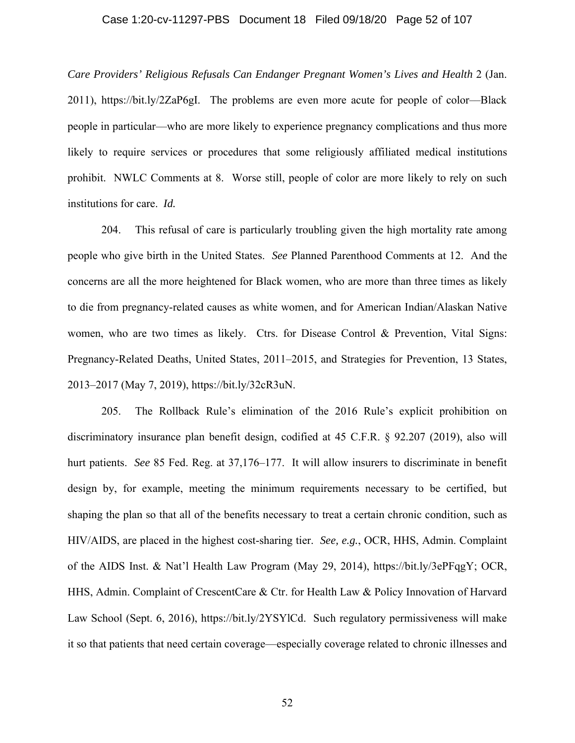*Care Providers' Religious Refusals Can Endanger Pregnant Women's Lives and Health* 2 (Jan. 2011), https://bit.ly/2ZaP6gI. The problems are even more acute for people of color—Black people in particular—who are more likely to experience pregnancy complications and thus more likely to require services or procedures that some religiously affiliated medical institutions prohibit. NWLC Comments at 8. Worse still, people of color are more likely to rely on such institutions for care. *Id.*

204. This refusal of care is particularly troubling given the high mortality rate among people who give birth in the United States. *See* Planned Parenthood Comments at 12. And the concerns are all the more heightened for Black women, who are more than three times as likely to die from pregnancy-related causes as white women, and for American Indian/Alaskan Native women, who are two times as likely. Ctrs. for Disease Control & Prevention, Vital Signs: Pregnancy-Related Deaths, United States, 2011–2015, and Strategies for Prevention, 13 States, 2013–2017 (May 7, 2019), https://bit.ly/32cR3uN.

205. The Rollback Rule's elimination of the 2016 Rule's explicit prohibition on discriminatory insurance plan benefit design, codified at 45 C.F.R. § 92.207 (2019), also will hurt patients. *See* 85 Fed. Reg. at 37,176–177. It will allow insurers to discriminate in benefit design by, for example, meeting the minimum requirements necessary to be certified, but shaping the plan so that all of the benefits necessary to treat a certain chronic condition, such as HIV/AIDS, are placed in the highest cost-sharing tier. *See, e.g.*, OCR, HHS, Admin. Complaint of the AIDS Inst. & Nat'l Health Law Program (May 29, 2014), https://bit.ly/3ePFqgY; OCR, HHS, Admin. Complaint of CrescentCare & Ctr. for Health Law & Policy Innovation of Harvard Law School (Sept. 6, 2016), https://bit.ly/2YSYlCd. Such regulatory permissiveness will make it so that patients that need certain coverage—especially coverage related to chronic illnesses and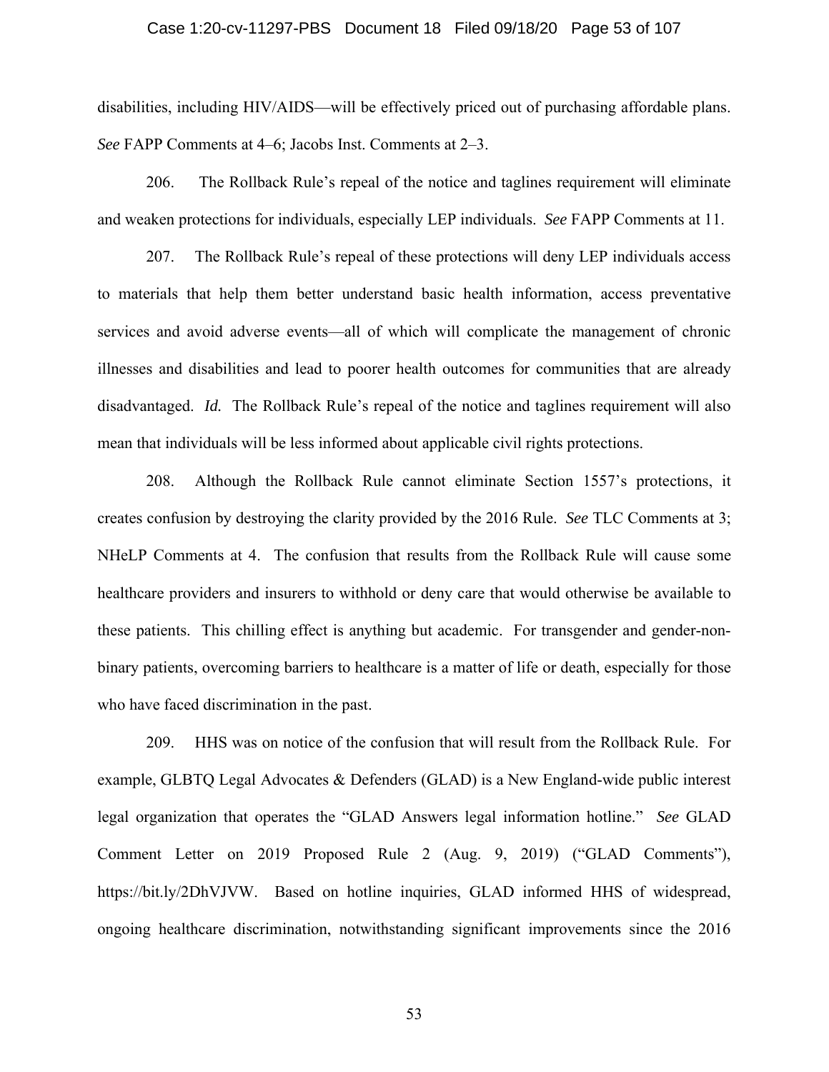disabilities, including HIV/AIDS—will be effectively priced out of purchasing affordable plans. *See* FAPP Comments at 4–6; Jacobs Inst. Comments at 2–3.

206. The Rollback Rule's repeal of the notice and taglines requirement will eliminate and weaken protections for individuals, especially LEP individuals. *See* FAPP Comments at 11.

207. The Rollback Rule's repeal of these protections will deny LEP individuals access to materials that help them better understand basic health information, access preventative services and avoid adverse events—all of which will complicate the management of chronic illnesses and disabilities and lead to poorer health outcomes for communities that are already disadvantaged. *Id.* The Rollback Rule's repeal of the notice and taglines requirement will also mean that individuals will be less informed about applicable civil rights protections.

208. Although the Rollback Rule cannot eliminate Section 1557's protections, it creates confusion by destroying the clarity provided by the 2016 Rule. *See* TLC Comments at 3; NHeLP Comments at 4. The confusion that results from the Rollback Rule will cause some healthcare providers and insurers to withhold or deny care that would otherwise be available to these patients. This chilling effect is anything but academic. For transgender and gender-non-binary patients, overcoming barriers to healthcare is a matter of life or death, especially for those who have faced discrimination in the past.

209. HHS was on notice of the confusion that will result from the Rollback Rule. For example, GLBTQ Legal Advocates & Defenders (GLAD) is a New England-wide public interest legal organization that operates the "GLAD Answers legal information hotline." *See* GLAD Comment Letter on 2019 Proposed Rule 2 (Aug. 9, 2019) ("GLAD Comments"), https://bit.ly/2DhVJVW. Based on hotline inquiries, GLAD informed HHS of widespread, ongoing healthcare discrimination, notwithstanding significant improvements since the 2016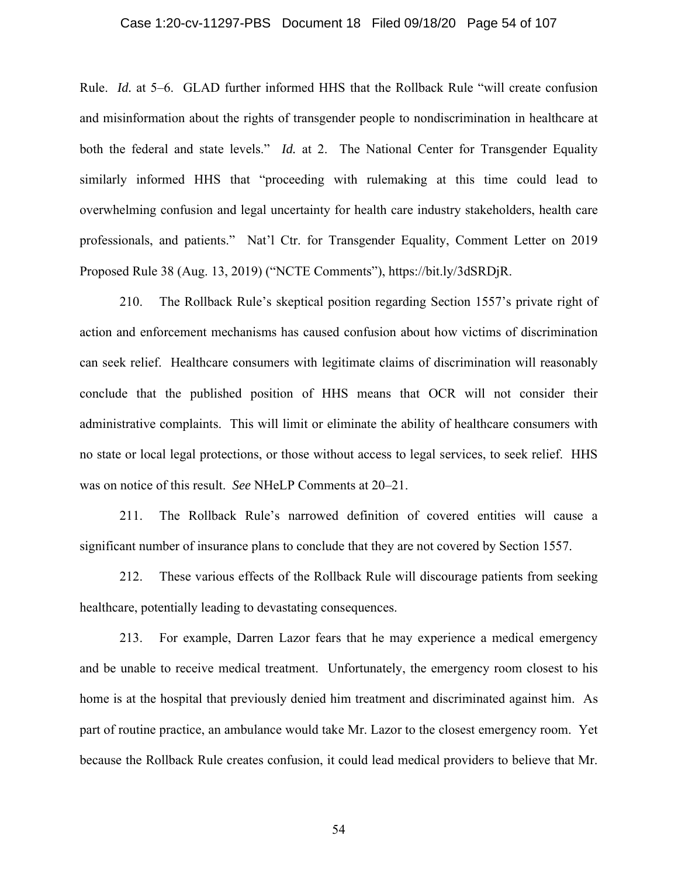Rule. *Id.* at 5–6. GLAD further informed HHS that the Rollback Rule "will create confusion and misinformation about the rights of transgender people to nondiscrimination in healthcare at both the federal and state levels." *Id.* at 2. The National Center for Transgender Equality similarly informed HHS that "proceeding with rulemaking at this time could lead to overwhelming confusion and legal uncertainty for health care industry stakeholders, health care professionals, and patients." Nat'l Ctr. for Transgender Equality, Comment Letter on 2019 Proposed Rule 38 (Aug. 13, 2019) ("NCTE Comments"), https://bit.ly/3dSRDjR.

210. The Rollback Rule's skeptical position regarding Section 1557's private right of action and enforcement mechanisms has caused confusion about how victims of discrimination can seek relief. Healthcare consumers with legitimate claims of discrimination will reasonably conclude that the published position of HHS means that OCR will not consider their administrative complaints. This will limit or eliminate the ability of healthcare consumers with no state or local legal protections, or those without access to legal services, to seek relief. HHS was on notice of this result. *See* NHeLP Comments at 20–21.

211. The Rollback Rule's narrowed definition of covered entities will cause a significant number of insurance plans to conclude that they are not covered by Section 1557.

212. These various effects of the Rollback Rule will discourage patients from seeking healthcare, potentially leading to devastating consequences.

213. For example, Darren Lazor fears that he may experience a medical emergency and be unable to receive medical treatment. Unfortunately, the emergency room closest to his home is at the hospital that previously denied him treatment and discriminated against him. As part of routine practice, an ambulance would take Mr. Lazor to the closest emergency room. Yet because the Rollback Rule creates confusion, it could lead medical providers to believe that Mr.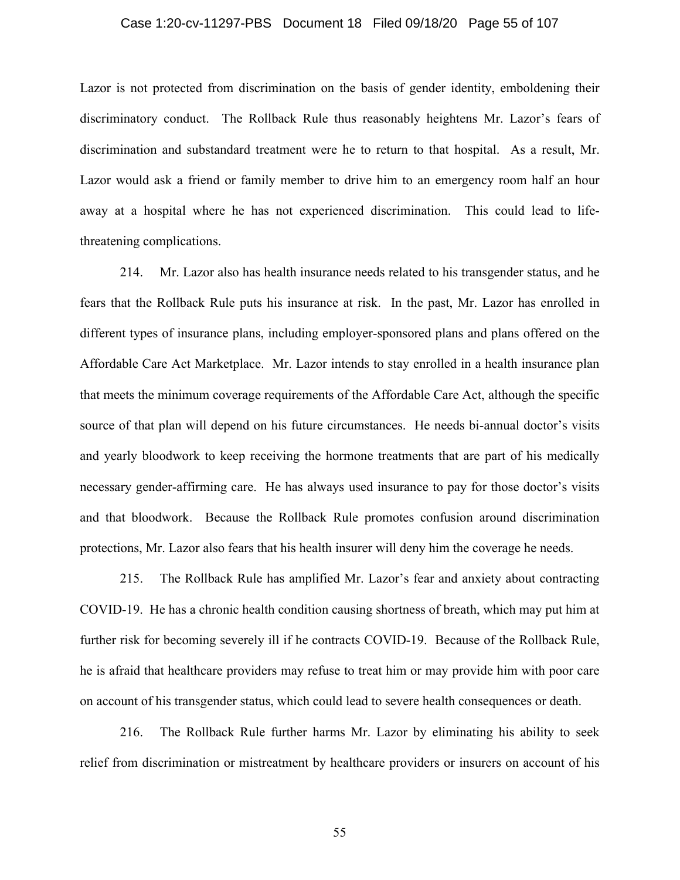Lazor is not protected from discrimination on the basis of gender identity, emboldening their discriminatory conduct. The Rollback Rule thus reasonably heightens Mr. Lazor's fears of discrimination and substandard treatment were he to return to that hospital. As a result, Mr. Lazor would ask a friend or family member to drive him to an emergency room half an hour away at a hospital where he has not experienced discrimination. This could lead to life-threatening complications.

214. Mr. Lazor also has health insurance needs related to his transgender status, and he fears that the Rollback Rule puts his insurance at risk. In the past, Mr. Lazor has enrolled in different types of insurance plans, including employer-sponsored plans and plans offered on the Affordable Care Act Marketplace. Mr. Lazor intends to stay enrolled in a health insurance plan that meets the minimum coverage requirements of the Affordable Care Act, although the specific source of that plan will depend on his future circumstances. He needs bi-annual doctor's visits and yearly bloodwork to keep receiving the hormone treatments that are part of his medically necessary gender-affirming care. He has always used insurance to pay for those doctor's visits and that bloodwork. Because the Rollback Rule promotes confusion around discrimination protections, Mr. Lazor also fears that his health insurer will deny him the coverage he needs.

215. The Rollback Rule has amplified Mr. Lazor's fear and anxiety about contracting COVID-19. He has a chronic health condition causing shortness of breath, which may put him at further risk for becoming severely ill if he contracts COVID-19. Because of the Rollback Rule, he is afraid that healthcare providers may refuse to treat him or may provide him with poor care on account of his transgender status, which could lead to severe health consequences or death.

216. The Rollback Rule further harms Mr. Lazor by eliminating his ability to seek relief from discrimination or mistreatment by healthcare providers or insurers on account of his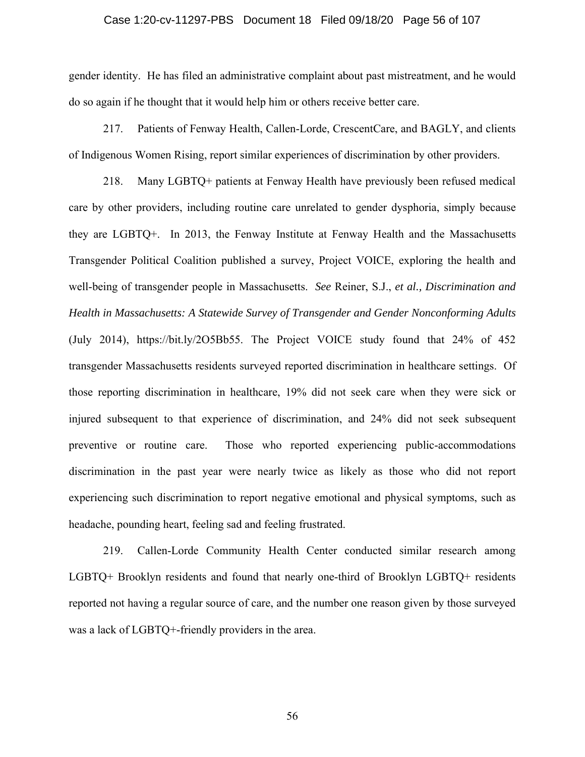gender identity. He has filed an administrative complaint about past mistreatment, and he would do so again if he thought that it would help him or others receive better care.

217. Patients of Fenway Health, Callen-Lorde, CrescentCare, and BAGLY, and clients of Indigenous Women Rising, report similar experiences of discrimination by other providers.

218. Many LGBTQ+ patients at Fenway Health have previously been refused medical care by other providers, including routine care unrelated to gender dysphoria, simply because they are LGBTQ+. In 2013, the Fenway Institute at Fenway Health and the Massachusetts Transgender Political Coalition published a survey, Project VOICE, exploring the health and well-being of transgender people in Massachusetts. *See* Reiner, S.J., *et al., Discrimination and Health in Massachusetts: A Statewide Survey of Transgender and Gender Nonconforming Adults* (July 2014), https://bit.ly/2O5Bb55. The Project VOICE study found that 24% of 452 transgender Massachusetts residents surveyed reported discrimination in healthcare settings. Of those reporting discrimination in healthcare, 19% did not seek care when they were sick or injured subsequent to that experience of discrimination, and 24% did not seek subsequent preventive or routine care. Those who reported experiencing public-accommodations discrimination in the past year were nearly twice as likely as those who did not report experiencing such discrimination to report negative emotional and physical symptoms, such as headache, pounding heart, feeling sad and feeling frustrated.

219. Callen-Lorde Community Health Center conducted similar research among LGBTQ+ Brooklyn residents and found that nearly one-third of Brooklyn LGBTQ+ residents reported not having a regular source of care, and the number one reason given by those surveyed was a lack of LGBTQ+-friendly providers in the area.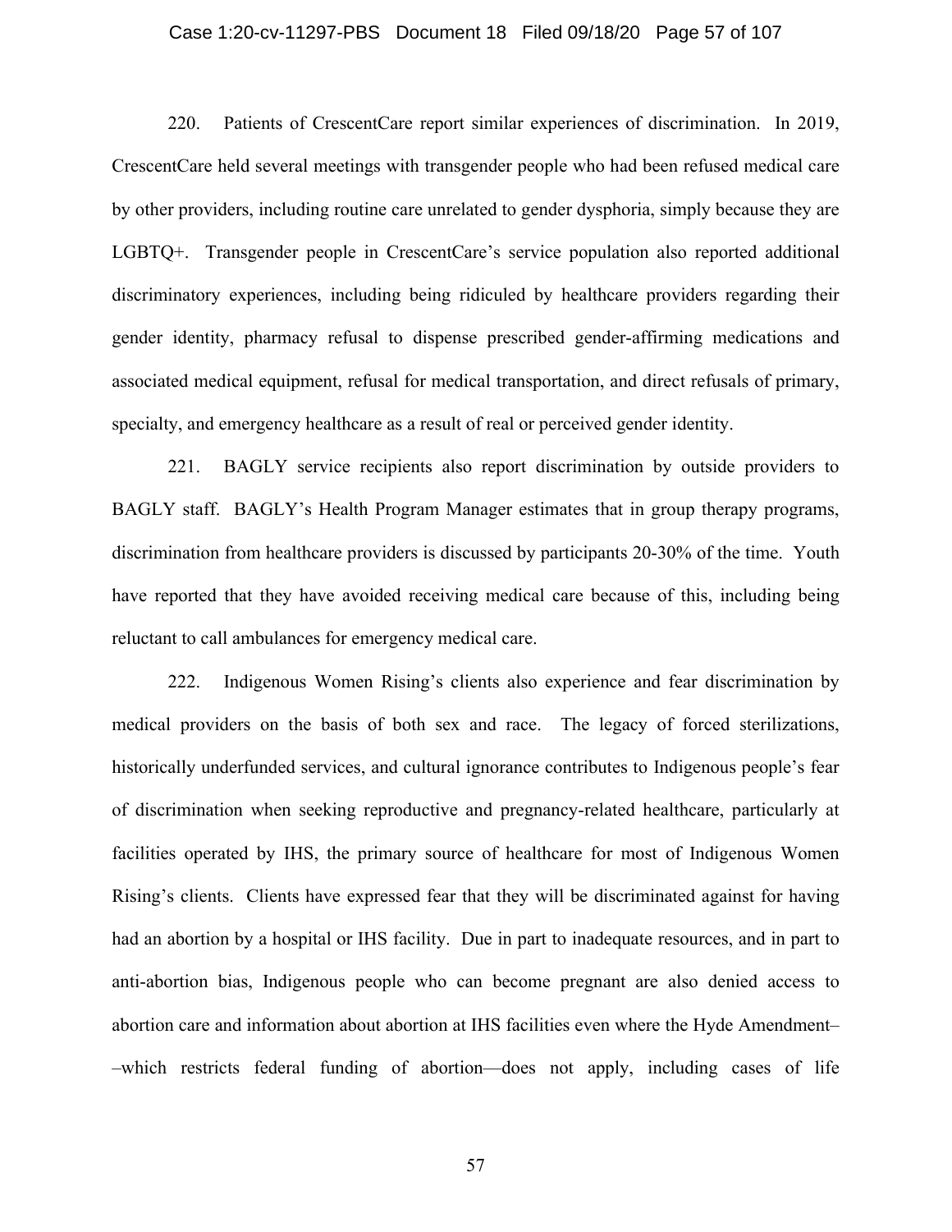220. Patients of CrescentCare report similar experiences of discrimination. In 2019, CrescentCare held several meetings with transgender people who had been refused medical care by other providers, including routine care unrelated to gender dysphoria, simply because they are LGBTQ+. Transgender people in CrescentCare's service population also reported additional discriminatory experiences, including being ridiculed by healthcare providers regarding their gender identity, pharmacy refusal to dispense prescribed gender-affirming medications and associated medical equipment, refusal for medical transportation, and direct refusals of primary, specialty, and emergency healthcare as a result of real or perceived gender identity.

221. BAGLY service recipients also report discrimination by outside providers to BAGLY staff. BAGLY's Health Program Manager estimates that in group therapy programs, discrimination from healthcare providers is discussed by participants 20-30% of the time. Youth have reported that they have avoided receiving medical care because of this, including being reluctant to call ambulances for emergency medical care.

222. Indigenous Women Rising's clients also experience and fear discrimination by medical providers on the basis of both sex and race. The legacy of forced sterilizations, historically underfunded services, and cultural ignorance contributes to Indigenous people's fear of discrimination when seeking reproductive and pregnancy-related healthcare, particularly at facilities operated by IHS, the primary source of healthcare for most of Indigenous Women Rising's clients. Clients have expressed fear that they will be discriminated against for having had an abortion by a hospital or IHS facility. Due in part to inadequate resources, and in part to anti-abortion bias, Indigenous people who can become pregnant are also denied access to abortion care and information about abortion at IHS facilities even where the Hyde Amendment––which restricts federal funding of abortion—does not apply, including cases of life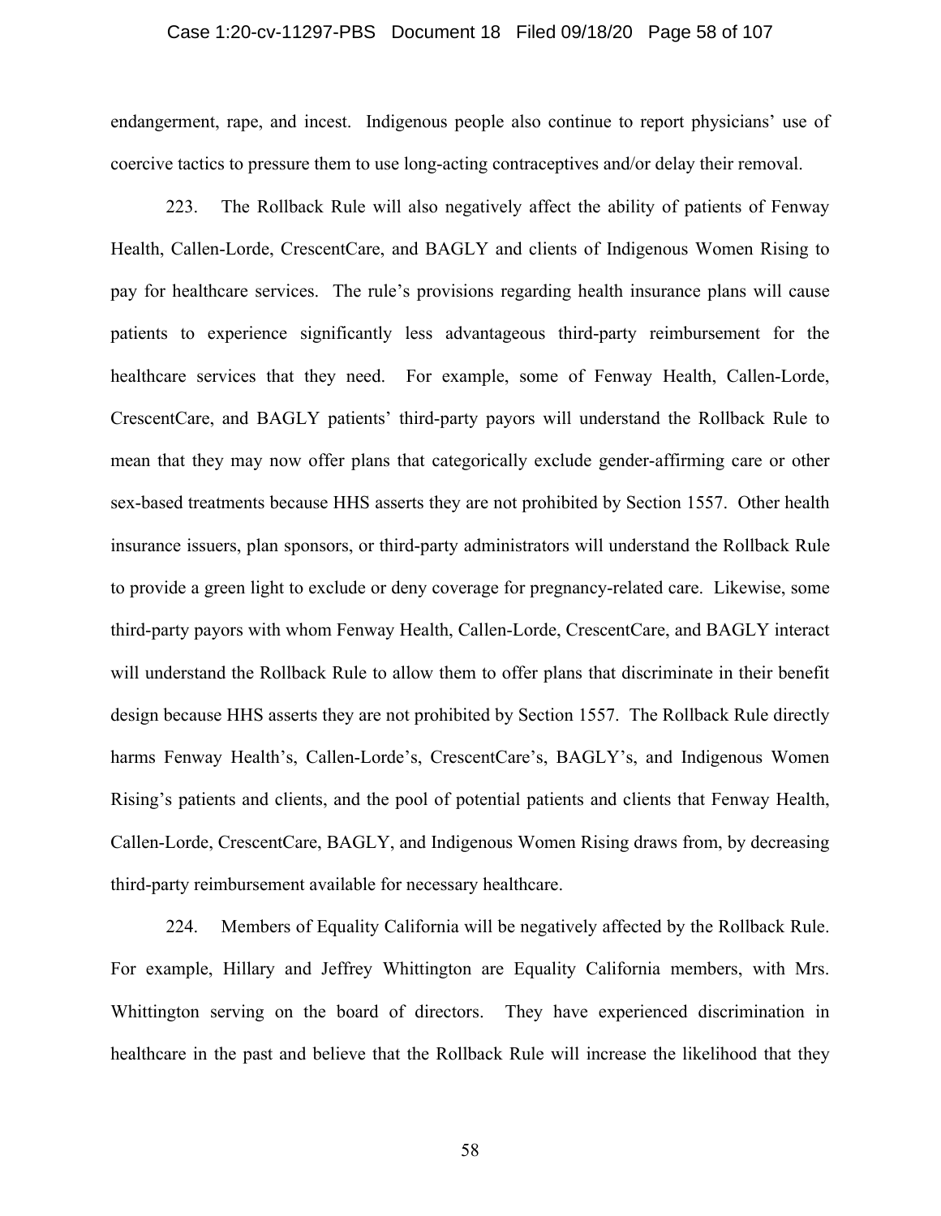endangerment, rape, and incest. Indigenous people also continue to report physicians' use of coercive tactics to pressure them to use long-acting contraceptives and/or delay their removal.

223. The Rollback Rule will also negatively affect the ability of patients of Fenway Health, Callen-Lorde, CrescentCare, and BAGLY and clients of Indigenous Women Rising to pay for healthcare services. The rule's provisions regarding health insurance plans will cause patients to experience significantly less advantageous third-party reimbursement for the healthcare services that they need. For example, some of Fenway Health, Callen-Lorde, CrescentCare, and BAGLY patients' third-party payors will understand the Rollback Rule to mean that they may now offer plans that categorically exclude gender-affirming care or other sex-based treatments because HHS asserts they are not prohibited by Section 1557. Other health insurance issuers, plan sponsors, or third-party administrators will understand the Rollback Rule to provide a green light to exclude or deny coverage for pregnancy-related care. Likewise, some third-party payors with whom Fenway Health, Callen-Lorde, CrescentCare, and BAGLY interact will understand the Rollback Rule to allow them to offer plans that discriminate in their benefit design because HHS asserts they are not prohibited by Section 1557. The Rollback Rule directly harms Fenway Health's, Callen-Lorde's, CrescentCare's, BAGLY's, and Indigenous Women Rising's patients and clients, and the pool of potential patients and clients that Fenway Health, Callen-Lorde, CrescentCare, BAGLY, and Indigenous Women Rising draws from, by decreasing third-party reimbursement available for necessary healthcare.

224. Members of Equality California will be negatively affected by the Rollback Rule. For example, Hillary and Jeffrey Whittington are Equality California members, with Mrs. Whittington serving on the board of directors. They have experienced discrimination in healthcare in the past and believe that the Rollback Rule will increase the likelihood that they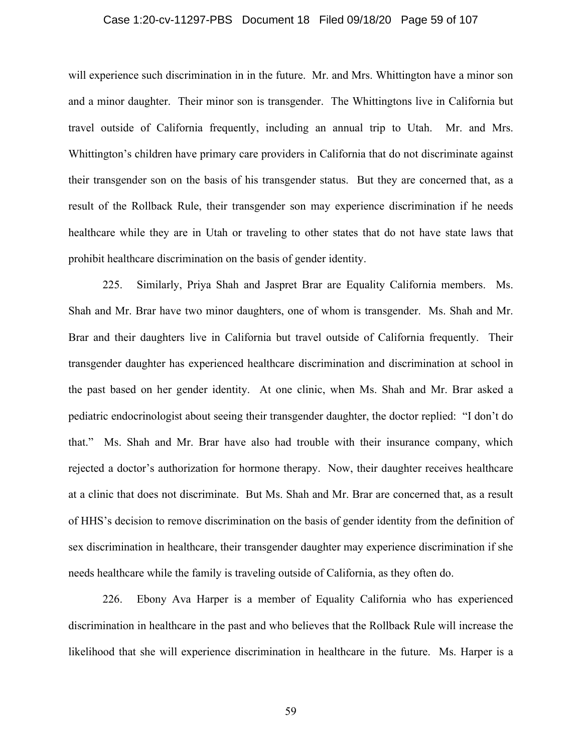will experience such discrimination in in the future. Mr. and Mrs. Whittington have a minor son and a minor daughter. Their minor son is transgender. The Whittingtons live in California but travel outside of California frequently, including an annual trip to Utah. Mr. and Mrs. Whittington's children have primary care providers in California that do not discriminate against their transgender son on the basis of his transgender status. But they are concerned that, as a result of the Rollback Rule, their transgender son may experience discrimination if he needs healthcare while they are in Utah or traveling to other states that do not have state laws that prohibit healthcare discrimination on the basis of gender identity.

225. Similarly, Priya Shah and Jaspret Brar are Equality California members. Ms. Shah and Mr. Brar have two minor daughters, one of whom is transgender. Ms. Shah and Mr. Brar and their daughters live in California but travel outside of California frequently. Their transgender daughter has experienced healthcare discrimination and discrimination at school in the past based on her gender identity. At one clinic, when Ms. Shah and Mr. Brar asked a pediatric endocrinologist about seeing their transgender daughter, the doctor replied: "I don't do that." Ms. Shah and Mr. Brar have also had trouble with their insurance company, which rejected a doctor's authorization for hormone therapy. Now, their daughter receives healthcare at a clinic that does not discriminate. But Ms. Shah and Mr. Brar are concerned that, as a result of HHS's decision to remove discrimination on the basis of gender identity from the definition of sex discrimination in healthcare, their transgender daughter may experience discrimination if she needs healthcare while the family is traveling outside of California, as they often do.

226. Ebony Ava Harper is a member of Equality California who has experienced discrimination in healthcare in the past and who believes that the Rollback Rule will increase the likelihood that she will experience discrimination in healthcare in the future. Ms. Harper is a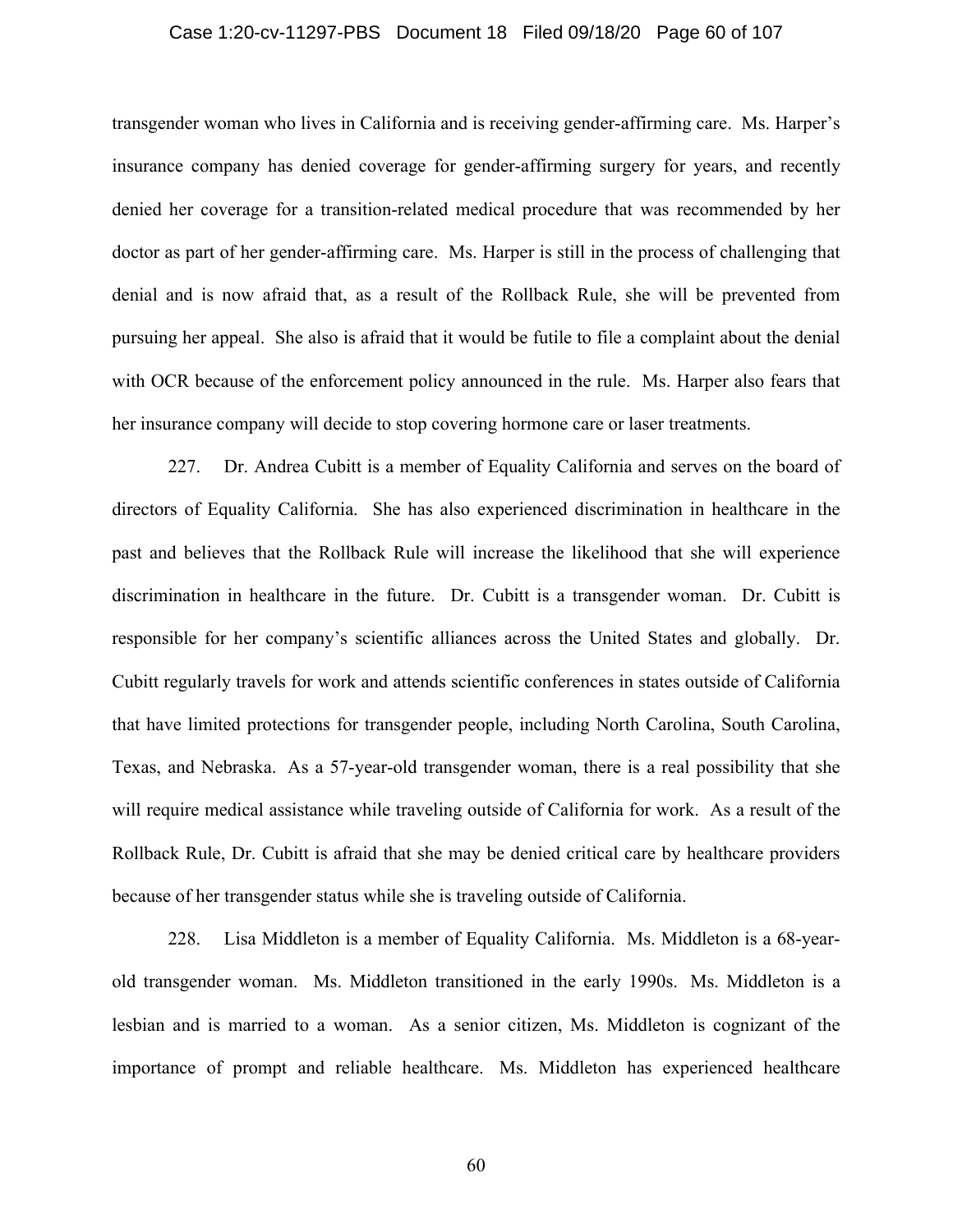transgender woman who lives in California and is receiving gender-affirming care. Ms. Harper's insurance company has denied coverage for gender-affirming surgery for years, and recently denied her coverage for a transition-related medical procedure that was recommended by her doctor as part of her gender-affirming care. Ms. Harper is still in the process of challenging that denial and is now afraid that, as a result of the Rollback Rule, she will be prevented from pursuing her appeal. She also is afraid that it would be futile to file a complaint about the denial with OCR because of the enforcement policy announced in the rule. Ms. Harper also fears that her insurance company will decide to stop covering hormone care or laser treatments.

227. Dr. Andrea Cubitt is a member of Equality California and serves on the board of directors of Equality California. She has also experienced discrimination in healthcare in the past and believes that the Rollback Rule will increase the likelihood that she will experience discrimination in healthcare in the future. Dr. Cubitt is a transgender woman. Dr. Cubitt is responsible for her company's scientific alliances across the United States and globally. Dr. Cubitt regularly travels for work and attends scientific conferences in states outside of California that have limited protections for transgender people, including North Carolina, South Carolina, Texas, and Nebraska. As a 57-year-old transgender woman, there is a real possibility that she will require medical assistance while traveling outside of California for work. As a result of the Rollback Rule, Dr. Cubitt is afraid that she may be denied critical care by healthcare providers because of her transgender status while she is traveling outside of California.

228. Lisa Middleton is a member of Equality California. Ms. Middleton is a 68-year-old transgender woman. Ms. Middleton transitioned in the early 1990s. Ms. Middleton is a lesbian and is married to a woman. As a senior citizen, Ms. Middleton is cognizant of the importance of prompt and reliable healthcare. Ms. Middleton has experienced healthcare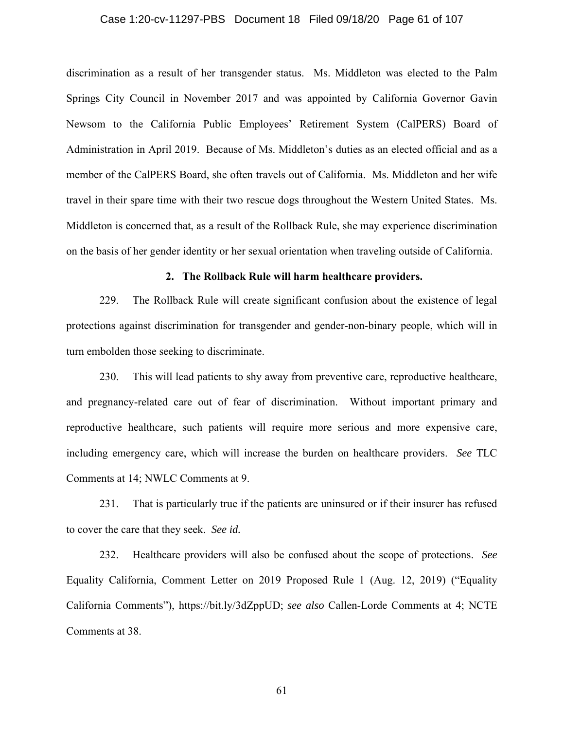discrimination as a result of her transgender status. Ms. Middleton was elected to the Palm Springs City Council in November 2017 and was appointed by California Governor Gavin Newsom to the California Public Employees' Retirement System (CalPERS) Board of Administration in April 2019. Because of Ms. Middleton's duties as an elected official and as a member of the CalPERS Board, she often travels out of California. Ms. Middleton and her wife travel in their spare time with their two rescue dogs throughout the Western United States. Ms. Middleton is concerned that, as a result of the Rollback Rule, she may experience discrimination on the basis of her gender identity or her sexual orientation when traveling outside of California.

### 2. The Rollback Rule will harm healthcare providers.

229. The Rollback Rule will create significant confusion about the existence of legal protections against discrimination for transgender and gender-non-binary people, which will in turn embolden those seeking to discriminate.

230. This will lead patients to shy away from preventive care, reproductive healthcare, and pregnancy-related care out of fear of discrimination. Without important primary and reproductive healthcare, such patients will require more serious and more expensive care, including emergency care, which will increase the burden on healthcare providers. *See* TLC Comments at 14; NWLC Comments at 9.

231. That is particularly true if the patients are uninsured or if their insurer has refused to cover the care that they seek. *See id.*

232. Healthcare providers will also be confused about the scope of protections. *See* Equality California, Comment Letter on 2019 Proposed Rule 1 (Aug. 12, 2019) ("Equality California Comments"), https://bit.ly/3dZppUD; *see also* Callen-Lorde Comments at 4; NCTE Comments at 38.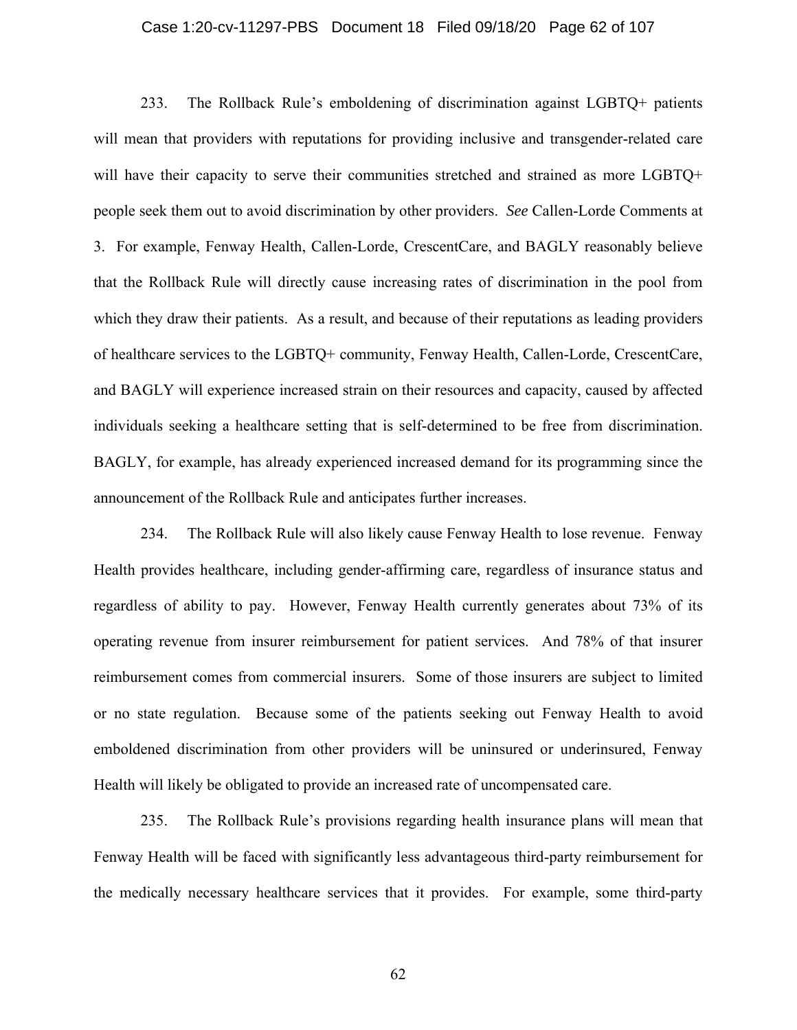233. The Rollback Rule's emboldening of discrimination against LGBTQ+ patients will mean that providers with reputations for providing inclusive and transgender-related care will have their capacity to serve their communities stretched and strained as more LGBTQ+ people seek them out to avoid discrimination by other providers. *See* Callen-Lorde Comments at 3. For example, Fenway Health, Callen-Lorde, CrescentCare, and BAGLY reasonably believe that the Rollback Rule will directly cause increasing rates of discrimination in the pool from which they draw their patients. As a result, and because of their reputations as leading providers of healthcare services to the LGBTQ+ community, Fenway Health, Callen-Lorde, CrescentCare, and BAGLY will experience increased strain on their resources and capacity, caused by affected individuals seeking a healthcare setting that is self-determined to be free from discrimination. BAGLY, for example, has already experienced increased demand for its programming since the announcement of the Rollback Rule and anticipates further increases.

234. The Rollback Rule will also likely cause Fenway Health to lose revenue. Fenway Health provides healthcare, including gender-affirming care, regardless of insurance status and regardless of ability to pay. However, Fenway Health currently generates about 73% of its operating revenue from insurer reimbursement for patient services. And 78% of that insurer reimbursement comes from commercial insurers. Some of those insurers are subject to limited or no state regulation. Because some of the patients seeking out Fenway Health to avoid emboldened discrimination from other providers will be uninsured or underinsured, Fenway Health will likely be obligated to provide an increased rate of uncompensated care.

235. The Rollback Rule's provisions regarding health insurance plans will mean that Fenway Health will be faced with significantly less advantageous third-party reimbursement for the medically necessary healthcare services that it provides. For example, some third-party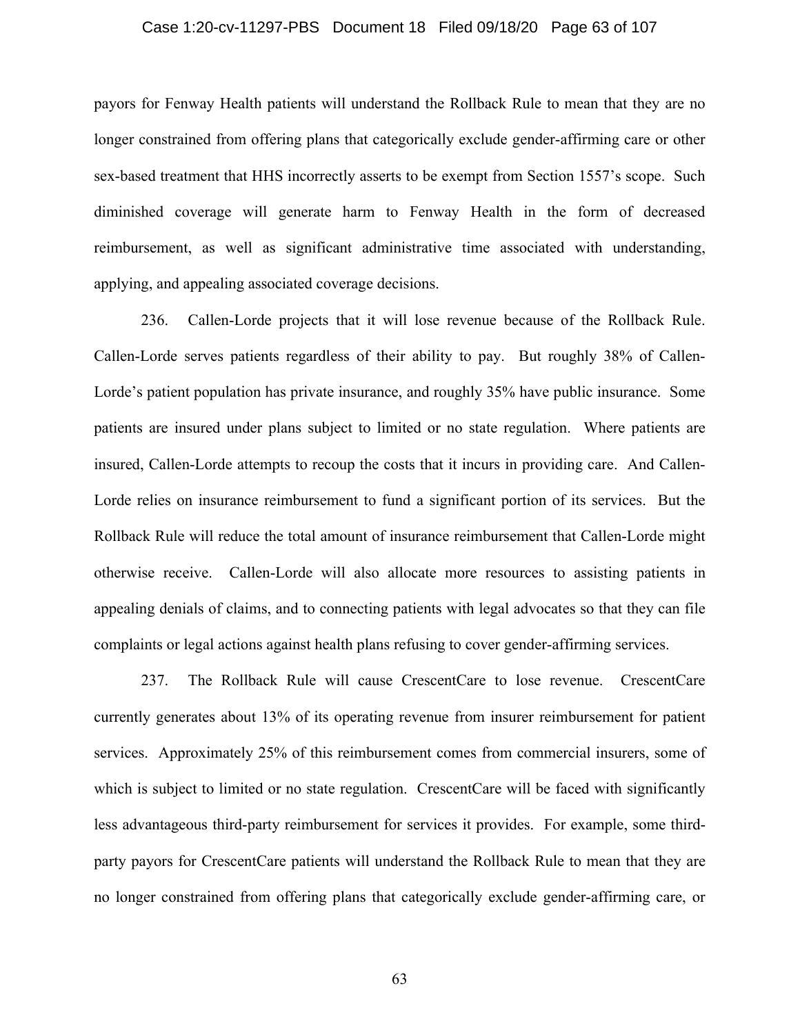payors for Fenway Health patients will understand the Rollback Rule to mean that they are no longer constrained from offering plans that categorically exclude gender-affirming care or other sex-based treatment that HHS incorrectly asserts to be exempt from Section 1557's scope. Such diminished coverage will generate harm to Fenway Health in the form of decreased reimbursement, as well as significant administrative time associated with understanding, applying, and appealing associated coverage decisions.

236. Callen-Lorde projects that it will lose revenue because of the Rollback Rule. Callen-Lorde serves patients regardless of their ability to pay. But roughly 38% of Callen-Lorde's patient population has private insurance, and roughly 35% have public insurance. Some patients are insured under plans subject to limited or no state regulation. Where patients are insured, Callen-Lorde attempts to recoup the costs that it incurs in providing care. And Callen-Lorde relies on insurance reimbursement to fund a significant portion of its services. But the Rollback Rule will reduce the total amount of insurance reimbursement that Callen-Lorde might otherwise receive. Callen-Lorde will also allocate more resources to assisting patients in appealing denials of claims, and to connecting patients with legal advocates so that they can file complaints or legal actions against health plans refusing to cover gender-affirming services.

237. The Rollback Rule will cause CrescentCare to lose revenue. CrescentCare currently generates about 13% of its operating revenue from insurer reimbursement for patient services. Approximately 25% of this reimbursement comes from commercial insurers, some of which is subject to limited or no state regulation. CrescentCare will be faced with significantly less advantageous third-party reimbursement for services it provides. For example, some third-party payors for CrescentCare patients will understand the Rollback Rule to mean that they are no longer constrained from offering plans that categorically exclude gender-affirming care, or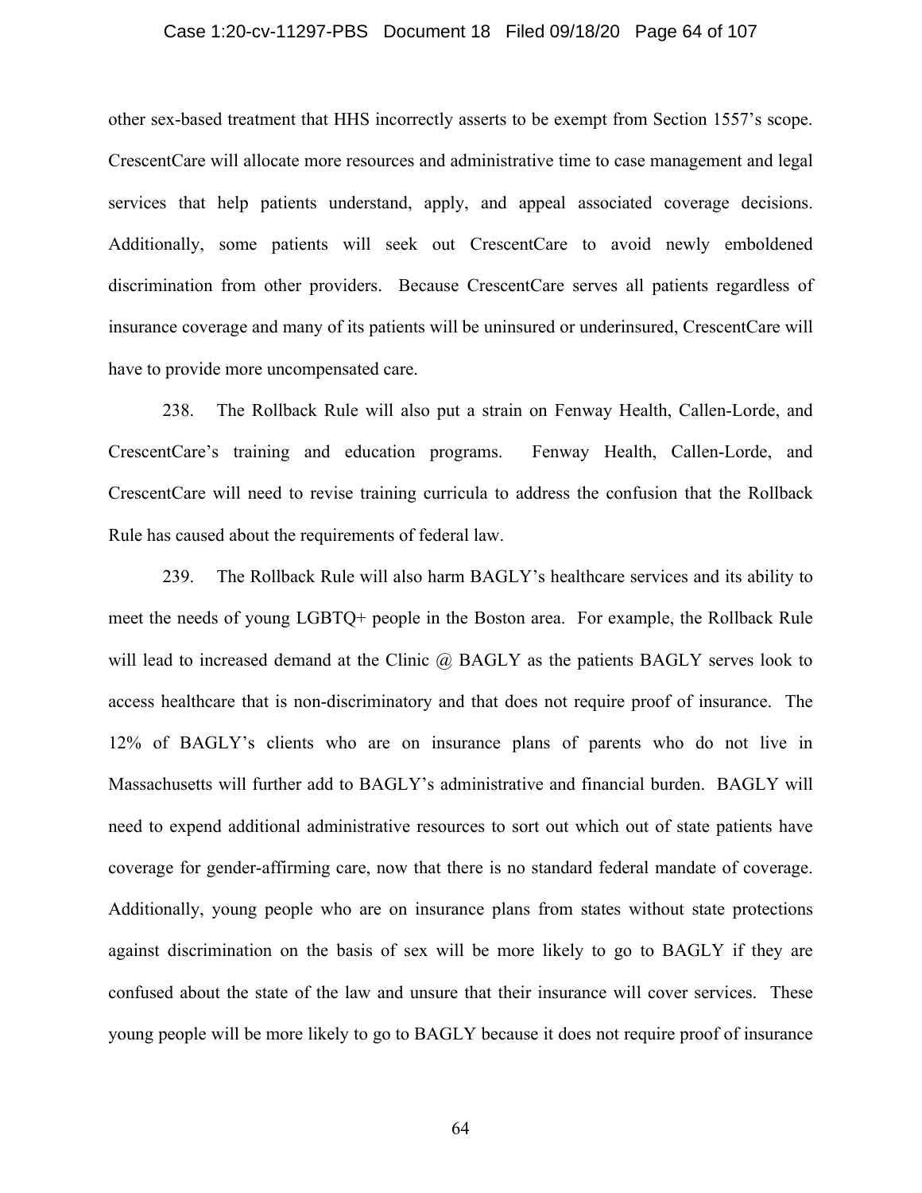other sex-based treatment that HHS incorrectly asserts to be exempt from Section 1557's scope. CrescentCare will allocate more resources and administrative time to case management and legal services that help patients understand, apply, and appeal associated coverage decisions. Additionally, some patients will seek out CrescentCare to avoid newly emboldened discrimination from other providers. Because CrescentCare serves all patients regardless of insurance coverage and many of its patients will be uninsured or underinsured, CrescentCare will have to provide more uncompensated care.

238. The Rollback Rule will also put a strain on Fenway Health, Callen-Lorde, and CrescentCare's training and education programs. Fenway Health, Callen-Lorde, and CrescentCare will need to revise training curricula to address the confusion that the Rollback Rule has caused about the requirements of federal law.

239. The Rollback Rule will also harm BAGLY's healthcare services and its ability to meet the needs of young LGBTQ+ people in the Boston area. For example, the Rollback Rule will lead to increased demand at the Clinic @ BAGLY as the patients BAGLY serves look to access healthcare that is non-discriminatory and that does not require proof of insurance. The 12% of BAGLY's clients who are on insurance plans of parents who do not live in Massachusetts will further add to BAGLY's administrative and financial burden. BAGLY will need to expend additional administrative resources to sort out which out of state patients have coverage for gender-affirming care, now that there is no standard federal mandate of coverage. Additionally, young people who are on insurance plans from states without state protections against discrimination on the basis of sex will be more likely to go to BAGLY if they are confused about the state of the law and unsure that their insurance will cover services. These young people will be more likely to go to BAGLY because it does not require proof of insurance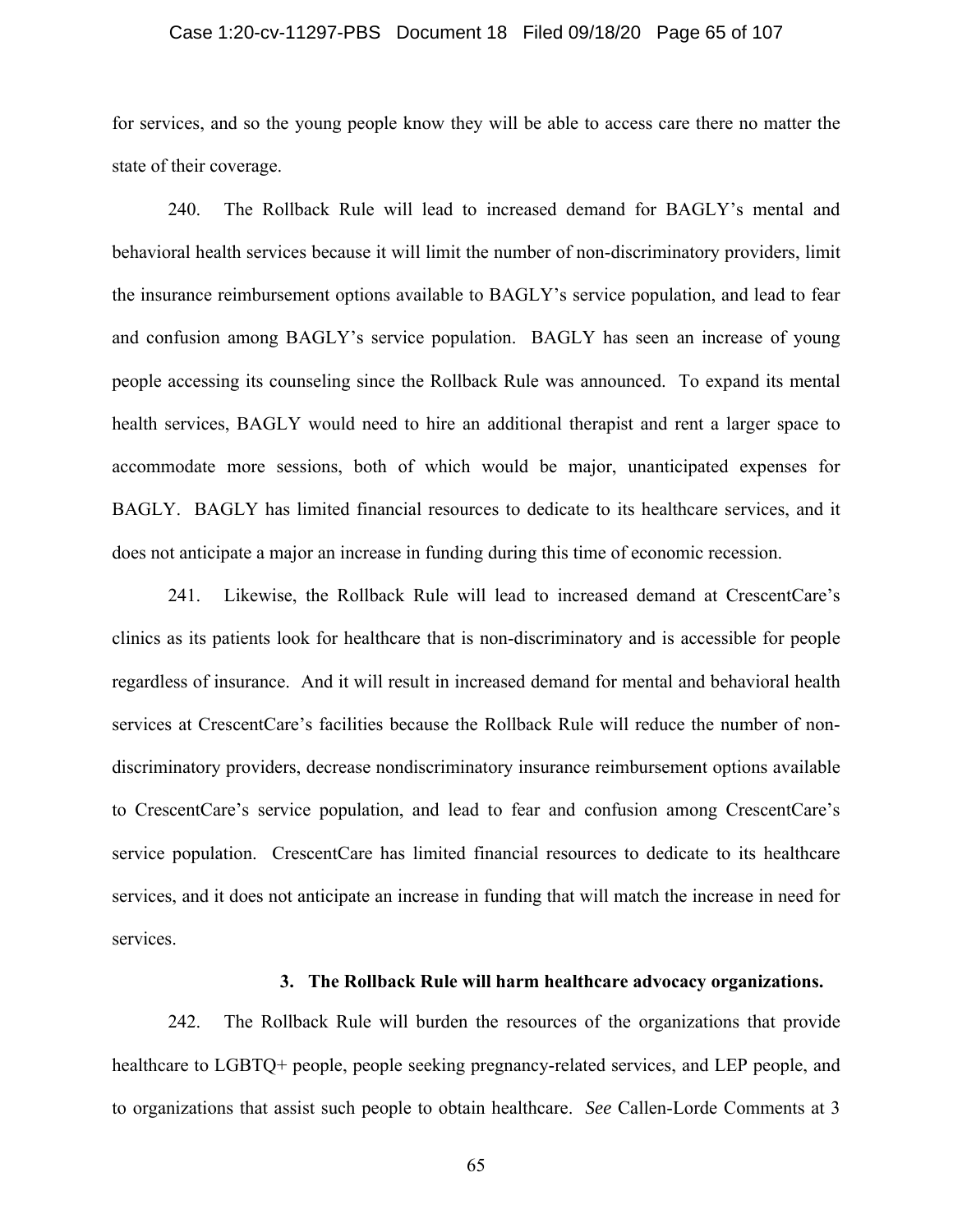for services, and so the young people know they will be able to access care there no matter the state of their coverage.

240. The Rollback Rule will lead to increased demand for BAGLY's mental and behavioral health services because it will limit the number of non-discriminatory providers, limit the insurance reimbursement options available to BAGLY's service population, and lead to fear and confusion among BAGLY's service population. BAGLY has seen an increase of young people accessing its counseling since the Rollback Rule was announced. To expand its mental health services, BAGLY would need to hire an additional therapist and rent a larger space to accommodate more sessions, both of which would be major, unanticipated expenses for BAGLY. BAGLY has limited financial resources to dedicate to its healthcare services, and it does not anticipate a major an increase in funding during this time of economic recession.

241. Likewise, the Rollback Rule will lead to increased demand at CrescentCare's clinics as its patients look for healthcare that is non-discriminatory and is accessible for people regardless of insurance. And it will result in increased demand for mental and behavioral health services at CrescentCare's facilities because the Rollback Rule will reduce the number of non-discriminatory providers, decrease nondiscriminatory insurance reimbursement options available to CrescentCare's service population, and lead to fear and confusion among CrescentCare's service population. CrescentCare has limited financial resources to dedicate to its healthcare services, and it does not anticipate an increase in funding that will match the increase in need for services.

### 3. The Rollback Rule will harm healthcare advocacy organizations.

242. The Rollback Rule will burden the resources of the organizations that provide healthcare to LGBTQ+ people, people seeking pregnancy-related services, and LEP people, and to organizations that assist such people to obtain healthcare. *See* Callen-Lorde Comments at 3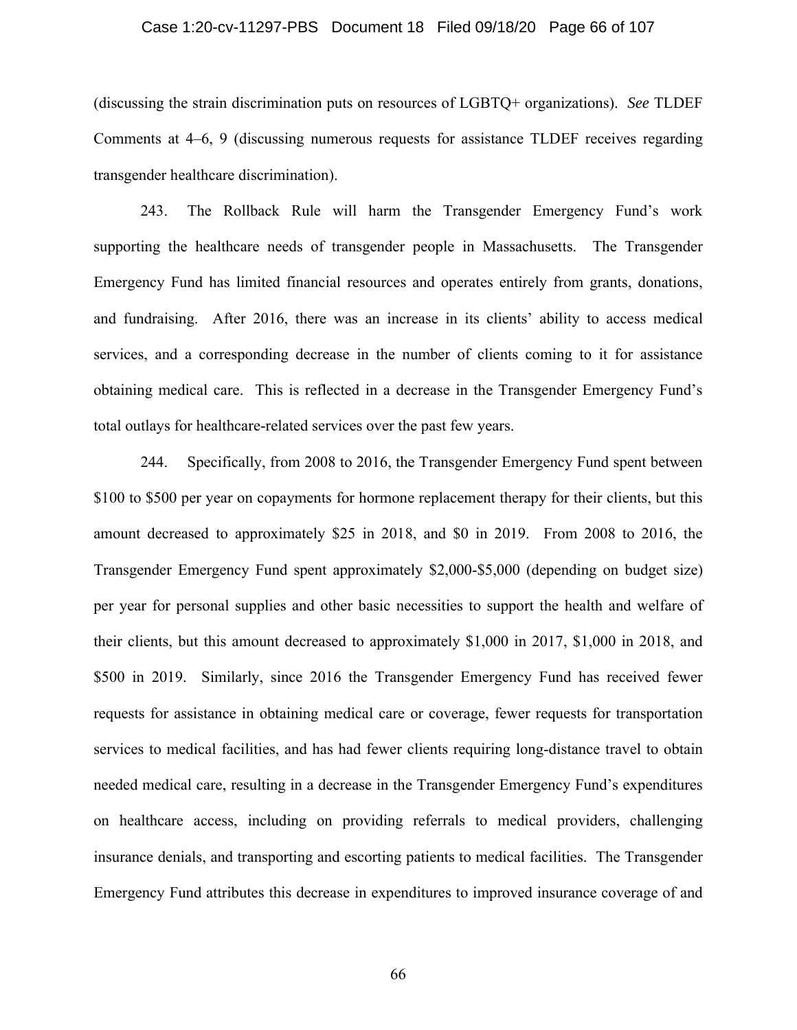(discussing the strain discrimination puts on resources of LGBTQ+ organizations). *See* TLDEF Comments at 4–6, 9 (discussing numerous requests for assistance TLDEF receives regarding transgender healthcare discrimination).

243. The Rollback Rule will harm the Transgender Emergency Fund's work supporting the healthcare needs of transgender people in Massachusetts. The Transgender Emergency Fund has limited financial resources and operates entirely from grants, donations, and fundraising. After 2016, there was an increase in its clients' ability to access medical services, and a corresponding decrease in the number of clients coming to it for assistance obtaining medical care. This is reflected in a decrease in the Transgender Emergency Fund's total outlays for healthcare-related services over the past few years.

244. Specifically, from 2008 to 2016, the Transgender Emergency Fund spent between $100 to $500 per year on copayments for hormone replacement therapy for their clients, but this amount decreased to approximately $25 in 2018, and $0 in 2019. From 2008 to 2016, the Transgender Emergency Fund spent approximately $2,000-$5,000 (depending on budget size) per year for personal supplies and other basic necessities to support the health and welfare of their clients, but this amount decreased to approximately $1,000 in 2017, $1,000 in 2018, and $500 in 2019. Similarly, since 2016 the Transgender Emergency Fund has received fewer requests for assistance in obtaining medical care or coverage, fewer requests for transportation services to medical facilities, and has had fewer clients requiring long-distance travel to obtain needed medical care, resulting in a decrease in the Transgender Emergency Fund's expenditures on healthcare access, including on providing referrals to medical providers, challenging insurance denials, and transporting and escorting patients to medical facilities. The Transgender Emergency Fund attributes this decrease in expenditures to improved insurance coverage of and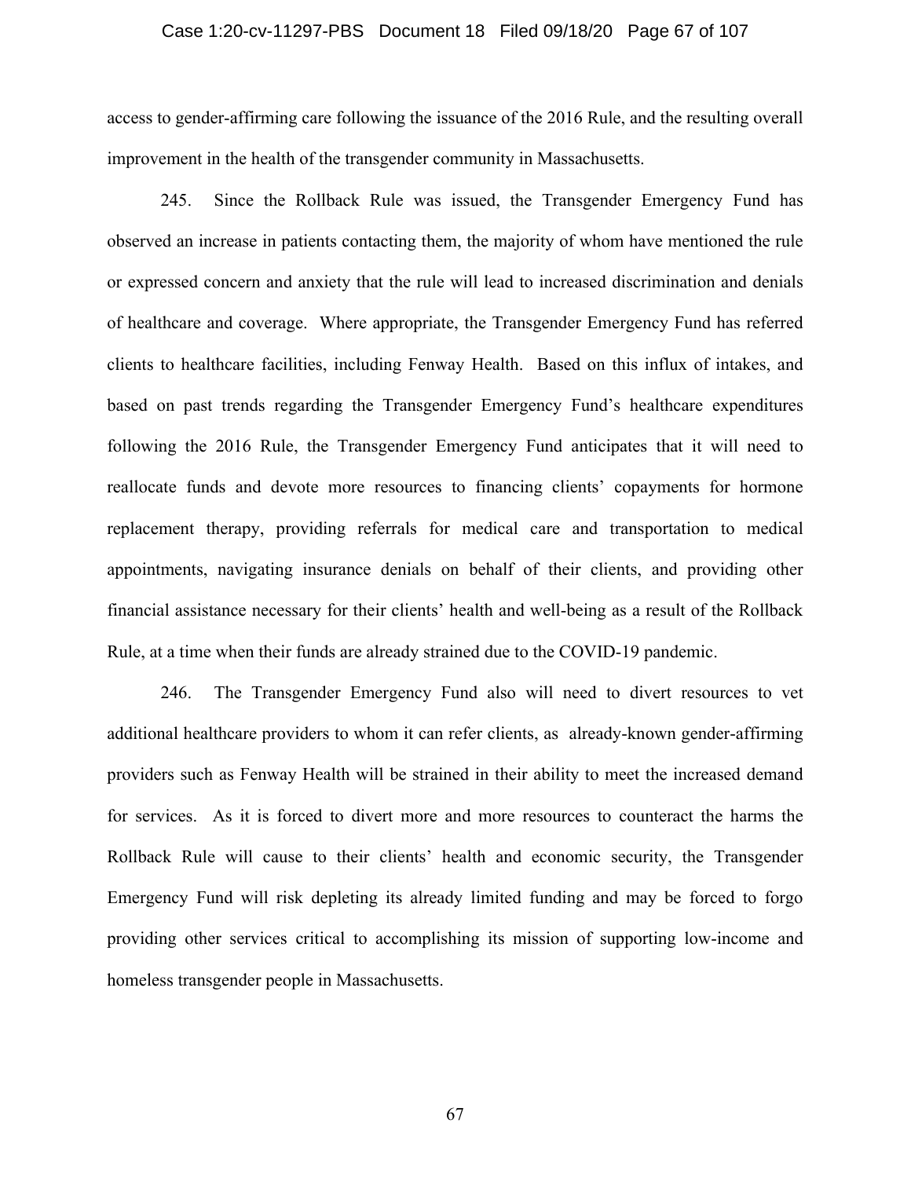access to gender-affirming care following the issuance of the 2016 Rule, and the resulting overall improvement in the health of the transgender community in Massachusetts.

245. Since the Rollback Rule was issued, the Transgender Emergency Fund has observed an increase in patients contacting them, the majority of whom have mentioned the rule or expressed concern and anxiety that the rule will lead to increased discrimination and denials of healthcare and coverage. Where appropriate, the Transgender Emergency Fund has referred clients to healthcare facilities, including Fenway Health. Based on this influx of intakes, and based on past trends regarding the Transgender Emergency Fund's healthcare expenditures following the 2016 Rule, the Transgender Emergency Fund anticipates that it will need to reallocate funds and devote more resources to financing clients' copayments for hormone replacement therapy, providing referrals for medical care and transportation to medical appointments, navigating insurance denials on behalf of their clients, and providing other financial assistance necessary for their clients' health and well-being as a result of the Rollback Rule, at a time when their funds are already strained due to the COVID-19 pandemic.

246. The Transgender Emergency Fund also will need to divert resources to vet additional healthcare providers to whom it can refer clients, as already-known gender-affirming providers such as Fenway Health will be strained in their ability to meet the increased demand for services. As it is forced to divert more and more resources to counteract the harms the Rollback Rule will cause to their clients' health and economic security, the Transgender Emergency Fund will risk depleting its already limited funding and may be forced to forgo providing other services critical to accomplishing its mission of supporting low-income and homeless transgender people in Massachusetts.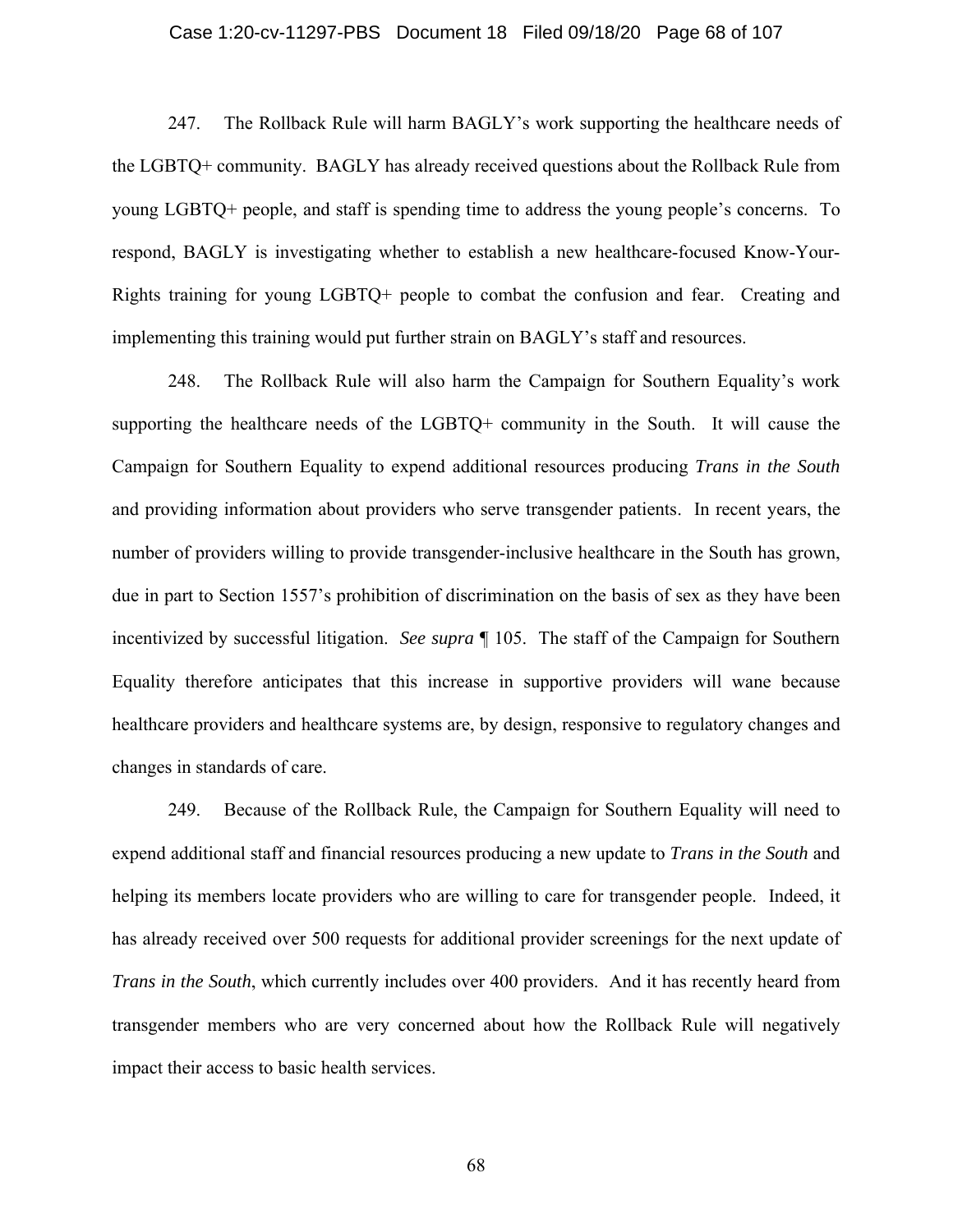247. The Rollback Rule will harm BAGLY's work supporting the healthcare needs of the LGBTQ+ community. BAGLY has already received questions about the Rollback Rule from young LGBTQ+ people, and staff is spending time to address the young people's concerns. To respond, BAGLY is investigating whether to establish a new healthcare-focused Know-Your-Rights training for young LGBTQ+ people to combat the confusion and fear. Creating and implementing this training would put further strain on BAGLY's staff and resources.

248. The Rollback Rule will also harm the Campaign for Southern Equality's work supporting the healthcare needs of the LGBTQ+ community in the South. It will cause the Campaign for Southern Equality to expend additional resources producing *Trans in the South* and providing information about providers who serve transgender patients. In recent years, the number of providers willing to provide transgender-inclusive healthcare in the South has grown, due in part to Section 1557's prohibition of discrimination on the basis of sex as they have been incentivized by successful litigation. *See supra* ¶ 105. The staff of the Campaign for Southern Equality therefore anticipates that this increase in supportive providers will wane because healthcare providers and healthcare systems are, by design, responsive to regulatory changes and changes in standards of care.

249. Because of the Rollback Rule, the Campaign for Southern Equality will need to expend additional staff and financial resources producing a new update to *Trans in the South* and helping its members locate providers who are willing to care for transgender people. Indeed, it has already received over 500 requests for additional provider screenings for the next update of *Trans in the South*, which currently includes over 400 providers. And it has recently heard from transgender members who are very concerned about how the Rollback Rule will negatively impact their access to basic health services.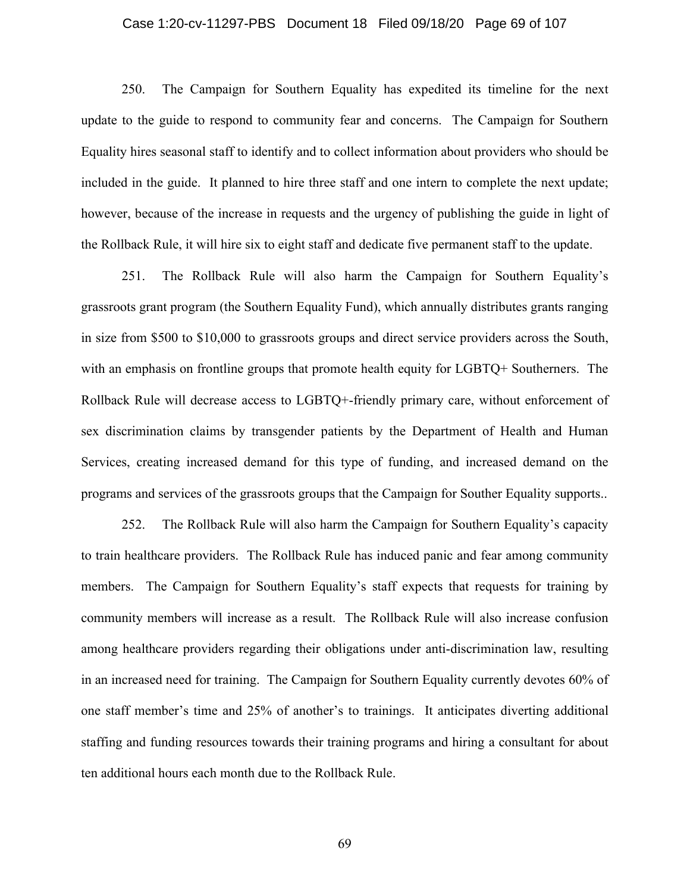250. The Campaign for Southern Equality has expedited its timeline for the next update to the guide to respond to community fear and concerns. The Campaign for Southern Equality hires seasonal staff to identify and to collect information about providers who should be included in the guide. It planned to hire three staff and one intern to complete the next update; however, because of the increase in requests and the urgency of publishing the guide in light of the Rollback Rule, it will hire six to eight staff and dedicate five permanent staff to the update.

251. The Rollback Rule will also harm the Campaign for Southern Equality's grassroots grant program (the Southern Equality Fund), which annually distributes grants ranging in size from $500 to $10,000 to grassroots groups and direct service providers across the South, with an emphasis on frontline groups that promote health equity for LGBTQ+ Southerners. The Rollback Rule will decrease access to LGBTQ+-friendly primary care, without enforcement of sex discrimination claims by transgender patients by the Department of Health and Human Services, creating increased demand for this type of funding, and increased demand on the programs and services of the grassroots groups that the Campaign for Souther Equality supports..

252. The Rollback Rule will also harm the Campaign for Southern Equality's capacity to train healthcare providers. The Rollback Rule has induced panic and fear among community members. The Campaign for Southern Equality's staff expects that requests for training by community members will increase as a result. The Rollback Rule will also increase confusion among healthcare providers regarding their obligations under anti-discrimination law, resulting in an increased need for training. The Campaign for Southern Equality currently devotes 60% of one staff member's time and 25% of another's to trainings. It anticipates diverting additional staffing and funding resources towards their training programs and hiring a consultant for about ten additional hours each month due to the Rollback Rule.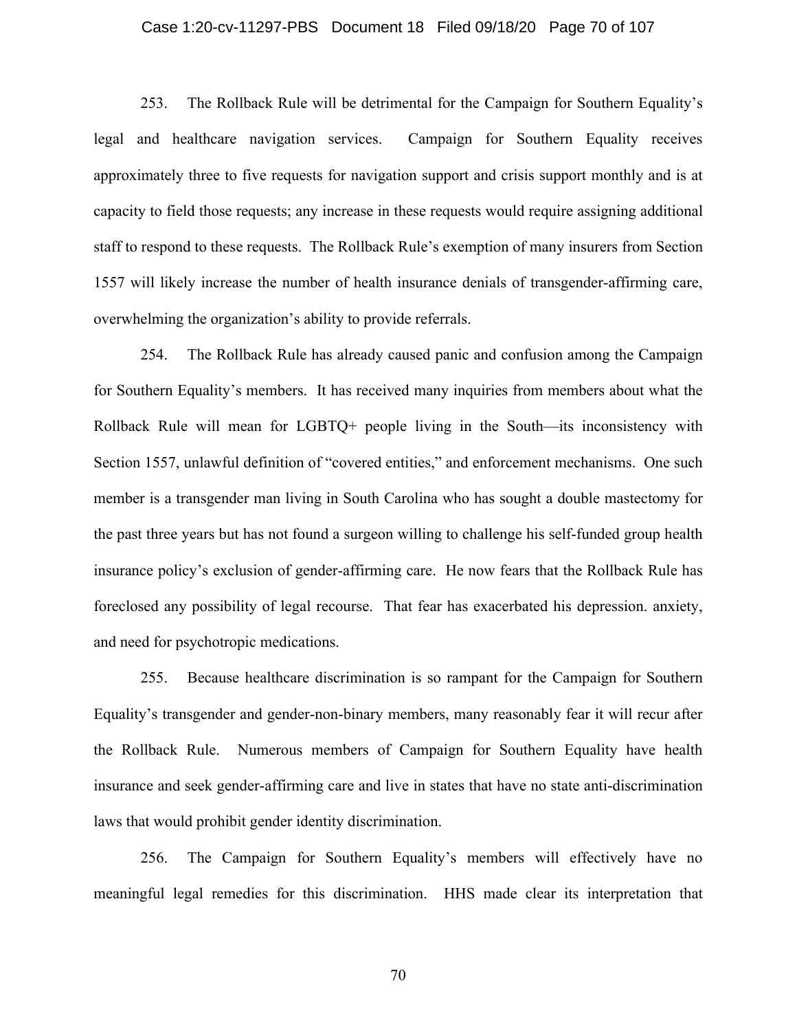253. The Rollback Rule will be detrimental for the Campaign for Southern Equality's legal and healthcare navigation services. Campaign for Southern Equality receives approximately three to five requests for navigation support and crisis support monthly and is at capacity to field those requests; any increase in these requests would require assigning additional staff to respond to these requests. The Rollback Rule's exemption of many insurers from Section 1557 will likely increase the number of health insurance denials of transgender-affirming care, overwhelming the organization's ability to provide referrals.

254. The Rollback Rule has already caused panic and confusion among the Campaign for Southern Equality's members. It has received many inquiries from members about what the Rollback Rule will mean for LGBTQ+ people living in the South—its inconsistency with Section 1557, unlawful definition of "covered entities," and enforcement mechanisms. One such member is a transgender man living in South Carolina who has sought a double mastectomy for the past three years but has not found a surgeon willing to challenge his self-funded group health insurance policy's exclusion of gender-affirming care. He now fears that the Rollback Rule has foreclosed any possibility of legal recourse. That fear has exacerbated his depression. anxiety, and need for psychotropic medications.

255. Because healthcare discrimination is so rampant for the Campaign for Southern Equality's transgender and gender-non-binary members, many reasonably fear it will recur after the Rollback Rule. Numerous members of Campaign for Southern Equality have health insurance and seek gender-affirming care and live in states that have no state anti-discrimination laws that would prohibit gender identity discrimination.

256. The Campaign for Southern Equality's members will effectively have no meaningful legal remedies for this discrimination. HHS made clear its interpretation that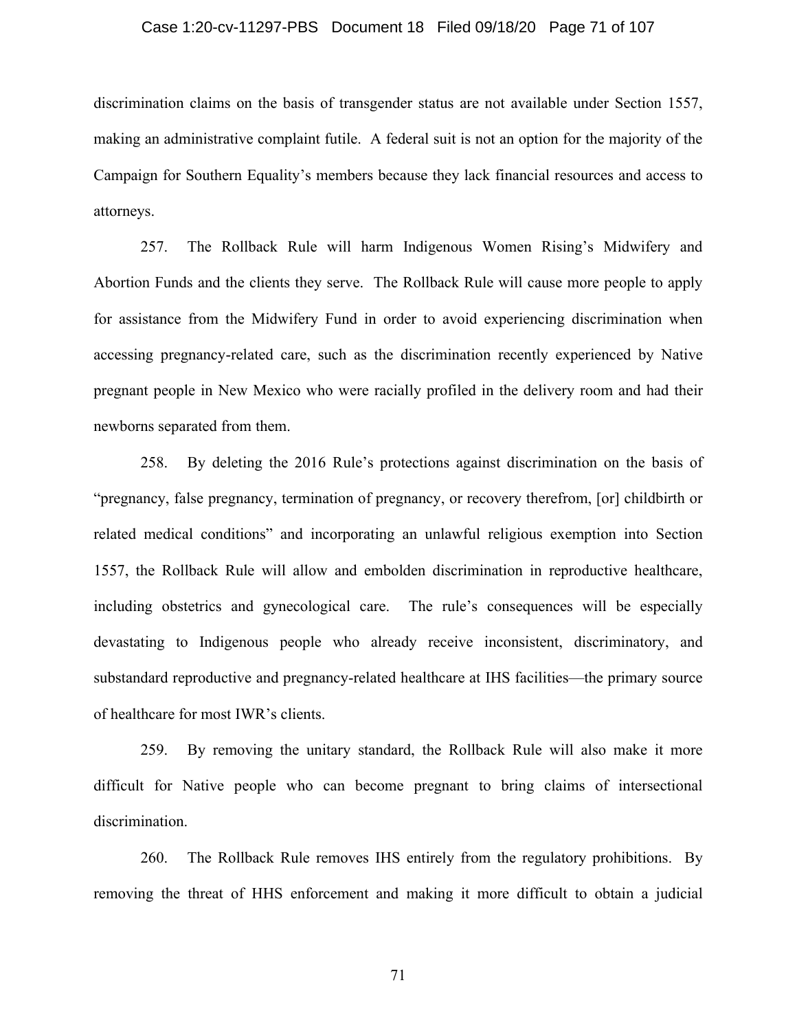discrimination claims on the basis of transgender status are not available under Section 1557, making an administrative complaint futile. A federal suit is not an option for the majority of the Campaign for Southern Equality's members because they lack financial resources and access to attorneys.

257. The Rollback Rule will harm Indigenous Women Rising's Midwifery and Abortion Funds and the clients they serve. The Rollback Rule will cause more people to apply for assistance from the Midwifery Fund in order to avoid experiencing discrimination when accessing pregnancy-related care, such as the discrimination recently experienced by Native pregnant people in New Mexico who were racially profiled in the delivery room and had their newborns separated from them.

258. By deleting the 2016 Rule's protections against discrimination on the basis of "pregnancy, false pregnancy, termination of pregnancy, or recovery therefrom, [or] childbirth or related medical conditions" and incorporating an unlawful religious exemption into Section 1557, the Rollback Rule will allow and embolden discrimination in reproductive healthcare, including obstetrics and gynecological care. The rule's consequences will be especially devastating to Indigenous people who already receive inconsistent, discriminatory, and substandard reproductive and pregnancy-related healthcare at IHS facilities—the primary source of healthcare for most IWR's clients.

259. By removing the unitary standard, the Rollback Rule will also make it more difficult for Native people who can become pregnant to bring claims of intersectional discrimination.

260. The Rollback Rule removes IHS entirely from the regulatory prohibitions. By removing the threat of HHS enforcement and making it more difficult to obtain a judicial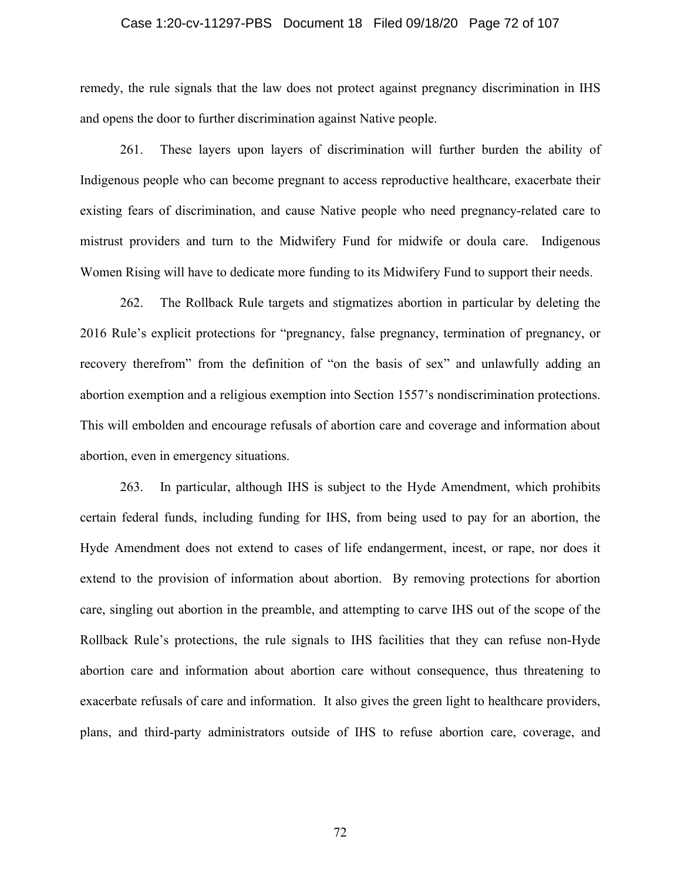remedy, the rule signals that the law does not protect against pregnancy discrimination in IHS and opens the door to further discrimination against Native people.

261. These layers upon layers of discrimination will further burden the ability of Indigenous people who can become pregnant to access reproductive healthcare, exacerbate their existing fears of discrimination, and cause Native people who need pregnancy-related care to mistrust providers and turn to the Midwifery Fund for midwife or doula care. Indigenous Women Rising will have to dedicate more funding to its Midwifery Fund to support their needs.

262. The Rollback Rule targets and stigmatizes abortion in particular by deleting the 2016 Rule's explicit protections for "pregnancy, false pregnancy, termination of pregnancy, or recovery therefrom" from the definition of "on the basis of sex" and unlawfully adding an abortion exemption and a religious exemption into Section 1557's nondiscrimination protections. This will embolden and encourage refusals of abortion care and coverage and information about abortion, even in emergency situations.

263. In particular, although IHS is subject to the Hyde Amendment, which prohibits certain federal funds, including funding for IHS, from being used to pay for an abortion, the Hyde Amendment does not extend to cases of life endangerment, incest, or rape, nor does it extend to the provision of information about abortion. By removing protections for abortion care, singling out abortion in the preamble, and attempting to carve IHS out of the scope of the Rollback Rule's protections, the rule signals to IHS facilities that they can refuse non-Hyde abortion care and information about abortion care without consequence, thus threatening to exacerbate refusals of care and information. It also gives the green light to healthcare providers, plans, and third-party administrators outside of IHS to refuse abortion care, coverage, and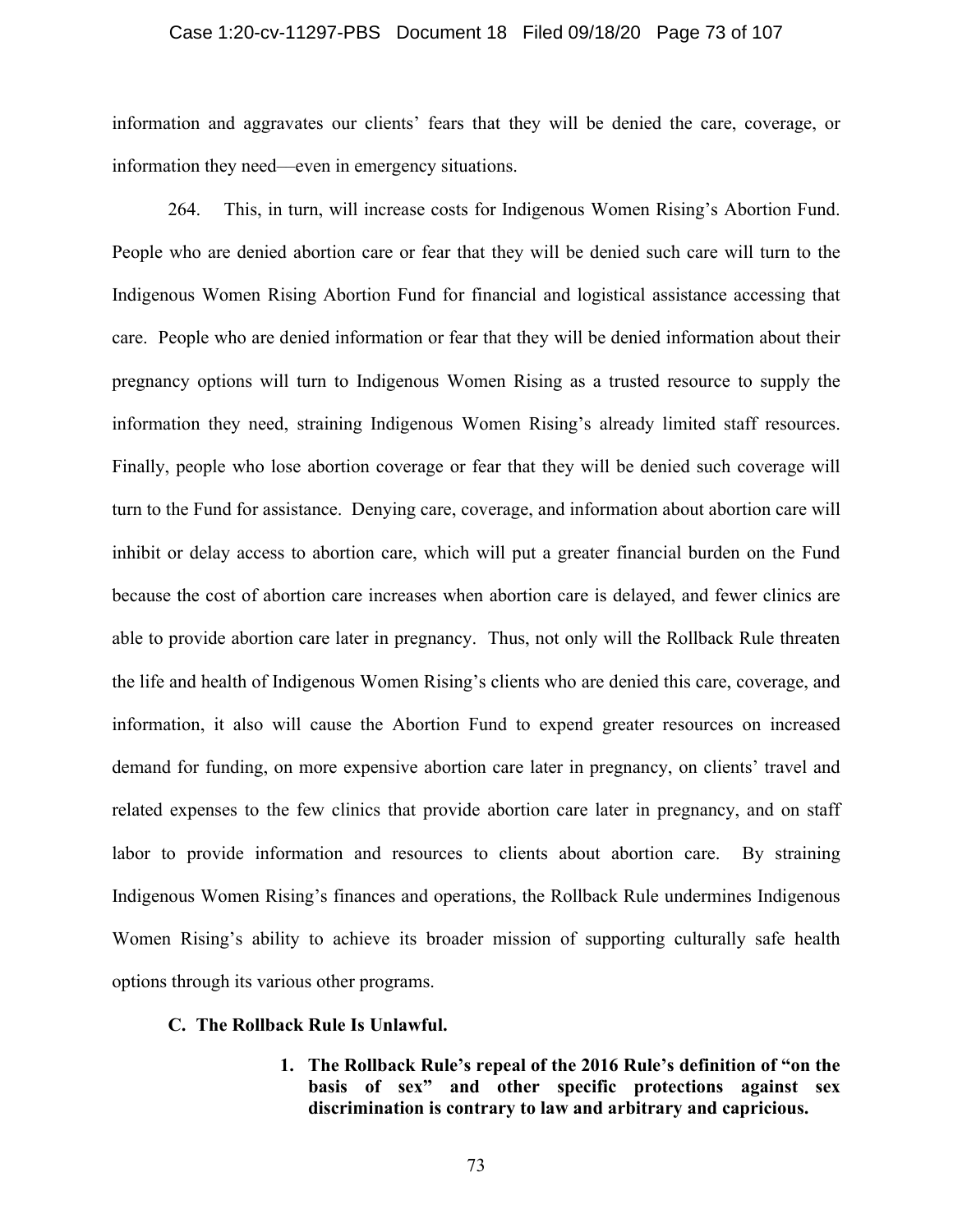information and aggravates our clients' fears that they will be denied the care, coverage, or information they need—even in emergency situations.

264. This, in turn, will increase costs for Indigenous Women Rising's Abortion Fund. People who are denied abortion care or fear that they will be denied such care will turn to the Indigenous Women Rising Abortion Fund for financial and logistical assistance accessing that care. People who are denied information or fear that they will be denied information about their pregnancy options will turn to Indigenous Women Rising as a trusted resource to supply the information they need, straining Indigenous Women Rising's already limited staff resources. Finally, people who lose abortion coverage or fear that they will be denied such coverage will turn to the Fund for assistance. Denying care, coverage, and information about abortion care will inhibit or delay access to abortion care, which will put a greater financial burden on the Fund because the cost of abortion care increases when abortion care is delayed, and fewer clinics are able to provide abortion care later in pregnancy. Thus, not only will the Rollback Rule threaten the life and health of Indigenous Women Rising's clients who are denied this care, coverage, and information, it also will cause the Abortion Fund to expend greater resources on increased demand for funding, on more expensive abortion care later in pregnancy, on clients' travel and related expenses to the few clinics that provide abortion care later in pregnancy, and on staff labor to provide information and resources to clients about abortion care. By straining Indigenous Women Rising's finances and operations, the Rollback Rule undermines Indigenous Women Rising's ability to achieve its broader mission of supporting culturally safe health options through its various other programs.

### C. The Rollback Rule Is Unlawful.

#### 1. The Rollback Rule's repeal of the 2016 Rule's definition of "on the basis of sex" and other specific protections against sex discrimination is contrary to law and arbitrary and capricious.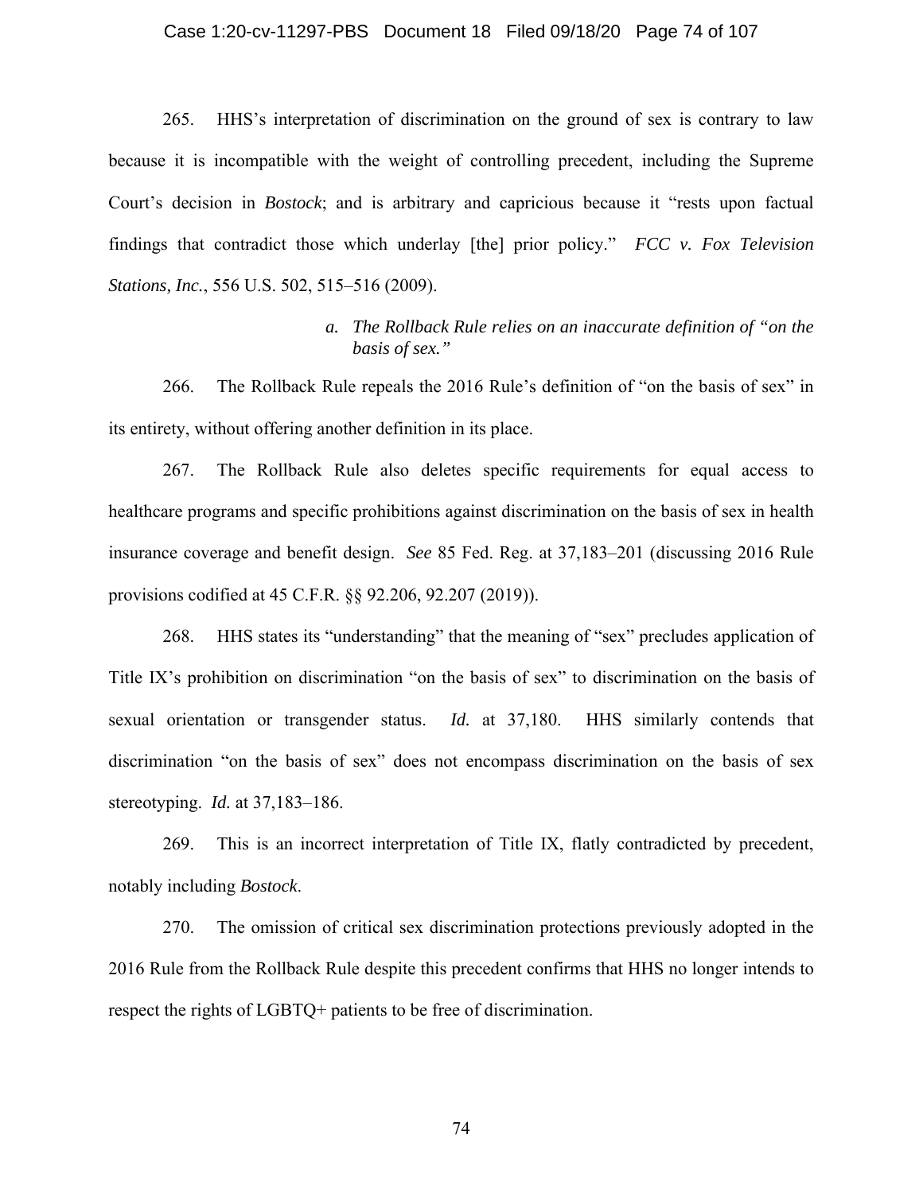265. HHS's interpretation of discrimination on the ground of sex is contrary to law because it is incompatible with the weight of controlling precedent, including the Supreme Court's decision in *Bostock*; and is arbitrary and capricious because it "rests upon factual findings that contradict those which underlay [the] prior policy." *FCC v. Fox Television Stations, Inc.*, 556 U.S. 502, 515–516 (2009).

*a. The Rollback Rule relies on an inaccurate definition of "on the basis of sex."*

266. The Rollback Rule repeals the 2016 Rule's definition of "on the basis of sex" in its entirety, without offering another definition in its place.

267. The Rollback Rule also deletes specific requirements for equal access to healthcare programs and specific prohibitions against discrimination on the basis of sex in health insurance coverage and benefit design. *See* 85 Fed. Reg. at 37,183–201 (discussing 2016 Rule provisions codified at 45 C.F.R. §§ 92.206, 92.207 (2019)).

268. HHS states its "understanding" that the meaning of "sex" precludes application of Title IX's prohibition on discrimination "on the basis of sex" to discrimination on the basis of sexual orientation or transgender status. *Id.* at 37,180. HHS similarly contends that discrimination "on the basis of sex" does not encompass discrimination on the basis of sex stereotyping. *Id.* at 37,183–186.

269. This is an incorrect interpretation of Title IX, flatly contradicted by precedent, notably including *Bostock*.

270. The omission of critical sex discrimination protections previously adopted in the 2016 Rule from the Rollback Rule despite this precedent confirms that HHS no longer intends to respect the rights of LGBTQ+ patients to be free of discrimination.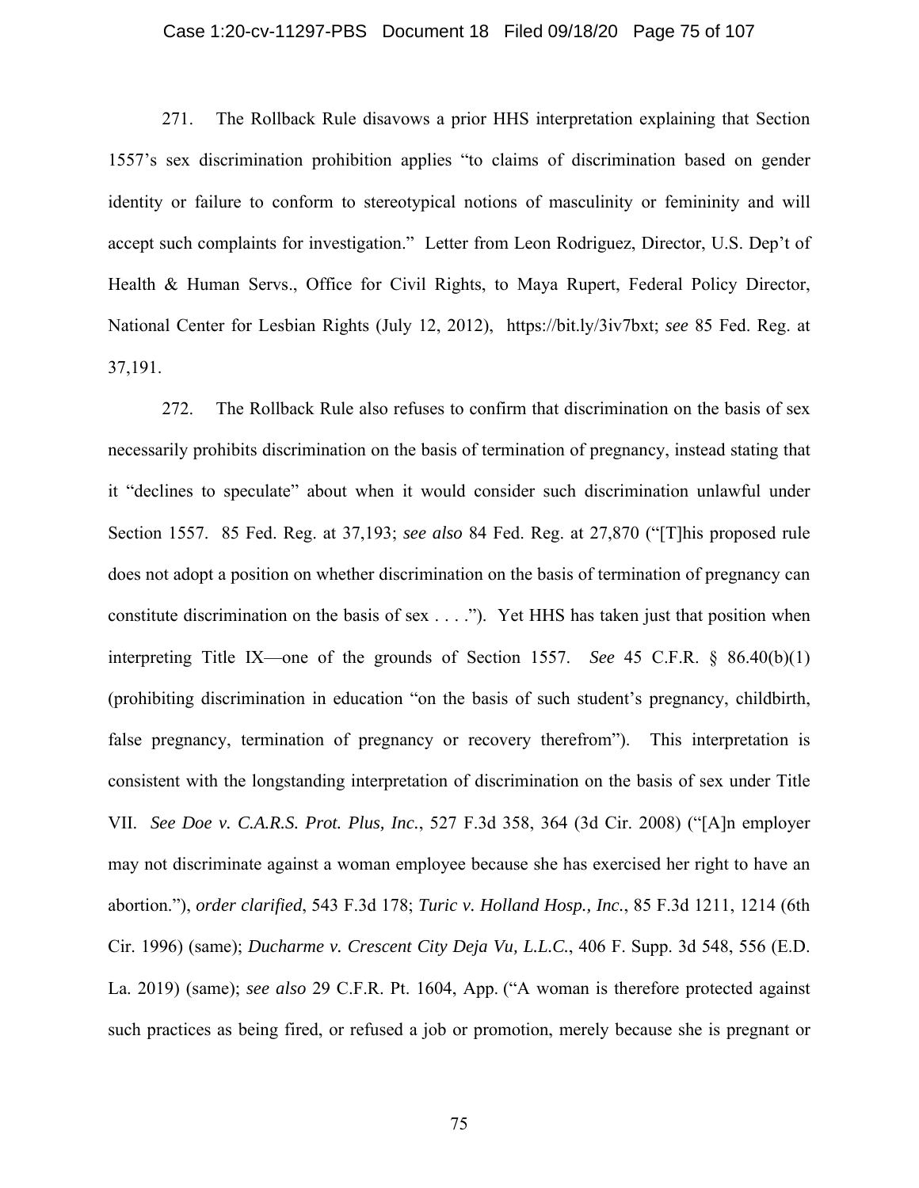271. The Rollback Rule disavows a prior HHS interpretation explaining that Section 1557's sex discrimination prohibition applies "to claims of discrimination based on gender identity or failure to conform to stereotypical notions of masculinity or femininity and will accept such complaints for investigation." Letter from Leon Rodriguez, Director, U.S. Dep't of Health & Human Servs., Office for Civil Rights, to Maya Rupert, Federal Policy Director, National Center for Lesbian Rights (July 12, 2012), https://bit.ly/3iv7bxt; *see* 85 Fed. Reg. at 37,191.

272. The Rollback Rule also refuses to confirm that discrimination on the basis of sex necessarily prohibits discrimination on the basis of termination of pregnancy, instead stating that it "declines to speculate" about when it would consider such discrimination unlawful under Section 1557. 85 Fed. Reg. at 37,193; *see also* 84 Fed. Reg. at 27,870 ("[T]his proposed rule does not adopt a position on whether discrimination on the basis of termination of pregnancy can constitute discrimination on the basis of sex . . . ."). Yet HHS has taken just that position when interpreting Title IX—one of the grounds of Section 1557. *See* 45 C.F.R. § 86.40(b)(1) (prohibiting discrimination in education "on the basis of such student's pregnancy, childbirth, false pregnancy, termination of pregnancy or recovery therefrom"). This interpretation is consistent with the longstanding interpretation of discrimination on the basis of sex under Title VII. *See Doe v. C.A.R.S. Prot. Plus, Inc.*, 527 F.3d 358, 364 (3d Cir. 2008) ("[A]n employer may not discriminate against a woman employee because she has exercised her right to have an abortion."), *order clarified*, 543 F.3d 178; *Turic v. Holland Hosp., Inc.*, 85 F.3d 1211, 1214 (6th Cir. 1996) (same); *Ducharme v. Crescent City Deja Vu, L.L.C.*, 406 F. Supp. 3d 548, 556 (E.D. La. 2019) (same); *see also* 29 C.F.R. Pt. 1604, App. ("A woman is therefore protected against such practices as being fired, or refused a job or promotion, merely because she is pregnant or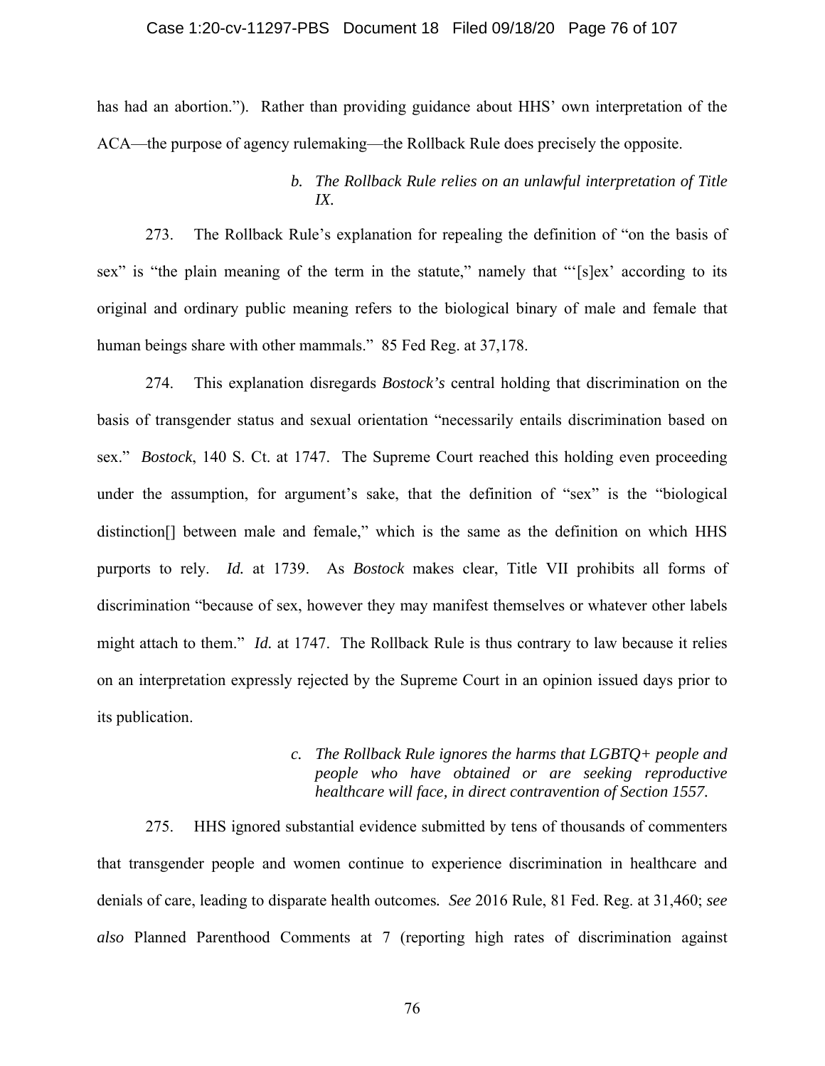has had an abortion."). Rather than providing guidance about HHS' own interpretation of the ACA—the purpose of agency rulemaking—the Rollback Rule does precisely the opposite.

#### *b. The Rollback Rule relies on an unlawful interpretation of Title IX.*

273. The Rollback Rule's explanation for repealing the definition of "on the basis of sex" is "the plain meaning of the term in the statute," namely that "'[s]ex' according to its original and ordinary public meaning refers to the biological binary of male and female that human beings share with other mammals." 85 Fed Reg. at 37,178.

274. This explanation disregards *Bostock's* central holding that discrimination on the basis of transgender status and sexual orientation "necessarily entails discrimination based on sex." *Bostock*, 140 S. Ct. at 1747. The Supreme Court reached this holding even proceeding under the assumption, for argument's sake, that the definition of "sex" is the "biological distinction[] between male and female," which is the same as the definition on which HHS purports to rely. *Id.* at 1739. As *Bostock* makes clear, Title VII prohibits all forms of discrimination "because of sex, however they may manifest themselves or whatever other labels might attach to them." *Id.* at 1747. The Rollback Rule is thus contrary to law because it relies on an interpretation expressly rejected by the Supreme Court in an opinion issued days prior to its publication.

#### *c. The Rollback Rule ignores the harms that LGBTQ+ people and people who have obtained or are seeking reproductive healthcare will face, in direct contravention of Section 1557.*

275. HHS ignored substantial evidence submitted by tens of thousands of commenters that transgender people and women continue to experience discrimination in healthcare and denials of care, leading to disparate health outcomes. *See* 2016 Rule, 81 Fed. Reg. at 31,460; *see also* Planned Parenthood Comments at 7 (reporting high rates of discrimination against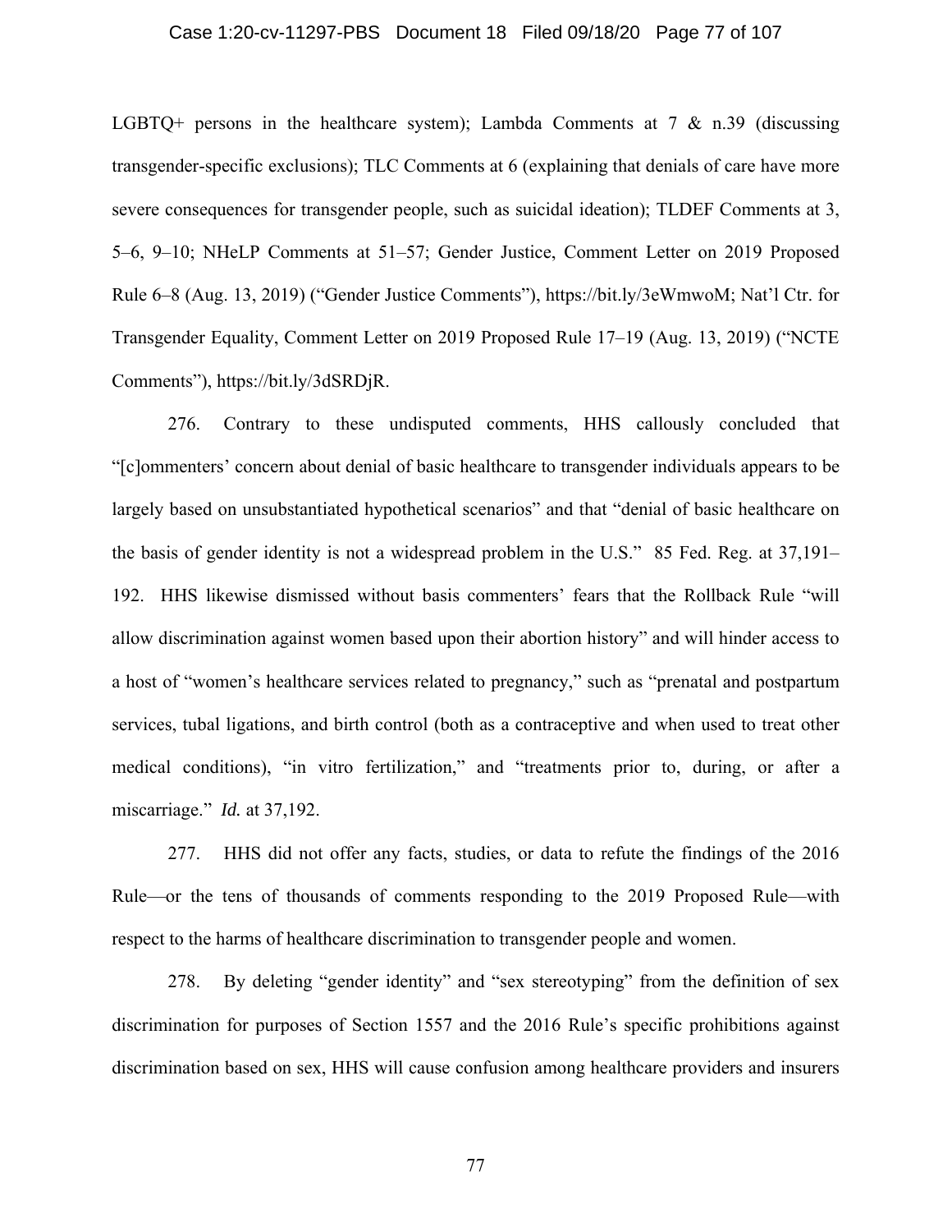LGBTQ+ persons in the healthcare system); Lambda Comments at 7 & n.39 (discussing transgender-specific exclusions); TLC Comments at 6 (explaining that denials of care have more severe consequences for transgender people, such as suicidal ideation); TLDEF Comments at 3, 5–6, 9–10; NHeLP Comments at 51–57; Gender Justice, Comment Letter on 2019 Proposed Rule 6–8 (Aug. 13, 2019) ("Gender Justice Comments"), https://bit.ly/3eWmwoM; Nat'l Ctr. for Transgender Equality, Comment Letter on 2019 Proposed Rule 17–19 (Aug. 13, 2019) ("NCTE Comments"), https://bit.ly/3dSRDjR.

276. Contrary to these undisputed comments, HHS callously concluded that "[c]ommenters' concern about denial of basic healthcare to transgender individuals appears to be largely based on unsubstantiated hypothetical scenarios" and that "denial of basic healthcare on the basis of gender identity is not a widespread problem in the U.S." 85 Fed. Reg. at 37,191–192. HHS likewise dismissed without basis commenters' fears that the Rollback Rule "will allow discrimination against women based upon their abortion history" and will hinder access to a host of "women's healthcare services related to pregnancy," such as "prenatal and postpartum services, tubal ligations, and birth control (both as a contraceptive and when used to treat other medical conditions), "in vitro fertilization," and "treatments prior to, during, or after a miscarriage." *Id.* at 37,192.

277. HHS did not offer any facts, studies, or data to refute the findings of the 2016 Rule—or the tens of thousands of comments responding to the 2019 Proposed Rule—with respect to the harms of healthcare discrimination to transgender people and women.

278. By deleting "gender identity" and "sex stereotyping" from the definition of sex discrimination for purposes of Section 1557 and the 2016 Rule's specific prohibitions against discrimination based on sex, HHS will cause confusion among healthcare providers and insurers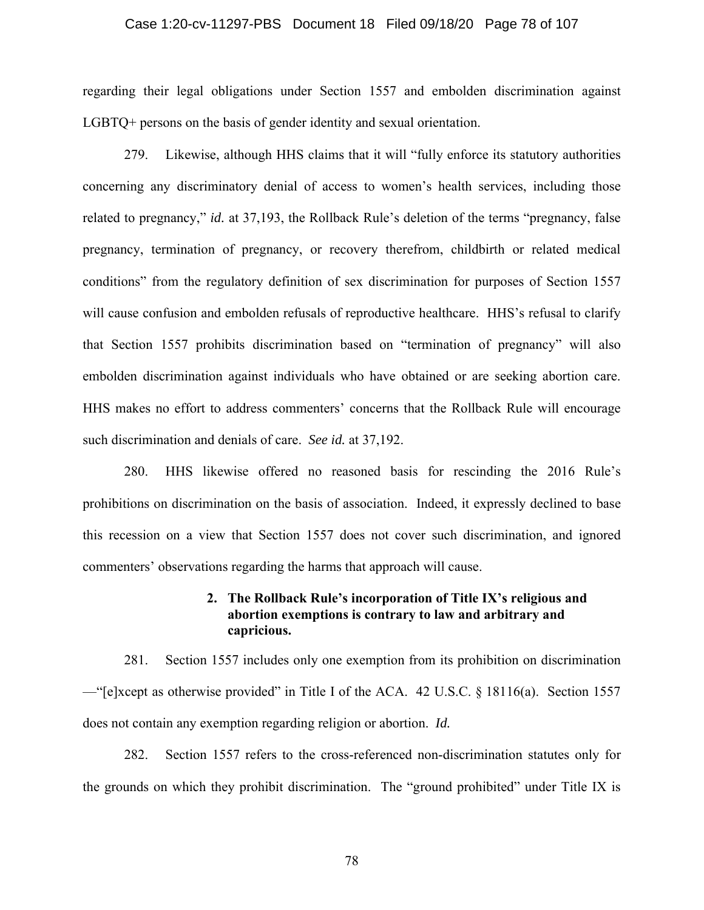regarding their legal obligations under Section 1557 and embolden discrimination against LGBTQ+ persons on the basis of gender identity and sexual orientation.

279. Likewise, although HHS claims that it will "fully enforce its statutory authorities concerning any discriminatory denial of access to women's health services, including those related to pregnancy," *id.* at 37,193, the Rollback Rule's deletion of the terms "pregnancy, false pregnancy, termination of pregnancy, or recovery therefrom, childbirth or related medical conditions" from the regulatory definition of sex discrimination for purposes of Section 1557 will cause confusion and embolden refusals of reproductive healthcare. HHS's refusal to clarify that Section 1557 prohibits discrimination based on "termination of pregnancy" will also embolden discrimination against individuals who have obtained or are seeking abortion care. HHS makes no effort to address commenters' concerns that the Rollback Rule will encourage such discrimination and denials of care. *See id.* at 37,192.

280. HHS likewise offered no reasoned basis for rescinding the 2016 Rule's prohibitions on discrimination on the basis of association. Indeed, it expressly declined to base this recession on a view that Section 1557 does not cover such discrimination, and ignored commenters' observations regarding the harms that approach will cause.

**2. The Rollback Rule's incorporation of Title IX's religious and abortion exemptions is contrary to law and arbitrary and capricious.**

281. Section 1557 includes only one exemption from its prohibition on discrimination —"[e]xcept as otherwise provided" in Title I of the ACA. 42 U.S.C. § 18116(a). Section 1557 does not contain any exemption regarding religion or abortion. *Id.*

282. Section 1557 refers to the cross-referenced non-discrimination statutes only for the grounds on which they prohibit discrimination. The "ground prohibited" under Title IX is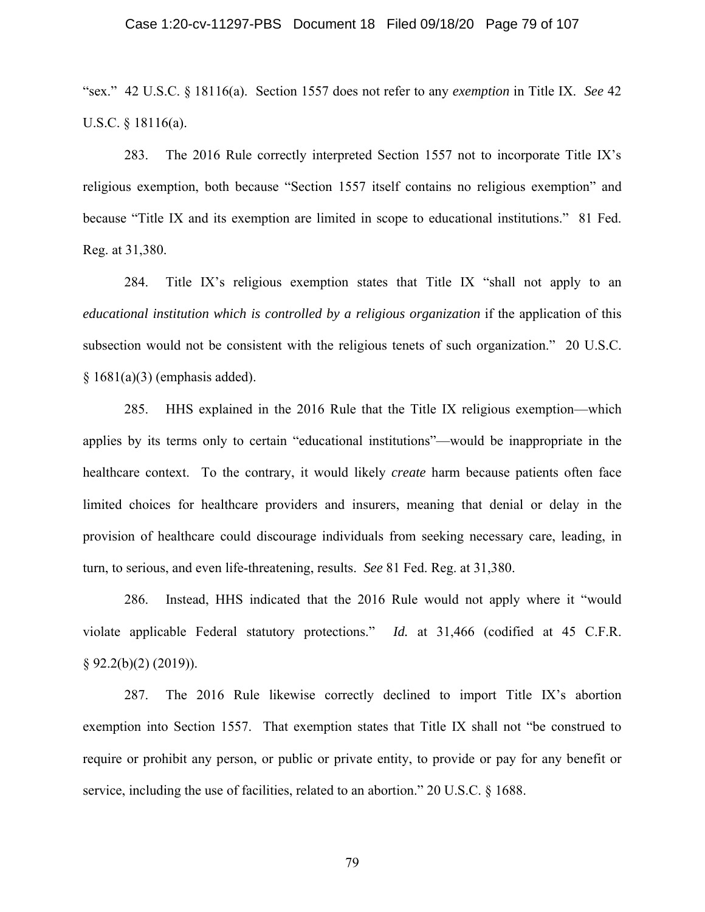"sex." 42 U.S.C. § 18116(a). Section 1557 does not refer to any *exemption* in Title IX. *See* 42 U.S.C. § 18116(a).

283. The 2016 Rule correctly interpreted Section 1557 not to incorporate Title IX's religious exemption, both because "Section 1557 itself contains no religious exemption" and because "Title IX and its exemption are limited in scope to educational institutions." 81 Fed. Reg. at 31,380.

284. Title IX's religious exemption states that Title IX "shall not apply to an *educational institution which is controlled by a religious organization* if the application of this subsection would not be consistent with the religious tenets of such organization." 20 U.S.C. § 1681(a)(3) (emphasis added).

285. HHS explained in the 2016 Rule that the Title IX religious exemption—which applies by its terms only to certain "educational institutions"—would be inappropriate in the healthcare context. To the contrary, it would likely *create* harm because patients often face limited choices for healthcare providers and insurers, meaning that denial or delay in the provision of healthcare could discourage individuals from seeking necessary care, leading, in turn, to serious, and even life-threatening, results. *See* 81 Fed. Reg. at 31,380.

286. Instead, HHS indicated that the 2016 Rule would not apply where it "would violate applicable Federal statutory protections." *Id.* at 31,466 (codified at 45 C.F.R. § 92.2(b)(2) (2019)).

287. The 2016 Rule likewise correctly declined to import Title IX's abortion exemption into Section 1557. That exemption states that Title IX shall not "be construed to require or prohibit any person, or public or private entity, to provide or pay for any benefit or service, including the use of facilities, related to an abortion." 20 U.S.C. § 1688.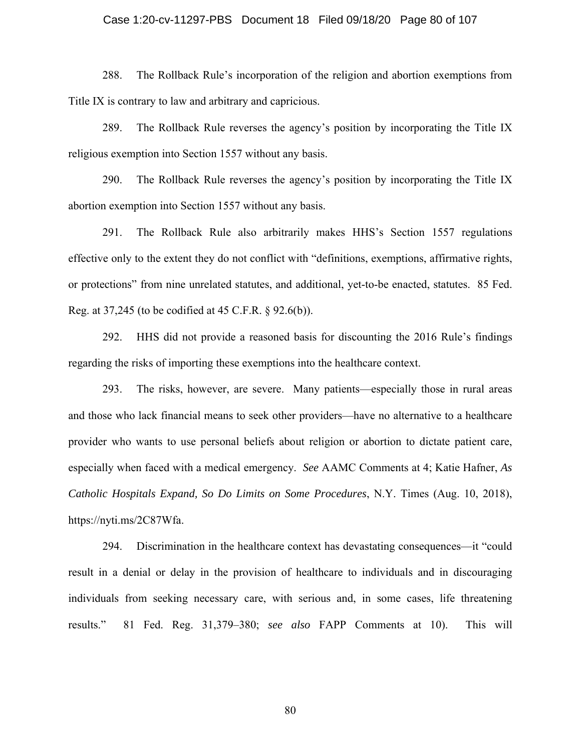288. The Rollback Rule's incorporation of the religion and abortion exemptions from Title IX is contrary to law and arbitrary and capricious.

289. The Rollback Rule reverses the agency's position by incorporating the Title IX religious exemption into Section 1557 without any basis.

290. The Rollback Rule reverses the agency's position by incorporating the Title IX abortion exemption into Section 1557 without any basis.

291. The Rollback Rule also arbitrarily makes HHS's Section 1557 regulations effective only to the extent they do not conflict with "definitions, exemptions, affirmative rights, or protections" from nine unrelated statutes, and additional, yet-to-be enacted, statutes. 85 Fed. Reg. at 37,245 (to be codified at 45 C.F.R. § 92.6(b)).

292. HHS did not provide a reasoned basis for discounting the 2016 Rule's findings regarding the risks of importing these exemptions into the healthcare context.

293. The risks, however, are severe. Many patients—especially those in rural areas and those who lack financial means to seek other providers—have no alternative to a healthcare provider who wants to use personal beliefs about religion or abortion to dictate patient care, especially when faced with a medical emergency. *See* AAMC Comments at 4; Katie Hafner, *As Catholic Hospitals Expand, So Do Limits on Some Procedures*, N.Y. Times (Aug. 10, 2018), https://nyti.ms/2C87Wfa.

294. Discrimination in the healthcare context has devastating consequences—it "could result in a denial or delay in the provision of healthcare to individuals and in discouraging individuals from seeking necessary care, with serious and, in some cases, life threatening results." 81 Fed. Reg. 31,379–380; *see also* FAPP Comments at 10). This will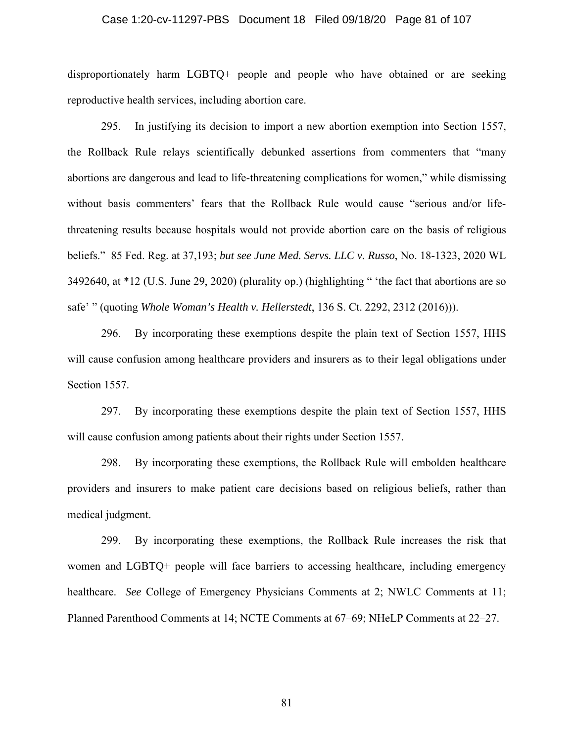disproportionately harm LGBTQ+ people and people who have obtained or are seeking reproductive health services, including abortion care.

295. In justifying its decision to import a new abortion exemption into Section 1557, the Rollback Rule relays scientifically debunked assertions from commenters that "many abortions are dangerous and lead to life-threatening complications for women," while dismissing without basis commenters' fears that the Rollback Rule would cause "serious and/or life-threatening results because hospitals would not provide abortion care on the basis of religious beliefs." 85 Fed. Reg. at 37,193; *but see June Med. Servs. LLC v. Russo*, No. 18-1323, 2020 WL 3492640, at *12 (U.S. June 29, 2020) (plurality op.) (highlighting " 'the fact that abortions are so safe' " (quoting *Whole Woman's Health v. Hellerstedt*, 136 S. Ct. 2292, 2312 (2016))).

296. By incorporating these exemptions despite the plain text of Section 1557, HHS will cause confusion among healthcare providers and insurers as to their legal obligations under Section 1557.

297. By incorporating these exemptions despite the plain text of Section 1557, HHS will cause confusion among patients about their rights under Section 1557.

298. By incorporating these exemptions, the Rollback Rule will embolden healthcare providers and insurers to make patient care decisions based on religious beliefs, rather than medical judgment.

299. By incorporating these exemptions, the Rollback Rule increases the risk that women and LGBTQ+ people will face barriers to accessing healthcare, including emergency healthcare. *See* College of Emergency Physicians Comments at 2; NWLC Comments at 11; Planned Parenthood Comments at 14; NCTE Comments at 67–69; NHeLP Comments at 22–27.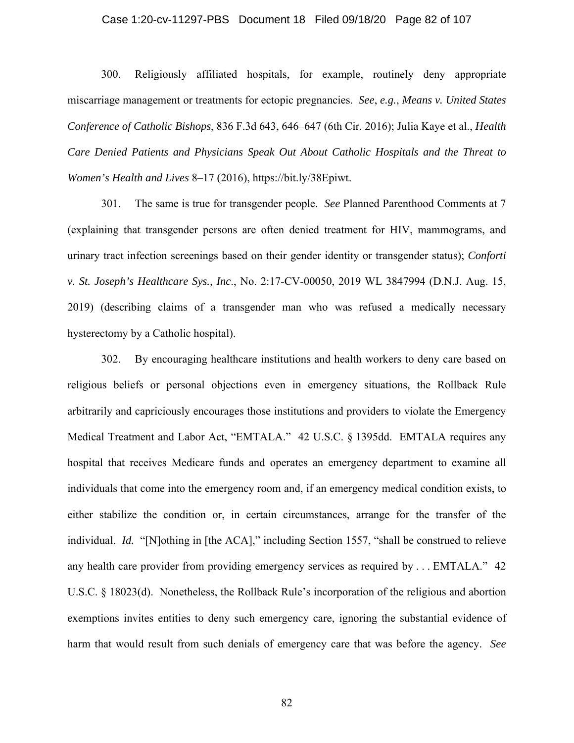300. Religiously affiliated hospitals, for example, routinely deny appropriate miscarriage management or treatments for ectopic pregnancies. *See*, *e.g.*, *Means v. United States Conference of Catholic Bishops*, 836 F.3d 643, 646–647 (6th Cir. 2016); Julia Kaye et al., *Health Care Denied Patients and Physicians Speak Out About Catholic Hospitals and the Threat to Women's Health and Lives* 8–17 (2016), https://bit.ly/38Epiwt.

301. The same is true for transgender people. *See* Planned Parenthood Comments at 7 (explaining that transgender persons are often denied treatment for HIV, mammograms, and urinary tract infection screenings based on their gender identity or transgender status); *Conforti v. St. Joseph's Healthcare Sys., Inc*., No. 2:17-CV-00050, 2019 WL 3847994 (D.N.J. Aug. 15, 2019) (describing claims of a transgender man who was refused a medically necessary hysterectomy by a Catholic hospital).

302. By encouraging healthcare institutions and health workers to deny care based on religious beliefs or personal objections even in emergency situations, the Rollback Rule arbitrarily and capriciously encourages those institutions and providers to violate the Emergency Medical Treatment and Labor Act, "EMTALA." 42 U.S.C. § 1395dd. EMTALA requires any hospital that receives Medicare funds and operates an emergency department to examine all individuals that come into the emergency room and, if an emergency medical condition exists, to either stabilize the condition or, in certain circumstances, arrange for the transfer of the individual. *Id.* "[N]othing in [the ACA]," including Section 1557, "shall be construed to relieve any health care provider from providing emergency services as required by . . . EMTALA." 42 U.S.C. § 18023(d). Nonetheless, the Rollback Rule's incorporation of the religious and abortion exemptions invites entities to deny such emergency care, ignoring the substantial evidence of harm that would result from such denials of emergency care that was before the agency. *See*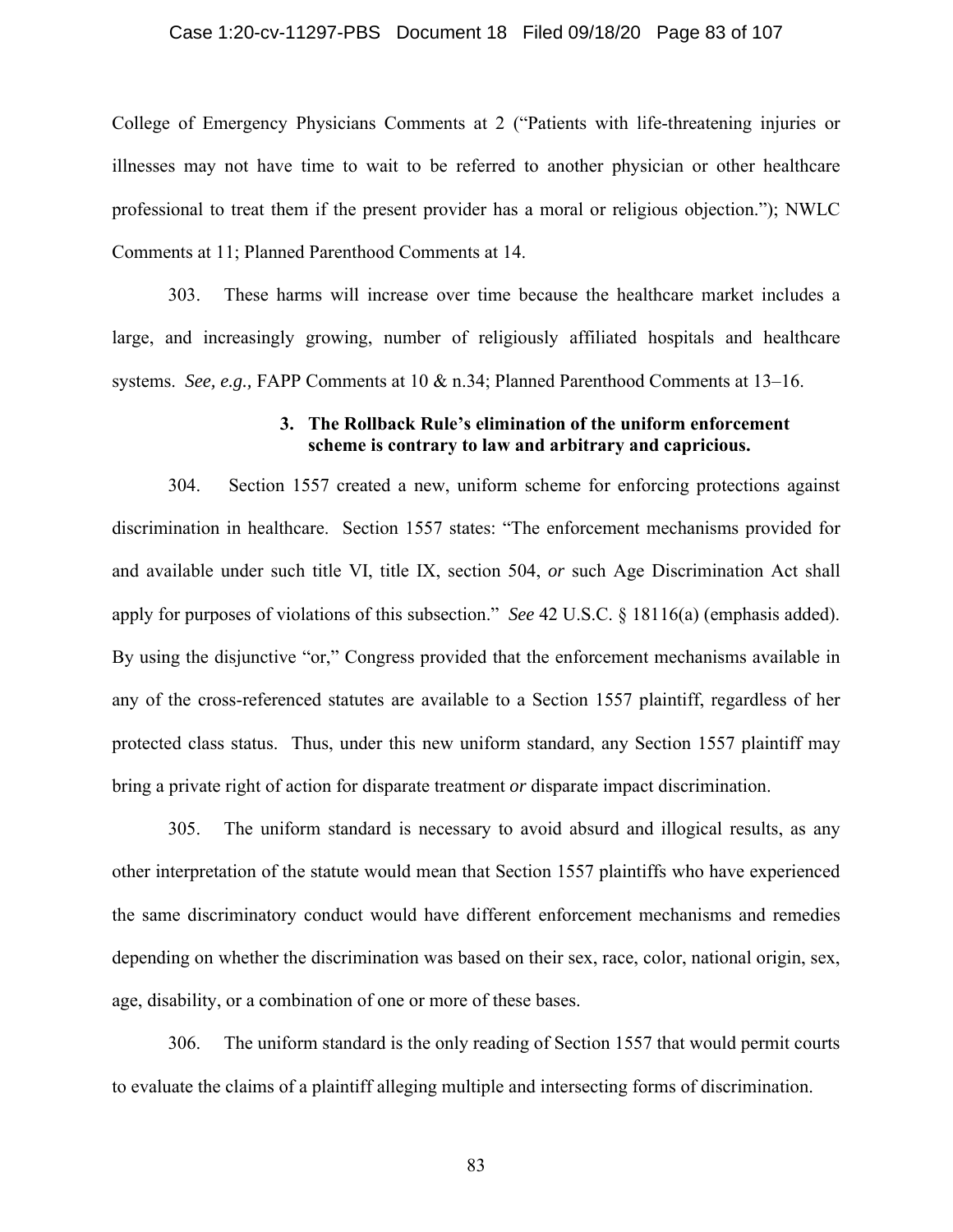College of Emergency Physicians Comments at 2 ("Patients with life-threatening injuries or illnesses may not have time to wait to be referred to another physician or other healthcare professional to treat them if the present provider has a moral or religious objection."); NWLC Comments at 11; Planned Parenthood Comments at 14.

303. These harms will increase over time because the healthcare market includes a large, and increasingly growing, number of religiously affiliated hospitals and healthcare systems. *See, e.g.,* FAPP Comments at 10 & n.34; Planned Parenthood Comments at 13–16.

### 3. The Rollback Rule's elimination of the uniform enforcement scheme is contrary to law and arbitrary and capricious.

304. Section 1557 created a new, uniform scheme for enforcing protections against discrimination in healthcare. Section 1557 states: "The enforcement mechanisms provided for and available under such title VI, title IX, section 504, *or* such Age Discrimination Act shall apply for purposes of violations of this subsection." *See* 42 U.S.C. § 18116(a) (emphasis added). By using the disjunctive "or," Congress provided that the enforcement mechanisms available in any of the cross-referenced statutes are available to a Section 1557 plaintiff, regardless of her protected class status. Thus, under this new uniform standard, any Section 1557 plaintiff may bring a private right of action for disparate treatment *or* disparate impact discrimination.

305. The uniform standard is necessary to avoid absurd and illogical results, as any other interpretation of the statute would mean that Section 1557 plaintiffs who have experienced the same discriminatory conduct would have different enforcement mechanisms and remedies depending on whether the discrimination was based on their sex, race, color, national origin, sex, age, disability, or a combination of one or more of these bases.

306. The uniform standard is the only reading of Section 1557 that would permit courts to evaluate the claims of a plaintiff alleging multiple and intersecting forms of discrimination.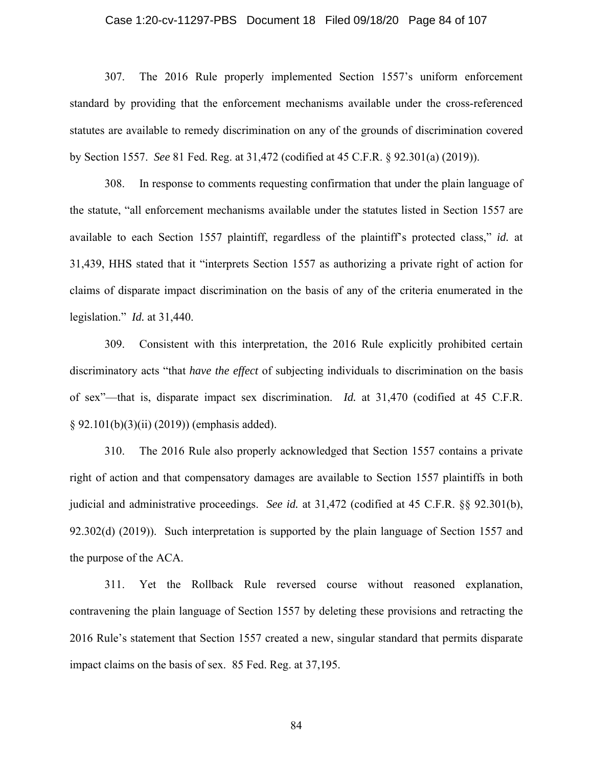307. The 2016 Rule properly implemented Section 1557's uniform enforcement standard by providing that the enforcement mechanisms available under the cross-referenced statutes are available to remedy discrimination on any of the grounds of discrimination covered by Section 1557. *See* 81 Fed. Reg. at 31,472 (codified at 45 C.F.R. § 92.301(a) (2019)).

308. In response to comments requesting confirmation that under the plain language of the statute, "all enforcement mechanisms available under the statutes listed in Section 1557 are available to each Section 1557 plaintiff, regardless of the plaintiff's protected class," *id.* at 31,439, HHS stated that it "interprets Section 1557 as authorizing a private right of action for claims of disparate impact discrimination on the basis of any of the criteria enumerated in the legislation." *Id.* at 31,440.

309. Consistent with this interpretation, the 2016 Rule explicitly prohibited certain discriminatory acts "that *have the effect* of subjecting individuals to discrimination on the basis of sex"—that is, disparate impact sex discrimination. *Id.* at 31,470 (codified at 45 C.F.R. § 92.101(b)(3)(ii) (2019)) (emphasis added).

310. The 2016 Rule also properly acknowledged that Section 1557 contains a private right of action and that compensatory damages are available to Section 1557 plaintiffs in both judicial and administrative proceedings. *See id.* at 31,472 (codified at 45 C.F.R. §§ 92.301(b), 92.302(d) (2019)). Such interpretation is supported by the plain language of Section 1557 and the purpose of the ACA.

311. Yet the Rollback Rule reversed course without reasoned explanation, contravening the plain language of Section 1557 by deleting these provisions and retracting the 2016 Rule's statement that Section 1557 created a new, singular standard that permits disparate impact claims on the basis of sex. 85 Fed. Reg. at 37,195.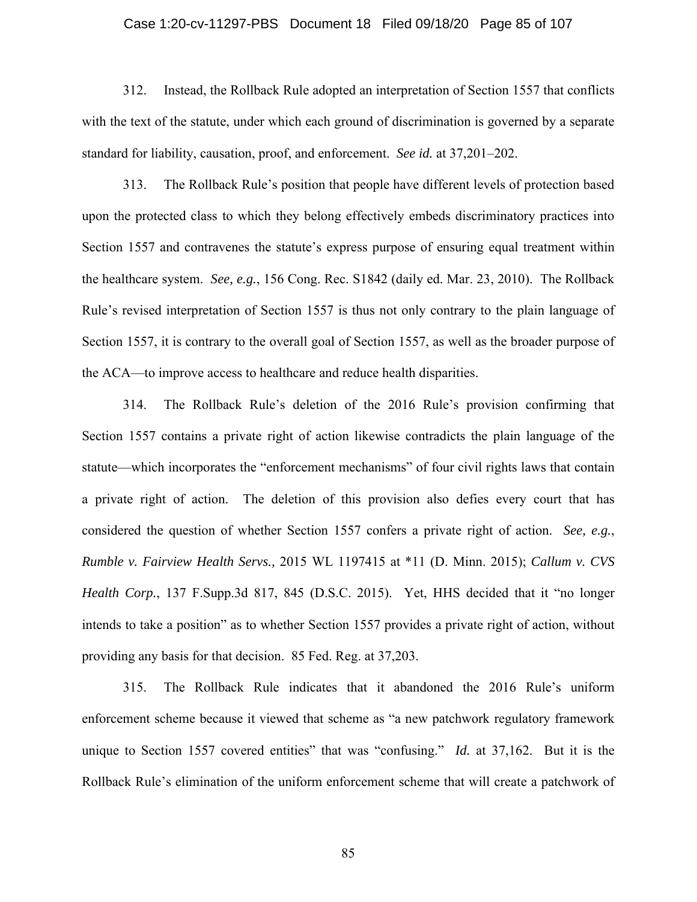312. Instead, the Rollback Rule adopted an interpretation of Section 1557 that conflicts with the text of the statute, under which each ground of discrimination is governed by a separate standard for liability, causation, proof, and enforcement. *See id.* at 37,201–202.

313. The Rollback Rule's position that people have different levels of protection based upon the protected class to which they belong effectively embeds discriminatory practices into Section 1557 and contravenes the statute's express purpose of ensuring equal treatment within the healthcare system. *See, e.g.*, 156 Cong. Rec. S1842 (daily ed. Mar. 23, 2010). The Rollback Rule's revised interpretation of Section 1557 is thus not only contrary to the plain language of Section 1557, it is contrary to the overall goal of Section 1557, as well as the broader purpose of the ACA—to improve access to healthcare and reduce health disparities.

314. The Rollback Rule's deletion of the 2016 Rule's provision confirming that Section 1557 contains a private right of action likewise contradicts the plain language of the statute—which incorporates the "enforcement mechanisms" of four civil rights laws that contain a private right of action. The deletion of this provision also defies every court that has considered the question of whether Section 1557 confers a private right of action. *See, e.g.*, *Rumble v. Fairview Health Servs.,* 2015 WL 1197415 at *11 (D. Minn. 2015); *Callum v. CVS Health Corp.*, 137 F.Supp.3d 817, 845 (D.S.C. 2015). Yet, HHS decided that it "no longer intends to take a position" as to whether Section 1557 provides a private right of action, without providing any basis for that decision. 85 Fed. Reg. at 37,203.

315. The Rollback Rule indicates that it abandoned the 2016 Rule's uniform enforcement scheme because it viewed that scheme as "a new patchwork regulatory framework unique to Section 1557 covered entities" that was "confusing." *Id.* at 37,162. But it is the Rollback Rule's elimination of the uniform enforcement scheme that will create a patchwork of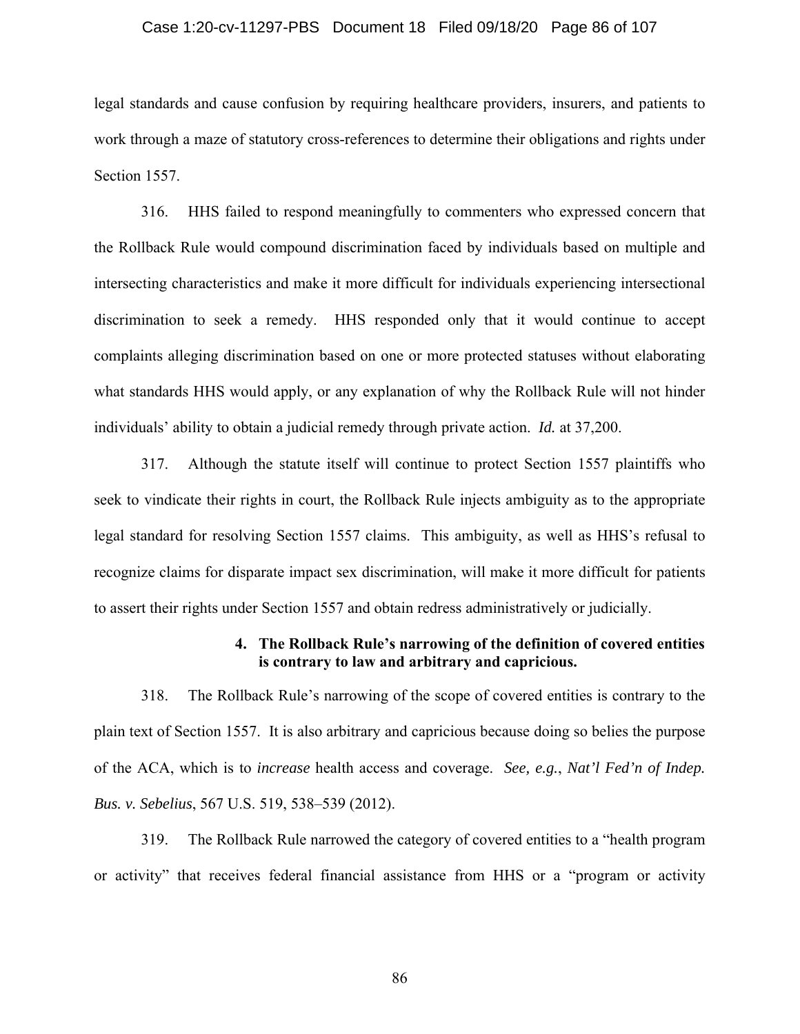legal standards and cause confusion by requiring healthcare providers, insurers, and patients to work through a maze of statutory cross-references to determine their obligations and rights under Section 1557.

316. HHS failed to respond meaningfully to commenters who expressed concern that the Rollback Rule would compound discrimination faced by individuals based on multiple and intersecting characteristics and make it more difficult for individuals experiencing intersectional discrimination to seek a remedy. HHS responded only that it would continue to accept complaints alleging discrimination based on one or more protected statuses without elaborating what standards HHS would apply, or any explanation of why the Rollback Rule will not hinder individuals' ability to obtain a judicial remedy through private action. *Id.* at 37,200.

317. Although the statute itself will continue to protect Section 1557 plaintiffs who seek to vindicate their rights in court, the Rollback Rule injects ambiguity as to the appropriate legal standard for resolving Section 1557 claims. This ambiguity, as well as HHS's refusal to recognize claims for disparate impact sex discrimination, will make it more difficult for patients to assert their rights under Section 1557 and obtain redress administratively or judicially.

#### 4. The Rollback Rule's narrowing of the definition of covered entities is contrary to law and arbitrary and capricious.

318. The Rollback Rule's narrowing of the scope of covered entities is contrary to the plain text of Section 1557. It is also arbitrary and capricious because doing so belies the purpose of the ACA, which is to *increase* health access and coverage. *See, e.g.*, *Nat'l Fed'n of Indep. Bus. v. Sebelius*, 567 U.S. 519, 538–539 (2012).

319. The Rollback Rule narrowed the category of covered entities to a "health program or activity" that receives federal financial assistance from HHS or a "program or activity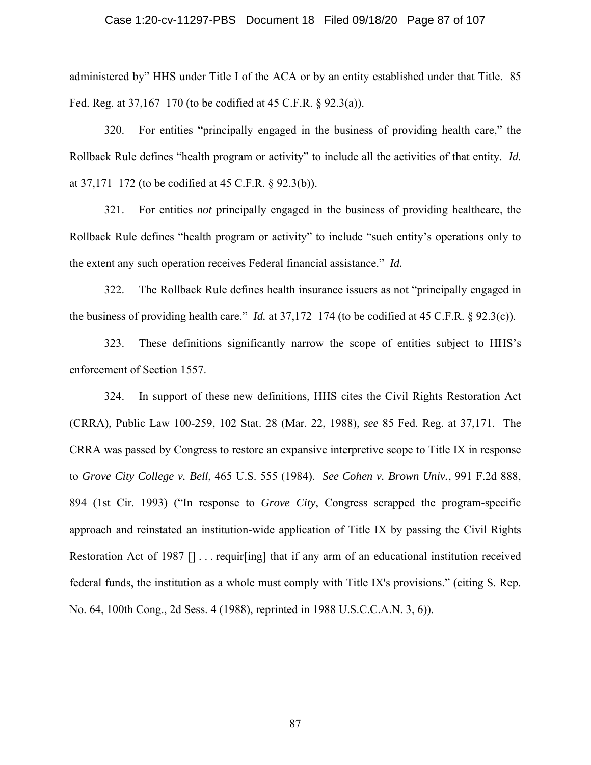administered by" HHS under Title I of the ACA or by an entity established under that Title. 85 Fed. Reg. at 37,167–170 (to be codified at 45 C.F.R. § 92.3(a)).

320. For entities "principally engaged in the business of providing health care," the Rollback Rule defines "health program or activity" to include all the activities of that entity. *Id.* at 37,171–172 (to be codified at 45 C.F.R. § 92.3(b)).

321. For entities *not* principally engaged in the business of providing healthcare, the Rollback Rule defines "health program or activity" to include "such entity's operations only to the extent any such operation receives Federal financial assistance." *Id.*

322. The Rollback Rule defines health insurance issuers as not "principally engaged in the business of providing health care." *Id.* at 37,172–174 (to be codified at 45 C.F.R. § 92.3(c)).

323. These definitions significantly narrow the scope of entities subject to HHS's enforcement of Section 1557.

324. In support of these new definitions, HHS cites the Civil Rights Restoration Act (CRRA), Public Law 100-259, 102 Stat. 28 (Mar. 22, 1988), *see* 85 Fed. Reg. at 37,171. The CRRA was passed by Congress to restore an expansive interpretive scope to Title IX in response to *Grove City College v. Bell*, 465 U.S. 555 (1984). *See Cohen v. Brown Univ.*, 991 F.2d 888, 894 (1st Cir. 1993) ("In response to *Grove City*, Congress scrapped the program-specific approach and reinstated an institution-wide application of Title IX by passing the Civil Rights Restoration Act of 1987 [] . . . requir[ing] that if any arm of an educational institution received federal funds, the institution as a whole must comply with Title IX's provisions." (citing S. Rep. No. 64, 100th Cong., 2d Sess. 4 (1988), reprinted in 1988 U.S.C.C.A.N. 3, 6)).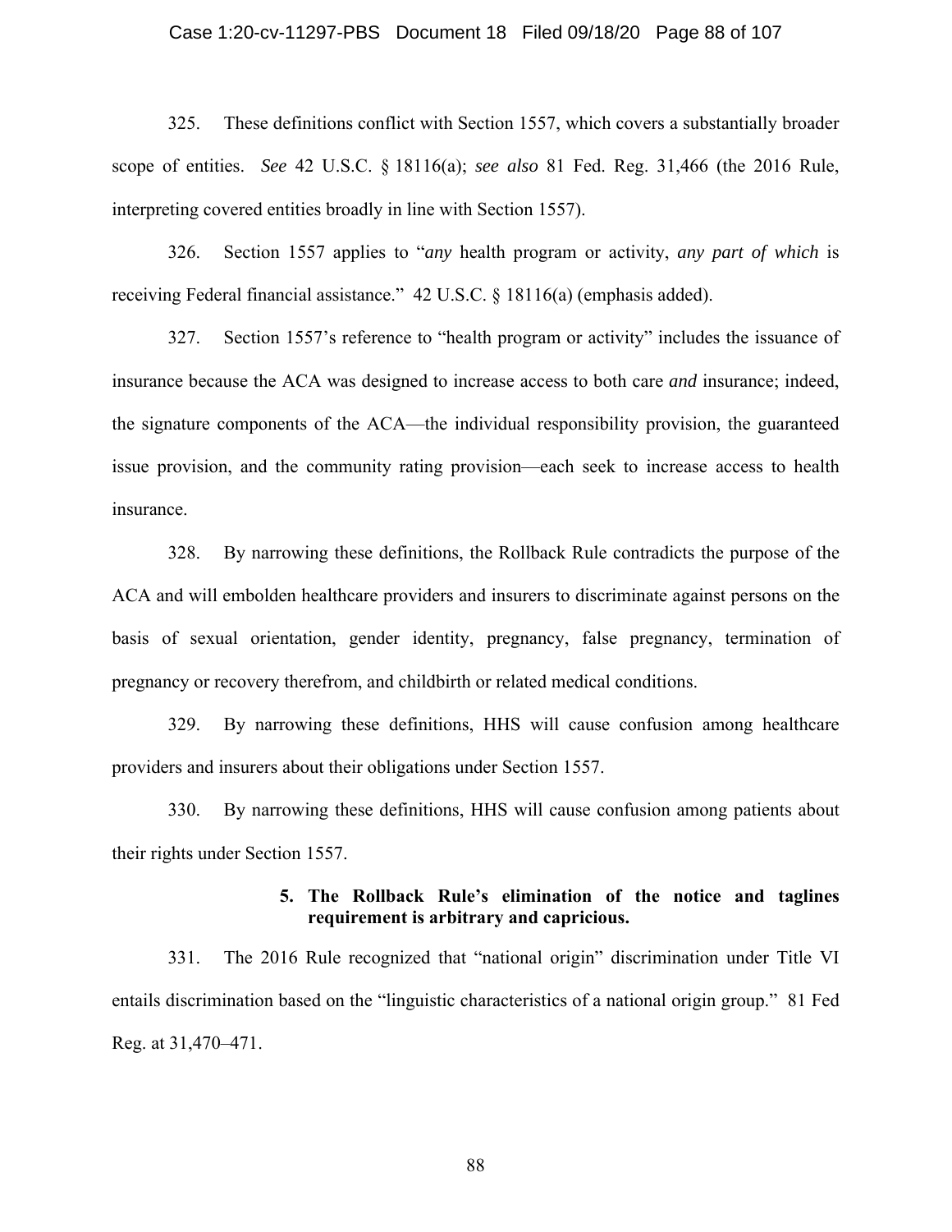325. These definitions conflict with Section 1557, which covers a substantially broader scope of entities. *See* 42 U.S.C. § 18116(a); *see also* 81 Fed. Reg. 31,466 (the 2016 Rule, interpreting covered entities broadly in line with Section 1557).

326. Section 1557 applies to "*any* health program or activity, *any part of which* is receiving Federal financial assistance." 42 U.S.C. § 18116(a) (emphasis added).

327. Section 1557's reference to "health program or activity" includes the issuance of insurance because the ACA was designed to increase access to both care *and* insurance; indeed, the signature components of the ACA—the individual responsibility provision, the guaranteed issue provision, and the community rating provision—each seek to increase access to health insurance.

328. By narrowing these definitions, the Rollback Rule contradicts the purpose of the ACA and will embolden healthcare providers and insurers to discriminate against persons on the basis of sexual orientation, gender identity, pregnancy, false pregnancy, termination of pregnancy or recovery therefrom, and childbirth or related medical conditions.

329. By narrowing these definitions, HHS will cause confusion among healthcare providers and insurers about their obligations under Section 1557.

330. By narrowing these definitions, HHS will cause confusion among patients about their rights under Section 1557.

**5. The Rollback Rule's elimination of the notice and taglines requirement is arbitrary and capricious.**

331. The 2016 Rule recognized that "national origin" discrimination under Title VI entails discrimination based on the "linguistic characteristics of a national origin group." 81 Fed Reg. at 31,470–471.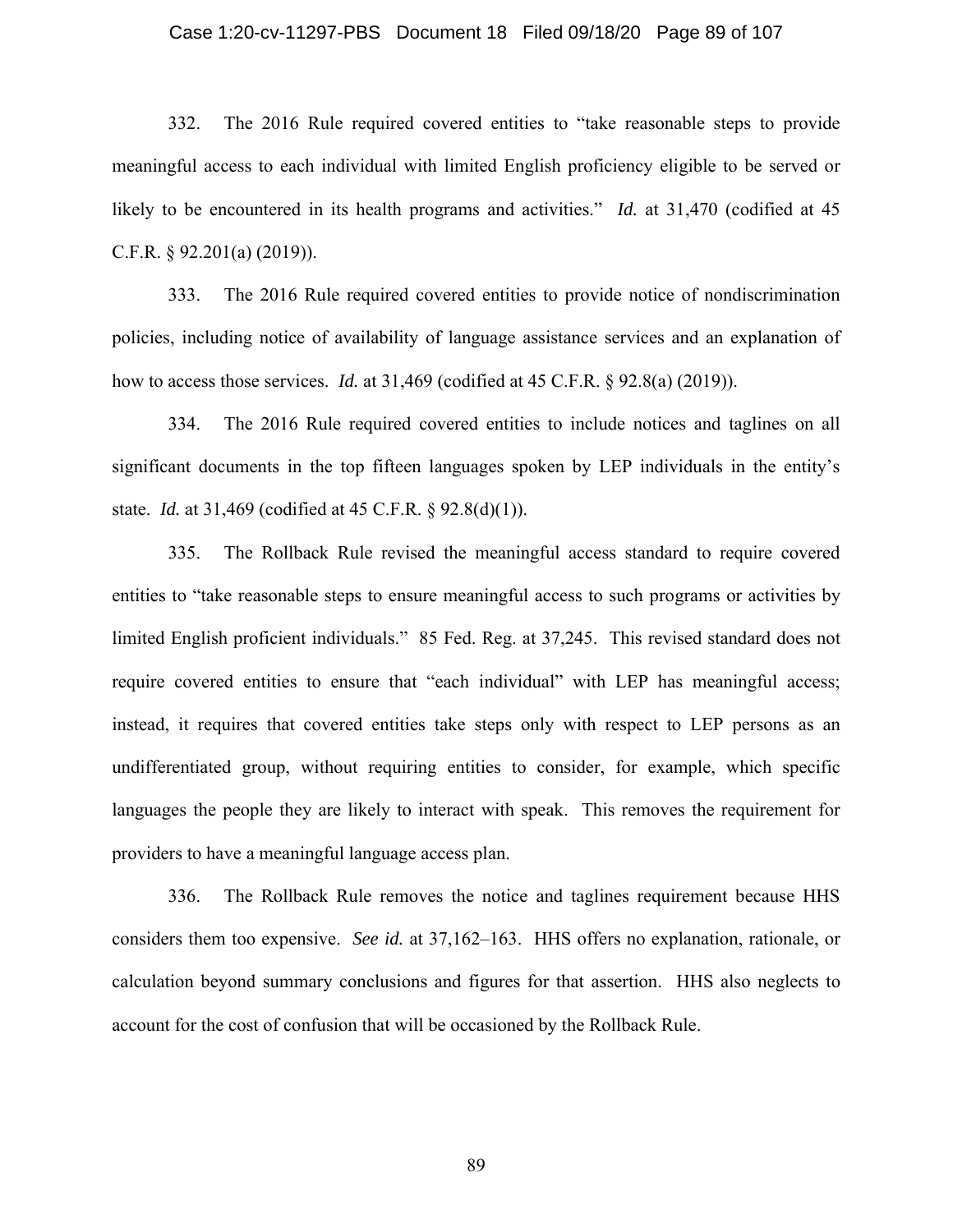332. The 2016 Rule required covered entities to "take reasonable steps to provide meaningful access to each individual with limited English proficiency eligible to be served or likely to be encountered in its health programs and activities." *Id.* at 31,470 (codified at 45 C.F.R. § 92.201(a) (2019)).

333. The 2016 Rule required covered entities to provide notice of nondiscrimination policies, including notice of availability of language assistance services and an explanation of how to access those services. *Id.* at 31,469 (codified at 45 C.F.R. § 92.8(a) (2019)).

334. The 2016 Rule required covered entities to include notices and taglines on all significant documents in the top fifteen languages spoken by LEP individuals in the entity's state. *Id.* at 31,469 (codified at 45 C.F.R. § 92.8(d)(1)).

335. The Rollback Rule revised the meaningful access standard to require covered entities to "take reasonable steps to ensure meaningful access to such programs or activities by limited English proficient individuals." 85 Fed. Reg. at 37,245. This revised standard does not require covered entities to ensure that "each individual" with LEP has meaningful access; instead, it requires that covered entities take steps only with respect to LEP persons as an undifferentiated group, without requiring entities to consider, for example, which specific languages the people they are likely to interact with speak. This removes the requirement for providers to have a meaningful language access plan.

336. The Rollback Rule removes the notice and taglines requirement because HHS considers them too expensive. *See id.* at 37,162–163. HHS offers no explanation, rationale, or calculation beyond summary conclusions and figures for that assertion. HHS also neglects to account for the cost of confusion that will be occasioned by the Rollback Rule.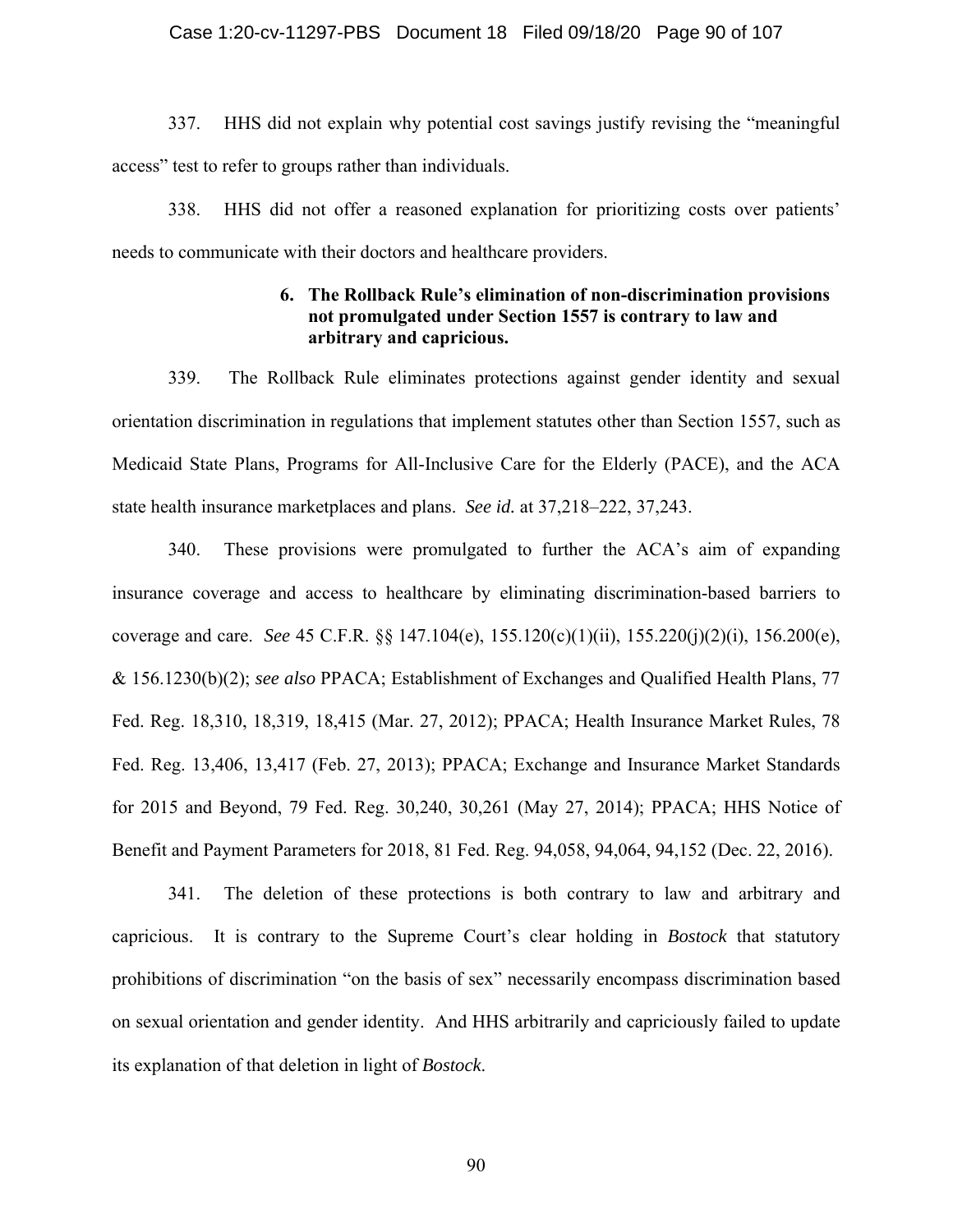337. HHS did not explain why potential cost savings justify revising the "meaningful access" test to refer to groups rather than individuals.

338. HHS did not offer a reasoned explanation for prioritizing costs over patients' needs to communicate with their doctors and healthcare providers.

#### 6. The Rollback Rule's elimination of non-discrimination provisions not promulgated under Section 1557 is contrary to law and arbitrary and capricious.

339. The Rollback Rule eliminates protections against gender identity and sexual orientation discrimination in regulations that implement statutes other than Section 1557, such as Medicaid State Plans, Programs for All-Inclusive Care for the Elderly (PACE), and the ACA state health insurance marketplaces and plans. *See id.* at 37,218–222, 37,243.

340. These provisions were promulgated to further the ACA's aim of expanding insurance coverage and access to healthcare by eliminating discrimination-based barriers to coverage and care. *See* 45 C.F.R. §§ 147.104(e), 155.120(c)(1)(ii), 155.220(j)(2)(i), 156.200(e), & 156.1230(b)(2); *see also* PPACA; Establishment of Exchanges and Qualified Health Plans, 77 Fed. Reg. 18,310, 18,319, 18,415 (Mar. 27, 2012); PPACA; Health Insurance Market Rules, 78 Fed. Reg. 13,406, 13,417 (Feb. 27, 2013); PPACA; Exchange and Insurance Market Standards for 2015 and Beyond, 79 Fed. Reg. 30,240, 30,261 (May 27, 2014); PPACA; HHS Notice of Benefit and Payment Parameters for 2018, 81 Fed. Reg. 94,058, 94,064, 94,152 (Dec. 22, 2016).

341. The deletion of these protections is both contrary to law and arbitrary and capricious. It is contrary to the Supreme Court's clear holding in *Bostock* that statutory prohibitions of discrimination "on the basis of sex" necessarily encompass discrimination based on sexual orientation and gender identity. And HHS arbitrarily and capriciously failed to update its explanation of that deletion in light of *Bostock*.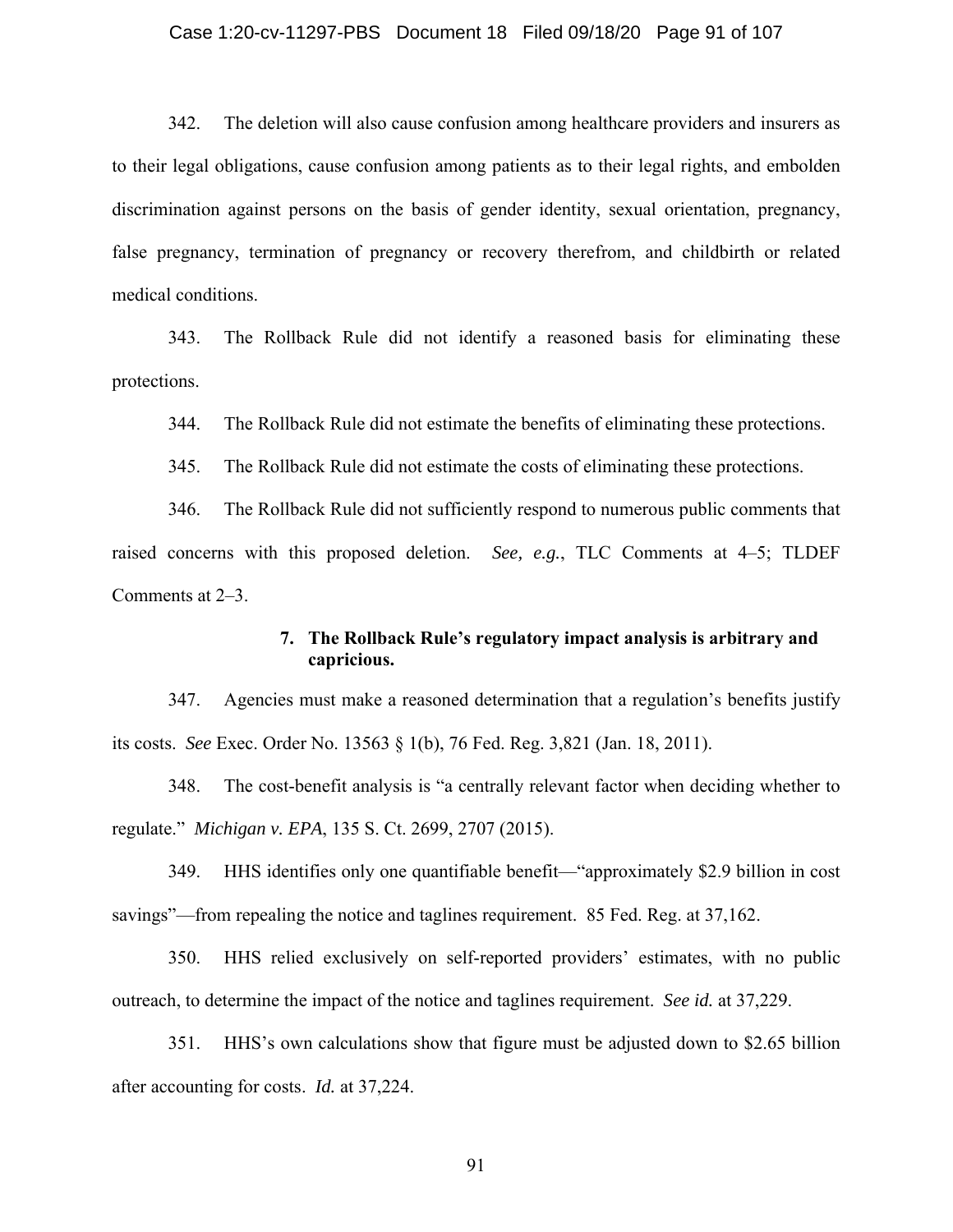342. The deletion will also cause confusion among healthcare providers and insurers as to their legal obligations, cause confusion among patients as to their legal rights, and embolden discrimination against persons on the basis of gender identity, sexual orientation, pregnancy, false pregnancy, termination of pregnancy or recovery therefrom, and childbirth or related medical conditions.

343. The Rollback Rule did not identify a reasoned basis for eliminating these protections.

344. The Rollback Rule did not estimate the benefits of eliminating these protections.

345. The Rollback Rule did not estimate the costs of eliminating these protections.

346. The Rollback Rule did not sufficiently respond to numerous public comments that raised concerns with this proposed deletion. *See, e.g.*, TLC Comments at 4–5; TLDEF Comments at 2–3.

#### 7. The Rollback Rule's regulatory impact analysis is arbitrary and capricious.

347. Agencies must make a reasoned determination that a regulation's benefits justify its costs. *See* Exec. Order No. 13563 § 1(b), 76 Fed. Reg. 3,821 (Jan. 18, 2011).

348. The cost-benefit analysis is "a centrally relevant factor when deciding whether to regulate." *Michigan v. EPA*, 135 S. Ct. 2699, 2707 (2015).

349. HHS identifies only one quantifiable benefit—"approximately $2.9 billion in cost savings"—from repealing the notice and taglines requirement. 85 Fed. Reg. at 37,162.

350. HHS relied exclusively on self-reported providers' estimates, with no public outreach, to determine the impact of the notice and taglines requirement. *See id.* at 37,229.

351. HHS's own calculations show that figure must be adjusted down to $2.65 billion after accounting for costs. *Id.* at 37,224.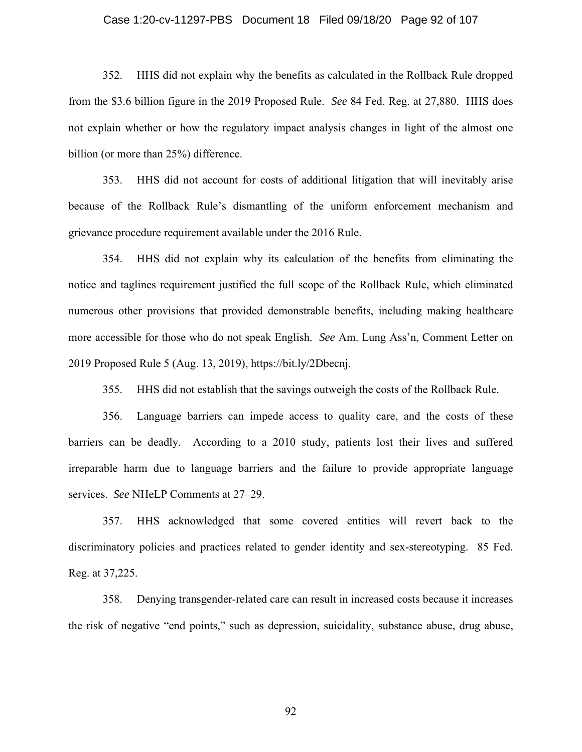352. HHS did not explain why the benefits as calculated in the Rollback Rule dropped from the $3.6 billion figure in the 2019 Proposed Rule. *See* 84 Fed. Reg. at 27,880. HHS does not explain whether or how the regulatory impact analysis changes in light of the almost one billion (or more than 25%) difference.

353. HHS did not account for costs of additional litigation that will inevitably arise because of the Rollback Rule's dismantling of the uniform enforcement mechanism and grievance procedure requirement available under the 2016 Rule.

354. HHS did not explain why its calculation of the benefits from eliminating the notice and taglines requirement justified the full scope of the Rollback Rule, which eliminated numerous other provisions that provided demonstrable benefits, including making healthcare more accessible for those who do not speak English. *See* Am. Lung Ass'n, Comment Letter on 2019 Proposed Rule 5 (Aug. 13, 2019), https://bit.ly/2Dbecnj.

355. HHS did not establish that the savings outweigh the costs of the Rollback Rule.

356. Language barriers can impede access to quality care, and the costs of these barriers can be deadly. According to a 2010 study, patients lost their lives and suffered irreparable harm due to language barriers and the failure to provide appropriate language services. *See* NHeLP Comments at 27–29.

357. HHS acknowledged that some covered entities will revert back to the discriminatory policies and practices related to gender identity and sex-stereotyping. 85 Fed. Reg. at 37,225.

358. Denying transgender-related care can result in increased costs because it increases the risk of negative "end points," such as depression, suicidality, substance abuse, drug abuse,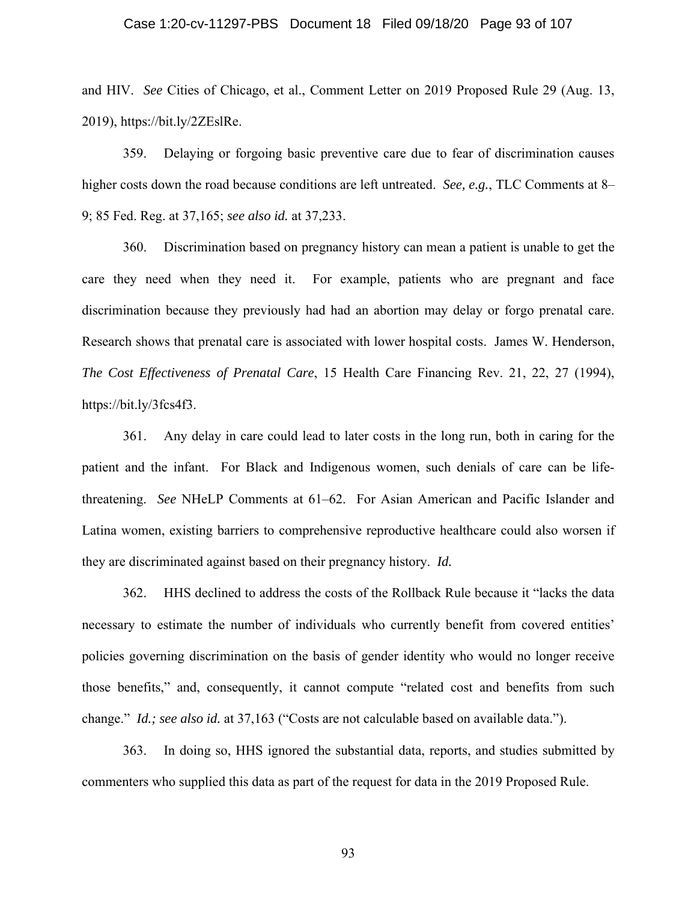and HIV. *See* Cities of Chicago, et al., Comment Letter on 2019 Proposed Rule 29 (Aug. 13, 2019), https://bit.ly/2ZEslRe.

359. Delaying or forgoing basic preventive care due to fear of discrimination causes higher costs down the road because conditions are left untreated. *See, e.g.*, TLC Comments at 8–9; 85 Fed. Reg. at 37,165; *see also id.* at 37,233.

360. Discrimination based on pregnancy history can mean a patient is unable to get the care they need when they need it. For example, patients who are pregnant and face discrimination because they previously had had an abortion may delay or forgo prenatal care. Research shows that prenatal care is associated with lower hospital costs. James W. Henderson, *The Cost Effectiveness of Prenatal Care*, 15 Health Care Financing Rev. 21, 22, 27 (1994), https://bit.ly/3fcs4f3.

361. Any delay in care could lead to later costs in the long run, both in caring for the patient and the infant. For Black and Indigenous women, such denials of care can be life-threatening. *See* NHeLP Comments at 61–62. For Asian American and Pacific Islander and Latina women, existing barriers to comprehensive reproductive healthcare could also worsen if they are discriminated against based on their pregnancy history. *Id.*

362. HHS declined to address the costs of the Rollback Rule because it "lacks the data necessary to estimate the number of individuals who currently benefit from covered entities' policies governing discrimination on the basis of gender identity who would no longer receive those benefits," and, consequently, it cannot compute "related cost and benefits from such change." *Id.; see also id.* at 37,163 ("Costs are not calculable based on available data.").

363. In doing so, HHS ignored the substantial data, reports, and studies submitted by commenters who supplied this data as part of the request for data in the 2019 Proposed Rule.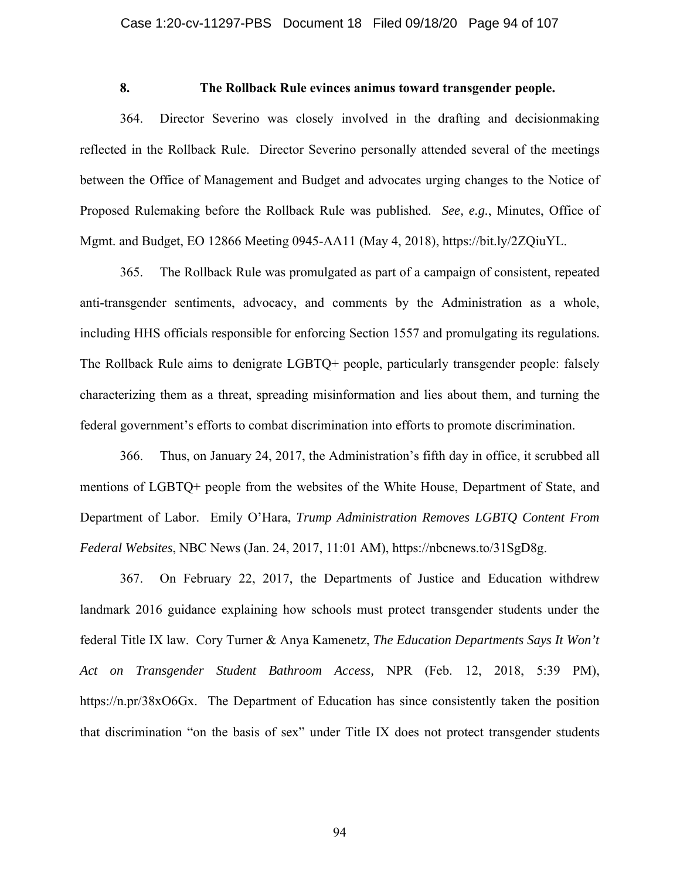### 8. The Rollback Rule evinces animus toward transgender people.

364. Director Severino was closely involved in the drafting and decisionmaking reflected in the Rollback Rule. Director Severino personally attended several of the meetings between the Office of Management and Budget and advocates urging changes to the Notice of Proposed Rulemaking before the Rollback Rule was published. *See, e.g.*, Minutes, Office of Mgmt. and Budget, EO 12866 Meeting 0945-AA11 (May 4, 2018), https://bit.ly/2ZQiuYL.

365. The Rollback Rule was promulgated as part of a campaign of consistent, repeated anti-transgender sentiments, advocacy, and comments by the Administration as a whole, including HHS officials responsible for enforcing Section 1557 and promulgating its regulations. The Rollback Rule aims to denigrate LGBTQ+ people, particularly transgender people: falsely characterizing them as a threat, spreading misinformation and lies about them, and turning the federal government's efforts to combat discrimination into efforts to promote discrimination.

366. Thus, on January 24, 2017, the Administration's fifth day in office, it scrubbed all mentions of LGBTQ+ people from the websites of the White House, Department of State, and Department of Labor. Emily O'Hara, *Trump Administration Removes LGBTQ Content From Federal Websites*, NBC News (Jan. 24, 2017, 11:01 AM), https://nbcnews.to/31SgD8g.

367. On February 22, 2017, the Departments of Justice and Education withdrew landmark 2016 guidance explaining how schools must protect transgender students under the federal Title IX law. Cory Turner & Anya Kamenetz, *The Education Departments Says It Won't Act on Transgender Student Bathroom Access,* NPR (Feb. 12, 2018, 5:39 PM), https://n.pr/38xO6Gx. The Department of Education has since consistently taken the position that discrimination "on the basis of sex" under Title IX does not protect transgender students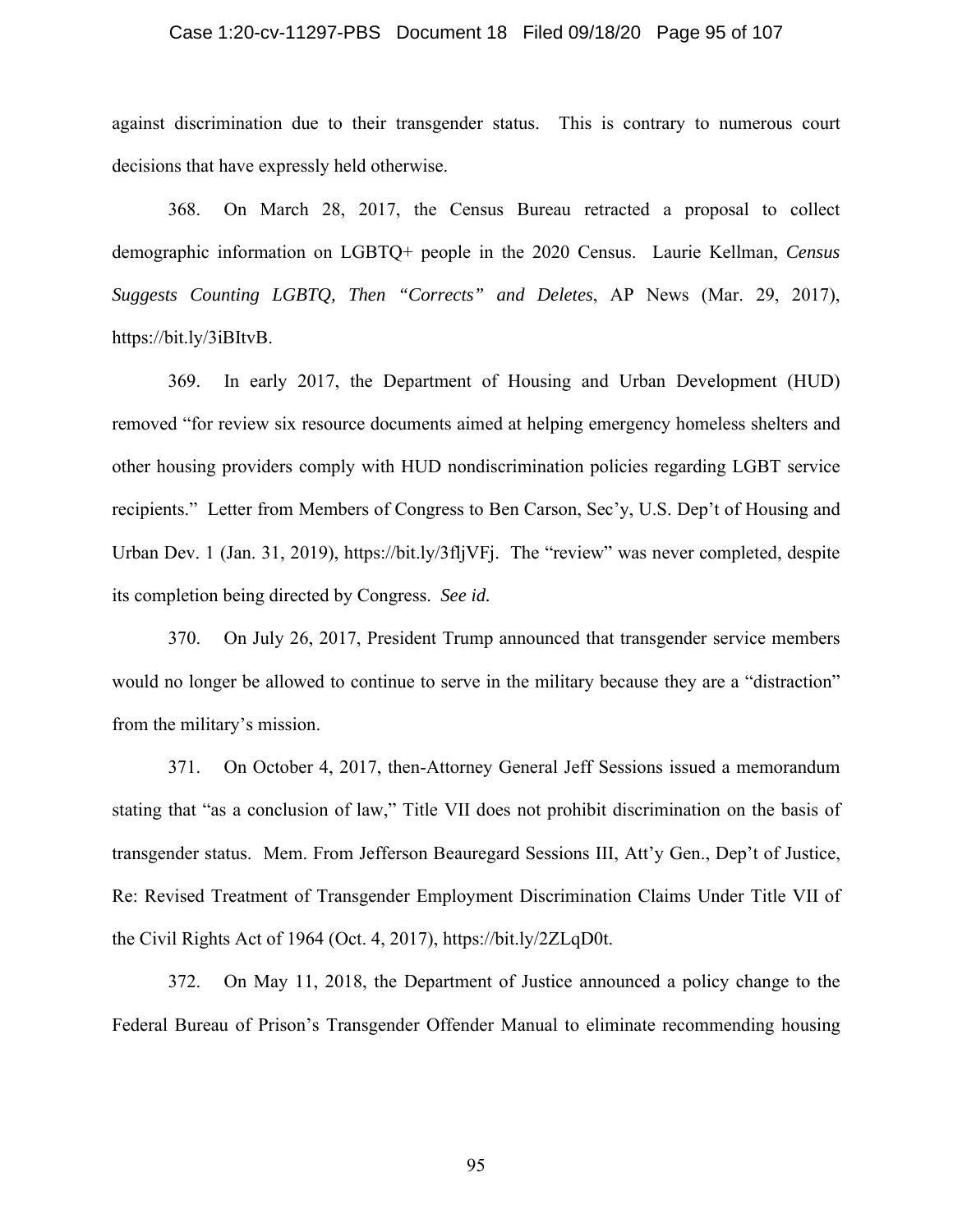against discrimination due to their transgender status. This is contrary to numerous court decisions that have expressly held otherwise.

368. On March 28, 2017, the Census Bureau retracted a proposal to collect demographic information on LGBTQ+ people in the 2020 Census. Laurie Kellman, *Census Suggests Counting LGBTQ, Then "Corrects" and Deletes*, AP News (Mar. 29, 2017), https://bit.ly/3iBItvB.

369. In early 2017, the Department of Housing and Urban Development (HUD) removed "for review six resource documents aimed at helping emergency homeless shelters and other housing providers comply with HUD nondiscrimination policies regarding LGBT service recipients." Letter from Members of Congress to Ben Carson, Sec'y, U.S. Dep't of Housing and Urban Dev. 1 (Jan. 31, 2019), https://bit.ly/3fljVFj. The "review" was never completed, despite its completion being directed by Congress. *See id.*

370. On July 26, 2017, President Trump announced that transgender service members would no longer be allowed to continue to serve in the military because they are a "distraction" from the military's mission.

371. On October 4, 2017, then-Attorney General Jeff Sessions issued a memorandum stating that "as a conclusion of law," Title VII does not prohibit discrimination on the basis of transgender status. Mem. From Jefferson Beauregard Sessions III, Att'y Gen., Dep't of Justice, Re: Revised Treatment of Transgender Employment Discrimination Claims Under Title VII of the Civil Rights Act of 1964 (Oct. 4, 2017), https://bit.ly/2ZLqD0t.

372. On May 11, 2018, the Department of Justice announced a policy change to the Federal Bureau of Prison's Transgender Offender Manual to eliminate recommending housing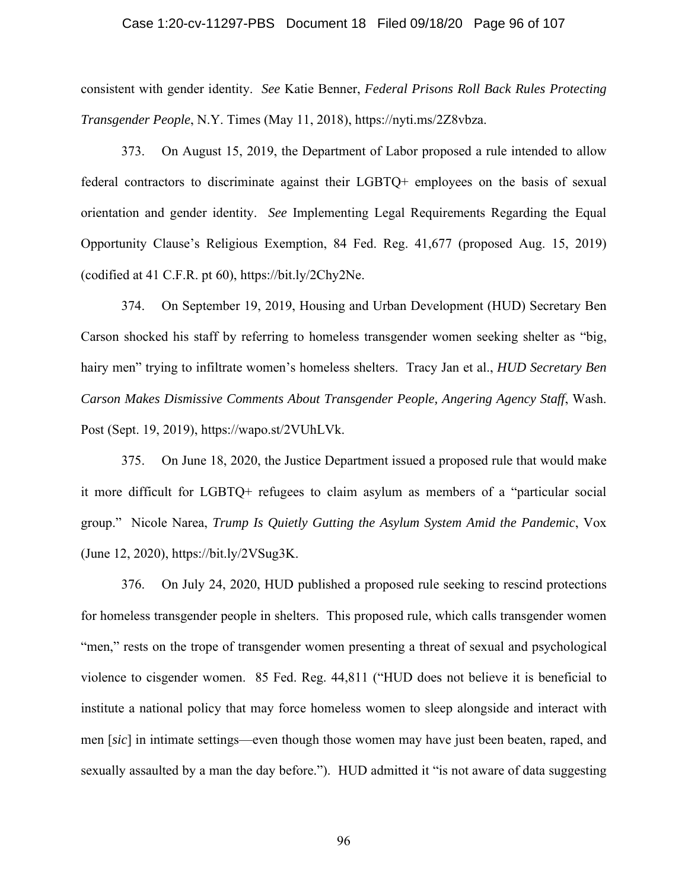consistent with gender identity. *See* Katie Benner, *Federal Prisons Roll Back Rules Protecting Transgender People*, N.Y. Times (May 11, 2018), https://nyti.ms/2Z8vbza.

373. On August 15, 2019, the Department of Labor proposed a rule intended to allow federal contractors to discriminate against their LGBTQ+ employees on the basis of sexual orientation and gender identity. *See* Implementing Legal Requirements Regarding the Equal Opportunity Clause's Religious Exemption, 84 Fed. Reg. 41,677 (proposed Aug. 15, 2019) (codified at 41 C.F.R. pt 60), https://bit.ly/2Chy2Ne.

374. On September 19, 2019, Housing and Urban Development (HUD) Secretary Ben Carson shocked his staff by referring to homeless transgender women seeking shelter as "big, hairy men" trying to infiltrate women's homeless shelters. Tracy Jan et al., *HUD Secretary Ben Carson Makes Dismissive Comments About Transgender People, Angering Agency Staff*, Wash. Post (Sept. 19, 2019), https://wapo.st/2VUhLVk.

375. On June 18, 2020, the Justice Department issued a proposed rule that would make it more difficult for LGBTQ+ refugees to claim asylum as members of a "particular social group." Nicole Narea, *Trump Is Quietly Gutting the Asylum System Amid the Pandemic*, Vox (June 12, 2020), https://bit.ly/2VSug3K.

376. On July 24, 2020, HUD published a proposed rule seeking to rescind protections for homeless transgender people in shelters. This proposed rule, which calls transgender women "men," rests on the trope of transgender women presenting a threat of sexual and psychological violence to cisgender women. 85 Fed. Reg. 44,811 ("HUD does not believe it is beneficial to institute a national policy that may force homeless women to sleep alongside and interact with men [*sic*] in intimate settings—even though those women may have just been beaten, raped, and sexually assaulted by a man the day before."). HUD admitted it "is not aware of data suggesting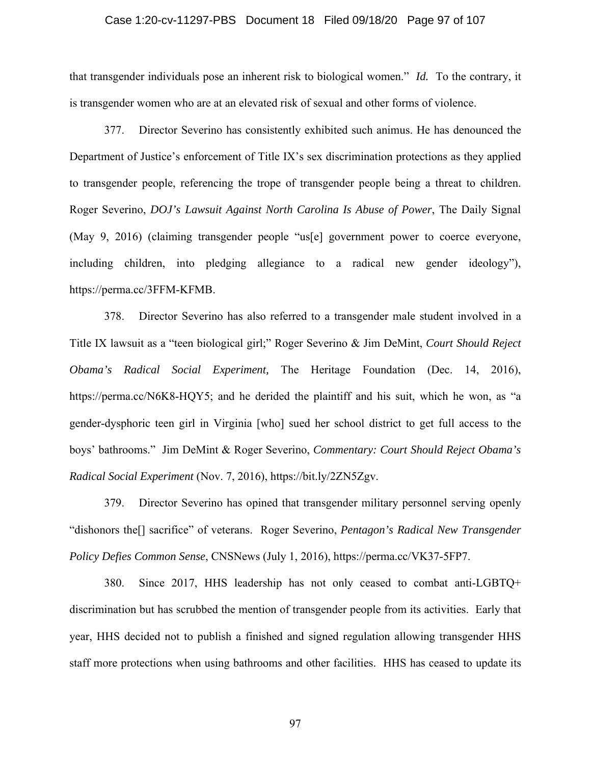that transgender individuals pose an inherent risk to biological women." *Id.* To the contrary, it is transgender women who are at an elevated risk of sexual and other forms of violence.

377. Director Severino has consistently exhibited such animus. He has denounced the Department of Justice's enforcement of Title IX's sex discrimination protections as they applied to transgender people, referencing the trope of transgender people being a threat to children. Roger Severino, *DOJ's Lawsuit Against North Carolina Is Abuse of Power*, The Daily Signal (May 9, 2016) (claiming transgender people "us[e] government power to coerce everyone, including children, into pledging allegiance to a radical new gender ideology"), https://perma.cc/3FFM-KFMB.

378. Director Severino has also referred to a transgender male student involved in a Title IX lawsuit as a "teen biological girl;" Roger Severino & Jim DeMint, *Court Should Reject Obama's Radical Social Experiment,* The Heritage Foundation (Dec. 14, 2016), https://perma.cc/N6K8-HQY5; and he derided the plaintiff and his suit, which he won, as "a gender-dysphoric teen girl in Virginia [who] sued her school district to get full access to the boys' bathrooms." Jim DeMint & Roger Severino, *Commentary: Court Should Reject Obama's Radical Social Experiment* (Nov. 7, 2016), https://bit.ly/2ZN5Zgv.

379. Director Severino has opined that transgender military personnel serving openly "dishonors the[] sacrifice" of veterans. Roger Severino, *Pentagon's Radical New Transgender Policy Defies Common Sense*, CNSNews (July 1, 2016), https://perma.cc/VK37-5FP7.

380. Since 2017, HHS leadership has not only ceased to combat anti-LGBTQ+ discrimination but has scrubbed the mention of transgender people from its activities. Early that year, HHS decided not to publish a finished and signed regulation allowing transgender HHS staff more protections when using bathrooms and other facilities. HHS has ceased to update its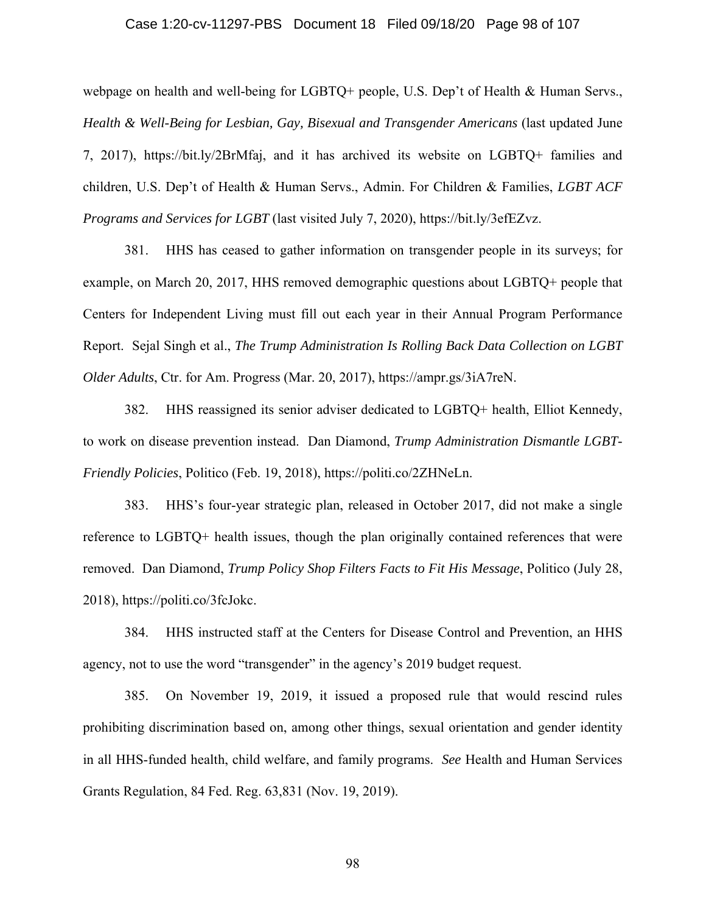webpage on health and well-being for LGBTQ+ people, U.S. Dep't of Health & Human Servs., *Health & Well-Being for Lesbian, Gay, Bisexual and Transgender Americans* (last updated June 7, 2017), https://bit.ly/2BrMfaj, and it has archived its website on LGBTQ+ families and children, U.S. Dep't of Health & Human Servs., Admin. For Children & Families, *LGBT ACF Programs and Services for LGBT* (last visited July 7, 2020), https://bit.ly/3efEZvz.

381. HHS has ceased to gather information on transgender people in its surveys; for example, on March 20, 2017, HHS removed demographic questions about LGBTQ+ people that Centers for Independent Living must fill out each year in their Annual Program Performance Report. Sejal Singh et al., *The Trump Administration Is Rolling Back Data Collection on LGBT Older Adults*, Ctr. for Am. Progress (Mar. 20, 2017), https://ampr.gs/3iA7reN.

382. HHS reassigned its senior adviser dedicated to LGBTQ+ health, Elliot Kennedy, to work on disease prevention instead. Dan Diamond, *Trump Administration Dismantle LGBT-Friendly Policies*, Politico (Feb. 19, 2018), https://politi.co/2ZHNeLn.

383. HHS's four-year strategic plan, released in October 2017, did not make a single reference to LGBTQ+ health issues, though the plan originally contained references that were removed. Dan Diamond, *Trump Policy Shop Filters Facts to Fit His Message*, Politico (July 28, 2018), https://politi.co/3fcJokc.

384. HHS instructed staff at the Centers for Disease Control and Prevention, an HHS agency, not to use the word "transgender" in the agency's 2019 budget request.

385. On November 19, 2019, it issued a proposed rule that would rescind rules prohibiting discrimination based on, among other things, sexual orientation and gender identity in all HHS-funded health, child welfare, and family programs. *See* Health and Human Services Grants Regulation, 84 Fed. Reg. 63,831 (Nov. 19, 2019).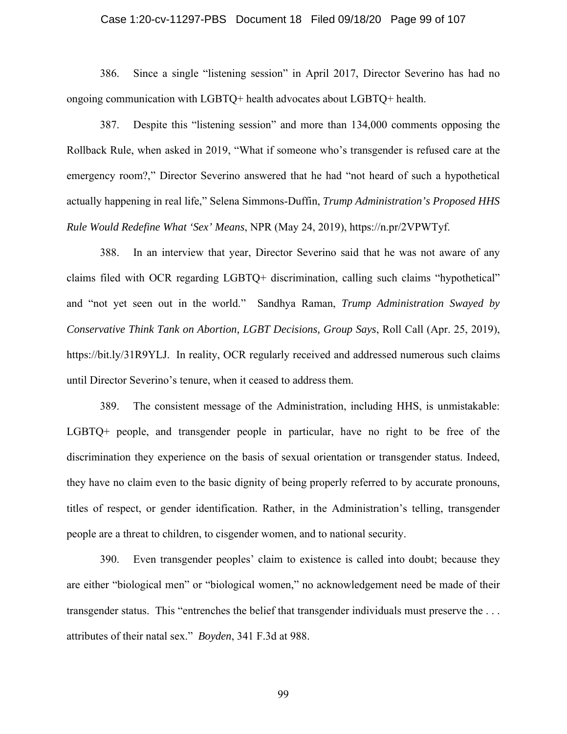386. Since a single "listening session" in April 2017, Director Severino has had no ongoing communication with LGBTQ+ health advocates about LGBTQ+ health.

387. Despite this "listening session" and more than 134,000 comments opposing the Rollback Rule, when asked in 2019, "What if someone who's transgender is refused care at the emergency room?," Director Severino answered that he had "not heard of such a hypothetical actually happening in real life," Selena Simmons-Duffin, *Trump Administration's Proposed HHS Rule Would Redefine What 'Sex' Means*, NPR (May 24, 2019), https://n.pr/2VPWTyf.

388. In an interview that year, Director Severino said that he was not aware of any claims filed with OCR regarding LGBTQ+ discrimination, calling such claims "hypothetical" and "not yet seen out in the world." Sandhya Raman, *Trump Administration Swayed by Conservative Think Tank on Abortion, LGBT Decisions, Group Says*, Roll Call (Apr. 25, 2019), https://bit.ly/31R9YLJ. In reality, OCR regularly received and addressed numerous such claims until Director Severino's tenure, when it ceased to address them.

389. The consistent message of the Administration, including HHS, is unmistakable: LGBTQ+ people, and transgender people in particular, have no right to be free of the discrimination they experience on the basis of sexual orientation or transgender status. Indeed, they have no claim even to the basic dignity of being properly referred to by accurate pronouns, titles of respect, or gender identification. Rather, in the Administration's telling, transgender people are a threat to children, to cisgender women, and to national security.

390. Even transgender peoples' claim to existence is called into doubt; because they are either "biological men" or "biological women," no acknowledgement need be made of their transgender status. This "entrenches the belief that transgender individuals must preserve the . . . attributes of their natal sex." *Boyden*, 341 F.3d at 988.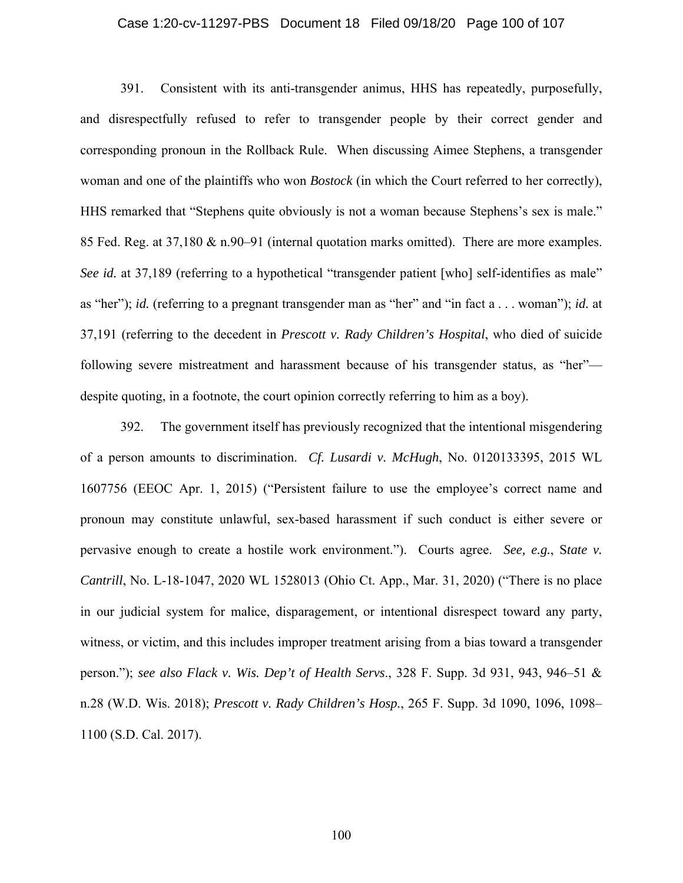391. Consistent with its anti-transgender animus, HHS has repeatedly, purposefully, and disrespectfully refused to refer to transgender people by their correct gender and corresponding pronoun in the Rollback Rule. When discussing Aimee Stephens, a transgender woman and one of the plaintiffs who won *Bostock* (in which the Court referred to her correctly), HHS remarked that "Stephens quite obviously is not a woman because Stephens's sex is male." 85 Fed. Reg. at 37,180 & n.90–91 (internal quotation marks omitted). There are more examples. *See id.* at 37,189 (referring to a hypothetical "transgender patient [who] self-identifies as male" as "her"); *id.* (referring to a pregnant transgender man as "her" and "in fact a . . . woman"); *id.* at 37,191 (referring to the decedent in *Prescott v. Rady Children's Hospital*, who died of suicide following severe mistreatment and harassment because of his transgender status, as "her"—despite quoting, in a footnote, the court opinion correctly referring to him as a boy).

392. The government itself has previously recognized that the intentional misgendering of a person amounts to discrimination. *Cf. Lusardi v. McHugh*, No. 0120133395, 2015 WL 1607756 (EEOC Apr. 1, 2015) ("Persistent failure to use the employee's correct name and pronoun may constitute unlawful, sex-based harassment if such conduct is either severe or pervasive enough to create a hostile work environment."). Courts agree. *See, e.g.*, S*tate v. Cantrill*, No. L-18-1047, 2020 WL 1528013 (Ohio Ct. App., Mar. 31, 2020) ("There is no place in our judicial system for malice, disparagement, or intentional disrespect toward any party, witness, or victim, and this includes improper treatment arising from a bias toward a transgender person."); *see also Flack v. Wis. Dep't of Health Servs*., 328 F. Supp. 3d 931, 943, 946–51 & n.28 (W.D. Wis. 2018); *Prescott v. Rady Children's Hosp.*, 265 F. Supp. 3d 1090, 1096, 1098–1100 (S.D. Cal. 2017).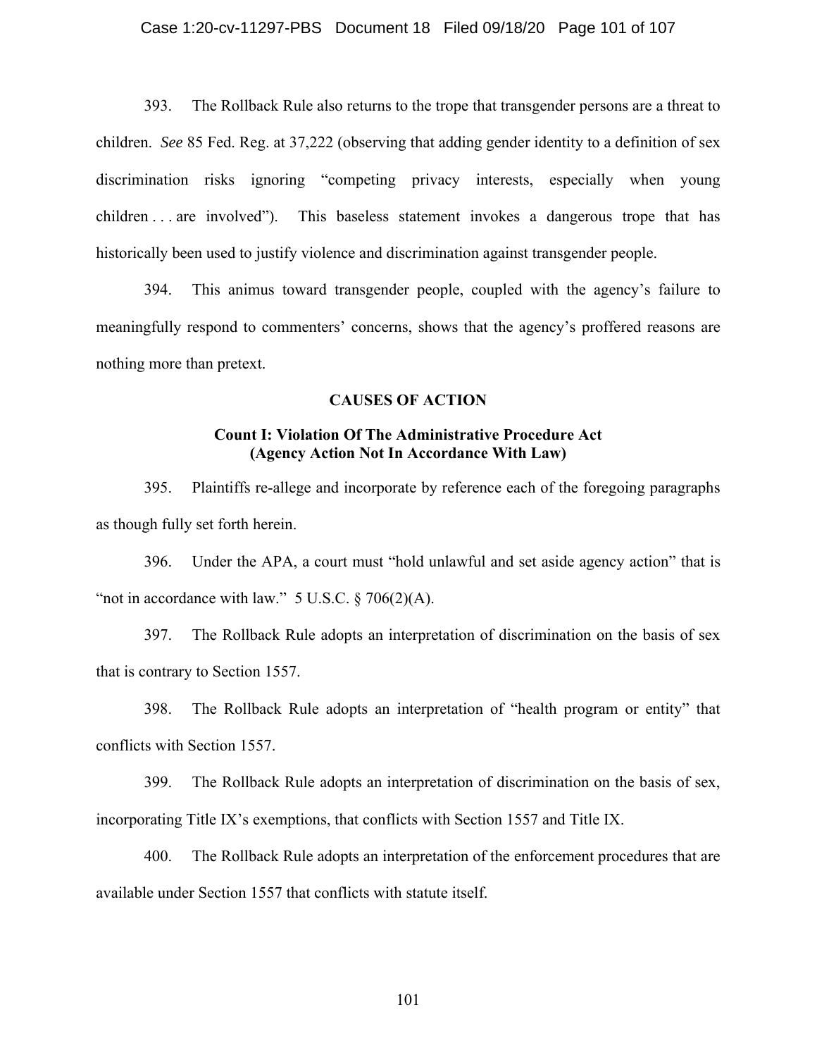393. The Rollback Rule also returns to the trope that transgender persons are a threat to children. *See* 85 Fed. Reg. at 37,222 (observing that adding gender identity to a definition of sex discrimination risks ignoring "competing privacy interests, especially when young children . . . are involved"). This baseless statement invokes a dangerous trope that has historically been used to justify violence and discrimination against transgender people.

394. This animus toward transgender people, coupled with the agency's failure to meaningfully respond to commenters' concerns, shows that the agency's proffered reasons are nothing more than pretext.

## CAUSES OF ACTION

### Count I: Violation Of The Administrative Procedure Act (Agency Action Not In Accordance With Law)

395. Plaintiffs re-allege and incorporate by reference each of the foregoing paragraphs as though fully set forth herein.

396. Under the APA, a court must "hold unlawful and set aside agency action" that is "not in accordance with law." 5 U.S.C. § 706(2)(A).

397. The Rollback Rule adopts an interpretation of discrimination on the basis of sex that is contrary to Section 1557.

398. The Rollback Rule adopts an interpretation of "health program or entity" that conflicts with Section 1557.

399. The Rollback Rule adopts an interpretation of discrimination on the basis of sex, incorporating Title IX's exemptions, that conflicts with Section 1557 and Title IX.

400. The Rollback Rule adopts an interpretation of the enforcement procedures that are available under Section 1557 that conflicts with statute itself.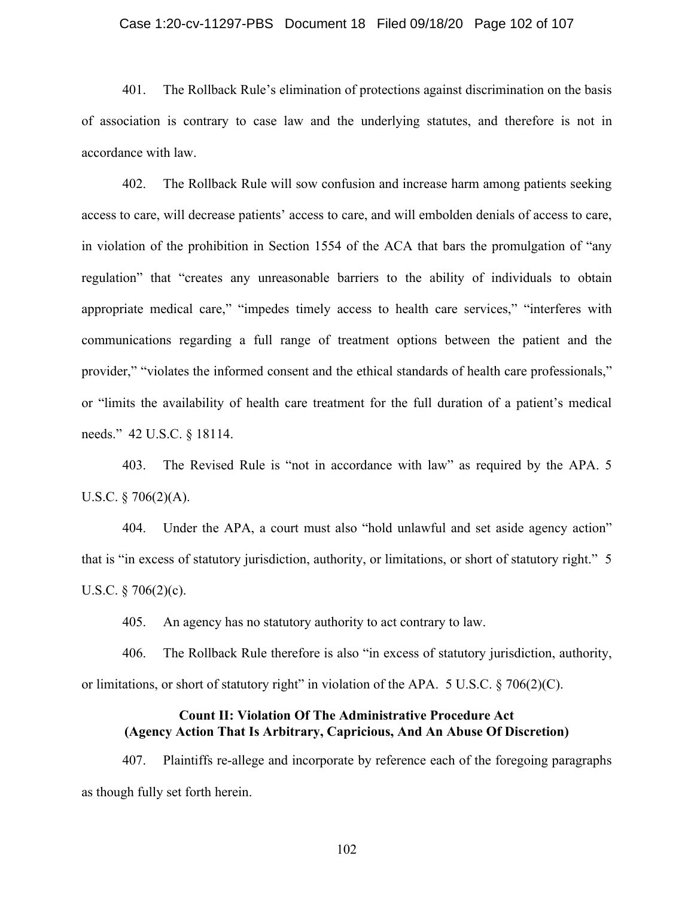401. The Rollback Rule's elimination of protections against discrimination on the basis of association is contrary to case law and the underlying statutes, and therefore is not in accordance with law.

402. The Rollback Rule will sow confusion and increase harm among patients seeking access to care, will decrease patients' access to care, and will embolden denials of access to care, in violation of the prohibition in Section 1554 of the ACA that bars the promulgation of "any regulation" that "creates any unreasonable barriers to the ability of individuals to obtain appropriate medical care," "impedes timely access to health care services," "interferes with communications regarding a full range of treatment options between the patient and the provider," "violates the informed consent and the ethical standards of health care professionals," or "limits the availability of health care treatment for the full duration of a patient's medical needs." 42 U.S.C. § 18114.

403. The Revised Rule is "not in accordance with law" as required by the APA. 5 U.S.C. § 706(2)(A).

404. Under the APA, a court must also "hold unlawful and set aside agency action" that is "in excess of statutory jurisdiction, authority, or limitations, or short of statutory right." 5 U.S.C. § 706(2)(c).

405. An agency has no statutory authority to act contrary to law.

406. The Rollback Rule therefore is also "in excess of statutory jurisdiction, authority, or limitations, or short of statutory right" in violation of the APA. 5 U.S.C. § 706(2)(C).

### Count II: Violation Of The Administrative Procedure Act (Agency Action That Is Arbitrary, Capricious, And An Abuse Of Discretion)

407. Plaintiffs re-allege and incorporate by reference each of the foregoing paragraphs as though fully set forth herein.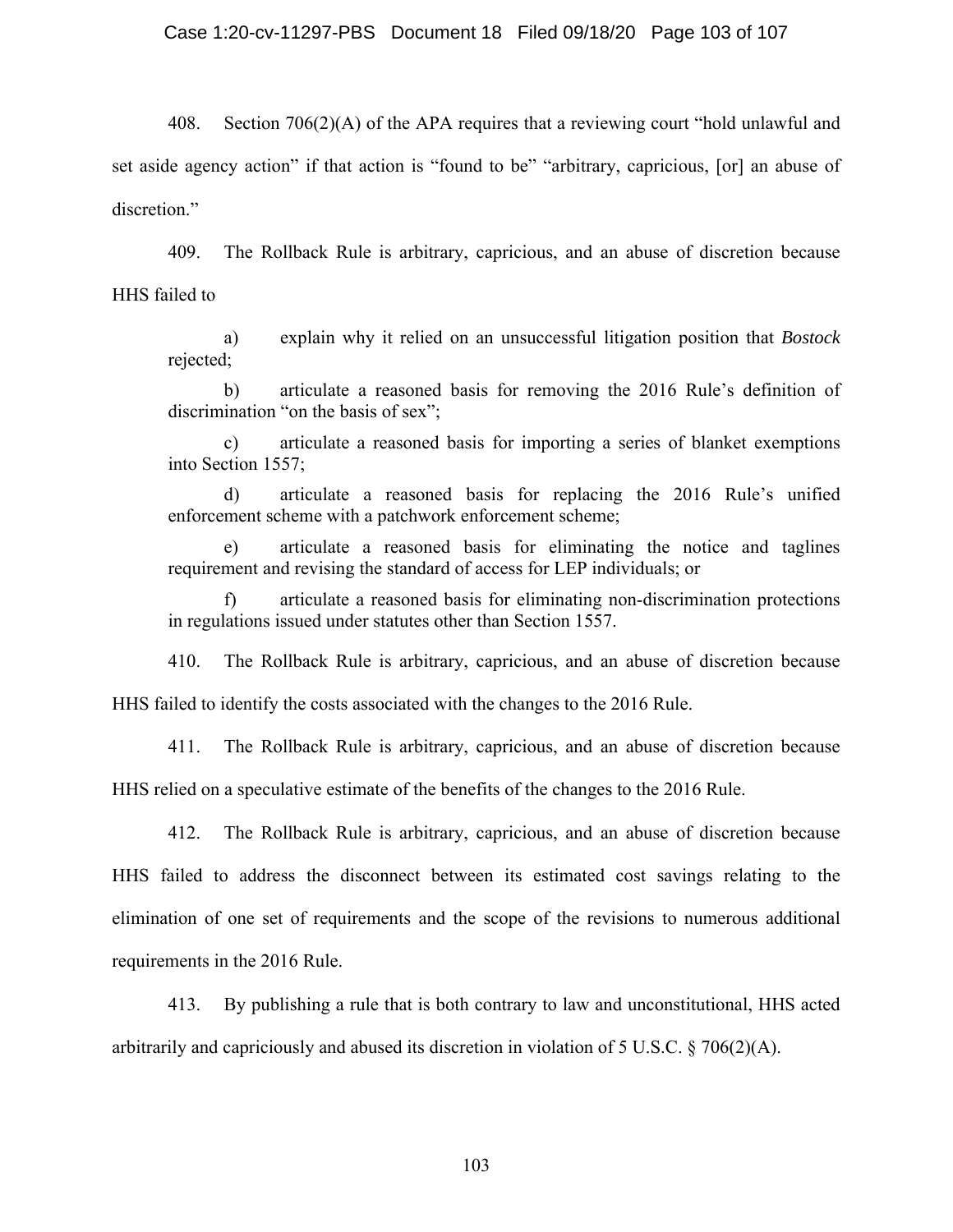408. Section 706(2)(A) of the APA requires that a reviewing court "hold unlawful and set aside agency action" if that action is "found to be" "arbitrary, capricious, [or] an abuse of discretion."

409. The Rollback Rule is arbitrary, capricious, and an abuse of discretion because HHS failed to

> a) explain why it relied on an unsuccessful litigation position that *Bostock* rejected;
>
> b) articulate a reasoned basis for removing the 2016 Rule's definition of discrimination "on the basis of sex";
>
> c) articulate a reasoned basis for importing a series of blanket exemptions into Section 1557;
>
> d) articulate a reasoned basis for replacing the 2016 Rule's unified enforcement scheme with a patchwork enforcement scheme;
>
> e) articulate a reasoned basis for eliminating the notice and taglines requirement and revising the standard of access for LEP individuals; or
>
> f) articulate a reasoned basis for eliminating non-discrimination protections in regulations issued under statutes other than Section 1557.

410. The Rollback Rule is arbitrary, capricious, and an abuse of discretion because HHS failed to identify the costs associated with the changes to the 2016 Rule.

411. The Rollback Rule is arbitrary, capricious, and an abuse of discretion because HHS relied on a speculative estimate of the benefits of the changes to the 2016 Rule.

412. The Rollback Rule is arbitrary, capricious, and an abuse of discretion because HHS failed to address the disconnect between its estimated cost savings relating to the elimination of one set of requirements and the scope of the revisions to numerous additional requirements in the 2016 Rule.

413. By publishing a rule that is both contrary to law and unconstitutional, HHS acted arbitrarily and capriciously and abused its discretion in violation of 5 U.S.C. § 706(2)(A).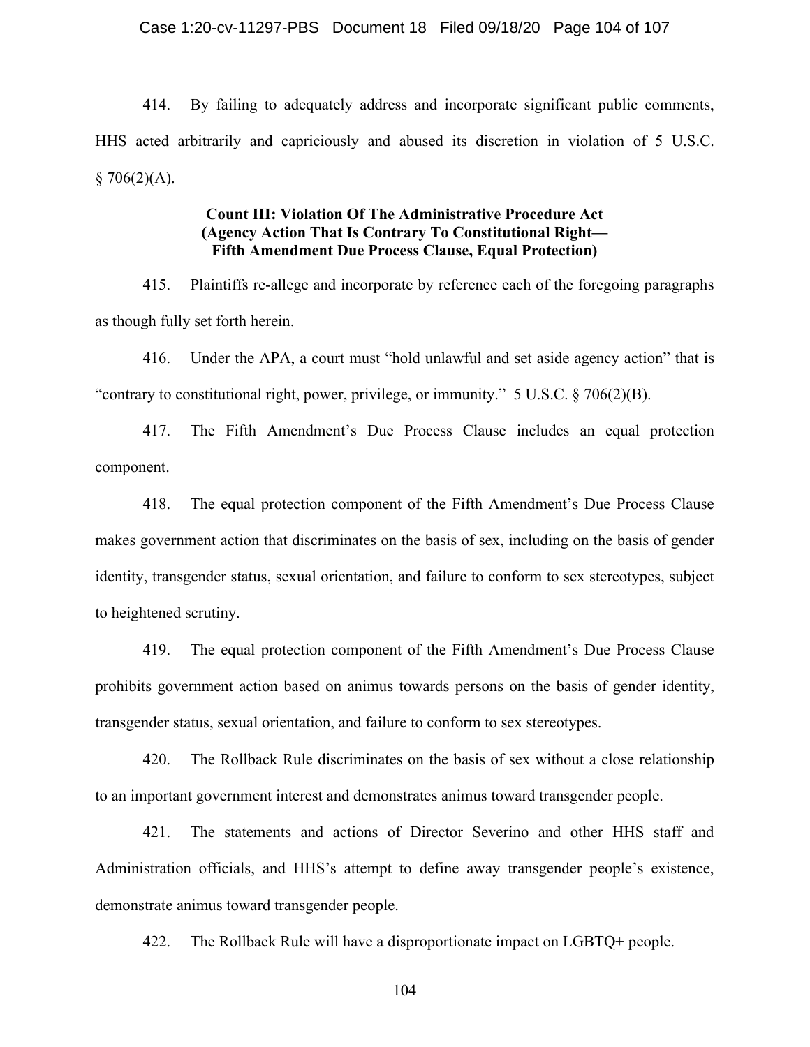414. By failing to adequately address and incorporate significant public comments, HHS acted arbitrarily and capriciously and abused its discretion in violation of 5 U.S.C. § 706(2)(A).

**Count III: Violation Of The Administrative Procedure Act**
**(Agency Action That Is Contrary To Constitutional Right—**
**Fifth Amendment Due Process Clause, Equal Protection)**

415. Plaintiffs re-allege and incorporate by reference each of the foregoing paragraphs as though fully set forth herein.

416. Under the APA, a court must "hold unlawful and set aside agency action" that is "contrary to constitutional right, power, privilege, or immunity." 5 U.S.C. § 706(2)(B).

417. The Fifth Amendment's Due Process Clause includes an equal protection component.

418. The equal protection component of the Fifth Amendment's Due Process Clause makes government action that discriminates on the basis of sex, including on the basis of gender identity, transgender status, sexual orientation, and failure to conform to sex stereotypes, subject to heightened scrutiny.

419. The equal protection component of the Fifth Amendment's Due Process Clause prohibits government action based on animus towards persons on the basis of gender identity, transgender status, sexual orientation, and failure to conform to sex stereotypes.

420. The Rollback Rule discriminates on the basis of sex without a close relationship to an important government interest and demonstrates animus toward transgender people.

421. The statements and actions of Director Severino and other HHS staff and Administration officials, and HHS's attempt to define away transgender people's existence, demonstrate animus toward transgender people.

422. The Rollback Rule will have a disproportionate impact on LGBTQ+ people.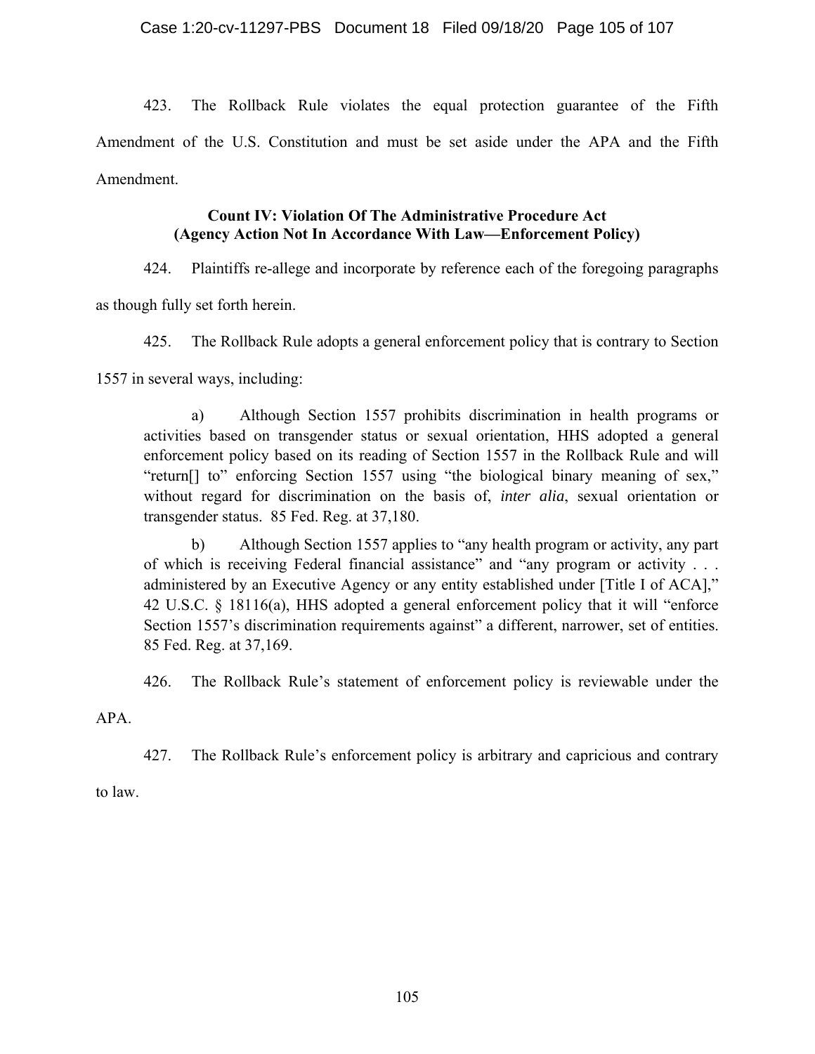423. The Rollback Rule violates the equal protection guarantee of the Fifth Amendment of the U.S. Constitution and must be set aside under the APA and the Fifth Amendment.

### Count IV: Violation Of The Administrative Procedure Act (Agency Action Not In Accordance With Law—Enforcement Policy)

424. Plaintiffs re-allege and incorporate by reference each of the foregoing paragraphs as though fully set forth herein.

425. The Rollback Rule adopts a general enforcement policy that is contrary to Section 1557 in several ways, including:

> a) Although Section 1557 prohibits discrimination in health programs or activities based on transgender status or sexual orientation, HHS adopted a general enforcement policy based on its reading of Section 1557 in the Rollback Rule and will "return[] to" enforcing Section 1557 using "the biological binary meaning of sex," without regard for discrimination on the basis of, *inter alia*, sexual orientation or transgender status. 85 Fed. Reg. at 37,180.
>
> b) Although Section 1557 applies to "any health program or activity, any part of which is receiving Federal financial assistance" and "any program or activity . . . administered by an Executive Agency or any entity established under [Title I of ACA]," 42 U.S.C. § 18116(a), HHS adopted a general enforcement policy that it will "enforce Section 1557's discrimination requirements against" a different, narrower, set of entities. 85 Fed. Reg. at 37,169.

426. The Rollback Rule's statement of enforcement policy is reviewable under the APA.

427. The Rollback Rule's enforcement policy is arbitrary and capricious and contrary to law.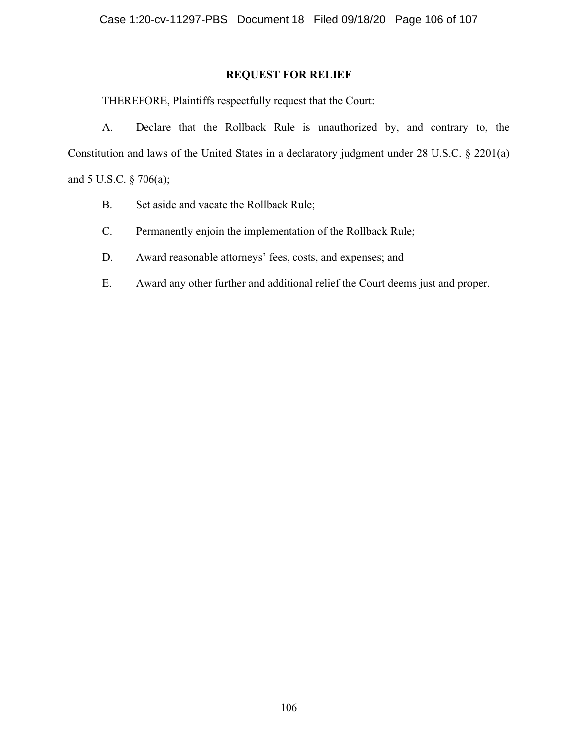## REQUEST FOR RELIEF

THEREFORE, Plaintiffs respectfully request that the Court:

A. Declare that the Rollback Rule is unauthorized by, and contrary to, the Constitution and laws of the United States in a declaratory judgment under 28 U.S.C. § 2201(a) and 5 U.S.C. § 706(a);

B. Set aside and vacate the Rollback Rule;

C. Permanently enjoin the implementation of the Rollback Rule;

D. Award reasonable attorneys' fees, costs, and expenses; and

E. Award any other further and additional relief the Court deems just and proper.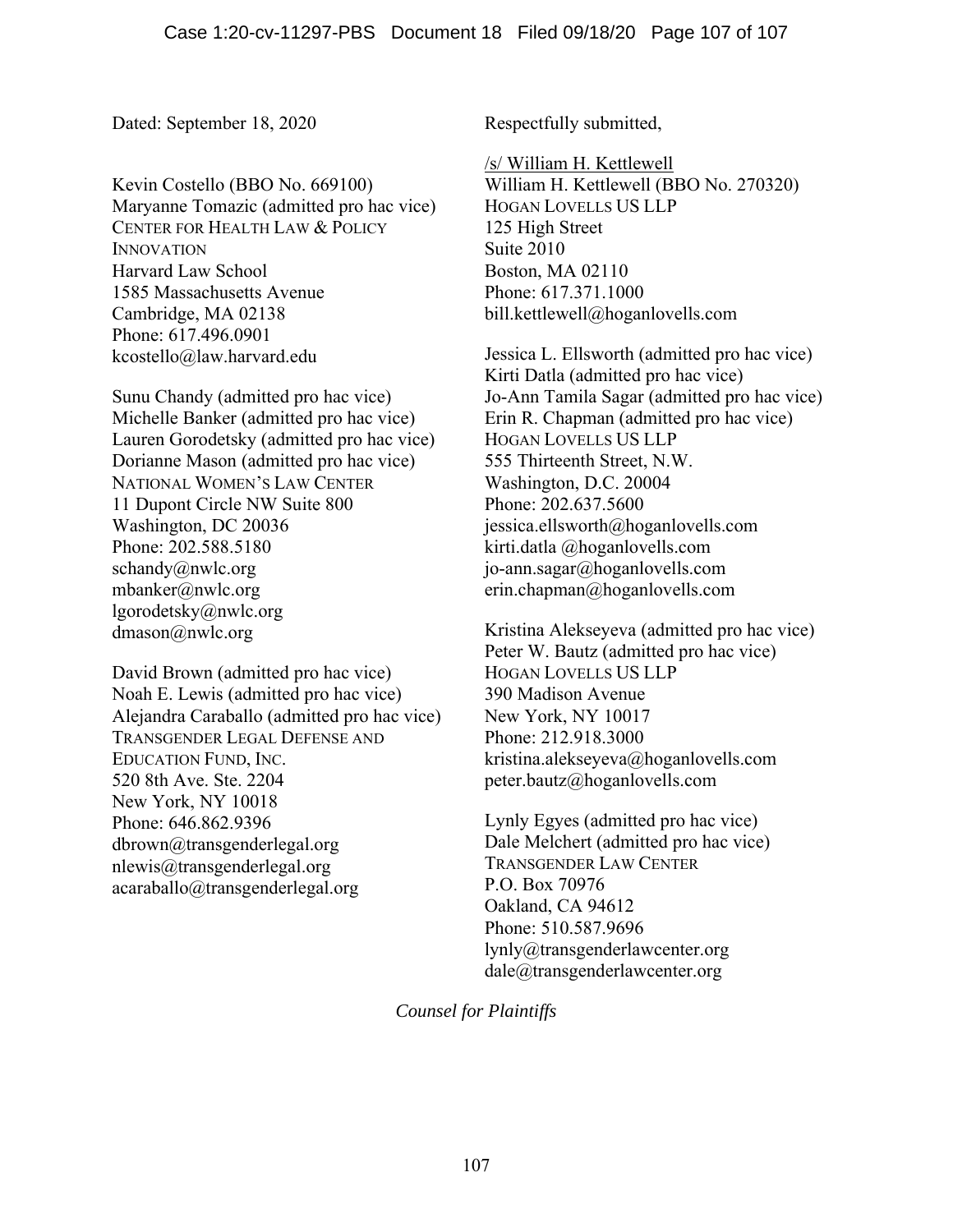Dated: September 18, 2020

Respectfully submitted,

/s/ William H. Kettlewell
William H. Kettlewell (BBO No. 270320)
HOGAN LOVELLS US LLP
125 High Street
Suite 2010
Boston, MA 02110
Phone: 617.371.1000
bill.kettlewell@hoganlovells.com

Jessica L. Ellsworth (admitted pro hac vice)
Kirti Datla (admitted pro hac vice)
Jo-Ann Tamila Sagar (admitted pro hac vice)
Erin R. Chapman (admitted pro hac vice)
HOGAN LOVELLS US LLP
555 Thirteenth Street, N.W.
Washington, D.C. 20004
Phone: 202.637.5600
jessica.ellsworth@hoganlovells.com
kirti.datla @hoganlovells.com
jo-ann.sagar@hoganlovells.com
erin.chapman@hoganlovells.com

Kristina Alekseyeva (admitted pro hac vice)
Peter W. Bautz (admitted pro hac vice)
HOGAN LOVELLS US LLP
390 Madison Avenue
New York, NY 10017
Phone: 212.918.3000
kristina.alekseyeva@hoganlovells.com
peter.bautz@hoganlovells.com

Lynly Egyes (admitted pro hac vice)
Dale Melchert (admitted pro hac vice)
TRANSGENDER LAW CENTER
P.O. Box 70976
Oakland, CA 94612
Phone: 510.587.9696
lynly@transgenderlawcenter.org
dale@transgenderlawcenter.org

Kevin Costello (BBO No. 669100)
Maryanne Tomazic (admitted pro hac vice)
CENTER FOR HEALTH LAW & POLICY INNOVATION
Harvard Law School
1585 Massachusetts Avenue
Cambridge, MA 02138
Phone: 617.496.0901
kcostello@law.harvard.edu

Sunu Chandy (admitted pro hac vice)
Michelle Banker (admitted pro hac vice)
Lauren Gorodetsky (admitted pro hac vice)
Dorianne Mason (admitted pro hac vice)
NATIONAL WOMEN'S LAW CENTER
11 Dupont Circle NW Suite 800
Washington, DC 20036
Phone: 202.588.5180
schandy@nwlc.org
mbanker@nwlc.org
lgorodetsky@nwlc.org
dmason@nwlc.org

David Brown (admitted pro hac vice)
Noah E. Lewis (admitted pro hac vice)
Alejandra Caraballo (admitted pro hac vice)
TRANSGENDER LEGAL DEFENSE AND EDUCATION FUND, INC.
520 8th Ave. Ste. 2204
New York, NY 10018
Phone: 646.862.9396
dbrown@transgenderlegal.org
nlewis@transgenderlegal.org
acaraballo@transgenderlegal.org

*Counsel for Plaintiffs*